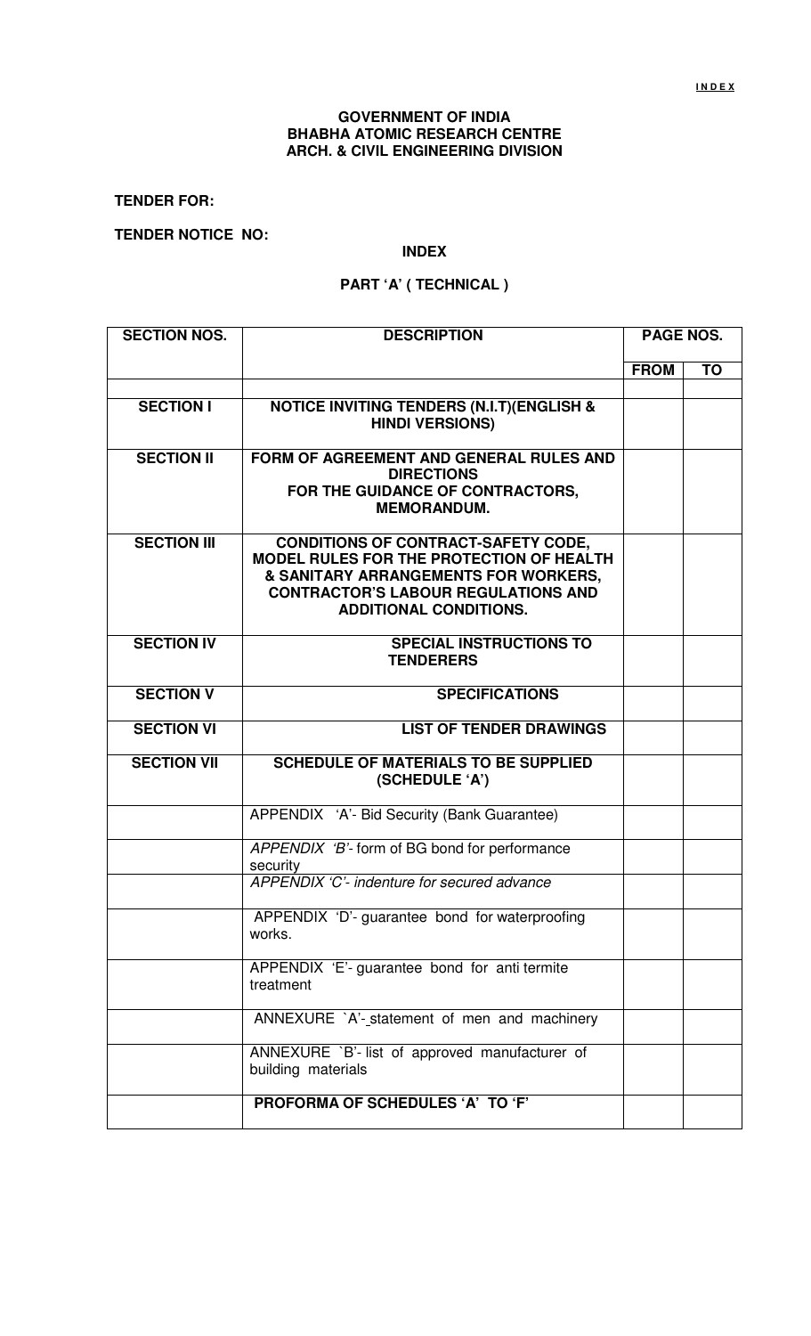**GOVERNMENT OF INDIA**
**BHABHA ATOMIC RESEARCH CENTRE**
**ARCH. & CIVIL ENGINEERING DIVISION**

**TENDER FOR:**

**TENDER NOTICE NO:**

## INDEX

### PART 'A' ( TECHNICAL )

| SECTION NOS. | DESCRIPTION | PAGE NOS. | |
|---|---|---|---|
| | | **FROM** | **TO** |
| | | | |
| **SECTION I** | **NOTICE INVITING TENDERS (N.I.T)(ENGLISH & HINDI VERSIONS)** | | |
| **SECTION II** | **FORM OF AGREEMENT AND GENERAL RULES AND DIRECTIONS FOR THE GUIDANCE OF CONTRACTORS, MEMORANDUM.** | | |
| **SECTION III** | **CONDITIONS OF CONTRACT-SAFETY CODE, MODEL RULES FOR THE PROTECTION OF HEALTH & SANITARY ARRANGEMENTS FOR WORKERS, CONTRACTOR'S LABOUR REGULATIONS AND ADDITIONAL CONDITIONS.** | | |
| **SECTION IV** | **SPECIAL INSTRUCTIONS TO TENDERERS** | | |
| **SECTION V** | **SPECIFICATIONS** | | |
| **SECTION VI** | **LIST OF TENDER DRAWINGS** | | |
| **SECTION VII** | **SCHEDULE OF MATERIALS TO BE SUPPLIED (SCHEDULE 'A')** | | |
| | APPENDIX 'A'- Bid Security (Bank Guarantee) | | |
| | *APPENDIX 'B'-* form of BG bond for performance security | | |
| | *APPENDIX 'C'- indenture for secured advance* | | |
| | APPENDIX 'D'- guarantee bond for waterproofing works. | | |
| | APPENDIX 'E'- guarantee bond for anti termite treatment | | |
| | ANNEXURE `A'- statement of men and machinery | | |
| | ANNEXURE `B'- list of approved manufacturer of building materials | | |
| | **PROFORMA OF SCHEDULES 'A' TO 'F'** | | |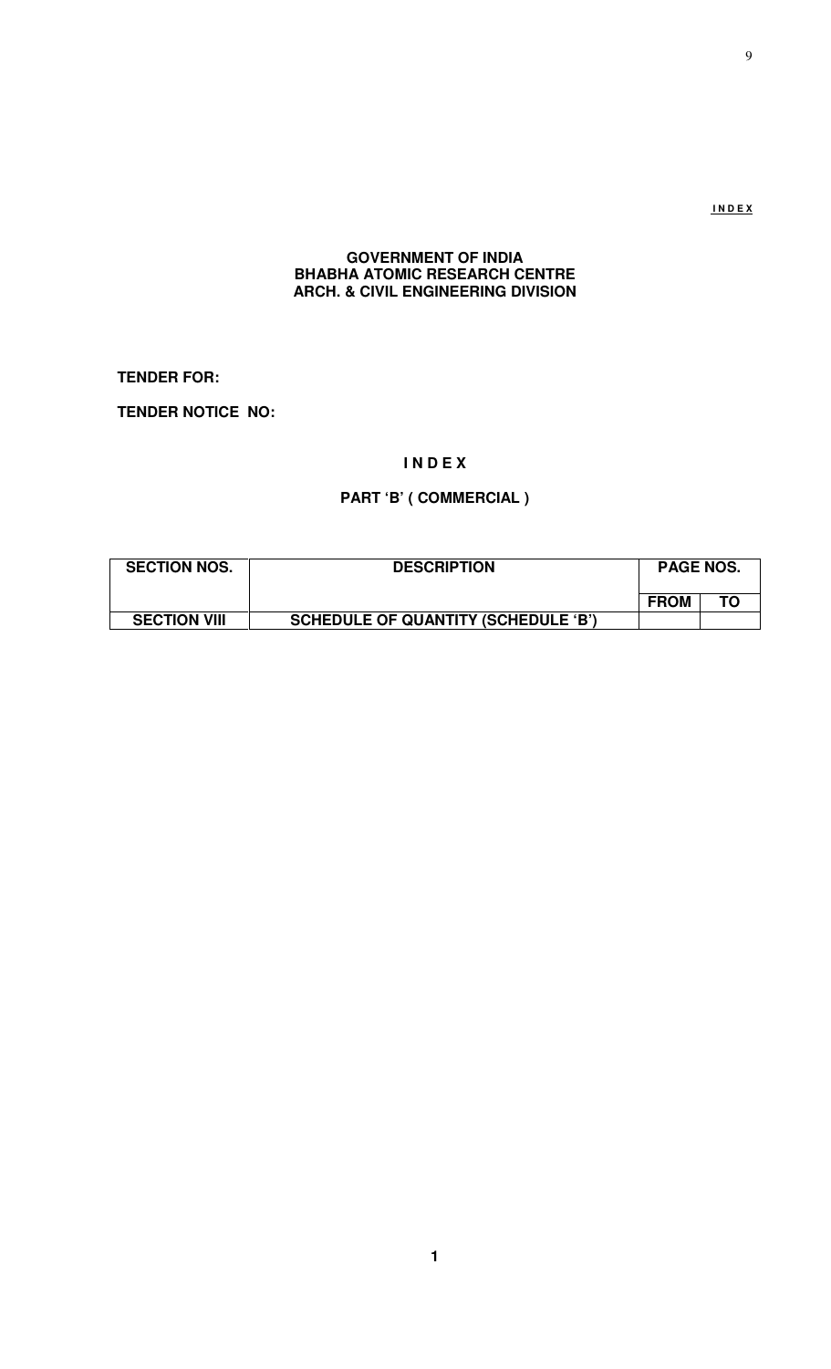**I N D E X**

**GOVERNMENT OF INDIA**
**BHABHA ATOMIC RESEARCH CENTRE**
**ARCH. & CIVIL ENGINEERING DIVISION**

**TENDER FOR:**

**TENDER NOTICE NO:**

# I N D E X

## PART 'B' ( COMMERCIAL )

| SECTION NOS. | DESCRIPTION | PAGE NOS. | |
|---|---|---|---|
| | | FROM | TO |
| SECTION VIII | SCHEDULE OF QUANTITY (SCHEDULE 'B') | | |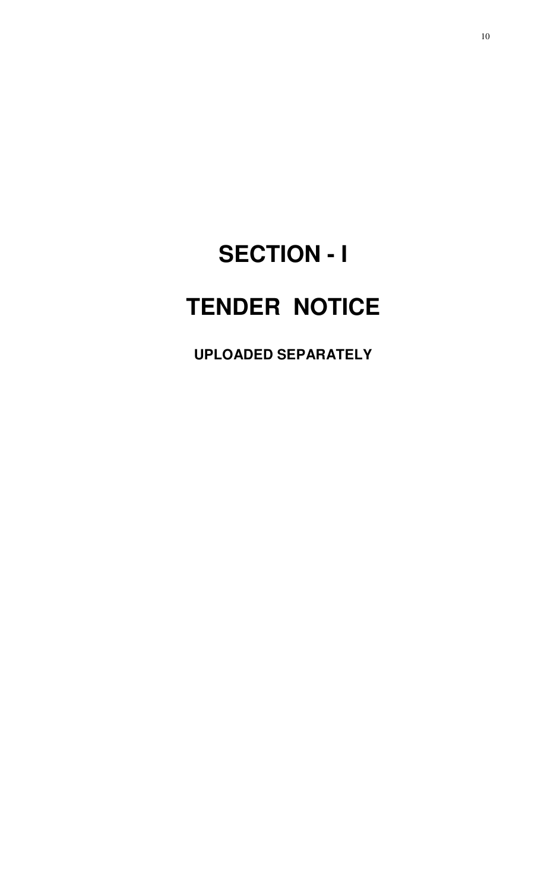# SECTION - I

# TENDER NOTICE

**UPLOADED SEPARATELY**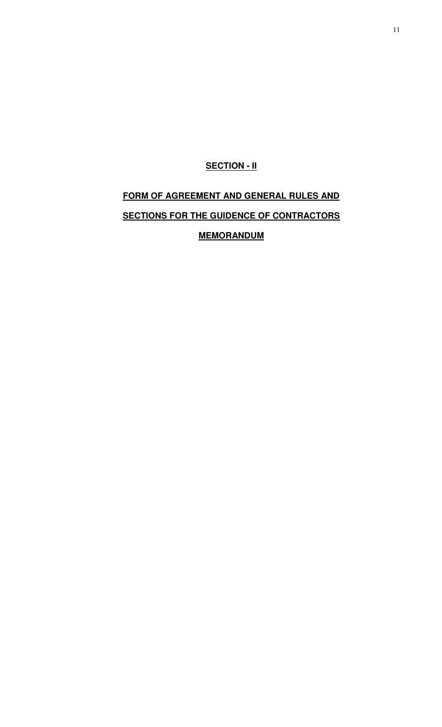# SECTION - II

## FORM OF AGREEMENT AND GENERAL RULES AND SECTIONS FOR THE GUIDENCE OF CONTRACTORS

## MEMORANDUM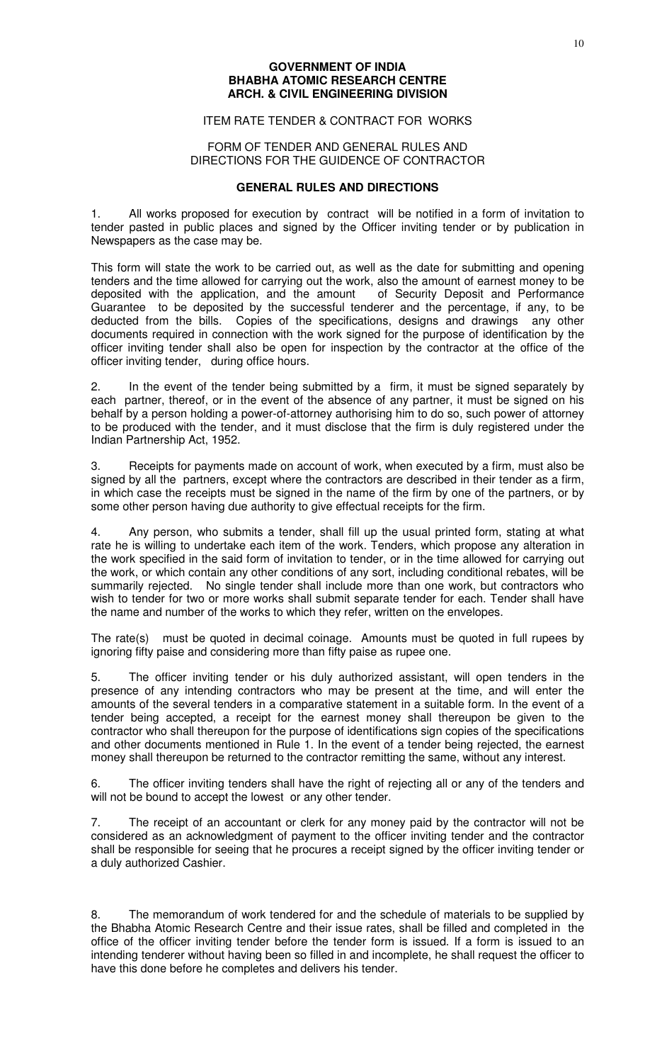**GOVERNMENT OF INDIA**
**BHABHA ATOMIC RESEARCH CENTRE**
**ARCH. & CIVIL ENGINEERING DIVISION**

ITEM RATE TENDER & CONTRACT FOR WORKS

FORM OF TENDER AND GENERAL RULES AND DIRECTIONS FOR THE GUIDENCE OF CONTRACTOR

## GENERAL RULES AND DIRECTIONS

1. All works proposed for execution by contract will be notified in a form of invitation to tender pasted in public places and signed by the Officer inviting tender or by publication in Newspapers as the case may be.

This form will state the work to be carried out, as well as the date for submitting and opening tenders and the time allowed for carrying out the work, also the amount of earnest money to be deposited with the application, and the amount of Security Deposit and Performance Guarantee to be deposited by the successful tenderer and the percentage, if any, to be deducted from the bills. Copies of the specifications, designs and drawings any other documents required in connection with the work signed for the purpose of identification by the officer inviting tender shall also be open for inspection by the contractor at the office of the officer inviting tender, during office hours.

2. In the event of the tender being submitted by a firm, it must be signed separately by each partner, thereof, or in the event of the absence of any partner, it must be signed on his behalf by a person holding a power-of-attorney authorising him to do so, such power of attorney to be produced with the tender, and it must disclose that the firm is duly registered under the Indian Partnership Act, 1952.

3. Receipts for payments made on account of work, when executed by a firm, must also be signed by all the partners, except where the contractors are described in their tender as a firm, in which case the receipts must be signed in the name of the firm by one of the partners, or by some other person having due authority to give effectual receipts for the firm.

4. Any person, who submits a tender, shall fill up the usual printed form, stating at what rate he is willing to undertake each item of the work. Tenders, which propose any alteration in the work specified in the said form of invitation to tender, or in the time allowed for carrying out the work, or which contain any other conditions of any sort, including conditional rebates, will be summarily rejected. No single tender shall include more than one work, but contractors who wish to tender for two or more works shall submit separate tender for each. Tender shall have the name and number of the works to which they refer, written on the envelopes.

The rate(s) must be quoted in decimal coinage. Amounts must be quoted in full rupees by ignoring fifty paise and considering more than fifty paise as rupee one.

5. The officer inviting tender or his duly authorized assistant, will open tenders in the presence of any intending contractors who may be present at the time, and will enter the amounts of the several tenders in a comparative statement in a suitable form. In the event of a tender being accepted, a receipt for the earnest money shall thereupon be given to the contractor who shall thereupon for the purpose of identifications sign copies of the specifications and other documents mentioned in Rule 1. In the event of a tender being rejected, the earnest money shall thereupon be returned to the contractor remitting the same, without any interest.

6. The officer inviting tenders shall have the right of rejecting all or any of the tenders and will not be bound to accept the lowest or any other tender.

7. The receipt of an accountant or clerk for any money paid by the contractor will not be considered as an acknowledgment of payment to the officer inviting tender and the contractor shall be responsible for seeing that he procures a receipt signed by the officer inviting tender or a duly authorized Cashier.

8. The memorandum of work tendered for and the schedule of materials to be supplied by the Bhabha Atomic Research Centre and their issue rates, shall be filled and completed in the office of the officer inviting tender before the tender form is issued. If a form is issued to an intending tenderer without having been so filled in and incomplete, he shall request the officer to have this done before he completes and delivers his tender.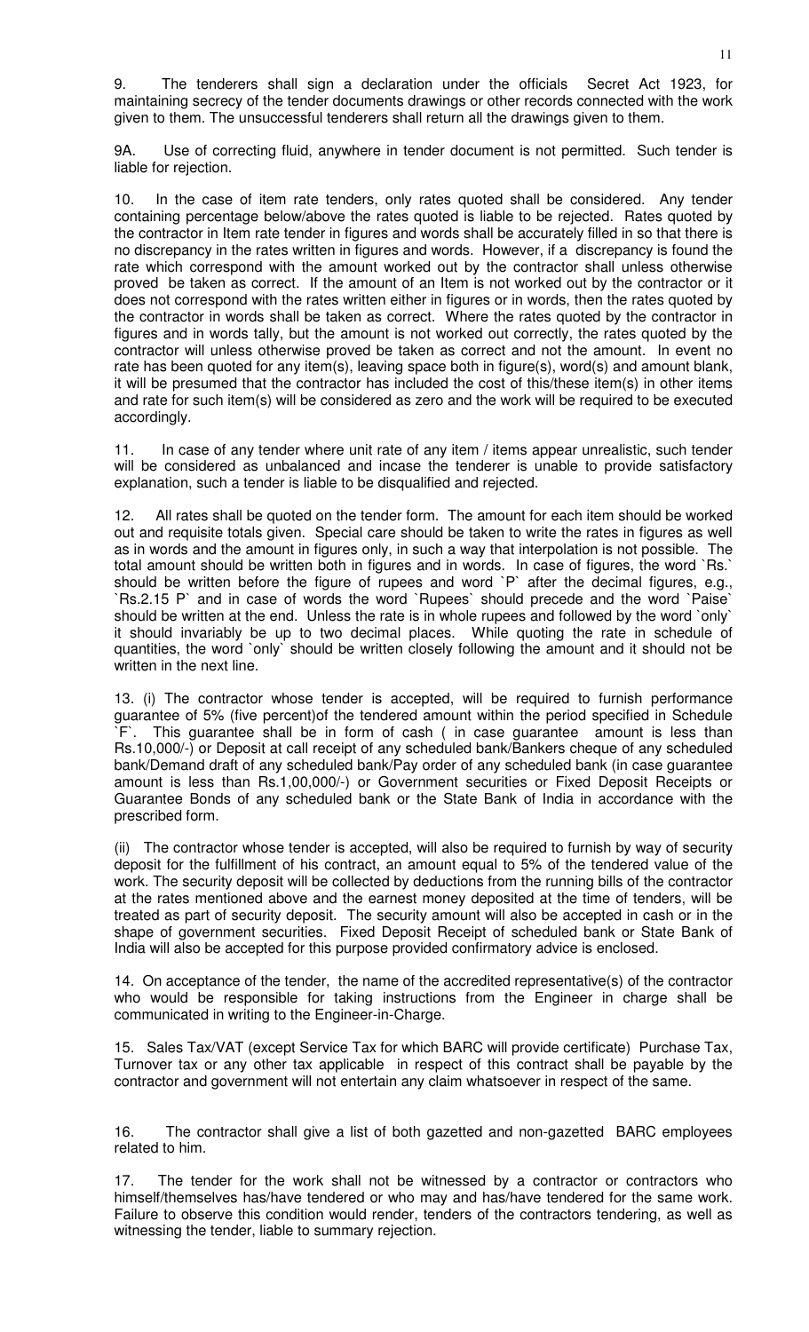9. The tenderers shall sign a declaration under the officials Secret Act 1923, for maintaining secrecy of the tender documents drawings or other records connected with the work given to them. The unsuccessful tenderers shall return all the drawings given to them.

9A. Use of correcting fluid, anywhere in tender document is not permitted. Such tender is liable for rejection.

10. In the case of item rate tenders, only rates quoted shall be considered. Any tender containing percentage below/above the rates quoted is liable to be rejected. Rates quoted by the contractor in Item rate tender in figures and words shall be accurately filled in so that there is no discrepancy in the rates written in figures and words. However, if a discrepancy is found the rate which correspond with the amount worked out by the contractor shall unless otherwise proved be taken as correct. If the amount of an Item is not worked out by the contractor or it does not correspond with the rates written either in figures or in words, then the rates quoted by the contractor in words shall be taken as correct. Where the rates quoted by the contractor in figures and in words tally, but the amount is not worked out correctly, the rates quoted by the contractor will unless otherwise proved be taken as correct and not the amount. In event no rate has been quoted for any item(s), leaving space both in figure(s), word(s) and amount blank, it will be presumed that the contractor has included the cost of this/these item(s) in other items and rate for such item(s) will be considered as zero and the work will be required to be executed accordingly.

11. In case of any tender where unit rate of any item / items appear unrealistic, such tender will be considered as unbalanced and incase the tenderer is unable to provide satisfactory explanation, such a tender is liable to be disqualified and rejected.

12. All rates shall be quoted on the tender form. The amount for each item should be worked out and requisite totals given. Special care should be taken to write the rates in figures as well as in words and the amount in figures only, in such a way that interpolation is not possible. The total amount should be written both in figures and in words. In case of figures, the word `Rs.` should be written before the figure of rupees and word `P` after the decimal figures, e.g., `Rs.2.15 P` and in case of words the word `Rupees` should precede and the word `Paise` should be written at the end. Unless the rate is in whole rupees and followed by the word `only` it should invariably be up to two decimal places. While quoting the rate in schedule of quantities, the word `only` should be written closely following the amount and it should not be written in the next line.

13. (i) The contractor whose tender is accepted, will be required to furnish performance guarantee of 5% (five percent)of the tendered amount within the period specified in Schedule `F`. This guarantee shall be in form of cash ( in case guarantee amount is less than Rs.10,000/-) or Deposit at call receipt of any scheduled bank/Bankers cheque of any scheduled bank/Demand draft of any scheduled bank/Pay order of any scheduled bank (in case guarantee amount is less than Rs.1,00,000/-) or Government securities or Fixed Deposit Receipts or Guarantee Bonds of any scheduled bank or the State Bank of India in accordance with the prescribed form.

(ii) The contractor whose tender is accepted, will also be required to furnish by way of security deposit for the fulfillment of his contract, an amount equal to 5% of the tendered value of the work. The security deposit will be collected by deductions from the running bills of the contractor at the rates mentioned above and the earnest money deposited at the time of tenders, will be treated as part of security deposit. The security amount will also be accepted in cash or in the shape of government securities. Fixed Deposit Receipt of scheduled bank or State Bank of India will also be accepted for this purpose provided confirmatory advice is enclosed.

14. On acceptance of the tender, the name of the accredited representative(s) of the contractor who would be responsible for taking instructions from the Engineer in charge shall be communicated in writing to the Engineer-in-Charge.

15. Sales Tax/VAT (except Service Tax for which BARC will provide certificate) Purchase Tax, Turnover tax or any other tax applicable in respect of this contract shall be payable by the contractor and government will not entertain any claim whatsoever in respect of the same.

16. The contractor shall give a list of both gazetted and non-gazetted BARC employees related to him.

17. The tender for the work shall not be witnessed by a contractor or contractors who himself/themselves has/have tendered or who may and has/have tendered for the same work. Failure to observe this condition would render, tenders of the contractors tendering, as well as witnessing the tender, liable to summary rejection.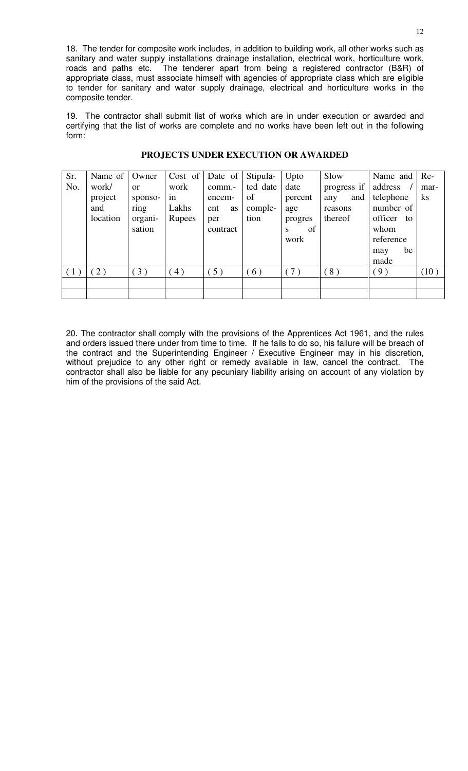18. The tender for composite work includes, in addition to building work, all other works such as sanitary and water supply installations drainage installation, electrical work, horticulture work, roads and paths etc. The tenderer apart from being a registered contractor (B&R) of appropriate class, must associate himself with agencies of appropriate class which are eligible to tender for sanitary and water supply drainage, electrical and horticulture works in the composite tender.

19. The contractor shall submit list of works which are in under execution or awarded and certifying that the list of works are complete and no works have been left out in the following form:

**PROJECTS UNDER EXECUTION OR AWARDED**

| Sr. No. | Name of work/ project and location | Owner or sponsoring organisation | Cost of work in Lakhs Rupees | Date of commencement as per contract | Stipulated date of completion | Upto date percentage progress of work | Slow progress if any and reasons thereof | Name and address / telephone number of officer to whom reference may be made | Remarks |
|---|---|---|---|---|---|---|---|---|---|
| ( 1 ) | ( 2 ) | ( 3 ) | ( 4 ) | ( 5 ) | ( 6 ) | ( 7 ) | ( 8 ) | ( 9 ) | (10 ) |
| | | | | | | | | | |
| | | | | | | | | | |

20. The contractor shall comply with the provisions of the Apprentices Act 1961, and the rules and orders issued there under from time to time. If he fails to do so, his failure will be breach of the contract and the Superintending Engineer / Executive Engineer may in his discretion, without prejudice to any other right or remedy available in law, cancel the contract. The contractor shall also be liable for any pecuniary liability arising on account of any violation by him of the provisions of the said Act.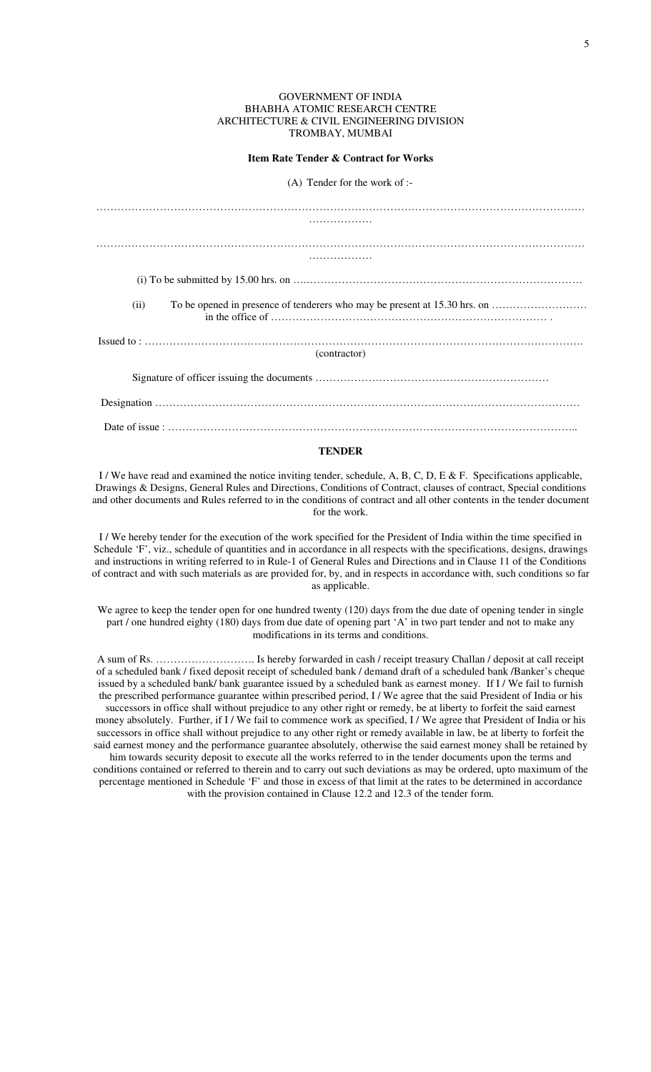GOVERNMENT OF INDIA
BHABHA ATOMIC RESEARCH CENTRE
ARCHITECTURE & CIVIL ENGINEERING DIVISION
TROMBAY, MUMBAI

**Item Rate Tender & Contract for Works**

(A) Tender for the work of :-

…………………………………………………………………………………………………………………………
………………

…………………………………………………………………………………………………………………………
………………

(i) To be submitted by 15.00 hrs. on ….……………………………………………………………………

(ii) To be opened in presence of tenderers who may be present at 15.30 hrs. on ……………………… in the office of …………………………………………………………………… .

Issued to : ………………………………………………………………………………………………………….
(contractor)

Signature of officer issuing the documents …………………………………………………………

Designation ……………………………………………………………………………………………………

Date of issue : ……………………………………………………………………………………………..

**TENDER**

I / We have read and examined the notice inviting tender, schedule, A, B, C, D, E & F. Specifications applicable, Drawings & Designs, General Rules and Directions, Conditions of Contract, clauses of contract, Special conditions and other documents and Rules referred to in the conditions of contract and all other contents in the tender document for the work.

I / We hereby tender for the execution of the work specified for the President of India within the time specified in Schedule 'F', viz., schedule of quantities and in accordance in all respects with the specifications, designs, drawings and instructions in writing referred to in Rule-1 of General Rules and Directions and in Clause 11 of the Conditions of contract and with such materials as are provided for, by, and in respects in accordance with, such conditions so far as applicable.

We agree to keep the tender open for one hundred twenty (120) days from the due date of opening tender in single part / one hundred eighty (180) days from due date of opening part 'A' in two part tender and not to make any modifications in its terms and conditions.

A sum of Rs. ………………………. Is hereby forwarded in cash / receipt treasury Challan / deposit at call receipt of a scheduled bank / fixed deposit receipt of scheduled bank / demand draft of a scheduled bank /Banker's cheque issued by a scheduled bank/ bank guarantee issued by a scheduled bank as earnest money. If I / We fail to furnish the prescribed performance guarantee within prescribed period, I / We agree that the said President of India or his successors in office shall without prejudice to any other right or remedy, be at liberty to forfeit the said earnest money absolutely. Further, if I / We fail to commence work as specified, I / We agree that President of India or his successors in office shall without prejudice to any other right or remedy available in law, be at liberty to forfeit the said earnest money and the performance guarantee absolutely, otherwise the said earnest money shall be retained by him towards security deposit to execute all the works referred to in the tender documents upon the terms and conditions contained or referred to therein and to carry out such deviations as may be ordered, upto maximum of the percentage mentioned in Schedule 'F' and those in excess of that limit at the rates to be determined in accordance with the provision contained in Clause 12.2 and 12.3 of the tender form.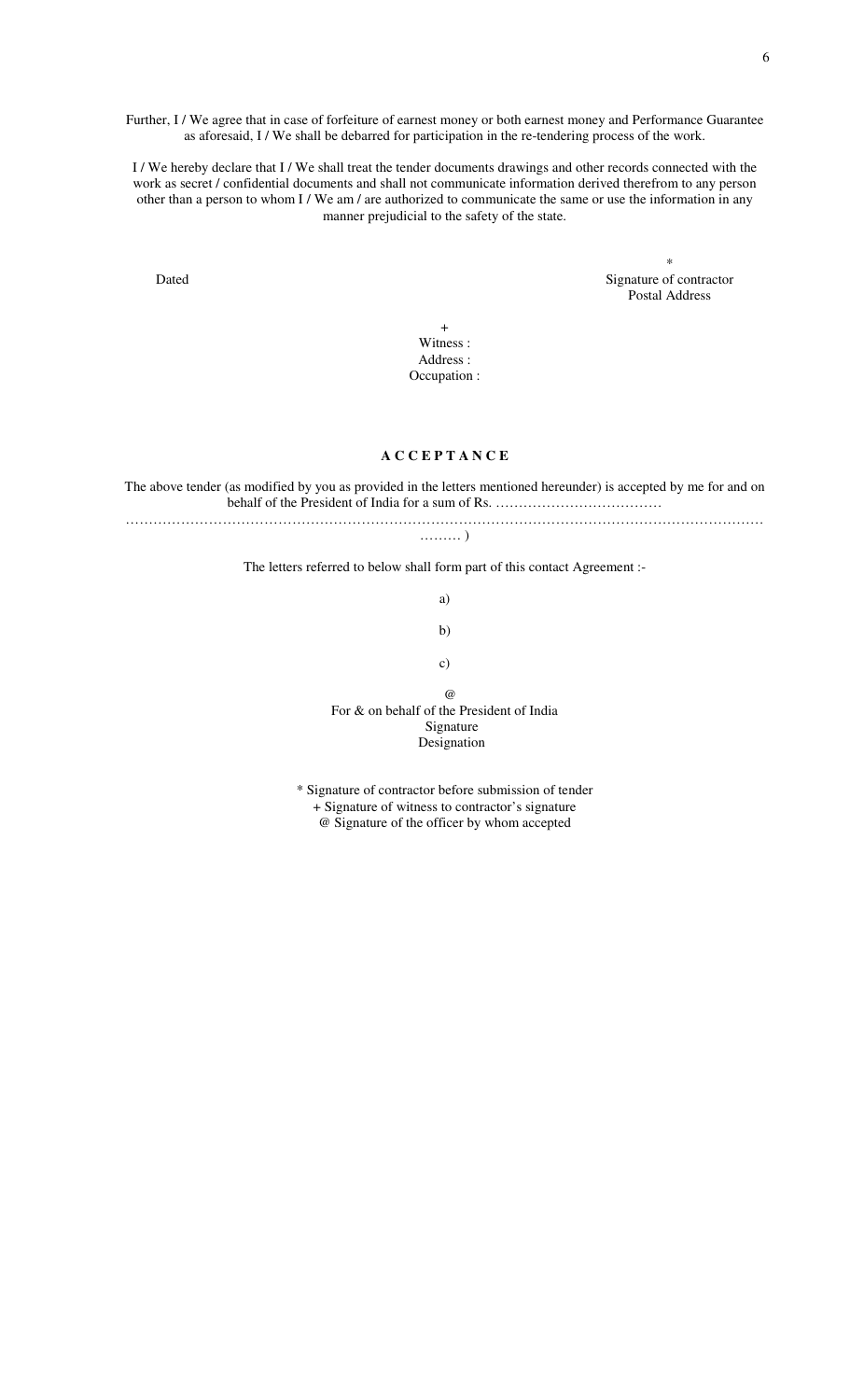Further, I / We agree that in case of forfeiture of earnest money or both earnest money and Performance Guarantee as aforesaid, I / We shall be debarred for participation in the re-tendering process of the work.

I / We hereby declare that I / We shall treat the tender documents drawings and other records connected with the work as secret / confidential documents and shall not communicate information derived therefrom to any person other than a person to whom I / We am / are authorized to communicate the same or use the information in any manner prejudicial to the safety of the state.

Dated

*
Signature of contractor
Postal Address

+
Witness :
Address :
Occupation :

## A C C E P T A N C E

The above tender (as modified by you as provided in the letters mentioned hereunder) is accepted by me for and on behalf of the President of India for a sum of Rs. ………………………………
…………………………………………………………………………………………………………………… ……… )

The letters referred to below shall form part of this contact Agreement :-

a)

b)

c)

@
For & on behalf of the President of India
Signature
Designation

* Signature of contractor before submission of tender
+ Signature of witness to contractor's signature
@ Signature of the officer by whom accepted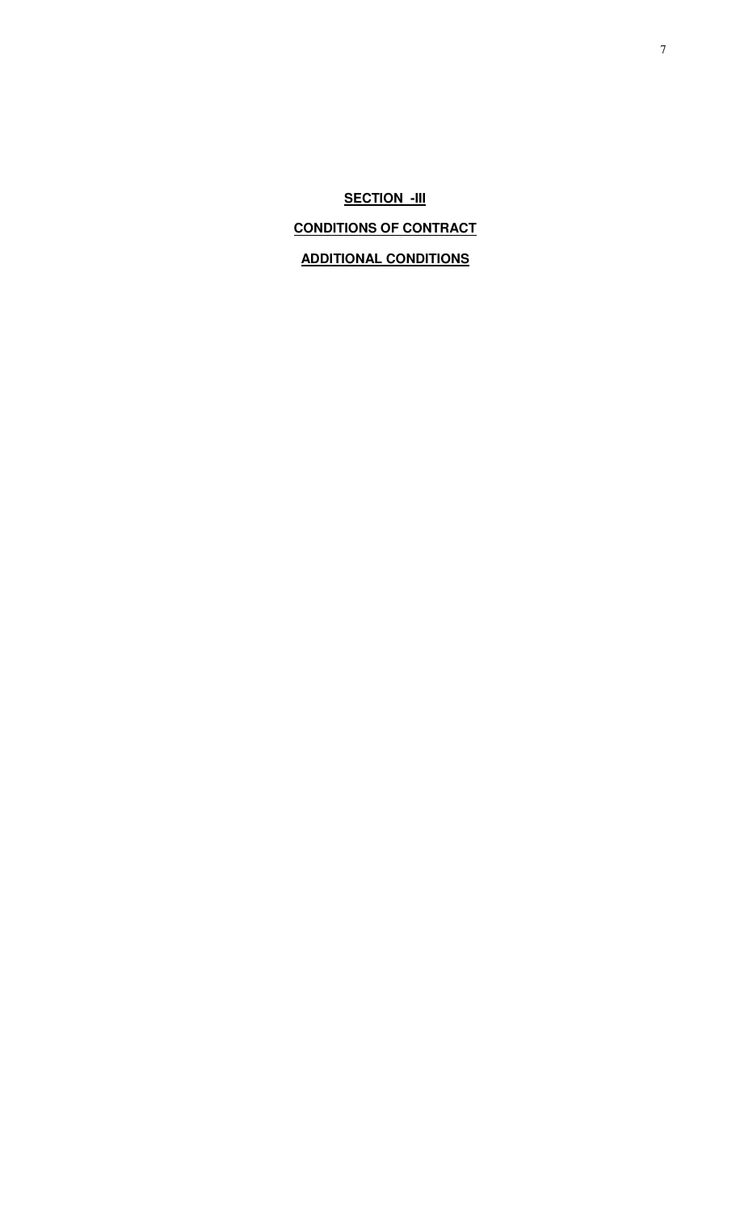# SECTION -III

## CONDITIONS OF CONTRACT

## ADDITIONAL CONDITIONS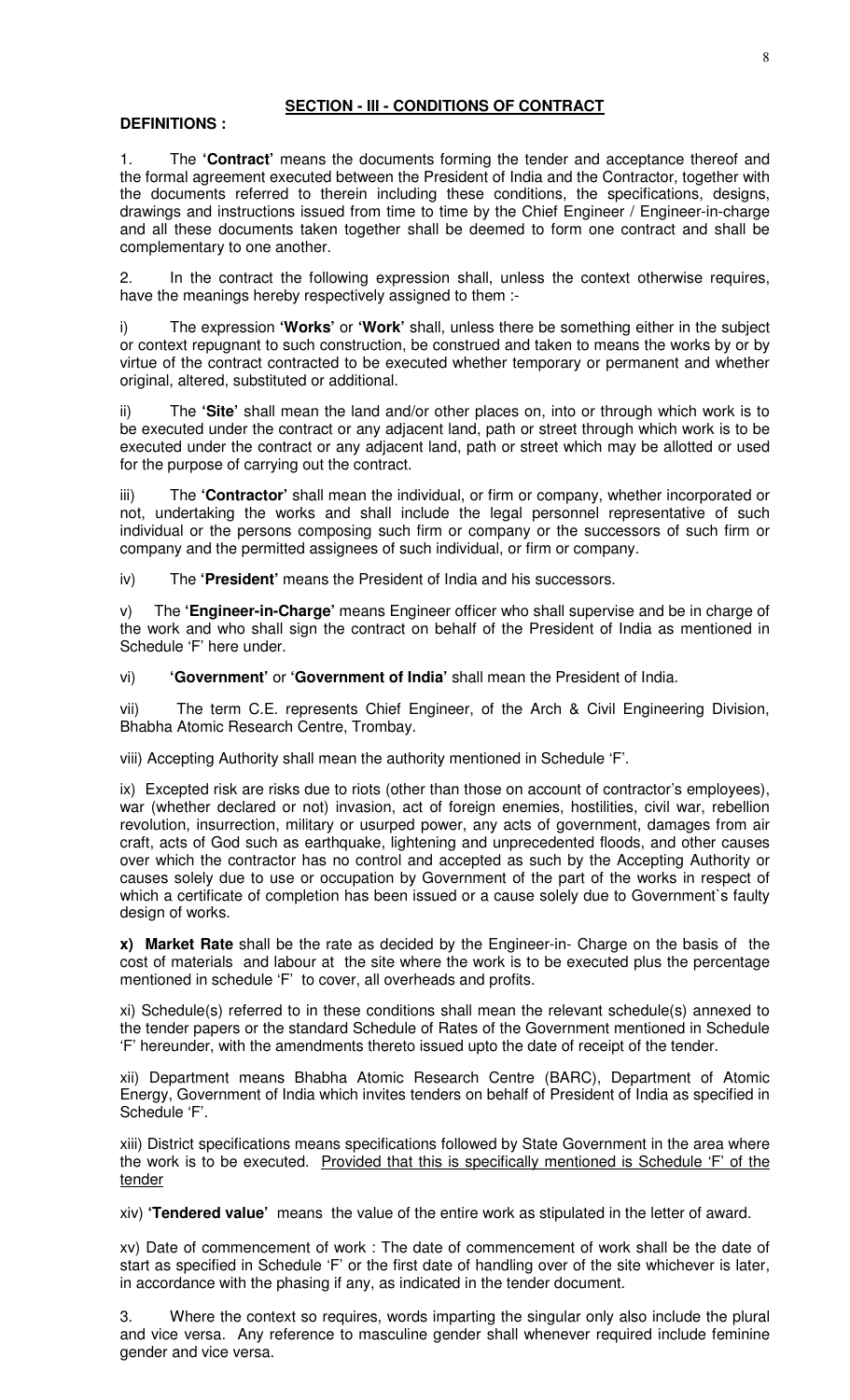## SECTION - III - CONDITIONS OF CONTRACT

**DEFINITIONS :**

1. The **'Contract'** means the documents forming the tender and acceptance thereof and the formal agreement executed between the President of India and the Contractor, together with the documents referred to therein including these conditions, the specifications, designs, drawings and instructions issued from time to time by the Chief Engineer / Engineer-in-charge and all these documents taken together shall be deemed to form one contract and shall be complementary to one another.

2. In the contract the following expression shall, unless the context otherwise requires, have the meanings hereby respectively assigned to them :-

i) The expression **'Works'** or **'Work'** shall, unless there be something either in the subject or context repugnant to such construction, be construed and taken to means the works by or by virtue of the contract contracted to be executed whether temporary or permanent and whether original, altered, substituted or additional.

ii) The **'Site'** shall mean the land and/or other places on, into or through which work is to be executed under the contract or any adjacent land, path or street through which work is to be executed under the contract or any adjacent land, path or street which may be allotted or used for the purpose of carrying out the contract.

iii) The **'Contractor'** shall mean the individual, or firm or company, whether incorporated or not, undertaking the works and shall include the legal personnel representative of such individual or the persons composing such firm or company or the successors of such firm or company and the permitted assignees of such individual, or firm or company.

iv) The **'President'** means the President of India and his successors.

v) The **'Engineer-in-Charge'** means Engineer officer who shall supervise and be in charge of the work and who shall sign the contract on behalf of the President of India as mentioned in Schedule 'F' here under.

vi) **'Government'** or **'Government of India'** shall mean the President of India.

vii) The term C.E. represents Chief Engineer, of the Arch & Civil Engineering Division, Bhabha Atomic Research Centre, Trombay.

viii) Accepting Authority shall mean the authority mentioned in Schedule 'F'.

ix) Excepted risk are risks due to riots (other than those on account of contractor's employees), war (whether declared or not) invasion, act of foreign enemies, hostilities, civil war, rebellion revolution, insurrection, military or usurped power, any acts of government, damages from air craft, acts of God such as earthquake, lightening and unprecedented floods, and other causes over which the contractor has no control and accepted as such by the Accepting Authority or causes solely due to use or occupation by Government of the part of the works in respect of which a certificate of completion has been issued or a cause solely due to Government`s faulty design of works.

**x) Market Rate** shall be the rate as decided by the Engineer-in- Charge on the basis of the cost of materials and labour at the site where the work is to be executed plus the percentage mentioned in schedule 'F' to cover, all overheads and profits.

xi) Schedule(s) referred to in these conditions shall mean the relevant schedule(s) annexed to the tender papers or the standard Schedule of Rates of the Government mentioned in Schedule 'F' hereunder, with the amendments thereto issued upto the date of receipt of the tender.

xii) Department means Bhabha Atomic Research Centre (BARC), Department of Atomic Energy, Government of India which invites tenders on behalf of President of India as specified in Schedule 'F'.

xiii) District specifications means specifications followed by State Government in the area where the work is to be executed. <u>Provided that this is specifically mentioned is Schedule 'F' of the tender</u>

xiv) **'Tendered value'** means the value of the entire work as stipulated in the letter of award.

xv) Date of commencement of work : The date of commencement of work shall be the date of start as specified in Schedule 'F' or the first date of handling over of the site whichever is later, in accordance with the phasing if any, as indicated in the tender document.

3. Where the context so requires, words imparting the singular only also include the plural and vice versa. Any reference to masculine gender shall whenever required include feminine gender and vice versa.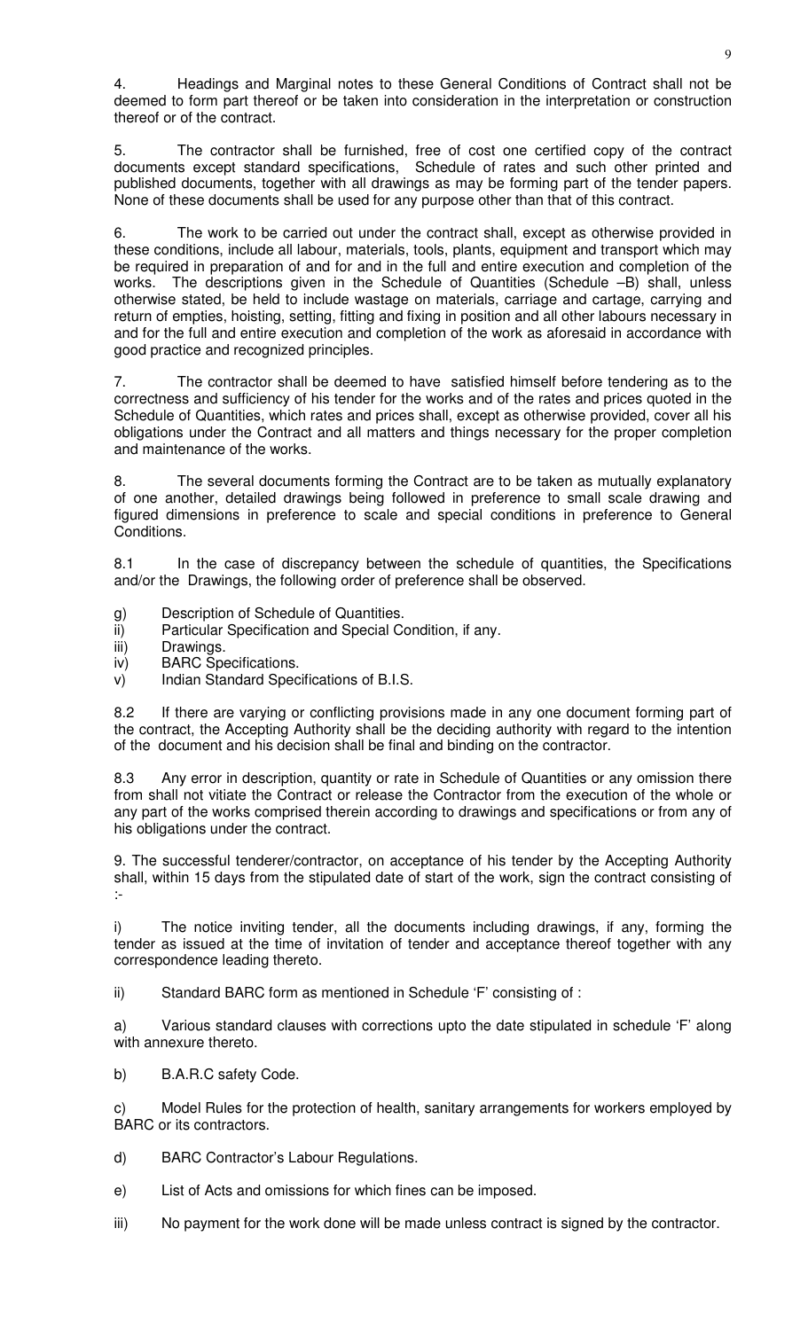4. Headings and Marginal notes to these General Conditions of Contract shall not be deemed to form part thereof or be taken into consideration in the interpretation or construction thereof or of the contract.

5. The contractor shall be furnished, free of cost one certified copy of the contract documents except standard specifications, Schedule of rates and such other printed and published documents, together with all drawings as may be forming part of the tender papers. None of these documents shall be used for any purpose other than that of this contract.

6. The work to be carried out under the contract shall, except as otherwise provided in these conditions, include all labour, materials, tools, plants, equipment and transport which may be required in preparation of and for and in the full and entire execution and completion of the works. The descriptions given in the Schedule of Quantities (Schedule –B) shall, unless otherwise stated, be held to include wastage on materials, carriage and cartage, carrying and return of empties, hoisting, setting, fitting and fixing in position and all other labours necessary in and for the full and entire execution and completion of the work as aforesaid in accordance with good practice and recognized principles.

7. The contractor shall be deemed to have satisfied himself before tendering as to the correctness and sufficiency of his tender for the works and of the rates and prices quoted in the Schedule of Quantities, which rates and prices shall, except as otherwise provided, cover all his obligations under the Contract and all matters and things necessary for the proper completion and maintenance of the works.

8. The several documents forming the Contract are to be taken as mutually explanatory of one another, detailed drawings being followed in preference to small scale drawing and figured dimensions in preference to scale and special conditions in preference to General Conditions.

8.1 In the case of discrepancy between the schedule of quantities, the Specifications and/or the Drawings, the following order of preference shall be observed.

g) Description of Schedule of Quantities.
ii) Particular Specification and Special Condition, if any.
iii) Drawings.
iv) BARC Specifications.
v) Indian Standard Specifications of B.I.S.

8.2 If there are varying or conflicting provisions made in any one document forming part of the contract, the Accepting Authority shall be the deciding authority with regard to the intention of the document and his decision shall be final and binding on the contractor.

8.3 Any error in description, quantity or rate in Schedule of Quantities or any omission there from shall not vitiate the Contract or release the Contractor from the execution of the whole or any part of the works comprised therein according to drawings and specifications or from any of his obligations under the contract.

9. The successful tenderer/contractor, on acceptance of his tender by the Accepting Authority shall, within 15 days from the stipulated date of start of the work, sign the contract consisting of :-

i) The notice inviting tender, all the documents including drawings, if any, forming the tender as issued at the time of invitation of tender and acceptance thereof together with any correspondence leading thereto.

ii) Standard BARC form as mentioned in Schedule 'F' consisting of :

a) Various standard clauses with corrections upto the date stipulated in schedule 'F' along with annexure thereto.

b) B.A.R.C safety Code.

c) Model Rules for the protection of health, sanitary arrangements for workers employed by BARC or its contractors.

d) BARC Contractor's Labour Regulations.

e) List of Acts and omissions for which fines can be imposed.

iii) No payment for the work done will be made unless contract is signed by the contractor.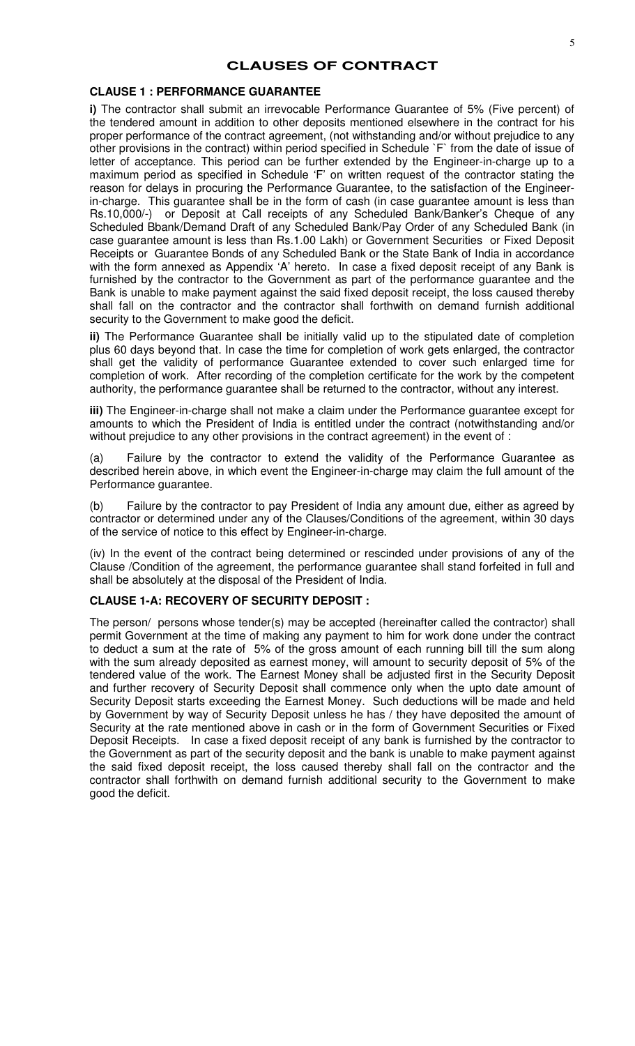# CLAUSES OF CONTRACT

## CLAUSE 1 : PERFORMANCE GUARANTEE

**i)** The contractor shall submit an irrevocable Performance Guarantee of 5% (Five percent) of the tendered amount in addition to other deposits mentioned elsewhere in the contract for his proper performance of the contract agreement, (not withstanding and/or without prejudice to any other provisions in the contract) within period specified in Schedule `F` from the date of issue of letter of acceptance. This period can be further extended by the Engineer-in-charge up to a maximum period as specified in Schedule 'F' on written request of the contractor stating the reason for delays in procuring the Performance Guarantee, to the satisfaction of the Engineer-in-charge. This guarantee shall be in the form of cash (in case guarantee amount is less than Rs.10,000/-) or Deposit at Call receipts of any Scheduled Bank/Banker's Cheque of any Scheduled Bbank/Demand Draft of any Scheduled Bank/Pay Order of any Scheduled Bank (in case guarantee amount is less than Rs.1.00 Lakh) or Government Securities or Fixed Deposit Receipts or Guarantee Bonds of any Scheduled Bank or the State Bank of India in accordance with the form annexed as Appendix 'A' hereto. In case a fixed deposit receipt of any Bank is furnished by the contractor to the Government as part of the performance guarantee and the Bank is unable to make payment against the said fixed deposit receipt, the loss caused thereby shall fall on the contractor and the contractor shall forthwith on demand furnish additional security to the Government to make good the deficit.

**ii)** The Performance Guarantee shall be initially valid up to the stipulated date of completion plus 60 days beyond that. In case the time for completion of work gets enlarged, the contractor shall get the validity of performance Guarantee extended to cover such enlarged time for completion of work. After recording of the completion certificate for the work by the competent authority, the performance guarantee shall be returned to the contractor, without any interest.

**iii)** The Engineer-in-charge shall not make a claim under the Performance guarantee except for amounts to which the President of India is entitled under the contract (notwithstanding and/or without prejudice to any other provisions in the contract agreement) in the event of :

(a) Failure by the contractor to extend the validity of the Performance Guarantee as described herein above, in which event the Engineer-in-charge may claim the full amount of the Performance guarantee.

(b) Failure by the contractor to pay President of India any amount due, either as agreed by contractor or determined under any of the Clauses/Conditions of the agreement, within 30 days of the service of notice to this effect by Engineer-in-charge.

(iv) In the event of the contract being determined or rescinded under provisions of any of the Clause /Condition of the agreement, the performance guarantee shall stand forfeited in full and shall be absolutely at the disposal of the President of India.

## CLAUSE 1-A: RECOVERY OF SECURITY DEPOSIT :

The person/ persons whose tender(s) may be accepted (hereinafter called the contractor) shall permit Government at the time of making any payment to him for work done under the contract to deduct a sum at the rate of 5% of the gross amount of each running bill till the sum along with the sum already deposited as earnest money, will amount to security deposit of 5% of the tendered value of the work. The Earnest Money shall be adjusted first in the Security Deposit and further recovery of Security Deposit shall commence only when the upto date amount of Security Deposit starts exceeding the Earnest Money. Such deductions will be made and held by Government by way of Security Deposit unless he has / they have deposited the amount of Security at the rate mentioned above in cash or in the form of Government Securities or Fixed Deposit Receipts. In case a fixed deposit receipt of any bank is furnished by the contractor to the Government as part of the security deposit and the bank is unable to make payment against the said fixed deposit receipt, the loss caused thereby shall fall on the contractor and the contractor shall forthwith on demand furnish additional security to the Government to make good the deficit.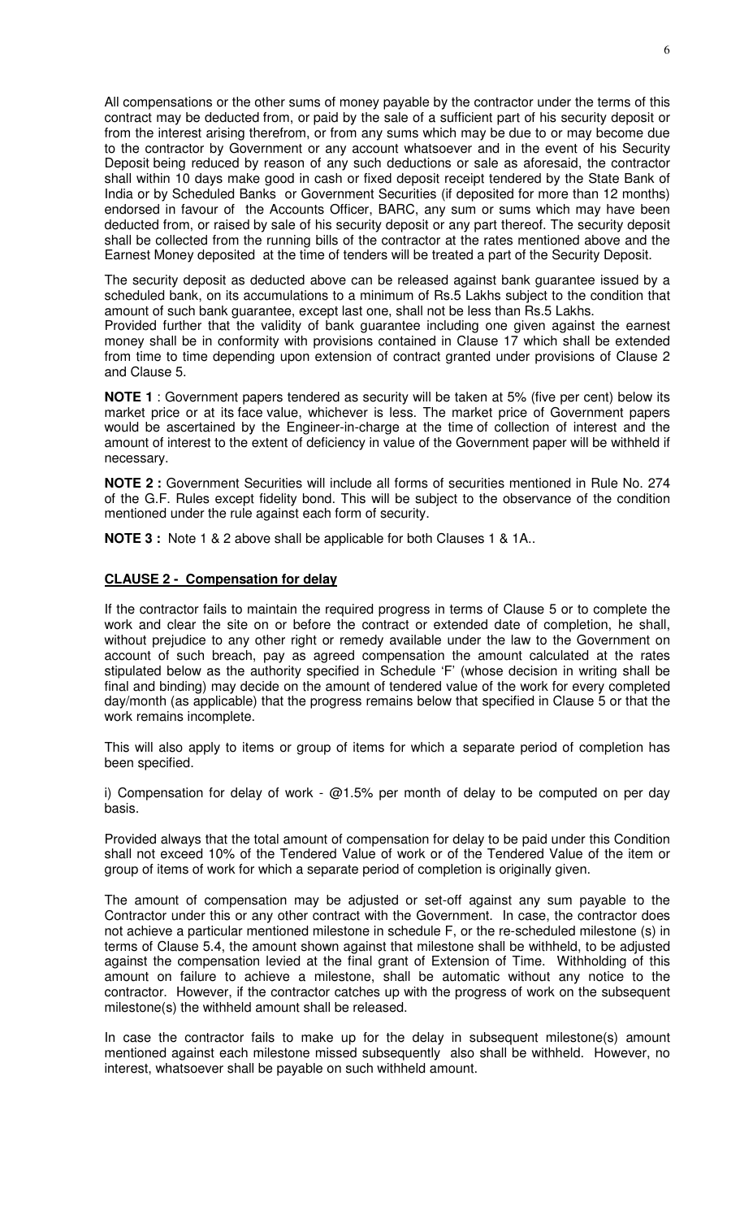All compensations or the other sums of money payable by the contractor under the terms of this contract may be deducted from, or paid by the sale of a sufficient part of his security deposit or from the interest arising therefrom, or from any sums which may be due to or may become due to the contractor by Government or any account whatsoever and in the event of his Security Deposit being reduced by reason of any such deductions or sale as aforesaid, the contractor shall within 10 days make good in cash or fixed deposit receipt tendered by the State Bank of India or by Scheduled Banks or Government Securities (if deposited for more than 12 months) endorsed in favour of the Accounts Officer, BARC, any sum or sums which may have been deducted from, or raised by sale of his security deposit or any part thereof. The security deposit shall be collected from the running bills of the contractor at the rates mentioned above and the Earnest Money deposited at the time of tenders will be treated a part of the Security Deposit.

The security deposit as deducted above can be released against bank guarantee issued by a scheduled bank, on its accumulations to a minimum of Rs.5 Lakhs subject to the condition that amount of such bank guarantee, except last one, shall not be less than Rs.5 Lakhs.
Provided further that the validity of bank guarantee including one given against the earnest money shall be in conformity with provisions contained in Clause 17 which shall be extended from time to time depending upon extension of contract granted under provisions of Clause 2 and Clause 5.

**NOTE 1** : Government papers tendered as security will be taken at 5% (five per cent) below its market price or at its face value, whichever is less. The market price of Government papers would be ascertained by the Engineer-in-charge at the time of collection of interest and the amount of interest to the extent of deficiency in value of the Government paper will be withheld if necessary.

**NOTE 2 :** Government Securities will include all forms of securities mentioned in Rule No. 274 of the G.F. Rules except fidelity bond. This will be subject to the observance of the condition mentioned under the rule against each form of security.

**NOTE 3 :** Note 1 & 2 above shall be applicable for both Clauses 1 & 1A..

**CLAUSE 2 - Compensation for delay**

If the contractor fails to maintain the required progress in terms of Clause 5 or to complete the work and clear the site on or before the contract or extended date of completion, he shall, without prejudice to any other right or remedy available under the law to the Government on account of such breach, pay as agreed compensation the amount calculated at the rates stipulated below as the authority specified in Schedule 'F' (whose decision in writing shall be final and binding) may decide on the amount of tendered value of the work for every completed day/month (as applicable) that the progress remains below that specified in Clause 5 or that the work remains incomplete.

This will also apply to items or group of items for which a separate period of completion has been specified.

i) Compensation for delay of work - @1.5% per month of delay to be computed on per day basis.

Provided always that the total amount of compensation for delay to be paid under this Condition shall not exceed 10% of the Tendered Value of work or of the Tendered Value of the item or group of items of work for which a separate period of completion is originally given.

The amount of compensation may be adjusted or set-off against any sum payable to the Contractor under this or any other contract with the Government. In case, the contractor does not achieve a particular mentioned milestone in schedule F, or the re-scheduled milestone (s) in terms of Clause 5.4, the amount shown against that milestone shall be withheld, to be adjusted against the compensation levied at the final grant of Extension of Time. Withholding of this amount on failure to achieve a milestone, shall be automatic without any notice to the contractor. However, if the contractor catches up with the progress of work on the subsequent milestone(s) the withheld amount shall be released.

In case the contractor fails to make up for the delay in subsequent milestone(s) amount mentioned against each milestone missed subsequently also shall be withheld. However, no interest, whatsoever shall be payable on such withheld amount.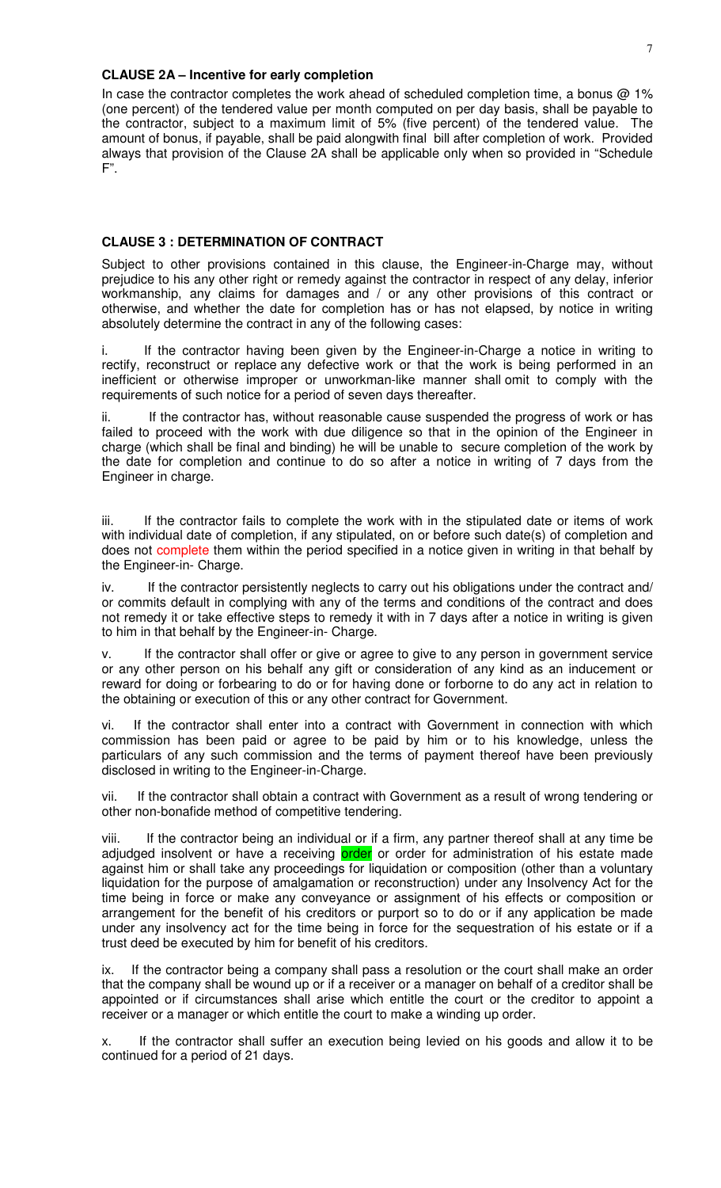**CLAUSE 2A – Incentive for early completion**

In case the contractor completes the work ahead of scheduled completion time, a bonus @ 1% (one percent) of the tendered value per month computed on per day basis, shall be payable to the contractor, subject to a maximum limit of 5% (five percent) of the tendered value. The amount of bonus, if payable, shall be paid alongwith final bill after completion of work. Provided always that provision of the Clause 2A shall be applicable only when so provided in "Schedule F".

**CLAUSE 3 : DETERMINATION OF CONTRACT**

Subject to other provisions contained in this clause, the Engineer-in-Charge may, without prejudice to his any other right or remedy against the contractor in respect of any delay, inferior workmanship, any claims for damages and / or any other provisions of this contract or otherwise, and whether the date for completion has or has not elapsed, by notice in writing absolutely determine the contract in any of the following cases:

i. If the contractor having been given by the Engineer-in-Charge a notice in writing to rectify, reconstruct or replace any defective work or that the work is being performed in an inefficient or otherwise improper or unworkman-like manner shall omit to comply with the requirements of such notice for a period of seven days thereafter.

ii. If the contractor has, without reasonable cause suspended the progress of work or has failed to proceed with the work with due diligence so that in the opinion of the Engineer in charge (which shall be final and binding) he will be unable to secure completion of the work by the date for completion and continue to do so after a notice in writing of 7 days from the Engineer in charge.

iii. If the contractor fails to complete the work with in the stipulated date or items of work with individual date of completion, if any stipulated, on or before such date(s) of completion and does not complete them within the period specified in a notice given in writing in that behalf by the Engineer-in- Charge.

iv. If the contractor persistently neglects to carry out his obligations under the contract and/ or commits default in complying with any of the terms and conditions of the contract and does not remedy it or take effective steps to remedy it with in 7 days after a notice in writing is given to him in that behalf by the Engineer-in- Charge.

v. If the contractor shall offer or give or agree to give to any person in government service or any other person on his behalf any gift or consideration of any kind as an inducement or reward for doing or forbearing to do or for having done or forborne to do any act in relation to the obtaining or execution of this or any other contract for Government.

vi. If the contractor shall enter into a contract with Government in connection with which commission has been paid or agree to be paid by him or to his knowledge, unless the particulars of any such commission and the terms of payment thereof have been previously disclosed in writing to the Engineer-in-Charge.

vii. If the contractor shall obtain a contract with Government as a result of wrong tendering or other non-bonafide method of competitive tendering.

viii. If the contractor being an individual or if a firm, any partner thereof shall at any time be adjudged insolvent or have a receiving order or order for administration of his estate made against him or shall take any proceedings for liquidation or composition (other than a voluntary liquidation for the purpose of amalgamation or reconstruction) under any Insolvency Act for the time being in force or make any conveyance or assignment of his effects or composition or arrangement for the benefit of his creditors or purport so to do or if any application be made under any insolvency act for the time being in force for the sequestration of his estate or if a trust deed be executed by him for benefit of his creditors.

ix. If the contractor being a company shall pass a resolution or the court shall make an order that the company shall be wound up or if a receiver or a manager on behalf of a creditor shall be appointed or if circumstances shall arise which entitle the court or the creditor to appoint a receiver or a manager or which entitle the court to make a winding up order.

x. If the contractor shall suffer an execution being levied on his goods and allow it to be continued for a period of 21 days.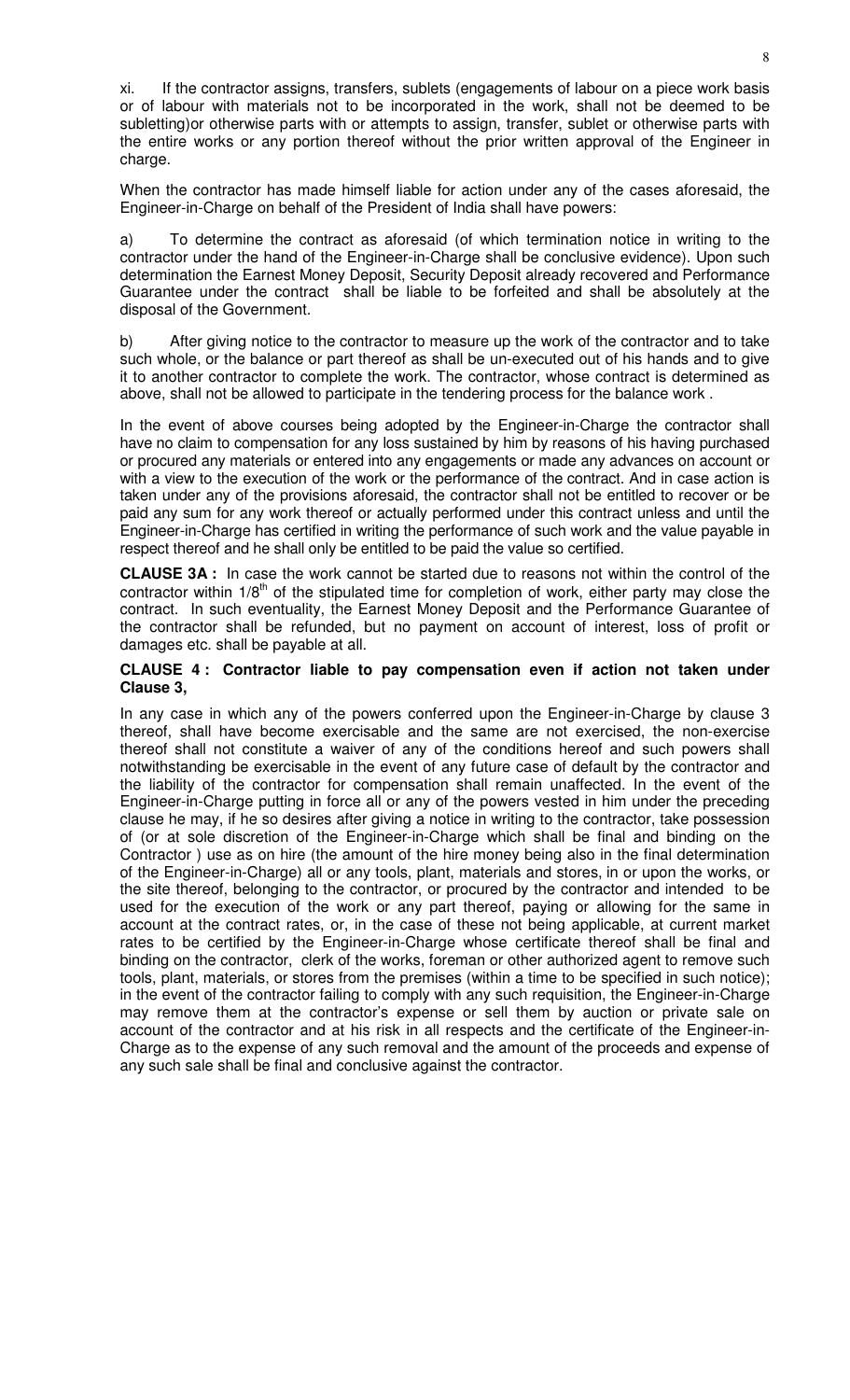xi. If the contractor assigns, transfers, sublets (engagements of labour on a piece work basis or of labour with materials not to be incorporated in the work, shall not be deemed to be subletting)or otherwise parts with or attempts to assign, transfer, sublet or otherwise parts with the entire works or any portion thereof without the prior written approval of the Engineer in charge.

When the contractor has made himself liable for action under any of the cases aforesaid, the Engineer-in-Charge on behalf of the President of India shall have powers:

a) To determine the contract as aforesaid (of which termination notice in writing to the contractor under the hand of the Engineer-in-Charge shall be conclusive evidence). Upon such determination the Earnest Money Deposit, Security Deposit already recovered and Performance Guarantee under the contract shall be liable to be forfeited and shall be absolutely at the disposal of the Government.

b) After giving notice to the contractor to measure up the work of the contractor and to take such whole, or the balance or part thereof as shall be un-executed out of his hands and to give it to another contractor to complete the work. The contractor, whose contract is determined as above, shall not be allowed to participate in the tendering process for the balance work .

In the event of above courses being adopted by the Engineer-in-Charge the contractor shall have no claim to compensation for any loss sustained by him by reasons of his having purchased or procured any materials or entered into any engagements or made any advances on account or with a view to the execution of the work or the performance of the contract. And in case action is taken under any of the provisions aforesaid, the contractor shall not be entitled to recover or be paid any sum for any work thereof or actually performed under this contract unless and until the Engineer-in-Charge has certified in writing the performance of such work and the value payable in respect thereof and he shall only be entitled to be paid the value so certified.

**CLAUSE 3A :** In case the work cannot be started due to reasons not within the control of the contractor within 1/8th of the stipulated time for completion of work, either party may close the contract. In such eventuality, the Earnest Money Deposit and the Performance Guarantee of the contractor shall be refunded, but no payment on account of interest, loss of profit or damages etc. shall be payable at all.

**CLAUSE 4 : Contractor liable to pay compensation even if action not taken under Clause 3,**

In any case in which any of the powers conferred upon the Engineer-in-Charge by clause 3 thereof, shall have become exercisable and the same are not exercised, the non-exercise thereof shall not constitute a waiver of any of the conditions hereof and such powers shall notwithstanding be exercisable in the event of any future case of default by the contractor and the liability of the contractor for compensation shall remain unaffected. In the event of the Engineer-in-Charge putting in force all or any of the powers vested in him under the preceding clause he may, if he so desires after giving a notice in writing to the contractor, take possession of (or at sole discretion of the Engineer-in-Charge which shall be final and binding on the Contractor ) use as on hire (the amount of the hire money being also in the final determination of the Engineer-in-Charge) all or any tools, plant, materials and stores, in or upon the works, or the site thereof, belonging to the contractor, or procured by the contractor and intended to be used for the execution of the work or any part thereof, paying or allowing for the same in account at the contract rates, or, in the case of these not being applicable, at current market rates to be certified by the Engineer-in-Charge whose certificate thereof shall be final and binding on the contractor, clerk of the works, foreman or other authorized agent to remove such tools, plant, materials, or stores from the premises (within a time to be specified in such notice); in the event of the contractor failing to comply with any such requisition, the Engineer-in-Charge may remove them at the contractor's expense or sell them by auction or private sale on account of the contractor and at his risk in all respects and the certificate of the Engineer-in-Charge as to the expense of any such removal and the amount of the proceeds and expense of any such sale shall be final and conclusive against the contractor.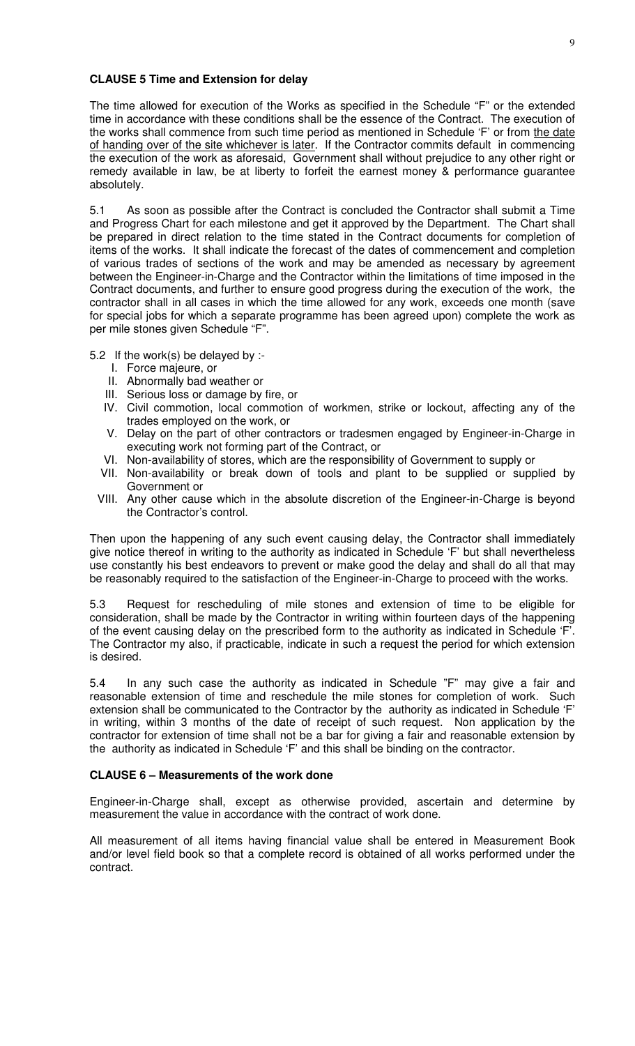**CLAUSE 5 Time and Extension for delay**

The time allowed for execution of the Works as specified in the Schedule "F" or the extended time in accordance with these conditions shall be the essence of the Contract. The execution of the works shall commence from such time period as mentioned in Schedule 'F' or from <u>the date of handing over of the site whichever is later</u>. If the Contractor commits default in commencing the execution of the work as aforesaid, Government shall without prejudice to any other right or remedy available in law, be at liberty to forfeit the earnest money & performance guarantee absolutely.

5.1 As soon as possible after the Contract is concluded the Contractor shall submit a Time and Progress Chart for each milestone and get it approved by the Department. The Chart shall be prepared in direct relation to the time stated in the Contract documents for completion of items of the works. It shall indicate the forecast of the dates of commencement and completion of various trades of sections of the work and may be amended as necessary by agreement between the Engineer-in-Charge and the Contractor within the limitations of time imposed in the Contract documents, and further to ensure good progress during the execution of the work, the contractor shall in all cases in which the time allowed for any work, exceeds one month (save for special jobs for which a separate programme has been agreed upon) complete the work as per mile stones given Schedule "F".

5.2 If the work(s) be delayed by :-

I. Force majeure, or
II. Abnormally bad weather or
III. Serious loss or damage by fire, or
IV. Civil commotion, local commotion of workmen, strike or lockout, affecting any of the trades employed on the work, or
V. Delay on the part of other contractors or tradesmen engaged by Engineer-in-Charge in executing work not forming part of the Contract, or
VI. Non-availability of stores, which are the responsibility of Government to supply or
VII. Non-availability or break down of tools and plant to be supplied or supplied by Government or
VIII. Any other cause which in the absolute discretion of the Engineer-in-Charge is beyond the Contractor's control.

Then upon the happening of any such event causing delay, the Contractor shall immediately give notice thereof in writing to the authority as indicated in Schedule 'F' but shall nevertheless use constantly his best endeavors to prevent or make good the delay and shall do all that may be reasonably required to the satisfaction of the Engineer-in-Charge to proceed with the works.

5.3 Request for rescheduling of mile stones and extension of time to be eligible for consideration, shall be made by the Contractor in writing within fourteen days of the happening of the event causing delay on the prescribed form to the authority as indicated in Schedule 'F'. The Contractor my also, if practicable, indicate in such a request the period for which extension is desired.

5.4 In any such case the authority as indicated in Schedule "F" may give a fair and reasonable extension of time and reschedule the mile stones for completion of work. Such extension shall be communicated to the Contractor by the authority as indicated in Schedule 'F' in writing, within 3 months of the date of receipt of such request. Non application by the contractor for extension of time shall not be a bar for giving a fair and reasonable extension by the authority as indicated in Schedule 'F' and this shall be binding on the contractor.

**CLAUSE 6 – Measurements of the work done**

Engineer-in-Charge shall, except as otherwise provided, ascertain and determine by measurement the value in accordance with the contract of work done.

All measurement of all items having financial value shall be entered in Measurement Book and/or level field book so that a complete record is obtained of all works performed under the contract.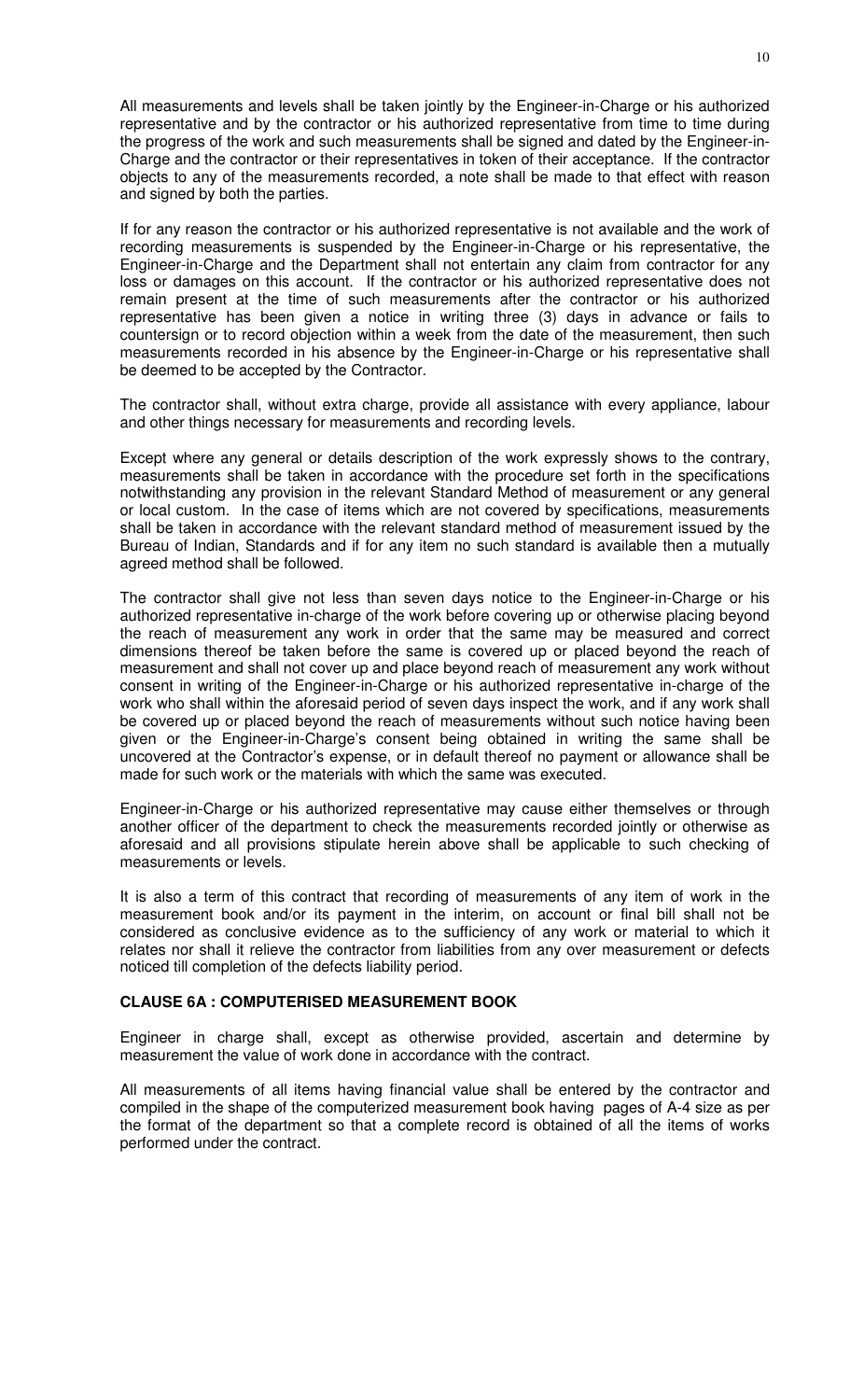All measurements and levels shall be taken jointly by the Engineer-in-Charge or his authorized representative and by the contractor or his authorized representative from time to time during the progress of the work and such measurements shall be signed and dated by the Engineer-in-Charge and the contractor or their representatives in token of their acceptance. If the contractor objects to any of the measurements recorded, a note shall be made to that effect with reason and signed by both the parties.

If for any reason the contractor or his authorized representative is not available and the work of recording measurements is suspended by the Engineer-in-Charge or his representative, the Engineer-in-Charge and the Department shall not entertain any claim from contractor for any loss or damages on this account. If the contractor or his authorized representative does not remain present at the time of such measurements after the contractor or his authorized representative has been given a notice in writing three (3) days in advance or fails to countersign or to record objection within a week from the date of the measurement, then such measurements recorded in his absence by the Engineer-in-Charge or his representative shall be deemed to be accepted by the Contractor.

The contractor shall, without extra charge, provide all assistance with every appliance, labour and other things necessary for measurements and recording levels.

Except where any general or details description of the work expressly shows to the contrary, measurements shall be taken in accordance with the procedure set forth in the specifications notwithstanding any provision in the relevant Standard Method of measurement or any general or local custom. In the case of items which are not covered by specifications, measurements shall be taken in accordance with the relevant standard method of measurement issued by the Bureau of Indian, Standards and if for any item no such standard is available then a mutually agreed method shall be followed.

The contractor shall give not less than seven days notice to the Engineer-in-Charge or his authorized representative in-charge of the work before covering up or otherwise placing beyond the reach of measurement any work in order that the same may be measured and correct dimensions thereof be taken before the same is covered up or placed beyond the reach of measurement and shall not cover up and place beyond reach of measurement any work without consent in writing of the Engineer-in-Charge or his authorized representative in-charge of the work who shall within the aforesaid period of seven days inspect the work, and if any work shall be covered up or placed beyond the reach of measurements without such notice having been given or the Engineer-in-Charge's consent being obtained in writing the same shall be uncovered at the Contractor's expense, or in default thereof no payment or allowance shall be made for such work or the materials with which the same was executed.

Engineer-in-Charge or his authorized representative may cause either themselves or through another officer of the department to check the measurements recorded jointly or otherwise as aforesaid and all provisions stipulate herein above shall be applicable to such checking of measurements or levels.

It is also a term of this contract that recording of measurements of any item of work in the measurement book and/or its payment in the interim, on account or final bill shall not be considered as conclusive evidence as to the sufficiency of any work or material to which it relates nor shall it relieve the contractor from liabilities from any over measurement or defects noticed till completion of the defects liability period.

**CLAUSE 6A : COMPUTERISED MEASUREMENT BOOK**

Engineer in charge shall, except as otherwise provided, ascertain and determine by measurement the value of work done in accordance with the contract.

All measurements of all items having financial value shall be entered by the contractor and compiled in the shape of the computerized measurement book having pages of A-4 size as per the format of the department so that a complete record is obtained of all the items of works performed under the contract.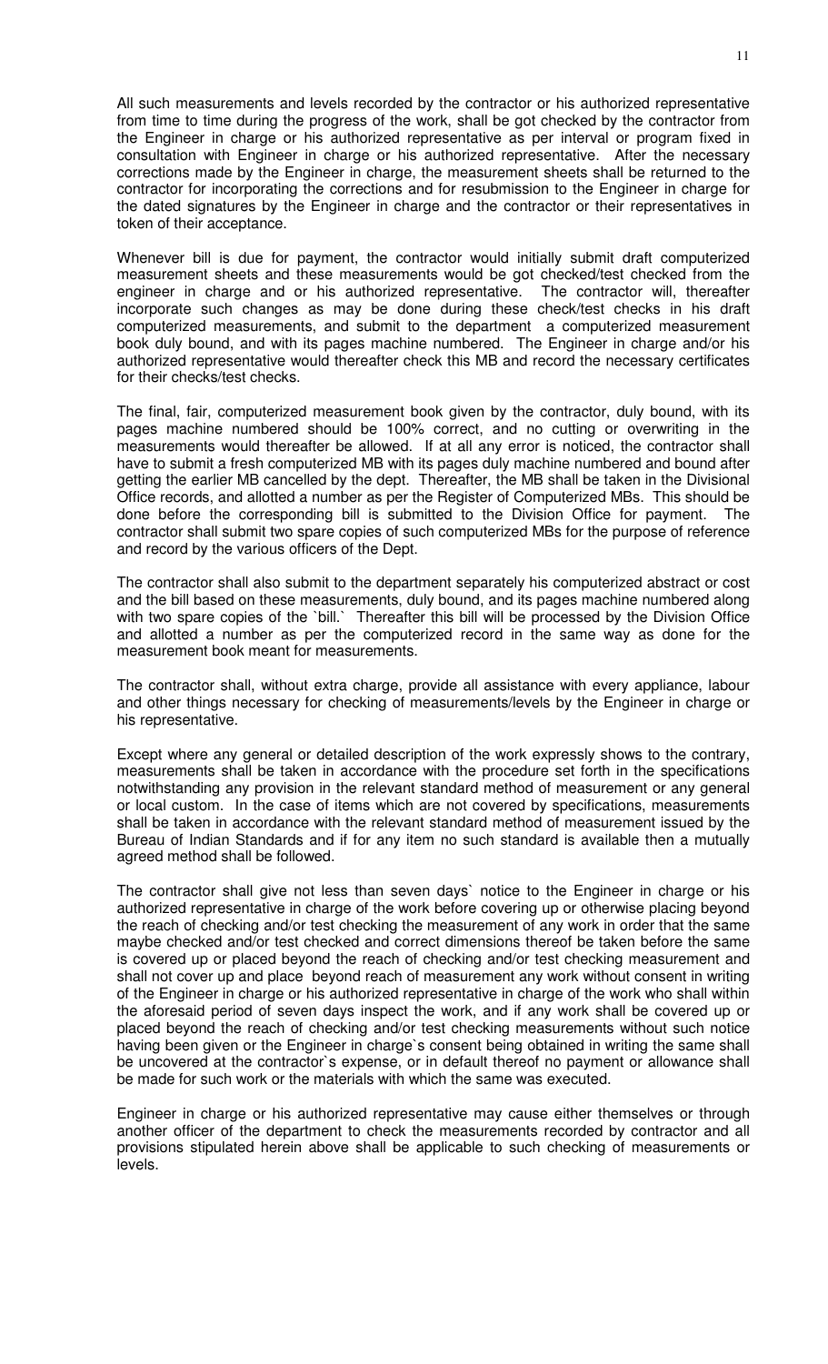All such measurements and levels recorded by the contractor or his authorized representative from time to time during the progress of the work, shall be got checked by the contractor from the Engineer in charge or his authorized representative as per interval or program fixed in consultation with Engineer in charge or his authorized representative. After the necessary corrections made by the Engineer in charge, the measurement sheets shall be returned to the contractor for incorporating the corrections and for resubmission to the Engineer in charge for the dated signatures by the Engineer in charge and the contractor or their representatives in token of their acceptance.

Whenever bill is due for payment, the contractor would initially submit draft computerized measurement sheets and these measurements would be got checked/test checked from the engineer in charge and or his authorized representative. The contractor will, thereafter incorporate such changes as may be done during these check/test checks in his draft computerized measurements, and submit to the department a computerized measurement book duly bound, and with its pages machine numbered. The Engineer in charge and/or his authorized representative would thereafter check this MB and record the necessary certificates for their checks/test checks.

The final, fair, computerized measurement book given by the contractor, duly bound, with its pages machine numbered should be 100% correct, and no cutting or overwriting in the measurements would thereafter be allowed. If at all any error is noticed, the contractor shall have to submit a fresh computerized MB with its pages duly machine numbered and bound after getting the earlier MB cancelled by the dept. Thereafter, the MB shall be taken in the Divisional Office records, and allotted a number as per the Register of Computerized MBs. This should be done before the corresponding bill is submitted to the Division Office for payment. The contractor shall submit two spare copies of such computerized MBs for the purpose of reference and record by the various officers of the Dept.

The contractor shall also submit to the department separately his computerized abstract or cost and the bill based on these measurements, duly bound, and its pages machine numbered along with two spare copies of the `bill.` Thereafter this bill will be processed by the Division Office and allotted a number as per the computerized record in the same way as done for the measurement book meant for measurements.

The contractor shall, without extra charge, provide all assistance with every appliance, labour and other things necessary for checking of measurements/levels by the Engineer in charge or his representative.

Except where any general or detailed description of the work expressly shows to the contrary, measurements shall be taken in accordance with the procedure set forth in the specifications notwithstanding any provision in the relevant standard method of measurement or any general or local custom. In the case of items which are not covered by specifications, measurements shall be taken in accordance with the relevant standard method of measurement issued by the Bureau of Indian Standards and if for any item no such standard is available then a mutually agreed method shall be followed.

The contractor shall give not less than seven days` notice to the Engineer in charge or his authorized representative in charge of the work before covering up or otherwise placing beyond the reach of checking and/or test checking the measurement of any work in order that the same maybe checked and/or test checked and correct dimensions thereof be taken before the same is covered up or placed beyond the reach of checking and/or test checking measurement and shall not cover up and place beyond reach of measurement any work without consent in writing of the Engineer in charge or his authorized representative in charge of the work who shall within the aforesaid period of seven days inspect the work, and if any work shall be covered up or placed beyond the reach of checking and/or test checking measurements without such notice having been given or the Engineer in charge`s consent being obtained in writing the same shall be uncovered at the contractor`s expense, or in default thereof no payment or allowance shall be made for such work or the materials with which the same was executed.

Engineer in charge or his authorized representative may cause either themselves or through another officer of the department to check the measurements recorded by contractor and all provisions stipulated herein above shall be applicable to such checking of measurements or levels.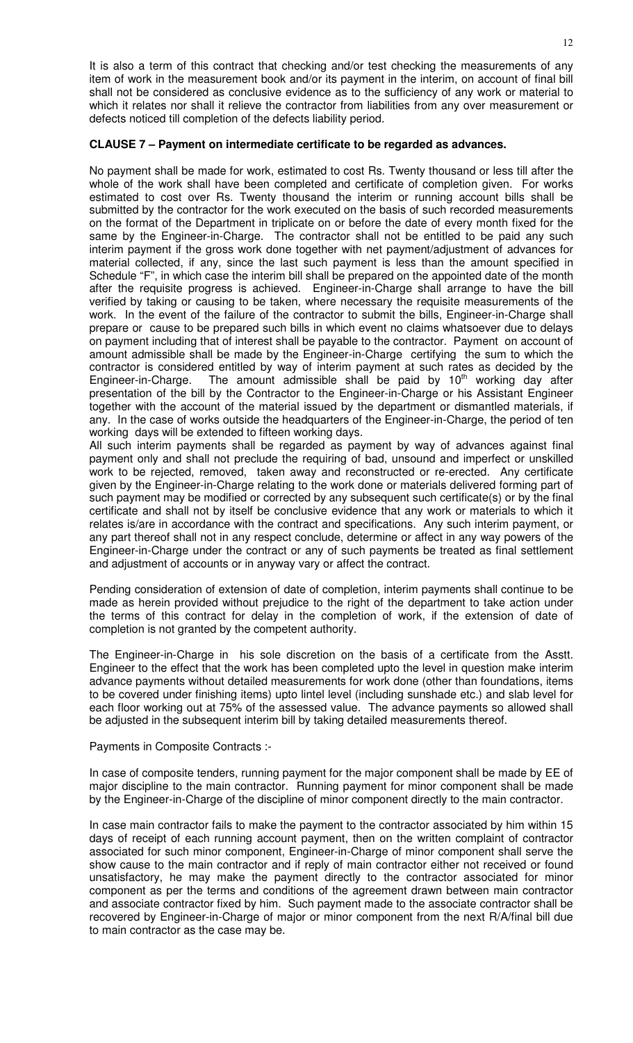It is also a term of this contract that checking and/or test checking the measurements of any item of work in the measurement book and/or its payment in the interim, on account of final bill shall not be considered as conclusive evidence as to the sufficiency of any work or material to which it relates nor shall it relieve the contractor from liabilities from any over measurement or defects noticed till completion of the defects liability period.

**CLAUSE 7 – Payment on intermediate certificate to be regarded as advances.**

No payment shall be made for work, estimated to cost Rs. Twenty thousand or less till after the whole of the work shall have been completed and certificate of completion given. For works estimated to cost over Rs. Twenty thousand the interim or running account bills shall be submitted by the contractor for the work executed on the basis of such recorded measurements on the format of the Department in triplicate on or before the date of every month fixed for the same by the Engineer-in-Charge. The contractor shall not be entitled to be paid any such interim payment if the gross work done together with net payment/adjustment of advances for material collected, if any, since the last such payment is less than the amount specified in Schedule "F", in which case the interim bill shall be prepared on the appointed date of the month after the requisite progress is achieved. Engineer-in-Charge shall arrange to have the bill verified by taking or causing to be taken, where necessary the requisite measurements of the work. In the event of the failure of the contractor to submit the bills, Engineer-in-Charge shall prepare or cause to be prepared such bills in which event no claims whatsoever due to delays on payment including that of interest shall be payable to the contractor. Payment on account of amount admissible shall be made by the Engineer-in-Charge certifying the sum to which the contractor is considered entitled by way of interim payment at such rates as decided by the Engineer-in-Charge. The amount admissible shall be paid by 10th working day after presentation of the bill by the Contractor to the Engineer-in-Charge or his Assistant Engineer together with the account of the material issued by the department or dismantled materials, if any. In the case of works outside the headquarters of the Engineer-in-Charge, the period of ten working days will be extended to fifteen working days.

All such interim payments shall be regarded as payment by way of advances against final payment only and shall not preclude the requiring of bad, unsound and imperfect or unskilled work to be rejected, removed, taken away and reconstructed or re-erected. Any certificate given by the Engineer-in-Charge relating to the work done or materials delivered forming part of such payment may be modified or corrected by any subsequent such certificate(s) or by the final certificate and shall not by itself be conclusive evidence that any work or materials to which it relates is/are in accordance with the contract and specifications. Any such interim payment, or any part thereof shall not in any respect conclude, determine or affect in any way powers of the Engineer-in-Charge under the contract or any of such payments be treated as final settlement and adjustment of accounts or in anyway vary or affect the contract.

Pending consideration of extension of date of completion, interim payments shall continue to be made as herein provided without prejudice to the right of the department to take action under the terms of this contract for delay in the completion of work, if the extension of date of completion is not granted by the competent authority.

The Engineer-in-Charge in his sole discretion on the basis of a certificate from the Asstt. Engineer to the effect that the work has been completed upto the level in question make interim advance payments without detailed measurements for work done (other than foundations, items to be covered under finishing items) upto lintel level (including sunshade etc.) and slab level for each floor working out at 75% of the assessed value. The advance payments so allowed shall be adjusted in the subsequent interim bill by taking detailed measurements thereof.

Payments in Composite Contracts :-

In case of composite tenders, running payment for the major component shall be made by EE of major discipline to the main contractor. Running payment for minor component shall be made by the Engineer-in-Charge of the discipline of minor component directly to the main contractor.

In case main contractor fails to make the payment to the contractor associated by him within 15 days of receipt of each running account payment, then on the written complaint of contractor associated for such minor component, Engineer-in-Charge of minor component shall serve the show cause to the main contractor and if reply of main contractor either not received or found unsatisfactory, he may make the payment directly to the contractor associated for minor component as per the terms and conditions of the agreement drawn between main contractor and associate contractor fixed by him. Such payment made to the associate contractor shall be recovered by Engineer-in-Charge of major or minor component from the next R/A/final bill due to main contractor as the case may be.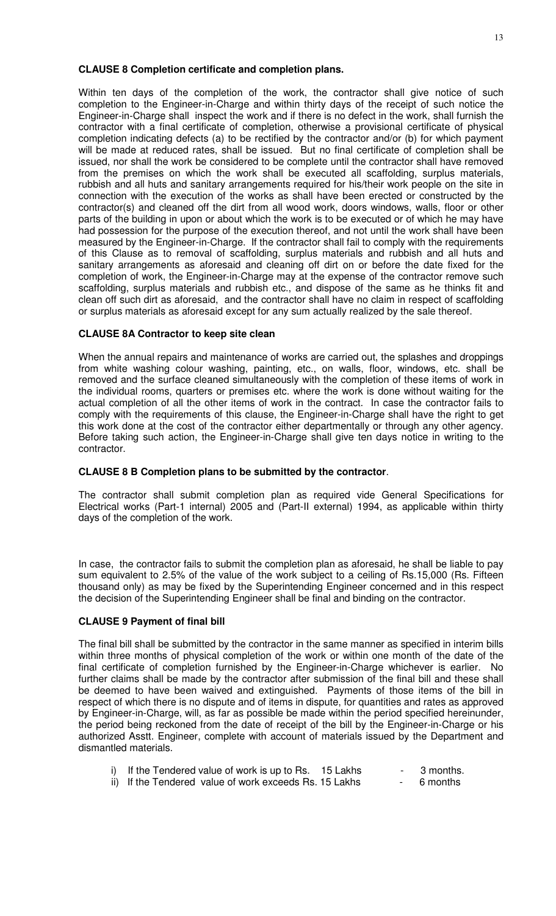### CLAUSE 8 Completion certificate and completion plans.

Within ten days of the completion of the work, the contractor shall give notice of such completion to the Engineer-in-Charge and within thirty days of the receipt of such notice the Engineer-in-Charge shall inspect the work and if there is no defect in the work, shall furnish the contractor with a final certificate of completion, otherwise a provisional certificate of physical completion indicating defects (a) to be rectified by the contractor and/or (b) for which payment will be made at reduced rates, shall be issued. But no final certificate of completion shall be issued, nor shall the work be considered to be complete until the contractor shall have removed from the premises on which the work shall be executed all scaffolding, surplus materials, rubbish and all huts and sanitary arrangements required for his/their work people on the site in connection with the execution of the works as shall have been erected or constructed by the contractor(s) and cleaned off the dirt from all wood work, doors windows, walls, floor or other parts of the building in upon or about which the work is to be executed or of which he may have had possession for the purpose of the execution thereof, and not until the work shall have been measured by the Engineer-in-Charge. If the contractor shall fail to comply with the requirements of this Clause as to removal of scaffolding, surplus materials and rubbish and all huts and sanitary arrangements as aforesaid and cleaning off dirt on or before the date fixed for the completion of work, the Engineer-in-Charge may at the expense of the contractor remove such scaffolding, surplus materials and rubbish etc., and dispose of the same as he thinks fit and clean off such dirt as aforesaid, and the contractor shall have no claim in respect of scaffolding or surplus materials as aforesaid except for any sum actually realized by the sale thereof.

### CLAUSE 8A Contractor to keep site clean

When the annual repairs and maintenance of works are carried out, the splashes and droppings from white washing colour washing, painting, etc., on walls, floor, windows, etc. shall be removed and the surface cleaned simultaneously with the completion of these items of work in the individual rooms, quarters or premises etc. where the work is done without waiting for the actual completion of all the other items of work in the contract. In case the contractor fails to comply with the requirements of this clause, the Engineer-in-Charge shall have the right to get this work done at the cost of the contractor either departmentally or through any other agency. Before taking such action, the Engineer-in-Charge shall give ten days notice in writing to the contractor.

### CLAUSE 8 B Completion plans to be submitted by the contractor.

The contractor shall submit completion plan as required vide General Specifications for Electrical works (Part-1 internal) 2005 and (Part-II external) 1994, as applicable within thirty days of the completion of the work.

In case, the contractor fails to submit the completion plan as aforesaid, he shall be liable to pay sum equivalent to 2.5% of the value of the work subject to a ceiling of Rs.15,000 (Rs. Fifteen thousand only) as may be fixed by the Superintending Engineer concerned and in this respect the decision of the Superintending Engineer shall be final and binding on the contractor.

### CLAUSE 9 Payment of final bill

The final bill shall be submitted by the contractor in the same manner as specified in interim bills within three months of physical completion of the work or within one month of the date of the final certificate of completion furnished by the Engineer-in-Charge whichever is earlier. No further claims shall be made by the contractor after submission of the final bill and these shall be deemed to have been waived and extinguished. Payments of those items of the bill in respect of which there is no dispute and of items in dispute, for quantities and rates as approved by Engineer-in-Charge, will, as far as possible be made within the period specified hereinunder, the period being reckoned from the date of receipt of the bill by the Engineer-in-Charge or his authorized Asstt. Engineer, complete with account of materials issued by the Department and dismantled materials.

i) If the Tendered value of work is up to Rs. 15 Lakhs - 3 months.
ii) If the Tendered value of work exceeds Rs. 15 Lakhs - 6 months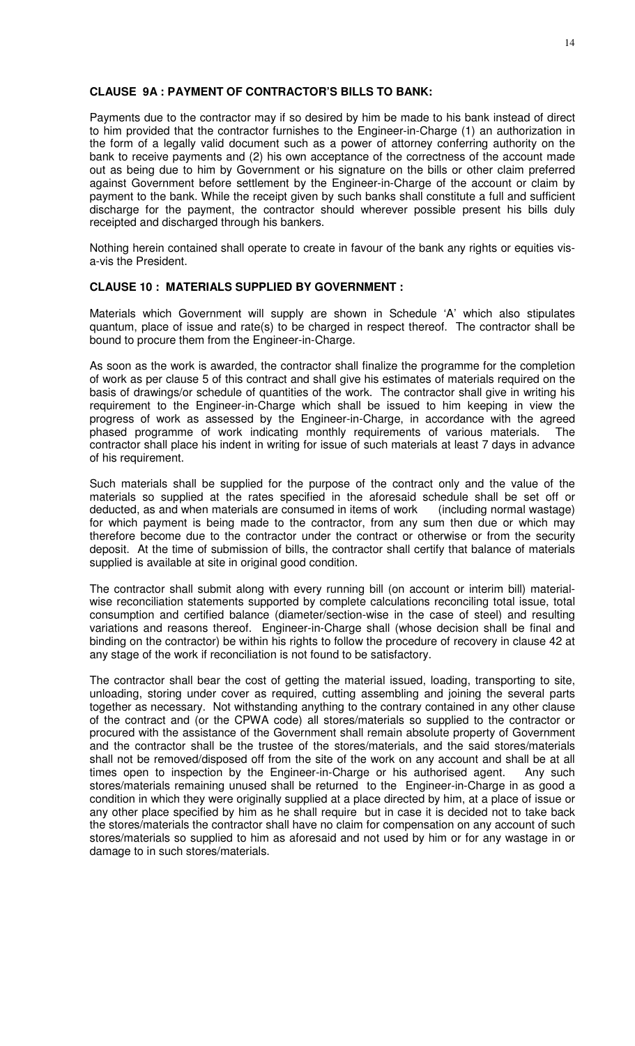#### CLAUSE 9A : PAYMENT OF CONTRACTOR'S BILLS TO BANK:

Payments due to the contractor may if so desired by him be made to his bank instead of direct to him provided that the contractor furnishes to the Engineer-in-Charge (1) an authorization in the form of a legally valid document such as a power of attorney conferring authority on the bank to receive payments and (2) his own acceptance of the correctness of the account made out as being due to him by Government or his signature on the bills or other claim preferred against Government before settlement by the Engineer-in-Charge of the account or claim by payment to the bank. While the receipt given by such banks shall constitute a full and sufficient discharge for the payment, the contractor should wherever possible present his bills duly receipted and discharged through his bankers.

Nothing herein contained shall operate to create in favour of the bank any rights or equities vis-a-vis the President.

#### CLAUSE 10 : MATERIALS SUPPLIED BY GOVERNMENT :

Materials which Government will supply are shown in Schedule 'A' which also stipulates quantum, place of issue and rate(s) to be charged in respect thereof. The contractor shall be bound to procure them from the Engineer-in-Charge.

As soon as the work is awarded, the contractor shall finalize the programme for the completion of work as per clause 5 of this contract and shall give his estimates of materials required on the basis of drawings/or schedule of quantities of the work. The contractor shall give in writing his requirement to the Engineer-in-Charge which shall be issued to him keeping in view the progress of work as assessed by the Engineer-in-Charge, in accordance with the agreed phased programme of work indicating monthly requirements of various materials. The contractor shall place his indent in writing for issue of such materials at least 7 days in advance of his requirement.

Such materials shall be supplied for the purpose of the contract only and the value of the materials so supplied at the rates specified in the aforesaid schedule shall be set off or deducted, as and when materials are consumed in items of work (including normal wastage) for which payment is being made to the contractor, from any sum then due or which may therefore become due to the contractor under the contract or otherwise or from the security deposit. At the time of submission of bills, the contractor shall certify that balance of materials supplied is available at site in original good condition.

The contractor shall submit along with every running bill (on account or interim bill) material-wise reconciliation statements supported by complete calculations reconciling total issue, total consumption and certified balance (diameter/section-wise in the case of steel) and resulting variations and reasons thereof. Engineer-in-Charge shall (whose decision shall be final and binding on the contractor) be within his rights to follow the procedure of recovery in clause 42 at any stage of the work if reconciliation is not found to be satisfactory.

The contractor shall bear the cost of getting the material issued, loading, transporting to site, unloading, storing under cover as required, cutting assembling and joining the several parts together as necessary. Not withstanding anything to the contrary contained in any other clause of the contract and (or the CPWA code) all stores/materials so supplied to the contractor or procured with the assistance of the Government shall remain absolute property of Government and the contractor shall be the trustee of the stores/materials, and the said stores/materials shall not be removed/disposed off from the site of the work on any account and shall be at all times open to inspection by the Engineer-in-Charge or his authorised agent. Any such stores/materials remaining unused shall be returned to the Engineer-in-Charge in as good a condition in which they were originally supplied at a place directed by him, at a place of issue or any other place specified by him as he shall require but in case it is decided not to take back the stores/materials the contractor shall have no claim for compensation on any account of such stores/materials so supplied to him as aforesaid and not used by him or for any wastage in or damage to in such stores/materials.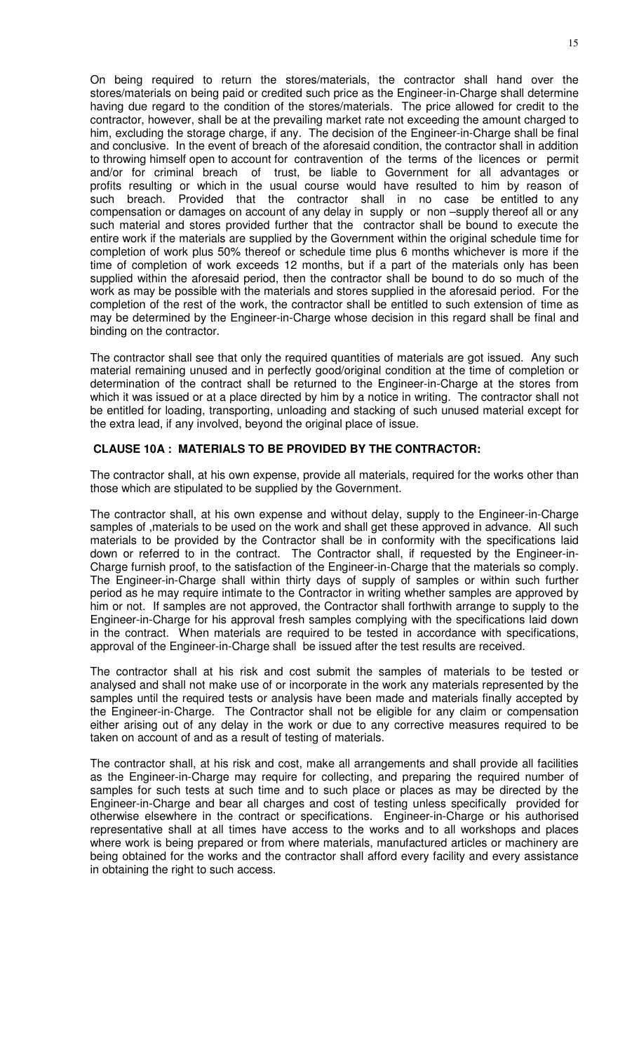On being required to return the stores/materials, the contractor shall hand over the stores/materials on being paid or credited such price as the Engineer-in-Charge shall determine having due regard to the condition of the stores/materials. The price allowed for credit to the contractor, however, shall be at the prevailing market rate not exceeding the amount charged to him, excluding the storage charge, if any. The decision of the Engineer-in-Charge shall be final and conclusive. In the event of breach of the aforesaid condition, the contractor shall in addition to throwing himself open to account for contravention of the terms of the licences or permit and/or for criminal breach of trust, be liable to Government for all advantages or profits resulting or which in the usual course would have resulted to him by reason of such breach. Provided that the contractor shall in no case be entitled to any compensation or damages on account of any delay in supply or non –supply thereof all or any such material and stores provided further that the contractor shall be bound to execute the entire work if the materials are supplied by the Government within the original schedule time for completion of work plus 50% thereof or schedule time plus 6 months whichever is more if the time of completion of work exceeds 12 months, but if a part of the materials only has been supplied within the aforesaid period, then the contractor shall be bound to do so much of the work as may be possible with the materials and stores supplied in the aforesaid period. For the completion of the rest of the work, the contractor shall be entitled to such extension of time as may be determined by the Engineer-in-Charge whose decision in this regard shall be final and binding on the contractor.

The contractor shall see that only the required quantities of materials are got issued. Any such material remaining unused and in perfectly good/original condition at the time of completion or determination of the contract shall be returned to the Engineer-in-Charge at the stores from which it was issued or at a place directed by him by a notice in writing. The contractor shall not be entitled for loading, transporting, unloading and stacking of such unused material except for the extra lead, if any involved, beyond the original place of issue.

### CLAUSE 10A : MATERIALS TO BE PROVIDED BY THE CONTRACTOR:

The contractor shall, at his own expense, provide all materials, required for the works other than those which are stipulated to be supplied by the Government.

The contractor shall, at his own expense and without delay, supply to the Engineer-in-Charge samples of ,materials to be used on the work and shall get these approved in advance. All such materials to be provided by the Contractor shall be in conformity with the specifications laid down or referred to in the contract. The Contractor shall, if requested by the Engineer-in-Charge furnish proof, to the satisfaction of the Engineer-in-Charge that the materials so comply. The Engineer-in-Charge shall within thirty days of supply of samples or within such further period as he may require intimate to the Contractor in writing whether samples are approved by him or not. If samples are not approved, the Contractor shall forthwith arrange to supply to the Engineer-in-Charge for his approval fresh samples complying with the specifications laid down in the contract. When materials are required to be tested in accordance with specifications, approval of the Engineer-in-Charge shall be issued after the test results are received.

The contractor shall at his risk and cost submit the samples of materials to be tested or analysed and shall not make use of or incorporate in the work any materials represented by the samples until the required tests or analysis have been made and materials finally accepted by the Engineer-in-Charge. The Contractor shall not be eligible for any claim or compensation either arising out of any delay in the work or due to any corrective measures required to be taken on account of and as a result of testing of materials.

The contractor shall, at his risk and cost, make all arrangements and shall provide all facilities as the Engineer-in-Charge may require for collecting, and preparing the required number of samples for such tests at such time and to such place or places as may be directed by the Engineer-in-Charge and bear all charges and cost of testing unless specifically provided for otherwise elsewhere in the contract or specifications. Engineer-in-Charge or his authorised representative shall at all times have access to the works and to all workshops and places where work is being prepared or from where materials, manufactured articles or machinery are being obtained for the works and the contractor shall afford every facility and every assistance in obtaining the right to such access.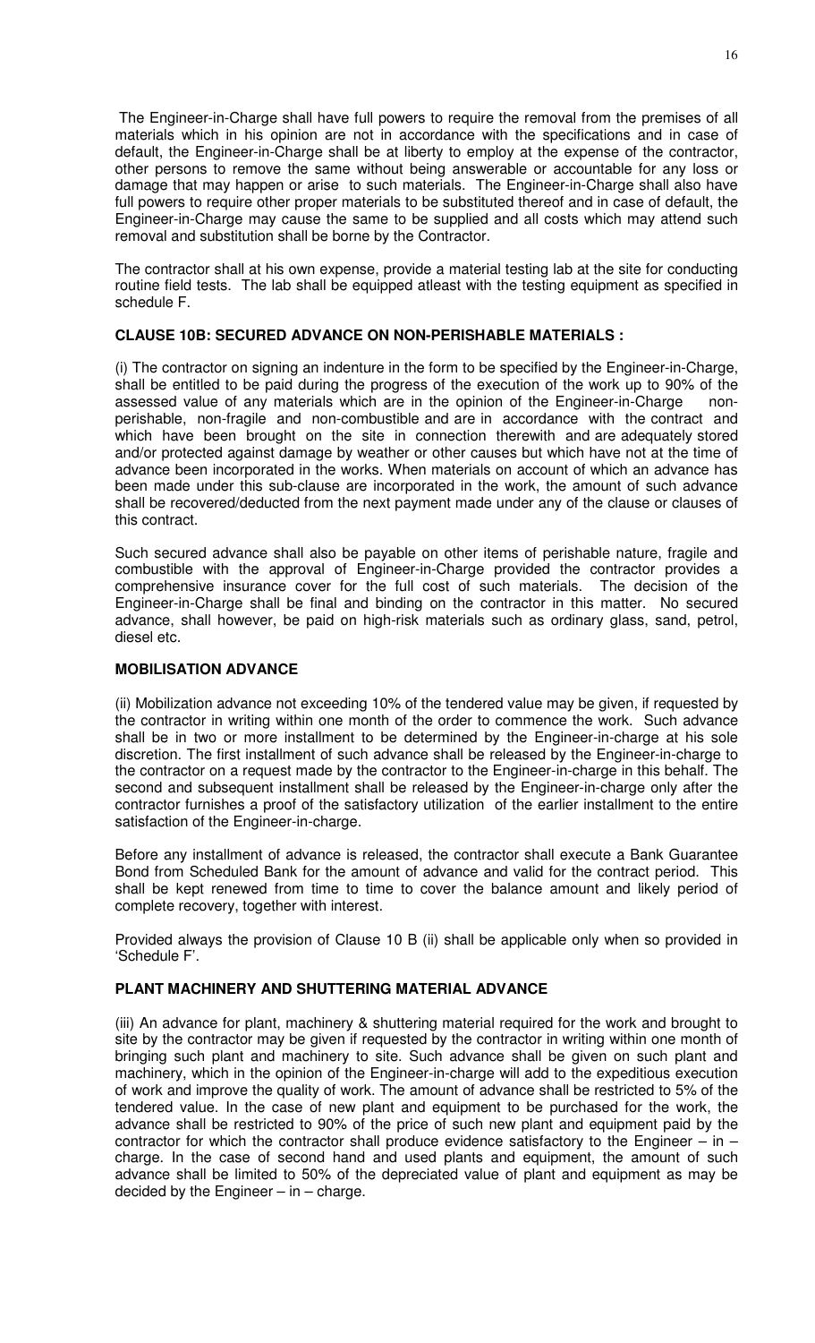The Engineer-in-Charge shall have full powers to require the removal from the premises of all materials which in his opinion are not in accordance with the specifications and in case of default, the Engineer-in-Charge shall be at liberty to employ at the expense of the contractor, other persons to remove the same without being answerable or accountable for any loss or damage that may happen or arise to such materials. The Engineer-in-Charge shall also have full powers to require other proper materials to be substituted thereof and in case of default, the Engineer-in-Charge may cause the same to be supplied and all costs which may attend such removal and substitution shall be borne by the Contractor.

The contractor shall at his own expense, provide a material testing lab at the site for conducting routine field tests. The lab shall be equipped atleast with the testing equipment as specified in schedule F.

### CLAUSE 10B: SECURED ADVANCE ON NON-PERISHABLE MATERIALS :

(i) The contractor on signing an indenture in the form to be specified by the Engineer-in-Charge, shall be entitled to be paid during the progress of the execution of the work up to 90% of the assessed value of any materials which are in the opinion of the Engineer-in-Charge non-perishable, non-fragile and non-combustible and are in accordance with the contract and which have been brought on the site in connection therewith and are adequately stored and/or protected against damage by weather or other causes but which have not at the time of advance been incorporated in the works. When materials on account of which an advance has been made under this sub-clause are incorporated in the work, the amount of such advance shall be recovered/deducted from the next payment made under any of the clause or clauses of this contract.

Such secured advance shall also be payable on other items of perishable nature, fragile and combustible with the approval of Engineer-in-Charge provided the contractor provides a comprehensive insurance cover for the full cost of such materials. The decision of the Engineer-in-Charge shall be final and binding on the contractor in this matter. No secured advance, shall however, be paid on high-risk materials such as ordinary glass, sand, petrol, diesel etc.

### MOBILISATION ADVANCE

(ii) Mobilization advance not exceeding 10% of the tendered value may be given, if requested by the contractor in writing within one month of the order to commence the work. Such advance shall be in two or more installment to be determined by the Engineer-in-charge at his sole discretion. The first installment of such advance shall be released by the Engineer-in-charge to the contractor on a request made by the contractor to the Engineer-in-charge in this behalf. The second and subsequent installment shall be released by the Engineer-in-charge only after the contractor furnishes a proof of the satisfactory utilization of the earlier installment to the entire satisfaction of the Engineer-in-charge.

Before any installment of advance is released, the contractor shall execute a Bank Guarantee Bond from Scheduled Bank for the amount of advance and valid for the contract period. This shall be kept renewed from time to time to cover the balance amount and likely period of complete recovery, together with interest.

Provided always the provision of Clause 10 B (ii) shall be applicable only when so provided in 'Schedule F'.

### PLANT MACHINERY AND SHUTTERING MATERIAL ADVANCE

(iii) An advance for plant, machinery & shuttering material required for the work and brought to site by the contractor may be given if requested by the contractor in writing within one month of bringing such plant and machinery to site. Such advance shall be given on such plant and machinery, which in the opinion of the Engineer-in-charge will add to the expeditious execution of work and improve the quality of work. The amount of advance shall be restricted to 5% of the tendered value. In the case of new plant and equipment to be purchased for the work, the advance shall be restricted to 90% of the price of such new plant and equipment paid by the contractor for which the contractor shall produce evidence satisfactory to the Engineer – in – charge. In the case of second hand and used plants and equipment, the amount of such advance shall be limited to 50% of the depreciated value of plant and equipment as may be decided by the Engineer – in – charge.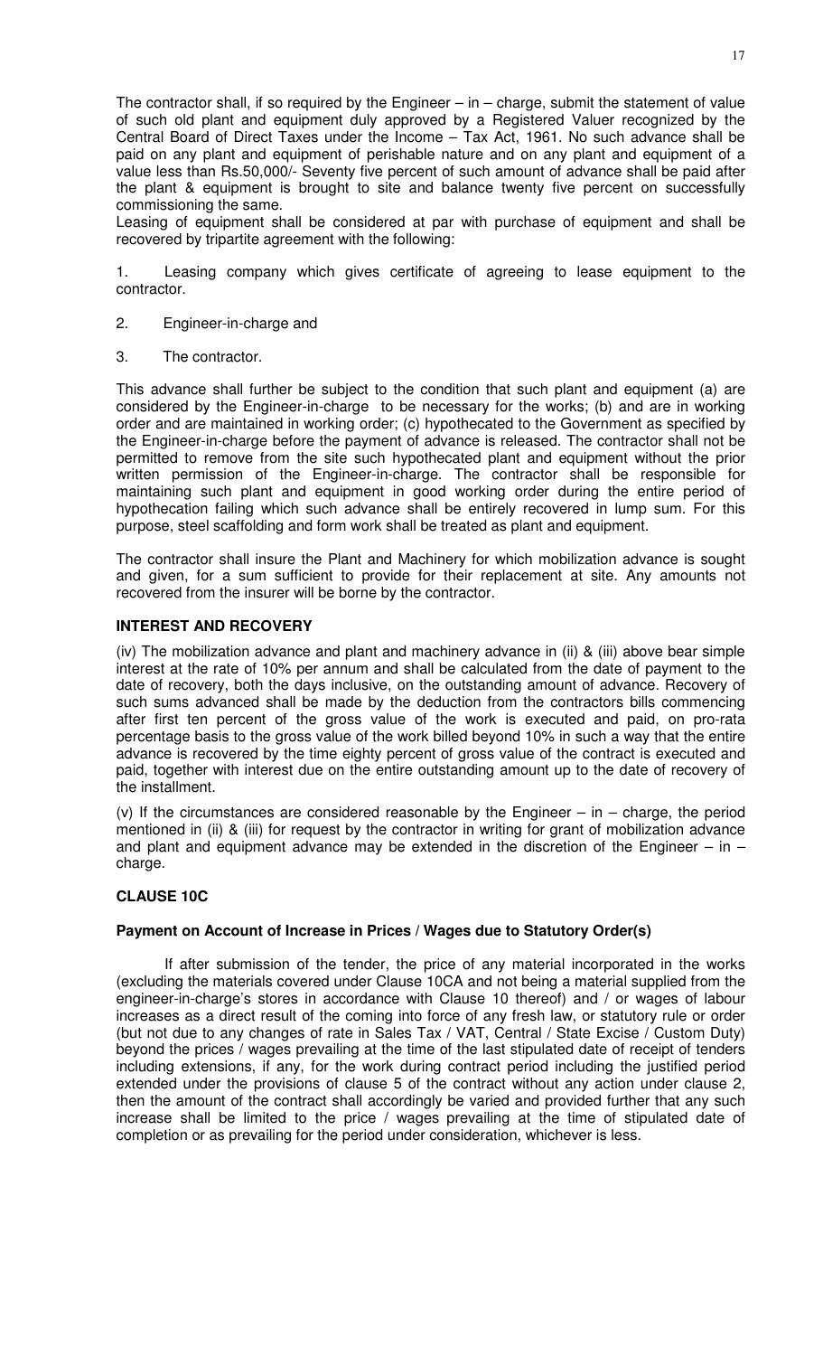The contractor shall, if so required by the Engineer – in – charge, submit the statement of value of such old plant and equipment duly approved by a Registered Valuer recognized by the Central Board of Direct Taxes under the Income – Tax Act, 1961. No such advance shall be paid on any plant and equipment of perishable nature and on any plant and equipment of a value less than Rs.50,000/- Seventy five percent of such amount of advance shall be paid after the plant & equipment is brought to site and balance twenty five percent on successfully commissioning the same.

Leasing of equipment shall be considered at par with purchase of equipment and shall be recovered by tripartite agreement with the following:

1. Leasing company which gives certificate of agreeing to lease equipment to the contractor.

2. Engineer-in-charge and

3. The contractor.

This advance shall further be subject to the condition that such plant and equipment (a) are considered by the Engineer-in-charge to be necessary for the works; (b) and are in working order and are maintained in working order; (c) hypothecated to the Government as specified by the Engineer-in-charge before the payment of advance is released. The contractor shall not be permitted to remove from the site such hypothecated plant and equipment without the prior written permission of the Engineer-in-charge. The contractor shall be responsible for maintaining such plant and equipment in good working order during the entire period of hypothecation failing which such advance shall be entirely recovered in lump sum. For this purpose, steel scaffolding and form work shall be treated as plant and equipment.

The contractor shall insure the Plant and Machinery for which mobilization advance is sought and given, for a sum sufficient to provide for their replacement at site. Any amounts not recovered from the insurer will be borne by the contractor.

**INTEREST AND RECOVERY**

(iv) The mobilization advance and plant and machinery advance in (ii) & (iii) above bear simple interest at the rate of 10% per annum and shall be calculated from the date of payment to the date of recovery, both the days inclusive, on the outstanding amount of advance. Recovery of such sums advanced shall be made by the deduction from the contractors bills commencing after first ten percent of the gross value of the work is executed and paid, on pro-rata percentage basis to the gross value of the work billed beyond 10% in such a way that the entire advance is recovered by the time eighty percent of gross value of the contract is executed and paid, together with interest due on the entire outstanding amount up to the date of recovery of the installment.

(v) If the circumstances are considered reasonable by the Engineer – in – charge, the period mentioned in (ii) & (iii) for request by the contractor in writing for grant of mobilization advance and plant and equipment advance may be extended in the discretion of the Engineer – in – charge.

**CLAUSE 10C**

**Payment on Account of Increase in Prices / Wages due to Statutory Order(s)**

If after submission of the tender, the price of any material incorporated in the works (excluding the materials covered under Clause 10CA and not being a material supplied from the engineer-in-charge's stores in accordance with Clause 10 thereof) and / or wages of labour increases as a direct result of the coming into force of any fresh law, or statutory rule or order (but not due to any changes of rate in Sales Tax / VAT, Central / State Excise / Custom Duty) beyond the prices / wages prevailing at the time of the last stipulated date of receipt of tenders including extensions, if any, for the work during contract period including the justified period extended under the provisions of clause 5 of the contract without any action under clause 2, then the amount of the contract shall accordingly be varied and provided further that any such increase shall be limited to the price / wages prevailing at the time of stipulated date of completion or as prevailing for the period under consideration, whichever is less.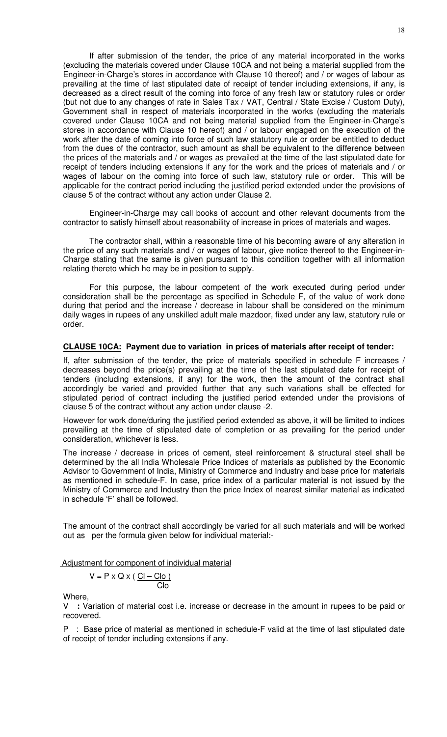If after submission of the tender, the price of any material incorporated in the works (excluding the materials covered under Clause 10CA and not being a material supplied from the Engineer-in-Charge's stores in accordance with Clause 10 thereof) and / or wages of labour as prevailing at the time of last stipulated date of receipt of tender including extensions, if any, is decreased as a direct result of the coming into force of any fresh law or statutory rules or order (but not due to any changes of rate in Sales Tax / VAT, Central / State Excise / Custom Duty), Government shall in respect of materials incorporated in the works (excluding the materials covered under Clause 10CA and not being material supplied from the Engineer-in-Charge's stores in accordance with Clause 10 hereof) and / or labour engaged on the execution of the work after the date of coming into force of such law statutory rule or order be entitled to deduct from the dues of the contractor, such amount as shall be equivalent to the difference between the prices of the materials and / or wages as prevailed at the time of the last stipulated date for receipt of tenders including extensions if any for the work and the prices of materials and / or wages of labour on the coming into force of such law, statutory rule or order. This will be applicable for the contract period including the justified period extended under the provisions of clause 5 of the contract without any action under Clause 2.

Engineer-in-Charge may call books of account and other relevant documents from the contractor to satisfy himself about reasonability of increase in prices of materials and wages.

The contractor shall, within a reasonable time of his becoming aware of any alteration in the price of any such materials and / or wages of labour, give notice thereof to the Engineer-in-Charge stating that the same is given pursuant to this condition together with all information relating thereto which he may be in position to supply.

For this purpose, the labour competent of the work executed during period under consideration shall be the percentage as specified in Schedule F, of the value of work done during that period and the increase / decrease in labour shall be considered on the minimum daily wages in rupees of any unskilled adult male mazdoor, fixed under any law, statutory rule or order.

**CLAUSE 10CA: Payment due to variation in prices of materials after receipt of tender:**

If, after submission of the tender, the price of materials specified in schedule F increases / decreases beyond the price(s) prevailing at the time of the last stipulated date for receipt of tenders (including extensions, if any) for the work, then the amount of the contract shall accordingly be varied and provided further that any such variations shall be effected for stipulated period of contract including the justified period extended under the provisions of clause 5 of the contract without any action under clause -2.

However for work done/during the justified period extended as above, it will be limited to indices prevailing at the time of stipulated date of completion or as prevailing for the period under consideration, whichever is less.

The increase / decrease in prices of cement, steel reinforcement & structural steel shall be determined by the all India Wholesale Price Indices of materials as published by the Economic Advisor to Government of India, Ministry of Commerce and Industry and base price for materials as mentioned in schedule-F. In case, price index of a particular material is not issued by the Ministry of Commerce and Industry then the price Index of nearest similar material as indicated in schedule 'F' shall be followed.

The amount of the contract shall accordingly be varied for all such materials and will be worked out as per the formula given below for individual material:-

Adjustment for component of individual material

$$V = P \times Q \times \frac{(Cl - Clo)}{Clo}$$

Where,

V **:** Variation of material cost i.e. increase or decrease in the amount in rupees to be paid or recovered.

P : Base price of material as mentioned in schedule-F valid at the time of last stipulated date of receipt of tender including extensions if any.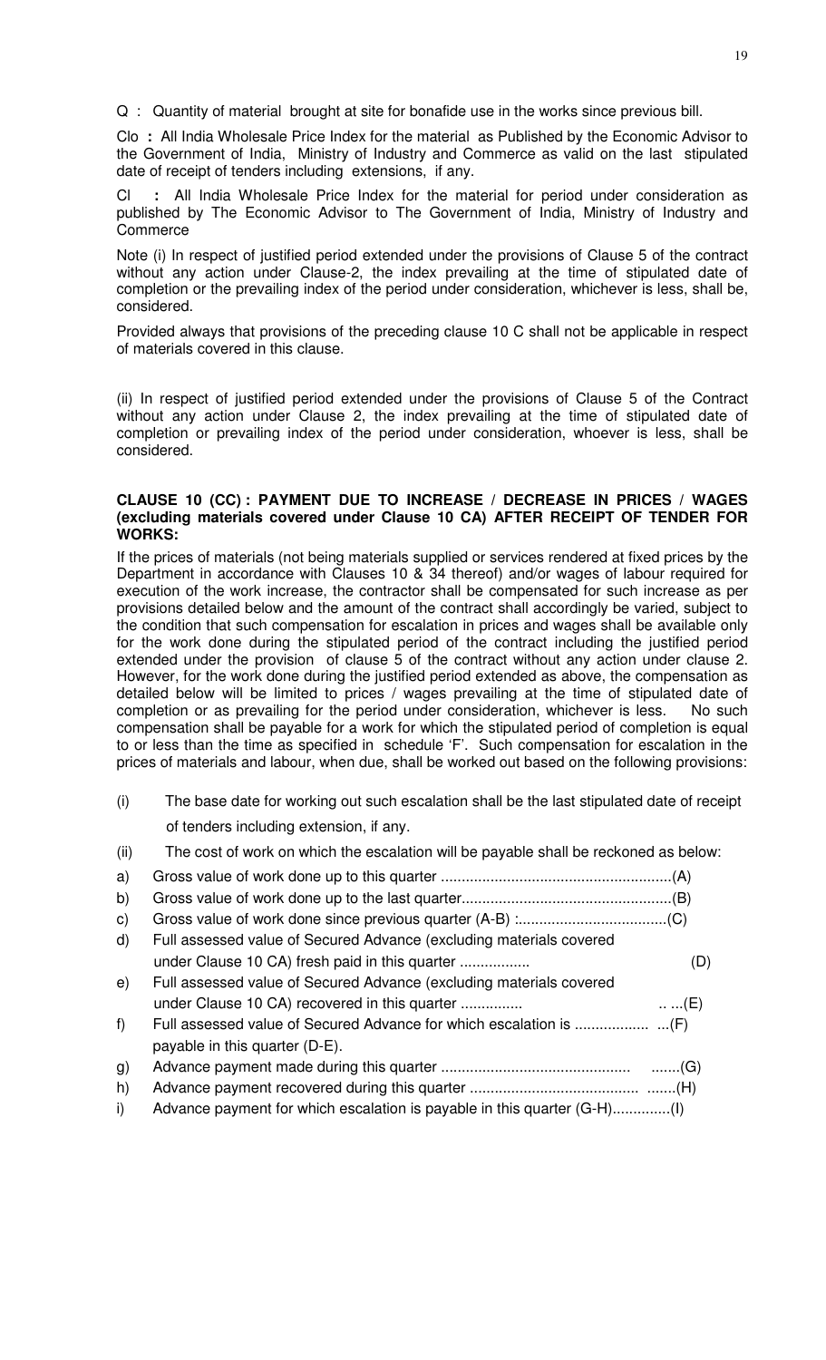Q : Quantity of material brought at site for bonafide use in the works since previous bill.

Clo **:** All India Wholesale Price Index for the material as Published by the Economic Advisor to the Government of India, Ministry of Industry and Commerce as valid on the last stipulated date of receipt of tenders including extensions, if any.

Cl **:** All India Wholesale Price Index for the material for period under consideration as published by The Economic Advisor to The Government of India, Ministry of Industry and Commerce

Note (i) In respect of justified period extended under the provisions of Clause 5 of the contract without any action under Clause-2, the index prevailing at the time of stipulated date of completion or the prevailing index of the period under consideration, whichever is less, shall be, considered.

Provided always that provisions of the preceding clause 10 C shall not be applicable in respect of materials covered in this clause.

(ii) In respect of justified period extended under the provisions of Clause 5 of the Contract without any action under Clause 2, the index prevailing at the time of stipulated date of completion or prevailing index of the period under consideration, whoever is less, shall be considered.

**CLAUSE 10 (CC) : PAYMENT DUE TO INCREASE / DECREASE IN PRICES / WAGES (excluding materials covered under Clause 10 CA) AFTER RECEIPT OF TENDER FOR WORKS:**

If the prices of materials (not being materials supplied or services rendered at fixed prices by the Department in accordance with Clauses 10 & 34 thereof) and/or wages of labour required for execution of the work increase, the contractor shall be compensated for such increase as per provisions detailed below and the amount of the contract shall accordingly be varied, subject to the condition that such compensation for escalation in prices and wages shall be available only for the work done during the stipulated period of the contract including the justified period extended under the provision of clause 5 of the contract without any action under clause 2. However, for the work done during the justified period extended as above, the compensation as detailed below will be limited to prices / wages prevailing at the time of stipulated date of completion or as prevailing for the period under consideration, whichever is less. No such compensation shall be payable for a work for which the stipulated period of completion is equal to or less than the time as specified in schedule 'F'. Such compensation for escalation in the prices of materials and labour, when due, shall be worked out based on the following provisions:

(i) The base date for working out such escalation shall be the last stipulated date of receipt of tenders including extension, if any.

(ii) The cost of work on which the escalation will be payable shall be reckoned as below:

a) Gross value of work done up to this quarter ........................................................(A)

b) Gross value of work done up to the last quarter...................................................(B)

c) Gross value of work done since previous quarter (A-B) :....................................(C)

d) Full assessed value of Secured Advance (excluding materials covered under Clause 10 CA) fresh paid in this quarter ................. (D)

e) Full assessed value of Secured Advance (excluding materials covered under Clause 10 CA) recovered in this quarter ............... .. ...(E)

f) Full assessed value of Secured Advance for which escalation is .................. ...(F) payable in this quarter (D-E).

g) Advance payment made during this quarter ............................................. .......(G)

h) Advance payment recovered during this quarter ......................................... .......(H)

i) Advance payment for which escalation is payable in this quarter (G-H)..............(I)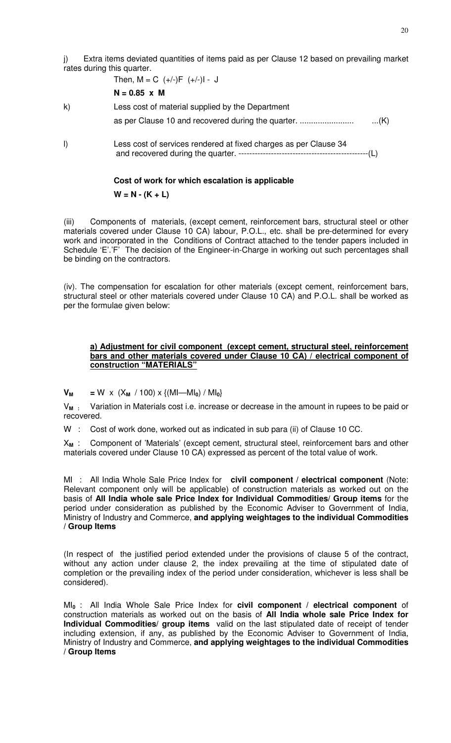j) Extra items deviated quantities of items paid as per Clause 12 based on prevailing market rates during this quarter.

Then, M = C (+/-)F (+/-)I - J

**N = 0.85 x M**

k) Less cost of material supplied by the Department as per Clause 10 and recovered during the quarter. ........................ ...(K)

l) Less cost of services rendered at fixed charges as per Clause 34 and recovered during the quarter. ------------------------------------------------(L)

**Cost of work for which escalation is applicable**

**W = N - (K + L)**

(iii) Components of materials, (except cement, reinforcement bars, structural steel or other materials covered under Clause 10 CA) labour, P.O.L., etc. shall be pre-determined for every work and incorporated in the Conditions of Contract attached to the tender papers included in Schedule 'E'.'F' The decision of the Engineer-in-Charge in working out such percentages shall be binding on the contractors.

(iv). The compensation for escalation for other materials (except cement, reinforcement bars, structural steel or other materials covered under Clause 10 CA) and P.O.L. shall be worked as per the formulae given below:

**a) Adjustment for civil component (except cement, structural steel, reinforcement bars and other materials covered under Clause 10 CA) / electrical component of construction "MATERIALS"**

$$V_M = W \times (X_M / 100) \times \{(MI - MI_0) / MI_0\}$$

$V_M$ : Variation in Materials cost i.e. increase or decrease in the amount in rupees to be paid or recovered.

W : Cost of work done, worked out as indicated in sub para (ii) of Clause 10 CC.

$X_M$ : Component of 'Materials' (except cement, structural steel, reinforcement bars and other materials covered under Clause 10 CA) expressed as percent of the total value of work.

MI : All India Whole Sale Price Index for **civil component / electrical component** (Note: Relevant component only will be applicable) of construction materials as worked out on the basis of **All India whole sale Price Index for Individual Commodities/ Group items** for the period under consideration as published by the Economic Adviser to Government of India, Ministry of Industry and Commerce, **and applying weightages to the individual Commodities / Group Items**

(In respect of the justified period extended under the provisions of clause 5 of the contract, without any action under clause 2, the index prevailing at the time of stipulated date of completion or the prevailing index of the period under consideration, whichever is less shall be considered).

$MI_0$ : All India Whole Sale Price Index for **civil component / electrical component** of construction materials as worked out on the basis of **All India whole sale Price Index for Individual Commodities/ group items** valid on the last stipulated date of receipt of tender including extension, if any, as published by the Economic Adviser to Government of India, Ministry of Industry and Commerce, **and applying weightages to the individual Commodities / Group Items**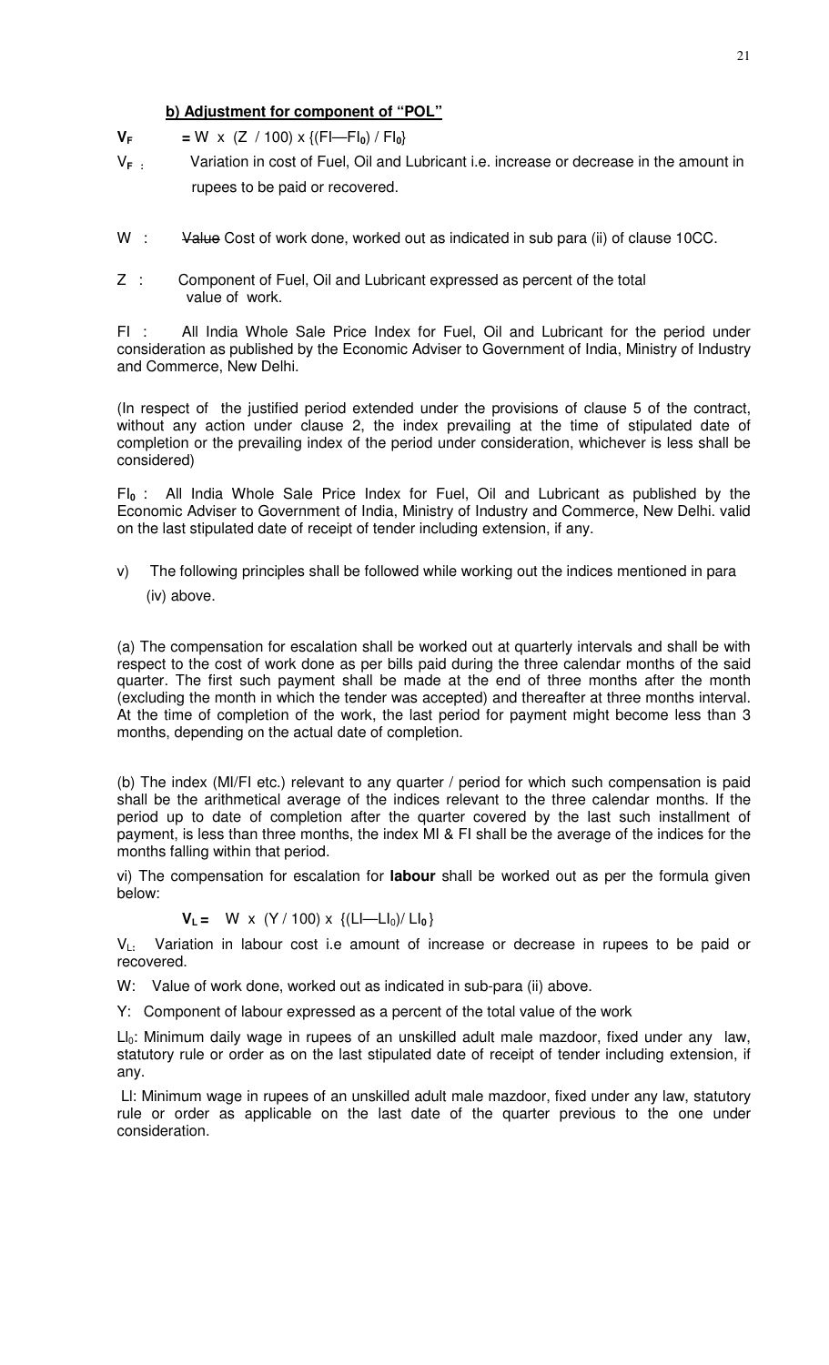**b) Adjustment for component of "POL"**

$V_F$ $= W \times (Z / 100) \times \{(FI - FI_0) / FI_0\}$

$V_F$ : Variation in cost of Fuel, Oil and Lubricant i.e. increase or decrease in the amount in rupees to be paid or recovered.

W : ~~Value~~ Cost of work done, worked out as indicated in sub para (ii) of clause 10CC.

Z : Component of Fuel, Oil and Lubricant expressed as percent of the total value of work.

FI : All India Whole Sale Price Index for Fuel, Oil and Lubricant for the period under consideration as published by the Economic Adviser to Government of India, Ministry of Industry and Commerce, New Delhi.

(In respect of the justified period extended under the provisions of clause 5 of the contract, without any action under clause 2, the index prevailing at the time of stipulated date of completion or the prevailing index of the period under consideration, whichever is less shall be considered)

$FI_0$ : All India Whole Sale Price Index for Fuel, Oil and Lubricant as published by the Economic Adviser to Government of India, Ministry of Industry and Commerce, New Delhi. valid on the last stipulated date of receipt of tender including extension, if any.

v) The following principles shall be followed while working out the indices mentioned in para (iv) above.

(a) The compensation for escalation shall be worked out at quarterly intervals and shall be with respect to the cost of work done as per bills paid during the three calendar months of the said quarter. The first such payment shall be made at the end of three months after the month (excluding the month in which the tender was accepted) and thereafter at three months interval. At the time of completion of the work, the last period for payment might become less than 3 months, depending on the actual date of completion.

(b) The index (MI/FI etc.) relevant to any quarter / period for which such compensation is paid shall be the arithmetical average of the indices relevant to the three calendar months. If the period up to date of completion after the quarter covered by the last such installment of payment, is less than three months, the index MI & FI shall be the average of the indices for the months falling within that period.

vi) The compensation for escalation for **labour** shall be worked out as per the formula given below:

$V_L = W \times (Y / 100) \times \{(LI - LI_0) / LI_0\}$

$V_L$: Variation in labour cost i.e amount of increase or decrease in rupees to be paid or recovered.

W: Value of work done, worked out as indicated in sub-para (ii) above.

Y: Component of labour expressed as a percent of the total value of the work

$LI_0$: Minimum daily wage in rupees of an unskilled adult male mazdoor, fixed under any law, statutory rule or order as on the last stipulated date of receipt of tender including extension, if any.

LI: Minimum wage in rupees of an unskilled adult male mazdoor, fixed under any law, statutory rule or order as applicable on the last date of the quarter previous to the one under consideration.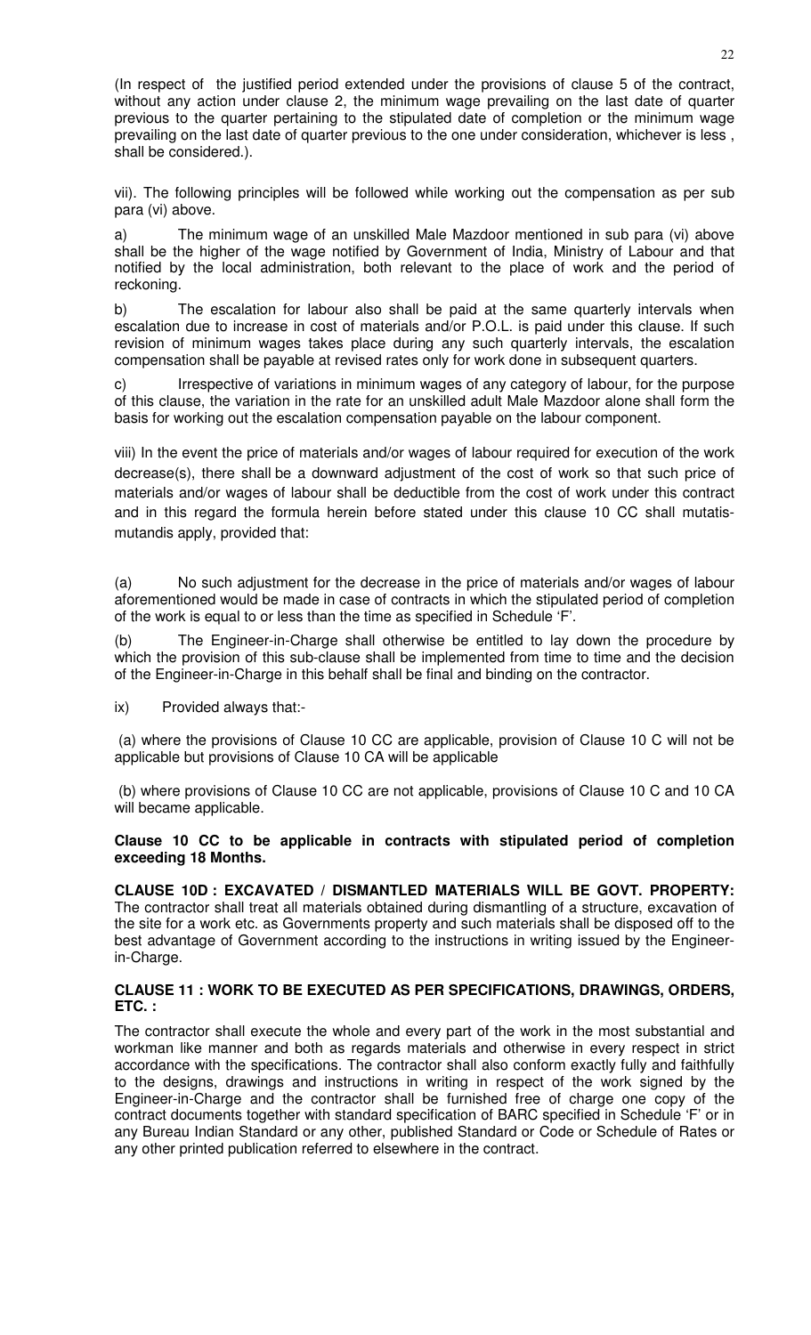(In respect of the justified period extended under the provisions of clause 5 of the contract, without any action under clause 2, the minimum wage prevailing on the last date of quarter previous to the quarter pertaining to the stipulated date of completion or the minimum wage prevailing on the last date of quarter previous to the one under consideration, whichever is less , shall be considered.).

vii). The following principles will be followed while working out the compensation as per sub para (vi) above.

a) The minimum wage of an unskilled Male Mazdoor mentioned in sub para (vi) above shall be the higher of the wage notified by Government of India, Ministry of Labour and that notified by the local administration, both relevant to the place of work and the period of reckoning.

b) The escalation for labour also shall be paid at the same quarterly intervals when escalation due to increase in cost of materials and/or P.O.L. is paid under this clause. If such revision of minimum wages takes place during any such quarterly intervals, the escalation compensation shall be payable at revised rates only for work done in subsequent quarters.

c) Irrespective of variations in minimum wages of any category of labour, for the purpose of this clause, the variation in the rate for an unskilled adult Male Mazdoor alone shall form the basis for working out the escalation compensation payable on the labour component.

viii) In the event the price of materials and/or wages of labour required for execution of the work decrease(s), there shall be a downward adjustment of the cost of work so that such price of materials and/or wages of labour shall be deductible from the cost of work under this contract and in this regard the formula herein before stated under this clause 10 CC shall mutatis-mutandis apply, provided that:

(a) No such adjustment for the decrease in the price of materials and/or wages of labour aforementioned would be made in case of contracts in which the stipulated period of completion of the work is equal to or less than the time as specified in Schedule 'F'.

(b) The Engineer-in-Charge shall otherwise be entitled to lay down the procedure by which the provision of this sub-clause shall be implemented from time to time and the decision of the Engineer-in-Charge in this behalf shall be final and binding on the contractor.

ix) Provided always that:-

(a) where the provisions of Clause 10 CC are applicable, provision of Clause 10 C will not be applicable but provisions of Clause 10 CA will be applicable

(b) where provisions of Clause 10 CC are not applicable, provisions of Clause 10 C and 10 CA will became applicable.

**Clause 10 CC to be applicable in contracts with stipulated period of completion exceeding 18 Months.**

**CLAUSE 10D : EXCAVATED / DISMANTLED MATERIALS WILL BE GOVT. PROPERTY:** The contractor shall treat all materials obtained during dismantling of a structure, excavation of the site for a work etc. as Governments property and such materials shall be disposed off to the best advantage of Government according to the instructions in writing issued by the Engineer-in-Charge.

**CLAUSE 11 : WORK TO BE EXECUTED AS PER SPECIFICATIONS, DRAWINGS, ORDERS, ETC. :**

The contractor shall execute the whole and every part of the work in the most substantial and workman like manner and both as regards materials and otherwise in every respect in strict accordance with the specifications. The contractor shall also conform exactly fully and faithfully to the designs, drawings and instructions in writing in respect of the work signed by the Engineer-in-Charge and the contractor shall be furnished free of charge one copy of the contract documents together with standard specification of BARC specified in Schedule 'F' or in any Bureau Indian Standard or any other, published Standard or Code or Schedule of Rates or any other printed publication referred to elsewhere in the contract.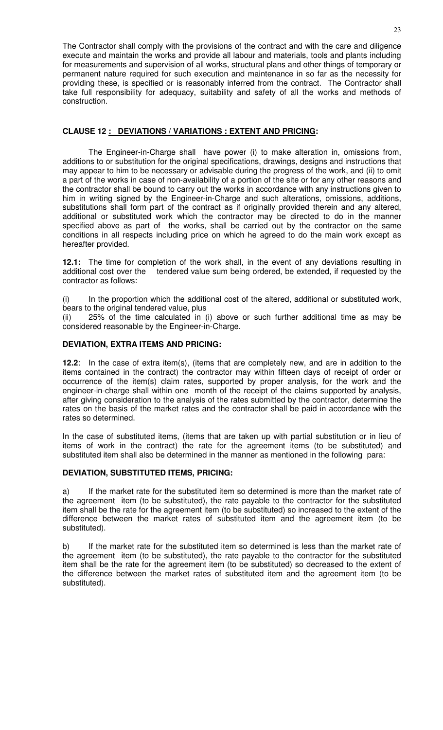The Contractor shall comply with the provisions of the contract and with the care and diligence execute and maintain the works and provide all labour and materials, tools and plants including for measurements and supervision of all works, structural plans and other things of temporary or permanent nature required for such execution and maintenance in so far as the necessity for providing these, is specified or is reasonably inferred from the contract. The Contractor shall take full responsibility for adequacy, suitability and safety of all the works and methods of construction.

### CLAUSE 12 : DEVIATIONS / VARIATIONS : EXTENT AND PRICING:

The Engineer-in-Charge shall have power (i) to make alteration in, omissions from, additions to or substitution for the original specifications, drawings, designs and instructions that may appear to him to be necessary or advisable during the progress of the work, and (ii) to omit a part of the works in case of non-availability of a portion of the site or for any other reasons and the contractor shall be bound to carry out the works in accordance with any instructions given to him in writing signed by the Engineer-in-Charge and such alterations, omissions, additions, substitutions shall form part of the contract as if originally provided therein and any altered, additional or substituted work which the contractor may be directed to do in the manner specified above as part of the works, shall be carried out by the contractor on the same conditions in all respects including price on which he agreed to do the main work except as hereafter provided.

**12.1:** The time for completion of the work shall, in the event of any deviations resulting in additional cost over the tendered value sum being ordered, be extended, if requested by the contractor as follows:

(i) In the proportion which the additional cost of the altered, additional or substituted work, bears to the original tendered value, plus

(ii) 25% of the time calculated in (i) above or such further additional time as may be considered reasonable by the Engineer-in-Charge.

### DEVIATION, EXTRA ITEMS AND PRICING:

**12.2**: In the case of extra item(s), (items that are completely new, and are in addition to the items contained in the contract) the contractor may within fifteen days of receipt of order or occurrence of the item(s) claim rates, supported by proper analysis, for the work and the engineer-in-charge shall within one month of the receipt of the claims supported by analysis, after giving consideration to the analysis of the rates submitted by the contractor, determine the rates on the basis of the market rates and the contractor shall be paid in accordance with the rates so determined.

In the case of substituted items, (items that are taken up with partial substitution or in lieu of items of work in the contract) the rate for the agreement items (to be substituted) and substituted item shall also be determined in the manner as mentioned in the following para:

### DEVIATION, SUBSTITUTED ITEMS, PRICING:

a) If the market rate for the substituted item so determined is more than the market rate of the agreement item (to be substituted), the rate payable to the contractor for the substituted item shall be the rate for the agreement item (to be substituted) so increased to the extent of the difference between the market rates of substituted item and the agreement item (to be substituted).

b) If the market rate for the substituted item so determined is less than the market rate of the agreement item (to be substituted), the rate payable to the contractor for the substituted item shall be the rate for the agreement item (to be substituted) so decreased to the extent of the difference between the market rates of substituted item and the agreement item (to be substituted).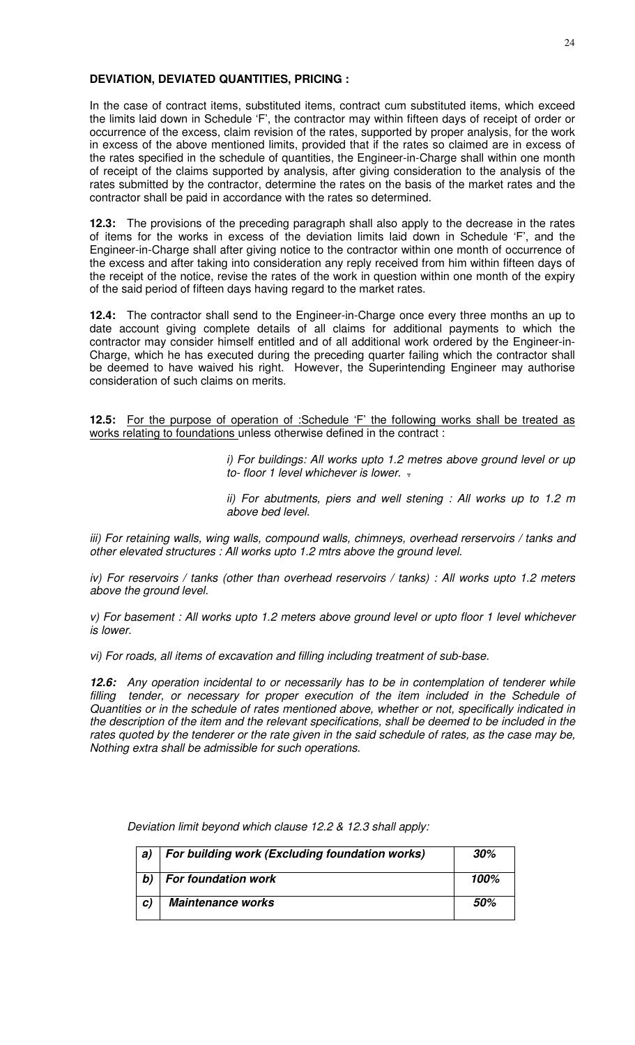**DEVIATION, DEVIATED QUANTITIES, PRICING :**

In the case of contract items, substituted items, contract cum substituted items, which exceed the limits laid down in Schedule 'F', the contractor may within fifteen days of receipt of order or occurrence of the excess, claim revision of the rates, supported by proper analysis, for the work in excess of the above mentioned limits, provided that if the rates so claimed are in excess of the rates specified in the schedule of quantities, the Engineer-in-Charge shall within one month of receipt of the claims supported by analysis, after giving consideration to the analysis of the rates submitted by the contractor, determine the rates on the basis of the market rates and the contractor shall be paid in accordance with the rates so determined.

**12.3:** The provisions of the preceding paragraph shall also apply to the decrease in the rates of items for the works in excess of the deviation limits laid down in Schedule 'F', and the Engineer-in-Charge shall after giving notice to the contractor within one month of occurrence of the excess and after taking into consideration any reply received from him within fifteen days of the receipt of the notice, revise the rates of the work in question within one month of the expiry of the said period of fifteen days having regard to the market rates.

**12.4:** The contractor shall send to the Engineer-in-Charge once every three months an up to date account giving complete details of all claims for additional payments to which the contractor may consider himself entitled and of all additional work ordered by the Engineer-in-Charge, which he has executed during the preceding quarter failing which the contractor shall be deemed to have waived his right. However, the Superintending Engineer may authorise consideration of such claims on merits.

**12.5:** <u>For the purpose of operation of :Schedule 'F' the following works shall be treated as works relating to foundations</u> unless otherwise defined in the contract :

*i) For buildings: All works upto 1.2 metres above ground level or up to- floor 1 level whichever is lower.*

*ii) For abutments, piers and well stening : All works up to 1.2 m above bed level.*

*iii) For retaining walls, wing walls, compound walls, chimneys, overhead rerservoirs / tanks and other elevated structures : All works upto 1.2 mtrs above the ground level.*

*iv) For reservoirs / tanks (other than overhead reservoirs / tanks) : All works upto 1.2 meters above the ground level.*

*v) For basement : All works upto 1.2 meters above ground level or upto floor 1 level whichever is lower.*

*vi) For roads, all items of excavation and filling including treatment of sub-base.*

***12.6:*** *Any operation incidental to or necessarily has to be in contemplation of tenderer while filling tender, or necessary for proper execution of the item included in the Schedule of Quantities or in the schedule of rates mentioned above, whether or not, specifically indicated in the description of the item and the relevant specifications, shall be deemed to be included in the rates quoted by the tenderer or the rate given in the said schedule of rates, as the case may be, Nothing extra shall be admissible for such operations.*

*Deviation limit beyond which clause 12.2 & 12.3 shall apply:*

| | | |
|---|---|---|
| ***a)*** | ***For building work (Excluding foundation works)*** | ***30%*** |
| ***b)*** | ***For foundation work*** | ***100%*** |
| ***c)*** | ***Maintenance works*** | ***50%*** |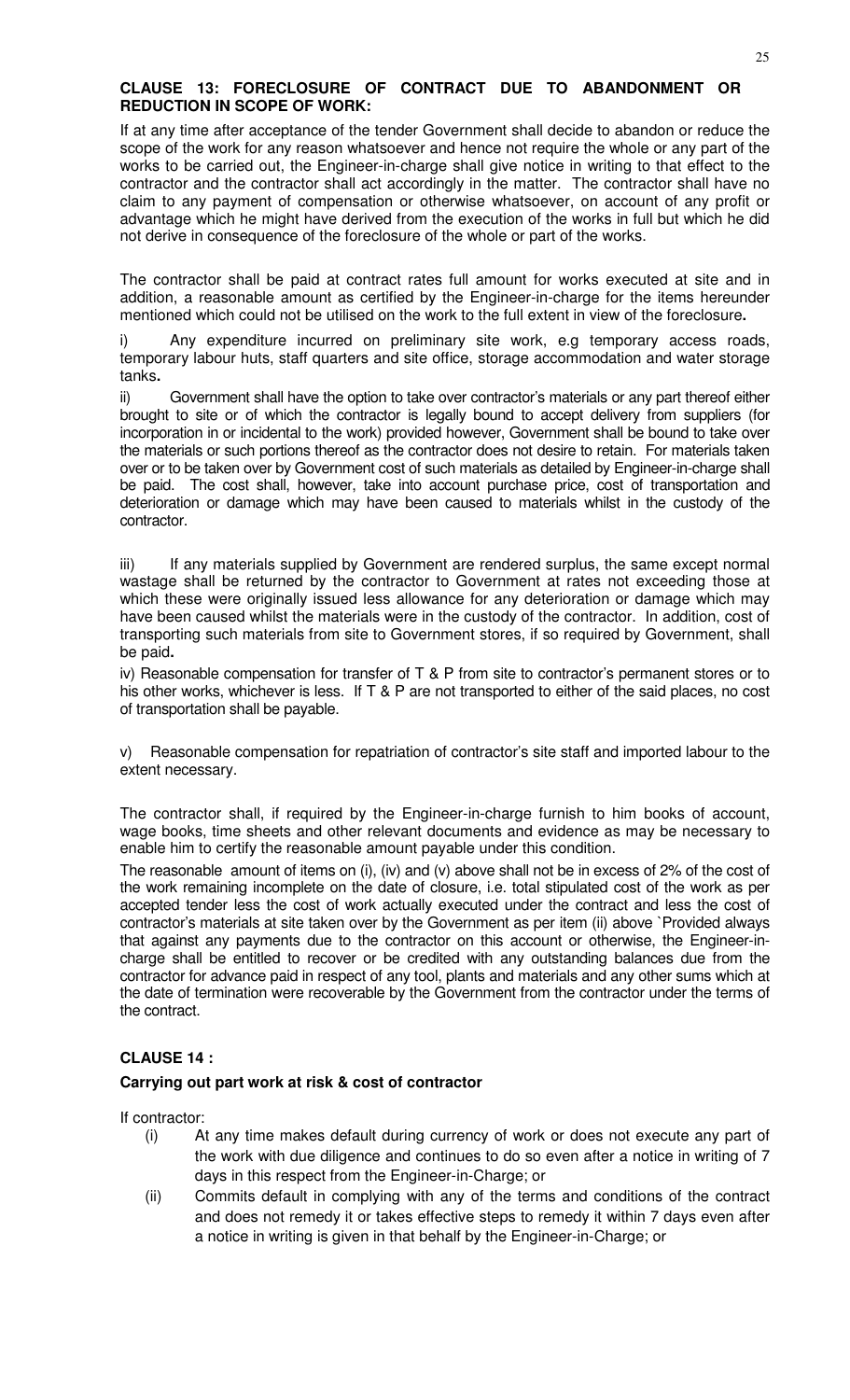## CLAUSE 13: FORECLOSURE OF CONTRACT DUE TO ABANDONMENT OR REDUCTION IN SCOPE OF WORK:

If at any time after acceptance of the tender Government shall decide to abandon or reduce the scope of the work for any reason whatsoever and hence not require the whole or any part of the works to be carried out, the Engineer-in-charge shall give notice in writing to that effect to the contractor and the contractor shall act accordingly in the matter. The contractor shall have no claim to any payment of compensation or otherwise whatsoever, on account of any profit or advantage which he might have derived from the execution of the works in full but which he did not derive in consequence of the foreclosure of the whole or part of the works.

The contractor shall be paid at contract rates full amount for works executed at site and in addition, a reasonable amount as certified by the Engineer-in-charge for the items hereunder mentioned which could not be utilised on the work to the full extent in view of the foreclosure**.**

i) Any expenditure incurred on preliminary site work, e.g temporary access roads, temporary labour huts, staff quarters and site office, storage accommodation and water storage tanks**.**

ii) Government shall have the option to take over contractor's materials or any part thereof either brought to site or of which the contractor is legally bound to accept delivery from suppliers (for incorporation in or incidental to the work) provided however, Government shall be bound to take over the materials or such portions thereof as the contractor does not desire to retain. For materials taken over or to be taken over by Government cost of such materials as detailed by Engineer-in-charge shall be paid. The cost shall, however, take into account purchase price, cost of transportation and deterioration or damage which may have been caused to materials whilst in the custody of the contractor.

iii) If any materials supplied by Government are rendered surplus, the same except normal wastage shall be returned by the contractor to Government at rates not exceeding those at which these were originally issued less allowance for any deterioration or damage which may have been caused whilst the materials were in the custody of the contractor. In addition, cost of transporting such materials from site to Government stores, if so required by Government, shall be paid**.**

iv) Reasonable compensation for transfer of T & P from site to contractor's permanent stores or to his other works, whichever is less. If T & P are not transported to either of the said places, no cost of transportation shall be payable.

v) Reasonable compensation for repatriation of contractor's site staff and imported labour to the extent necessary.

The contractor shall, if required by the Engineer-in-charge furnish to him books of account, wage books, time sheets and other relevant documents and evidence as may be necessary to enable him to certify the reasonable amount payable under this condition.

The reasonable amount of items on (i), (iv) and (v) above shall not be in excess of 2% of the cost of the work remaining incomplete on the date of closure, i.e. total stipulated cost of the work as per accepted tender less the cost of work actually executed under the contract and less the cost of contractor's materials at site taken over by the Government as per item (ii) above `Provided always that against any payments due to the contractor on this account or otherwise, the Engineer-in-charge shall be entitled to recover or be credited with any outstanding balances due from the contractor for advance paid in respect of any tool, plants and materials and any other sums which at the date of termination were recoverable by the Government from the contractor under the terms of the contract.

## CLAUSE 14 :

### Carrying out part work at risk & cost of contractor

If contractor:

(i) At any time makes default during currency of work or does not execute any part of the work with due diligence and continues to do so even after a notice in writing of 7 days in this respect from the Engineer-in-Charge; or

(ii) Commits default in complying with any of the terms and conditions of the contract and does not remedy it or takes effective steps to remedy it within 7 days even after a notice in writing is given in that behalf by the Engineer-in-Charge; or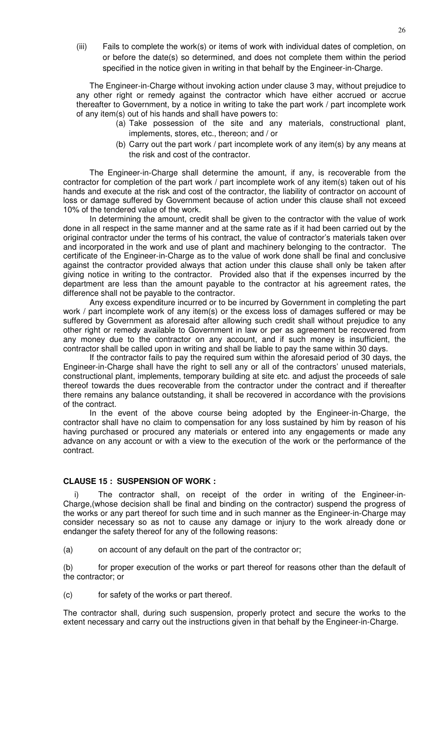(iii) Fails to complete the work(s) or items of work with individual dates of completion, on or before the date(s) so determined, and does not complete them within the period specified in the notice given in writing in that behalf by the Engineer-in-Charge.

The Engineer-in-Charge without invoking action under clause 3 may, without prejudice to any other right or remedy against the contractor which have either accrued or accrue thereafter to Government, by a notice in writing to take the part work / part incomplete work of any item(s) out of his hands and shall have powers to:

(a) Take possession of the site and any materials, constructional plant, implements, stores, etc., thereon; and / or

(b) Carry out the part work / part incomplete work of any item(s) by any means at the risk and cost of the contractor.

The Engineer-in-Charge shall determine the amount, if any, is recoverable from the contractor for completion of the part work / part incomplete work of any item(s) taken out of his hands and execute at the risk and cost of the contractor, the liability of contractor on account of loss or damage suffered by Government because of action under this clause shall not exceed 10% of the tendered value of the work.

In determining the amount, credit shall be given to the contractor with the value of work done in all respect in the same manner and at the same rate as if it had been carried out by the original contractor under the terms of his contract, the value of contractor's materials taken over and incorporated in the work and use of plant and machinery belonging to the contractor. The certificate of the Engineer-in-Charge as to the value of work done shall be final and conclusive against the contractor provided always that action under this clause shall only be taken after giving notice in writing to the contractor. Provided also that if the expenses incurred by the department are less than the amount payable to the contractor at his agreement rates, the difference shall not be payable to the contractor.

Any excess expenditure incurred or to be incurred by Government in completing the part work / part incomplete work of any item(s) or the excess loss of damages suffered or may be suffered by Government as aforesaid after allowing such credit shall without prejudice to any other right or remedy available to Government in law or per as agreement be recovered from any money due to the contractor on any account, and if such money is insufficient, the contractor shall be called upon in writing and shall be liable to pay the same within 30 days.

If the contractor fails to pay the required sum within the aforesaid period of 30 days, the Engineer-in-Charge shall have the right to sell any or all of the contractors' unused materials, constructional plant, implements, temporary building at site etc. and adjust the proceeds of sale thereof towards the dues recoverable from the contractor under the contract and if thereafter there remains any balance outstanding, it shall be recovered in accordance with the provisions of the contract.

In the event of the above course being adopted by the Engineer-in-Charge, the contractor shall have no claim to compensation for any loss sustained by him by reason of his having purchased or procured any materials or entered into any engagements or made any advance on any account or with a view to the execution of the work or the performance of the contract.

**CLAUSE 15 : SUSPENSION OF WORK :**

i) The contractor shall, on receipt of the order in writing of the Engineer-in-Charge,(whose decision shall be final and binding on the contractor) suspend the progress of the works or any part thereof for such time and in such manner as the Engineer-in-Charge may consider necessary so as not to cause any damage or injury to the work already done or endanger the safety thereof for any of the following reasons:

(a) on account of any default on the part of the contractor or;

(b) for proper execution of the works or part thereof for reasons other than the default of the contractor; or

(c) for safety of the works or part thereof.

The contractor shall, during such suspension, properly protect and secure the works to the extent necessary and carry out the instructions given in that behalf by the Engineer-in-Charge.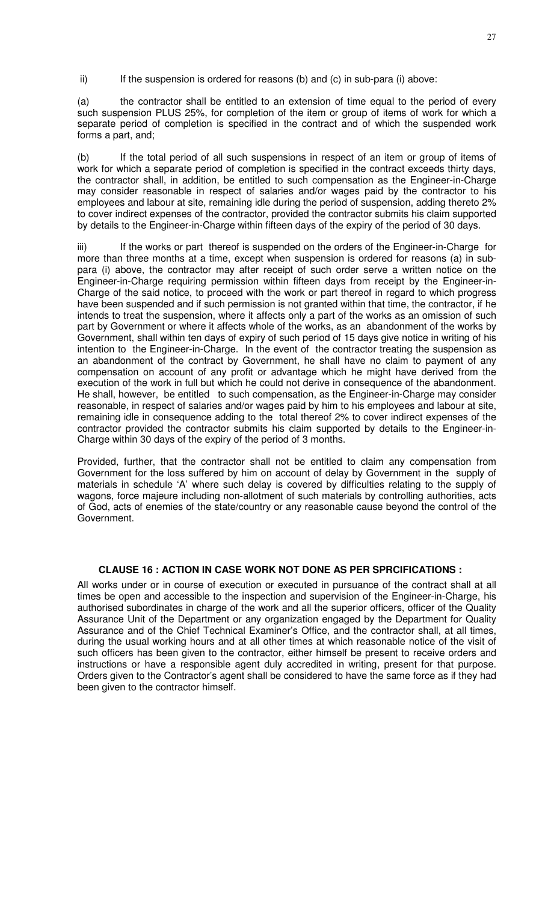ii) If the suspension is ordered for reasons (b) and (c) in sub-para (i) above:

(a) the contractor shall be entitled to an extension of time equal to the period of every such suspension PLUS 25%, for completion of the item or group of items of work for which a separate period of completion is specified in the contract and of which the suspended work forms a part, and;

(b) If the total period of all such suspensions in respect of an item or group of items of work for which a separate period of completion is specified in the contract exceeds thirty days, the contractor shall, in addition, be entitled to such compensation as the Engineer-in-Charge may consider reasonable in respect of salaries and/or wages paid by the contractor to his employees and labour at site, remaining idle during the period of suspension, adding thereto 2% to cover indirect expenses of the contractor, provided the contractor submits his claim supported by details to the Engineer-in-Charge within fifteen days of the expiry of the period of 30 days.

iii) If the works or part thereof is suspended on the orders of the Engineer-in-Charge for more than three months at a time, except when suspension is ordered for reasons (a) in sub-para (i) above, the contractor may after receipt of such order serve a written notice on the Engineer-in-Charge requiring permission within fifteen days from receipt by the Engineer-in-Charge of the said notice, to proceed with the work or part thereof in regard to which progress have been suspended and if such permission is not granted within that time, the contractor, if he intends to treat the suspension, where it affects only a part of the works as an omission of such part by Government or where it affects whole of the works, as an abandonment of the works by Government, shall within ten days of expiry of such period of 15 days give notice in writing of his intention to the Engineer-in-Charge. In the event of the contractor treating the suspension as an abandonment of the contract by Government, he shall have no claim to payment of any compensation on account of any profit or advantage which he might have derived from the execution of the work in full but which he could not derive in consequence of the abandonment. He shall, however, be entitled to such compensation, as the Engineer-in-Charge may consider reasonable, in respect of salaries and/or wages paid by him to his employees and labour at site, remaining idle in consequence adding to the total thereof 2% to cover indirect expenses of the contractor provided the contractor submits his claim supported by details to the Engineer-in-Charge within 30 days of the expiry of the period of 3 months.

Provided, further, that the contractor shall not be entitled to claim any compensation from Government for the loss suffered by him on account of delay by Government in the supply of materials in schedule 'A' where such delay is covered by difficulties relating to the supply of wagons, force majeure including non-allotment of such materials by controlling authorities, acts of God, acts of enemies of the state/country or any reasonable cause beyond the control of the Government.

## CLAUSE 16 : ACTION IN CASE WORK NOT DONE AS PER SPRCIFICATIONS :

All works under or in course of execution or executed in pursuance of the contract shall at all times be open and accessible to the inspection and supervision of the Engineer-in-Charge, his authorised subordinates in charge of the work and all the superior officers, officer of the Quality Assurance Unit of the Department or any organization engaged by the Department for Quality Assurance and of the Chief Technical Examiner's Office, and the contractor shall, at all times, during the usual working hours and at all other times at which reasonable notice of the visit of such officers has been given to the contractor, either himself be present to receive orders and instructions or have a responsible agent duly accredited in writing, present for that purpose. Orders given to the Contractor's agent shall be considered to have the same force as if they had been given to the contractor himself.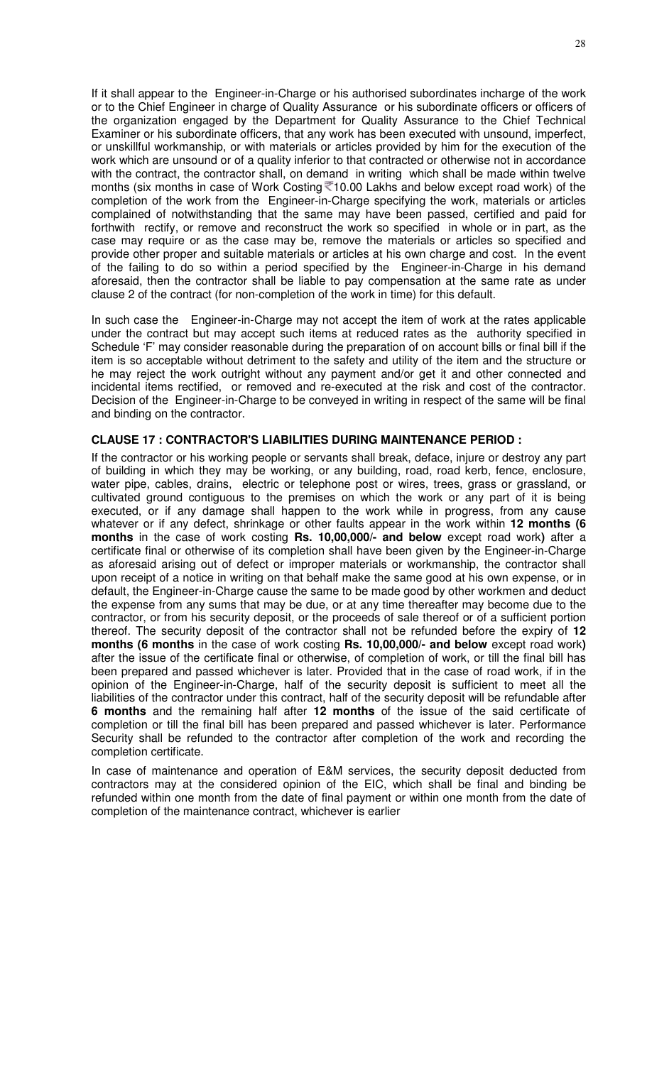If it shall appear to the Engineer-in-Charge or his authorised subordinates incharge of the work or to the Chief Engineer in charge of Quality Assurance or his subordinate officers or officers of the organization engaged by the Department for Quality Assurance to the Chief Technical Examiner or his subordinate officers, that any work has been executed with unsound, imperfect, or unskillful workmanship, or with materials or articles provided by him for the execution of the work which are unsound or of a quality inferior to that contracted or otherwise not in accordance with the contract, the contractor shall, on demand in writing which shall be made within twelve months (six months in case of Work Costing ₹10.00 Lakhs and below except road work) of the completion of the work from the Engineer-in-Charge specifying the work, materials or articles complained of notwithstanding that the same may have been passed, certified and paid for forthwith rectify, or remove and reconstruct the work so specified in whole or in part, as the case may require or as the case may be, remove the materials or articles so specified and provide other proper and suitable materials or articles at his own charge and cost. In the event of the failing to do so within a period specified by the Engineer-in-Charge in his demand aforesaid, then the contractor shall be liable to pay compensation at the same rate as under clause 2 of the contract (for non-completion of the work in time) for this default.

In such case the Engineer-in-Charge may not accept the item of work at the rates applicable under the contract but may accept such items at reduced rates as the authority specified in Schedule 'F' may consider reasonable during the preparation of on account bills or final bill if the item is so acceptable without detriment to the safety and utility of the item and the structure or he may reject the work outright without any payment and/or get it and other connected and incidental items rectified, or removed and re-executed at the risk and cost of the contractor. Decision of the Engineer-in-Charge to be conveyed in writing in respect of the same will be final and binding on the contractor.

### CLAUSE 17 : CONTRACTOR'S LIABILITIES DURING MAINTENANCE PERIOD :

If the contractor or his working people or servants shall break, deface, injure or destroy any part of building in which they may be working, or any building, road, road kerb, fence, enclosure, water pipe, cables, drains, electric or telephone post or wires, trees, grass or grassland, or cultivated ground contiguous to the premises on which the work or any part of it is being executed, or if any damage shall happen to the work while in progress, from any cause whatever or if any defect, shrinkage or other faults appear in the work within **12 months (6 months** in the case of work costing **Rs. 10,00,000/- and below** except road work**)** after a certificate final or otherwise of its completion shall have been given by the Engineer-in-Charge as aforesaid arising out of defect or improper materials or workmanship, the contractor shall upon receipt of a notice in writing on that behalf make the same good at his own expense, or in default, the Engineer-in-Charge cause the same to be made good by other workmen and deduct the expense from any sums that may be due, or at any time thereafter may become due to the contractor, or from his security deposit, or the proceeds of sale thereof or of a sufficient portion thereof. The security deposit of the contractor shall not be refunded before the expiry of **12 months (6 months** in the case of work costing **Rs. 10,00,000/- and below** except road work**)** after the issue of the certificate final or otherwise, of completion of work, or till the final bill has been prepared and passed whichever is later. Provided that in the case of road work, if in the opinion of the Engineer-in-Charge, half of the security deposit is sufficient to meet all the liabilities of the contractor under this contract, half of the security deposit will be refundable after **6 months** and the remaining half after **12 months** of the issue of the said certificate of completion or till the final bill has been prepared and passed whichever is later. Performance Security shall be refunded to the contractor after completion of the work and recording the completion certificate.

In case of maintenance and operation of E&M services, the security deposit deducted from contractors may at the considered opinion of the EIC, which shall be final and binding be refunded within one month from the date of final payment or within one month from the date of completion of the maintenance contract, whichever is earlier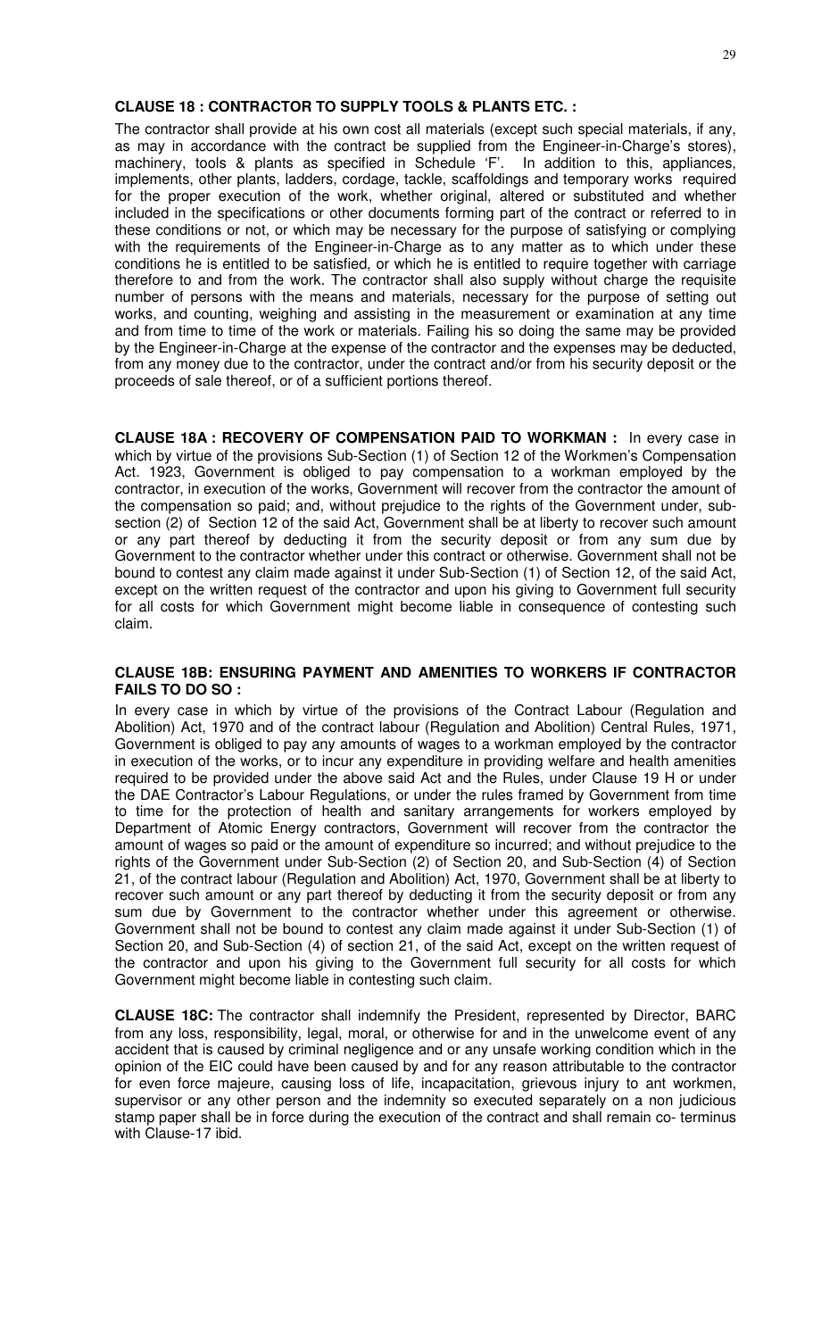**CLAUSE 18 : CONTRACTOR TO SUPPLY TOOLS & PLANTS ETC. :**

The contractor shall provide at his own cost all materials (except such special materials, if any, as may in accordance with the contract be supplied from the Engineer-in-Charge's stores), machinery, tools & plants as specified in Schedule 'F'. In addition to this, appliances, implements, other plants, ladders, cordage, tackle, scaffoldings and temporary works required for the proper execution of the work, whether original, altered or substituted and whether included in the specifications or other documents forming part of the contract or referred to in these conditions or not, or which may be necessary for the purpose of satisfying or complying with the requirements of the Engineer-in-Charge as to any matter as to which under these conditions he is entitled to be satisfied, or which he is entitled to require together with carriage therefore to and from the work. The contractor shall also supply without charge the requisite number of persons with the means and materials, necessary for the purpose of setting out works, and counting, weighing and assisting in the measurement or examination at any time and from time to time of the work or materials. Failing his so doing the same may be provided by the Engineer-in-Charge at the expense of the contractor and the expenses may be deducted, from any money due to the contractor, under the contract and/or from his security deposit or the proceeds of sale thereof, or of a sufficient portions thereof.

**CLAUSE 18A : RECOVERY OF COMPENSATION PAID TO WORKMAN :** In every case in which by virtue of the provisions Sub-Section (1) of Section 12 of the Workmen's Compensation Act. 1923, Government is obliged to pay compensation to a workman employed by the contractor, in execution of the works, Government will recover from the contractor the amount of the compensation so paid; and, without prejudice to the rights of the Government under, sub-section (2) of Section 12 of the said Act, Government shall be at liberty to recover such amount or any part thereof by deducting it from the security deposit or from any sum due by Government to the contractor whether under this contract or otherwise. Government shall not be bound to contest any claim made against it under Sub-Section (1) of Section 12, of the said Act, except on the written request of the contractor and upon his giving to Government full security for all costs for which Government might become liable in consequence of contesting such claim.

**CLAUSE 18B: ENSURING PAYMENT AND AMENITIES TO WORKERS IF CONTRACTOR FAILS TO DO SO :**

In every case in which by virtue of the provisions of the Contract Labour (Regulation and Abolition) Act, 1970 and of the contract labour (Regulation and Abolition) Central Rules, 1971, Government is obliged to pay any amounts of wages to a workman employed by the contractor in execution of the works, or to incur any expenditure in providing welfare and health amenities required to be provided under the above said Act and the Rules, under Clause 19 H or under the DAE Contractor's Labour Regulations, or under the rules framed by Government from time to time for the protection of health and sanitary arrangements for workers employed by Department of Atomic Energy contractors, Government will recover from the contractor the amount of wages so paid or the amount of expenditure so incurred; and without prejudice to the rights of the Government under Sub-Section (2) of Section 20, and Sub-Section (4) of Section 21, of the contract labour (Regulation and Abolition) Act, 1970, Government shall be at liberty to recover such amount or any part thereof by deducting it from the security deposit or from any sum due by Government to the contractor whether under this agreement or otherwise. Government shall not be bound to contest any claim made against it under Sub-Section (1) of Section 20, and Sub-Section (4) of section 21, of the said Act, except on the written request of the contractor and upon his giving to the Government full security for all costs for which Government might become liable in contesting such claim.

**CLAUSE 18C:** The contractor shall indemnify the President, represented by Director, BARC from any loss, responsibility, legal, moral, or otherwise for and in the unwelcome event of any accident that is caused by criminal negligence and or any unsafe working condition which in the opinion of the EIC could have been caused by and for any reason attributable to the contractor for even force majeure, causing loss of life, incapacitation, grievous injury to ant workmen, supervisor or any other person and the indemnity so executed separately on a non judicious stamp paper shall be in force during the execution of the contract and shall remain co- terminus with Clause-17 ibid.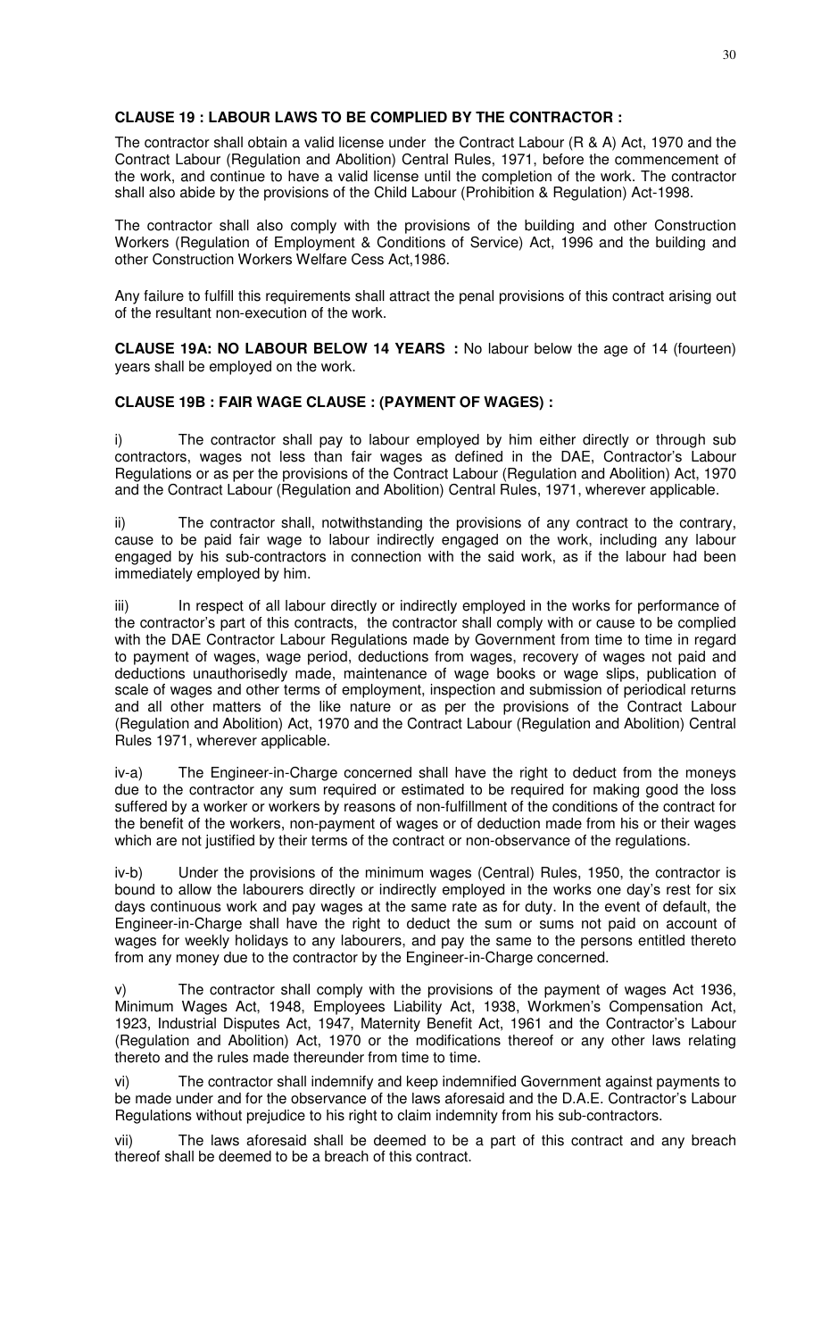**CLAUSE 19 : LABOUR LAWS TO BE COMPLIED BY THE CONTRACTOR :**

The contractor shall obtain a valid license under the Contract Labour (R & A) Act, 1970 and the Contract Labour (Regulation and Abolition) Central Rules, 1971, before the commencement of the work, and continue to have a valid license until the completion of the work. The contractor shall also abide by the provisions of the Child Labour (Prohibition & Regulation) Act-1998.

The contractor shall also comply with the provisions of the building and other Construction Workers (Regulation of Employment & Conditions of Service) Act, 1996 and the building and other Construction Workers Welfare Cess Act,1986.

Any failure to fulfill this requirements shall attract the penal provisions of this contract arising out of the resultant non-execution of the work.

**CLAUSE 19A: NO LABOUR BELOW 14 YEARS :** No labour below the age of 14 (fourteen) years shall be employed on the work.

**CLAUSE 19B : FAIR WAGE CLAUSE : (PAYMENT OF WAGES) :**

i) The contractor shall pay to labour employed by him either directly or through sub contractors, wages not less than fair wages as defined in the DAE, Contractor's Labour Regulations or as per the provisions of the Contract Labour (Regulation and Abolition) Act, 1970 and the Contract Labour (Regulation and Abolition) Central Rules, 1971, wherever applicable.

ii) The contractor shall, notwithstanding the provisions of any contract to the contrary, cause to be paid fair wage to labour indirectly engaged on the work, including any labour engaged by his sub-contractors in connection with the said work, as if the labour had been immediately employed by him.

iii) In respect of all labour directly or indirectly employed in the works for performance of the contractor's part of this contracts, the contractor shall comply with or cause to be complied with the DAE Contractor Labour Regulations made by Government from time to time in regard to payment of wages, wage period, deductions from wages, recovery of wages not paid and deductions unauthorisedly made, maintenance of wage books or wage slips, publication of scale of wages and other terms of employment, inspection and submission of periodical returns and all other matters of the like nature or as per the provisions of the Contract Labour (Regulation and Abolition) Act, 1970 and the Contract Labour (Regulation and Abolition) Central Rules 1971, wherever applicable.

iv-a) The Engineer-in-Charge concerned shall have the right to deduct from the moneys due to the contractor any sum required or estimated to be required for making good the loss suffered by a worker or workers by reasons of non-fulfillment of the conditions of the contract for the benefit of the workers, non-payment of wages or of deduction made from his or their wages which are not justified by their terms of the contract or non-observance of the regulations.

iv-b) Under the provisions of the minimum wages (Central) Rules, 1950, the contractor is bound to allow the labourers directly or indirectly employed in the works one day's rest for six days continuous work and pay wages at the same rate as for duty. In the event of default, the Engineer-in-Charge shall have the right to deduct the sum or sums not paid on account of wages for weekly holidays to any labourers, and pay the same to the persons entitled thereto from any money due to the contractor by the Engineer-in-Charge concerned.

v) The contractor shall comply with the provisions of the payment of wages Act 1936, Minimum Wages Act, 1948, Employees Liability Act, 1938, Workmen's Compensation Act, 1923, Industrial Disputes Act, 1947, Maternity Benefit Act, 1961 and the Contractor's Labour (Regulation and Abolition) Act, 1970 or the modifications thereof or any other laws relating thereto and the rules made thereunder from time to time.

vi) The contractor shall indemnify and keep indemnified Government against payments to be made under and for the observance of the laws aforesaid and the D.A.E. Contractor's Labour Regulations without prejudice to his right to claim indemnity from his sub-contractors.

vii) The laws aforesaid shall be deemed to be a part of this contract and any breach thereof shall be deemed to be a breach of this contract.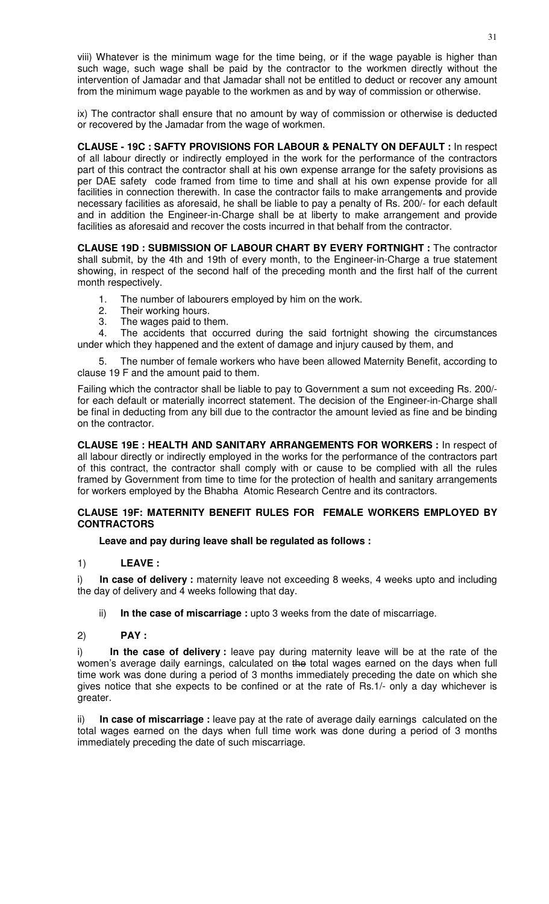viii) Whatever is the minimum wage for the time being, or if the wage payable is higher than such wage, such wage shall be paid by the contractor to the workmen directly without the intervention of Jamadar and that Jamadar shall not be entitled to deduct or recover any amount from the minimum wage payable to the workmen as and by way of commission or otherwise.

ix) The contractor shall ensure that no amount by way of commission or otherwise is deducted or recovered by the Jamadar from the wage of workmen.

**CLAUSE - 19C : SAFTY PROVISIONS FOR LABOUR & PENALTY ON DEFAULT :** In respect of all labour directly or indirectly employed in the work for the performance of the contractors part of this contract the contractor shall at his own expense arrange for the safety provisions as per DAE safety code framed from time to time and shall at his own expense provide for all facilities in connection therewith. In case the contractor fails to make arrangements and provide necessary facilities as aforesaid, he shall be liable to pay a penalty of Rs. 200/- for each default and in addition the Engineer-in-Charge shall be at liberty to make arrangement and provide facilities as aforesaid and recover the costs incurred in that behalf from the contractor.

**CLAUSE 19D : SUBMISSION OF LABOUR CHART BY EVERY FORTNIGHT :** The contractor shall submit, by the 4th and 19th of every month, to the Engineer-in-Charge a true statement showing, in respect of the second half of the preceding month and the first half of the current month respectively.

1. The number of labourers employed by him on the work.
2. Their working hours.
3. The wages paid to them.
4. The accidents that occurred during the said fortnight showing the circumstances under which they happened and the extent of damage and injury caused by them, and
5. The number of female workers who have been allowed Maternity Benefit, according to clause 19 F and the amount paid to them.

Failing which the contractor shall be liable to pay to Government a sum not exceeding Rs. 200/- for each default or materially incorrect statement. The decision of the Engineer-in-Charge shall be final in deducting from any bill due to the contractor the amount levied as fine and be binding on the contractor.

**CLAUSE 19E : HEALTH AND SANITARY ARRANGEMENTS FOR WORKERS :** In respect of all labour directly or indirectly employed in the works for the performance of the contractors part of this contract, the contractor shall comply with or cause to be complied with all the rules framed by Government from time to time for the protection of health and sanitary arrangements for workers employed by the Bhabha Atomic Research Centre and its contractors.

**CLAUSE 19F: MATERNITY BENEFIT RULES FOR FEMALE WORKERS EMPLOYED BY CONTRACTORS**

**Leave and pay during leave shall be regulated as follows :**

1) **LEAVE :**

i) **In case of delivery :** maternity leave not exceeding 8 weeks, 4 weeks upto and including the day of delivery and 4 weeks following that day.

ii) **In the case of miscarriage :** upto 3 weeks from the date of miscarriage.

2) **PAY :**

i) **In the case of delivery :** leave pay during maternity leave will be at the rate of the women's average daily earnings, calculated on the total wages earned on the days when full time work was done during a period of 3 months immediately preceding the date on which she gives notice that she expects to be confined or at the rate of Rs.1/- only a day whichever is greater.

ii) **In case of miscarriage :** leave pay at the rate of average daily earnings calculated on the total wages earned on the days when full time work was done during a period of 3 months immediately preceding the date of such miscarriage.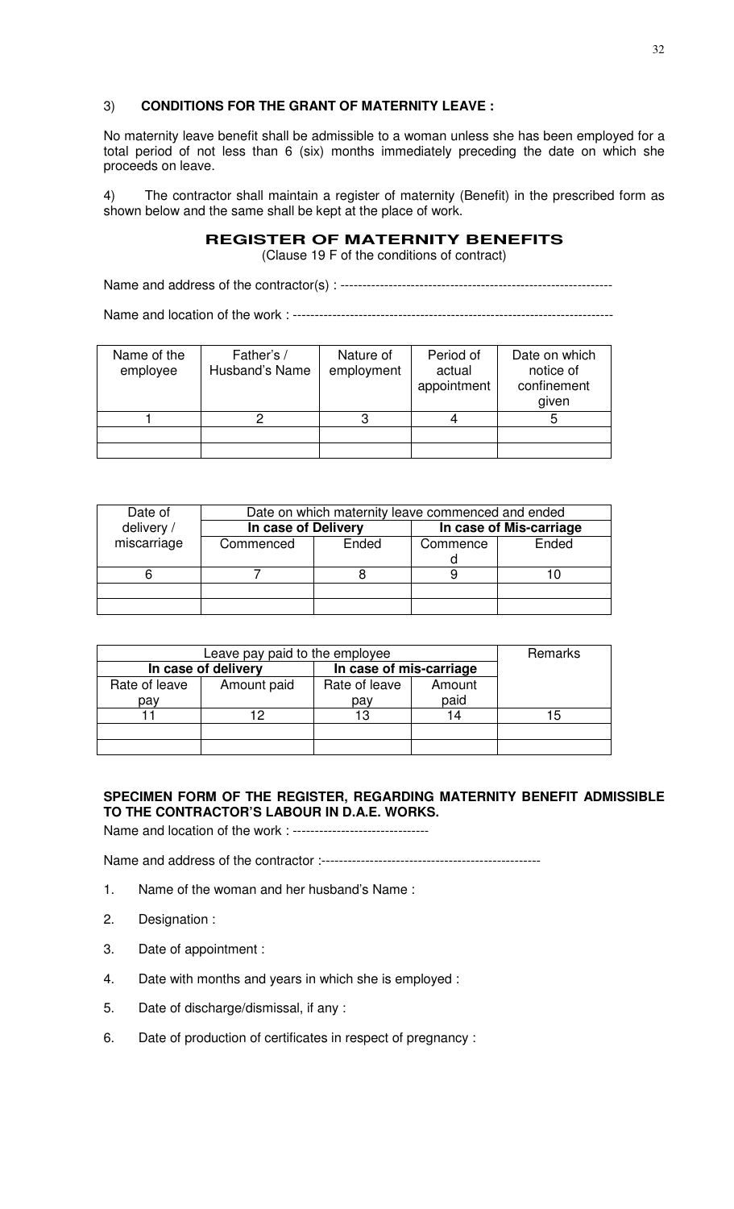3) **CONDITIONS FOR THE GRANT OF MATERNITY LEAVE :**

No maternity leave benefit shall be admissible to a woman unless she has been employed for a total period of not less than 6 (six) months immediately preceding the date on which she proceeds on leave.

4) The contractor shall maintain a register of maternity (Benefit) in the prescribed form as shown below and the same shall be kept at the place of work.

## REGISTER OF MATERNITY BENEFITS

(Clause 19 F of the conditions of contract)

Name and address of the contractor(s) : ---------------------------------------------------------------

Name and location of the work : ------------------------------------------------------------------------

| Name of the employee | Father's / Husband's Name | Nature of employment | Period of actual appointment | Date on which notice of confinement given |
|---|---|---|---|---|
| 1 | 2 | 3 | 4 | 5 |
| | | | | |
| | | | | |

| Date of delivery / miscarriage | Date on which maternity leave commenced and ended | | | |
|---|---|---|---|---|
| | In case of Delivery | | In case of Mis-carriage | |
| | Commenced | Ended | Commenced | Ended |
| 6 | 7 | 8 | 9 | 10 |
| | | | | |
| | | | | |

| Leave pay paid to the employee | | | | Remarks |
|---|---|---|---|---|
| In case of delivery | | In case of mis-carriage | | |
| Rate of leave pay | Amount paid | Rate of leave pay | Amount paid | |
| 11 | 12 | 13 | 14 | 15 |
| | | | | |
| | | | | |

**SPECIMEN FORM OF THE REGISTER, REGARDING MATERNITY BENEFIT ADMISSIBLE TO THE CONTRACTOR'S LABOUR IN D.A.E. WORKS.**

Name and location of the work : -------------------------------

Name and address of the contractor :--------------------------------------------------

1. Name of the woman and her husband's Name :
2. Designation :
3. Date of appointment :
4. Date with months and years in which she is employed :
5. Date of discharge/dismissal, if any :
6. Date of production of certificates in respect of pregnancy :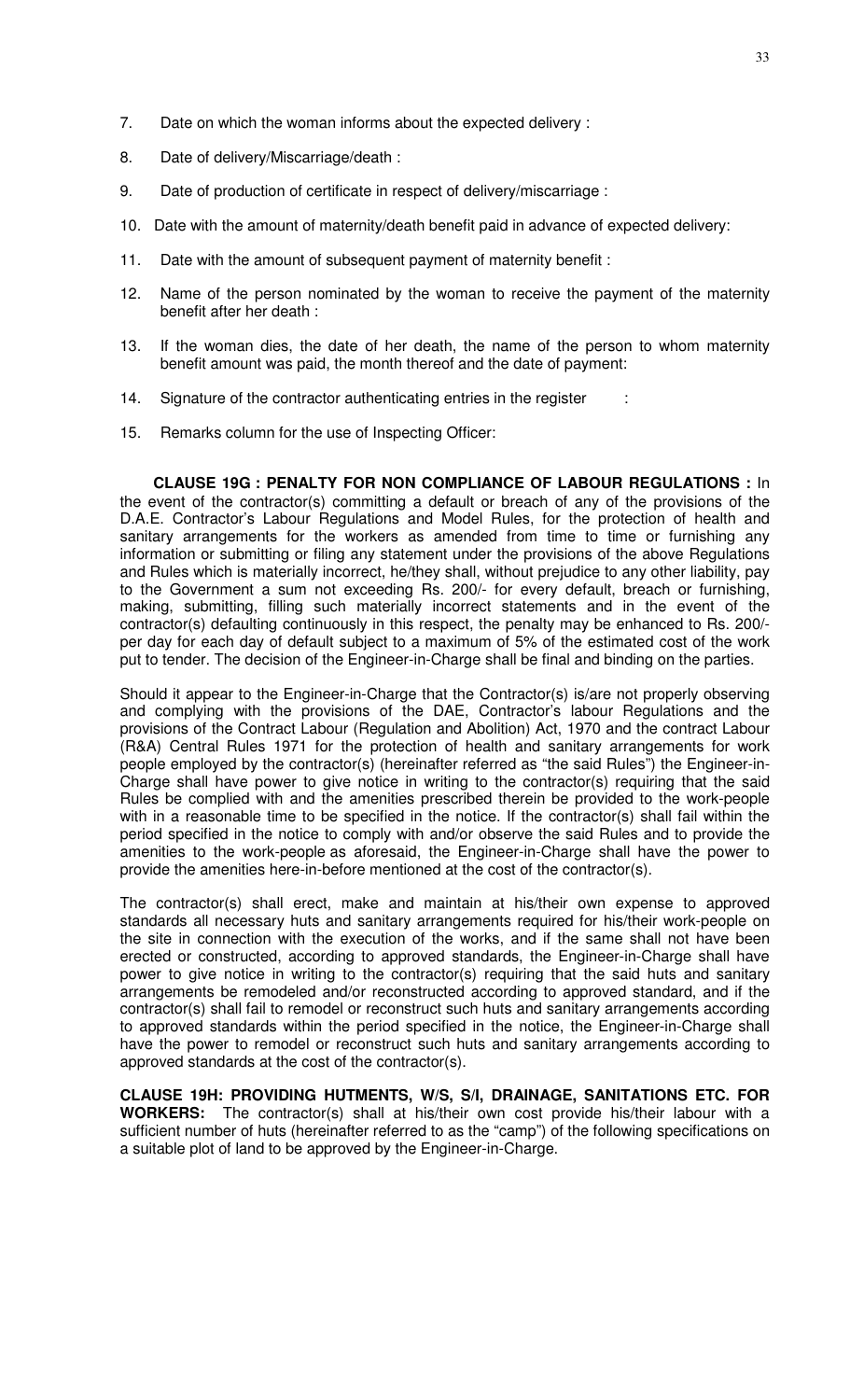7. Date on which the woman informs about the expected delivery :

8. Date of delivery/Miscarriage/death :

9. Date of production of certificate in respect of delivery/miscarriage :

10. Date with the amount of maternity/death benefit paid in advance of expected delivery:

11. Date with the amount of subsequent payment of maternity benefit :

12. Name of the person nominated by the woman to receive the payment of the maternity benefit after her death :

13. If the woman dies, the date of her death, the name of the person to whom maternity benefit amount was paid, the month thereof and the date of payment:

14. Signature of the contractor authenticating entries in the register :

15. Remarks column for the use of Inspecting Officer:

**CLAUSE 19G : PENALTY FOR NON COMPLIANCE OF LABOUR REGULATIONS :** In the event of the contractor(s) committing a default or breach of any of the provisions of the D.A.E. Contractor's Labour Regulations and Model Rules, for the protection of health and sanitary arrangements for the workers as amended from time to time or furnishing any information or submitting or filing any statement under the provisions of the above Regulations and Rules which is materially incorrect, he/they shall, without prejudice to any other liability, pay to the Government a sum not exceeding Rs. 200/- for every default, breach or furnishing, making, submitting, filling such materially incorrect statements and in the event of the contractor(s) defaulting continuously in this respect, the penalty may be enhanced to Rs. 200/- per day for each day of default subject to a maximum of 5% of the estimated cost of the work put to tender. The decision of the Engineer-in-Charge shall be final and binding on the parties.

Should it appear to the Engineer-in-Charge that the Contractor(s) is/are not properly observing and complying with the provisions of the DAE, Contractor's labour Regulations and the provisions of the Contract Labour (Regulation and Abolition) Act, 1970 and the contract Labour (R&A) Central Rules 1971 for the protection of health and sanitary arrangements for work people employed by the contractor(s) (hereinafter referred as "the said Rules") the Engineer-in-Charge shall have power to give notice in writing to the contractor(s) requiring that the said Rules be complied with and the amenities prescribed therein be provided to the work-people with in a reasonable time to be specified in the notice. If the contractor(s) shall fail within the period specified in the notice to comply with and/or observe the said Rules and to provide the amenities to the work-people as aforesaid, the Engineer-in-Charge shall have the power to provide the amenities here-in-before mentioned at the cost of the contractor(s).

The contractor(s) shall erect, make and maintain at his/their own expense to approved standards all necessary huts and sanitary arrangements required for his/their work-people on the site in connection with the execution of the works, and if the same shall not have been erected or constructed, according to approved standards, the Engineer-in-Charge shall have power to give notice in writing to the contractor(s) requiring that the said huts and sanitary arrangements be remodeled and/or reconstructed according to approved standard, and if the contractor(s) shall fail to remodel or reconstruct such huts and sanitary arrangements according to approved standards within the period specified in the notice, the Engineer-in-Charge shall have the power to remodel or reconstruct such huts and sanitary arrangements according to approved standards at the cost of the contractor(s).

**CLAUSE 19H: PROVIDING HUTMENTS, W/S, S/I, DRAINAGE, SANITATIONS ETC. FOR WORKERS:** The contractor(s) shall at his/their own cost provide his/their labour with a sufficient number of huts (hereinafter referred to as the "camp") of the following specifications on a suitable plot of land to be approved by the Engineer-in-Charge.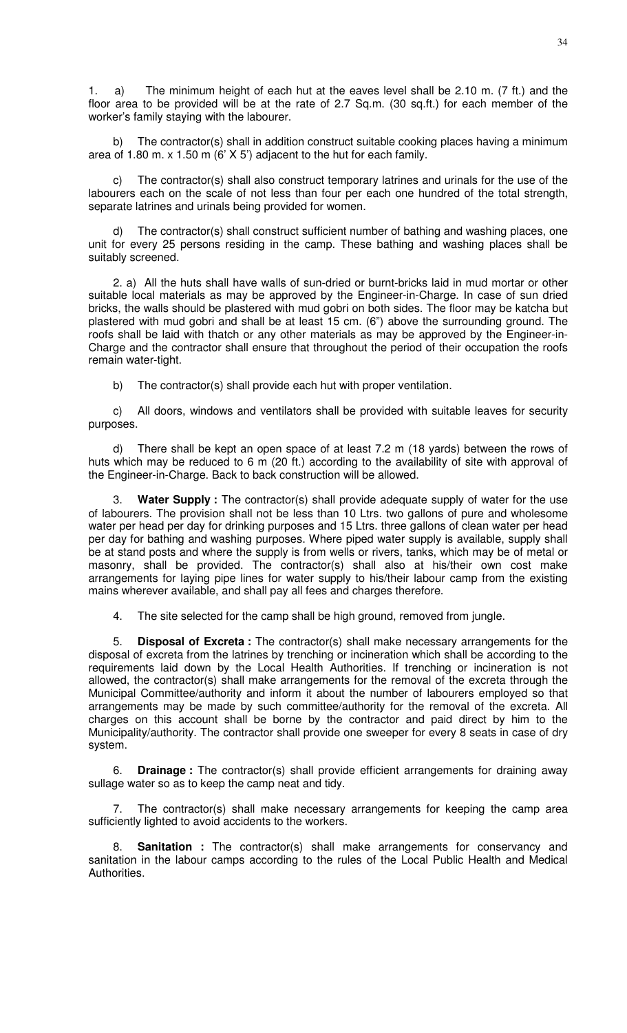1. a) The minimum height of each hut at the eaves level shall be 2.10 m. (7 ft.) and the floor area to be provided will be at the rate of 2.7 Sq.m. (30 sq.ft.) for each member of the worker's family staying with the labourer.

b) The contractor(s) shall in addition construct suitable cooking places having a minimum area of 1.80 m. x 1.50 m (6' X 5') adjacent to the hut for each family.

c) The contractor(s) shall also construct temporary latrines and urinals for the use of the labourers each on the scale of not less than four per each one hundred of the total strength, separate latrines and urinals being provided for women.

d) The contractor(s) shall construct sufficient number of bathing and washing places, one unit for every 25 persons residing in the camp. These bathing and washing places shall be suitably screened.

2. a) All the huts shall have walls of sun-dried or burnt-bricks laid in mud mortar or other suitable local materials as may be approved by the Engineer-in-Charge. In case of sun dried bricks, the walls should be plastered with mud gobri on both sides. The floor may be katcha but plastered with mud gobri and shall be at least 15 cm. (6") above the surrounding ground. The roofs shall be laid with thatch or any other materials as may be approved by the Engineer-in-Charge and the contractor shall ensure that throughout the period of their occupation the roofs remain water-tight.

b) The contractor(s) shall provide each hut with proper ventilation.

c) All doors, windows and ventilators shall be provided with suitable leaves for security purposes.

d) There shall be kept an open space of at least 7.2 m (18 yards) between the rows of huts which may be reduced to 6 m (20 ft.) according to the availability of site with approval of the Engineer-in-Charge. Back to back construction will be allowed.

3. **Water Supply :** The contractor(s) shall provide adequate supply of water for the use of labourers. The provision shall not be less than 10 Ltrs. two gallons of pure and wholesome water per head per day for drinking purposes and 15 Ltrs. three gallons of clean water per head per day for bathing and washing purposes. Where piped water supply is available, supply shall be at stand posts and where the supply is from wells or rivers, tanks, which may be of metal or masonry, shall be provided. The contractor(s) shall also at his/their own cost make arrangements for laying pipe lines for water supply to his/their labour camp from the existing mains wherever available, and shall pay all fees and charges therefore.

4. The site selected for the camp shall be high ground, removed from jungle.

5. **Disposal of Excreta :** The contractor(s) shall make necessary arrangements for the disposal of excreta from the latrines by trenching or incineration which shall be according to the requirements laid down by the Local Health Authorities. If trenching or incineration is not allowed, the contractor(s) shall make arrangements for the removal of the excreta through the Municipal Committee/authority and inform it about the number of labourers employed so that arrangements may be made by such committee/authority for the removal of the excreta. All charges on this account shall be borne by the contractor and paid direct by him to the Municipality/authority. The contractor shall provide one sweeper for every 8 seats in case of dry system.

6. **Drainage :** The contractor(s) shall provide efficient arrangements for draining away sullage water so as to keep the camp neat and tidy.

7. The contractor(s) shall make necessary arrangements for keeping the camp area sufficiently lighted to avoid accidents to the workers.

8. **Sanitation :** The contractor(s) shall make arrangements for conservancy and sanitation in the labour camps according to the rules of the Local Public Health and Medical Authorities.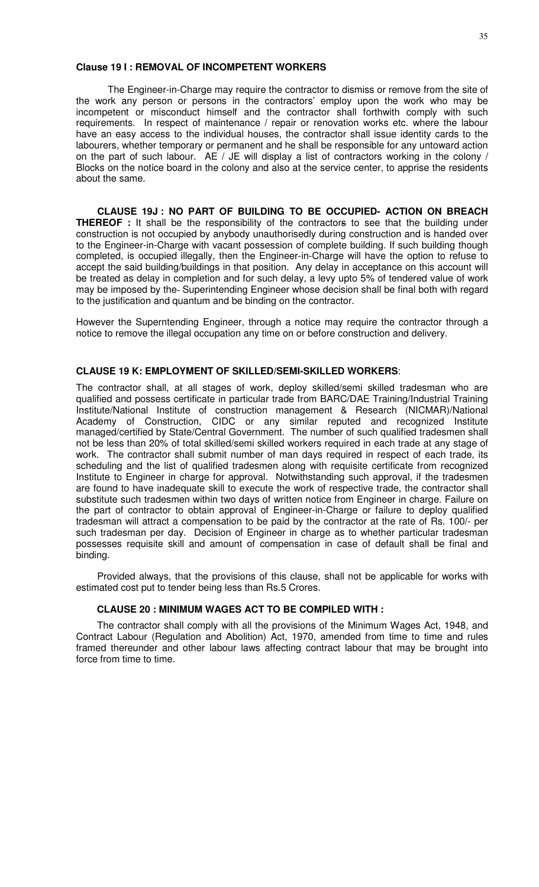**Clause 19 I : REMOVAL OF INCOMPETENT WORKERS**

The Engineer-in-Charge may require the contractor to dismiss or remove from the site of the work any person or persons in the contractors' employ upon the work who may be incompetent or misconduct himself and the contractor shall forthwith comply with such requirements. In respect of maintenance / repair or renovation works etc. where the labour have an easy access to the individual houses, the contractor shall issue identity cards to the labourers, whether temporary or permanent and he shall be responsible for any untoward action on the part of such labour. AE / JE will display a list of contractors working in the colony / Blocks on the notice board in the colony and also at the service center, to apprise the residents about the same.

**CLAUSE 19J : NO PART OF BUILDING TO BE OCCUPIED- ACTION ON BREACH THEREOF :** It shall be the responsibility of the contractors to see that the building under construction is not occupied by anybody unauthorisedly during construction and is handed over to the Engineer-in-Charge with vacant possession of complete building. If such building though completed, is occupied illegally, then the Engineer-in-Charge will have the option to refuse to accept the said building/buildings in that position. Any delay in acceptance on this account will be treated as delay in completion and for such delay, a levy upto 5% of tendered value of work may be imposed by the Superintending Engineer whose decision shall be final both with regard to the justification and quantum and be binding on the contractor.

However the Superntending Engineer, through a notice may require the contractor through a notice to remove the illegal occupation any time on or before construction and delivery.

**CLAUSE 19 K: EMPLOYMENT OF SKILLED/SEMI-SKILLED WORKERS**:

The contractor shall, at all stages of work, deploy skilled/semi skilled tradesman who are qualified and possess certificate in particular trade from BARC/DAE Training/Industrial Training Institute/National Institute of construction management & Research (NICMAR)/National Academy of Construction, CIDC or any similar reputed and recognized Institute managed/certified by State/Central Government. The number of such qualified tradesmen shall not be less than 20% of total skilled/semi skilled workers required in each trade at any stage of work. The contractor shall submit number of man days required in respect of each trade, its scheduling and the list of qualified tradesmen along with requisite certificate from recognized Institute to Engineer in charge for approval. Notwithstanding such approval, if the tradesmen are found to have inadequate skill to execute the work of respective trade, the contractor shall substitute such tradesmen within two days of written notice from Engineer in charge. Failure on the part of contractor to obtain approval of Engineer-in-Charge or failure to deploy qualified tradesman will attract a compensation to be paid by the contractor at the rate of Rs. 100/- per such tradesman per day. Decision of Engineer in charge as to whether particular tradesman possesses requisite skill and amount of compensation in case of default shall be final and binding.

Provided always, that the provisions of this clause, shall not be applicable for works with estimated cost put to tender being less than Rs.5 Crores.

**CLAUSE 20 : MINIMUM WAGES ACT TO BE COMPILED WITH :**

The contractor shall comply with all the provisions of the Minimum Wages Act, 1948, and Contract Labour (Regulation and Abolition) Act, 1970, amended from time to time and rules framed thereunder and other labour laws affecting contract labour that may be brought into force from time to time.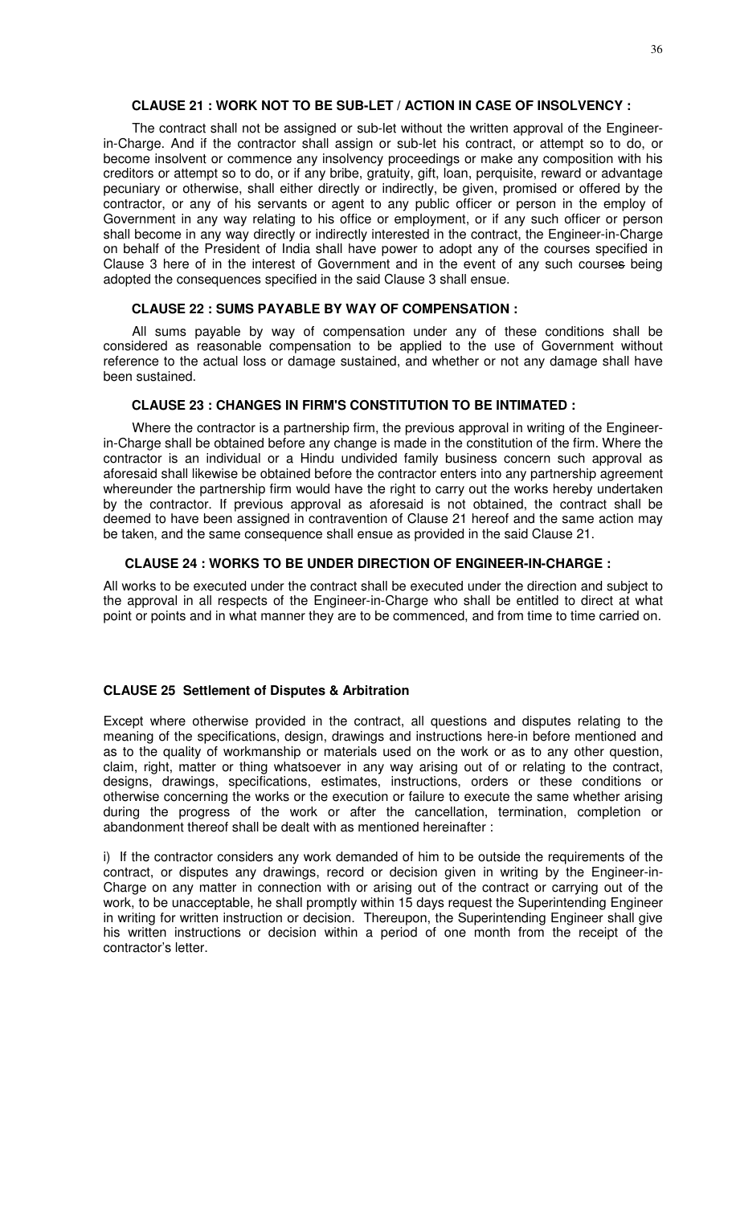### CLAUSE 21 : WORK NOT TO BE SUB-LET / ACTION IN CASE OF INSOLVENCY :

The contract shall not be assigned or sub-let without the written approval of the Engineer-in-Charge. And if the contractor shall assign or sub-let his contract, or attempt so to do, or become insolvent or commence any insolvency proceedings or make any composition with his creditors or attempt so to do, or if any bribe, gratuity, gift, loan, perquisite, reward or advantage pecuniary or otherwise, shall either directly or indirectly, be given, promised or offered by the contractor, or any of his servants or agent to any public officer or person in the employ of Government in any way relating to his office or employment, or if any such officer or person shall become in any way directly or indirectly interested in the contract, the Engineer-in-Charge on behalf of the President of India shall have power to adopt any of the courses specified in Clause 3 here of in the interest of Government and in the event of any such courses being adopted the consequences specified in the said Clause 3 shall ensue.

### CLAUSE 22 : SUMS PAYABLE BY WAY OF COMPENSATION :

All sums payable by way of compensation under any of these conditions shall be considered as reasonable compensation to be applied to the use of Government without reference to the actual loss or damage sustained, and whether or not any damage shall have been sustained.

### CLAUSE 23 : CHANGES IN FIRM'S CONSTITUTION TO BE INTIMATED :

Where the contractor is a partnership firm, the previous approval in writing of the Engineer-in-Charge shall be obtained before any change is made in the constitution of the firm. Where the contractor is an individual or a Hindu undivided family business concern such approval as aforesaid shall likewise be obtained before the contractor enters into any partnership agreement whereunder the partnership firm would have the right to carry out the works hereby undertaken by the contractor. If previous approval as aforesaid is not obtained, the contract shall be deemed to have been assigned in contravention of Clause 21 hereof and the same action may be taken, and the same consequence shall ensue as provided in the said Clause 21.

### CLAUSE 24 : WORKS TO BE UNDER DIRECTION OF ENGINEER-IN-CHARGE :

All works to be executed under the contract shall be executed under the direction and subject to the approval in all respects of the Engineer-in-Charge who shall be entitled to direct at what point or points and in what manner they are to be commenced, and from time to time carried on.

### CLAUSE 25 Settlement of Disputes & Arbitration

Except where otherwise provided in the contract, all questions and disputes relating to the meaning of the specifications, design, drawings and instructions here-in before mentioned and as to the quality of workmanship or materials used on the work or as to any other question, claim, right, matter or thing whatsoever in any way arising out of or relating to the contract, designs, drawings, specifications, estimates, instructions, orders or these conditions or otherwise concerning the works or the execution or failure to execute the same whether arising during the progress of the work or after the cancellation, termination, completion or abandonment thereof shall be dealt with as mentioned hereinafter :

i) If the contractor considers any work demanded of him to be outside the requirements of the contract, or disputes any drawings, record or decision given in writing by the Engineer-in-Charge on any matter in connection with or arising out of the contract or carrying out of the work, to be unacceptable, he shall promptly within 15 days request the Superintending Engineer in writing for written instruction or decision. Thereupon, the Superintending Engineer shall give his written instructions or decision within a period of one month from the receipt of the contractor's letter.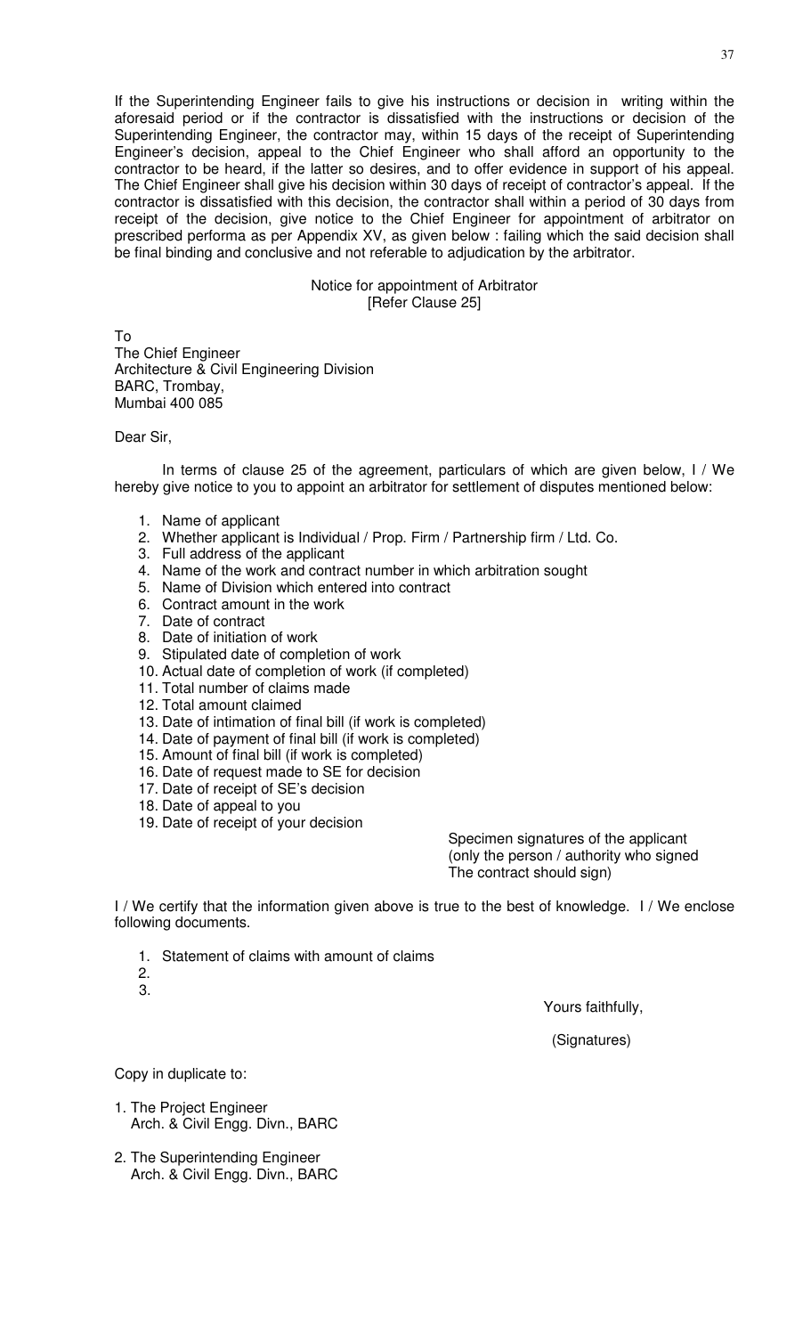If the Superintending Engineer fails to give his instructions or decision in writing within the aforesaid period or if the contractor is dissatisfied with the instructions or decision of the Superintending Engineer, the contractor may, within 15 days of the receipt of Superintending Engineer's decision, appeal to the Chief Engineer who shall afford an opportunity to the contractor to be heard, if the latter so desires, and to offer evidence in support of his appeal. The Chief Engineer shall give his decision within 30 days of receipt of contractor's appeal. If the contractor is dissatisfied with this decision, the contractor shall within a period of 30 days from receipt of the decision, give notice to the Chief Engineer for appointment of arbitrator on prescribed performa as per Appendix XV, as given below : failing which the said decision shall be final binding and conclusive and not referable to adjudication by the arbitrator.

Notice for appointment of Arbitrator
[Refer Clause 25]

To
The Chief Engineer
Architecture & Civil Engineering Division
BARC, Trombay,
Mumbai 400 085

Dear Sir,

In terms of clause 25 of the agreement, particulars of which are given below, I / We hereby give notice to you to appoint an arbitrator for settlement of disputes mentioned below:

1. Name of applicant
2. Whether applicant is Individual / Prop. Firm / Partnership firm / Ltd. Co.
3. Full address of the applicant
4. Name of the work and contract number in which arbitration sought
5. Name of Division which entered into contract
6. Contract amount in the work
7. Date of contract
8. Date of initiation of work
9. Stipulated date of completion of work
10. Actual date of completion of work (if completed)
11. Total number of claims made
12. Total amount claimed
13. Date of intimation of final bill (if work is completed)
14. Date of payment of final bill (if work is completed)
15. Amount of final bill (if work is completed)
16. Date of request made to SE for decision
17. Date of receipt of SE's decision
18. Date of appeal to you
19. Date of receipt of your decision

Specimen signatures of the applicant
(only the person / authority who signed
The contract should sign)

I / We certify that the information given above is true to the best of knowledge. I / We enclose following documents.

1. Statement of claims with amount of claims
2.
3.

Yours faithfully,

(Signatures)

Copy in duplicate to:

1. The Project Engineer
   Arch. & Civil Engg. Divn., BARC

2. The Superintending Engineer
   Arch. & Civil Engg. Divn., BARC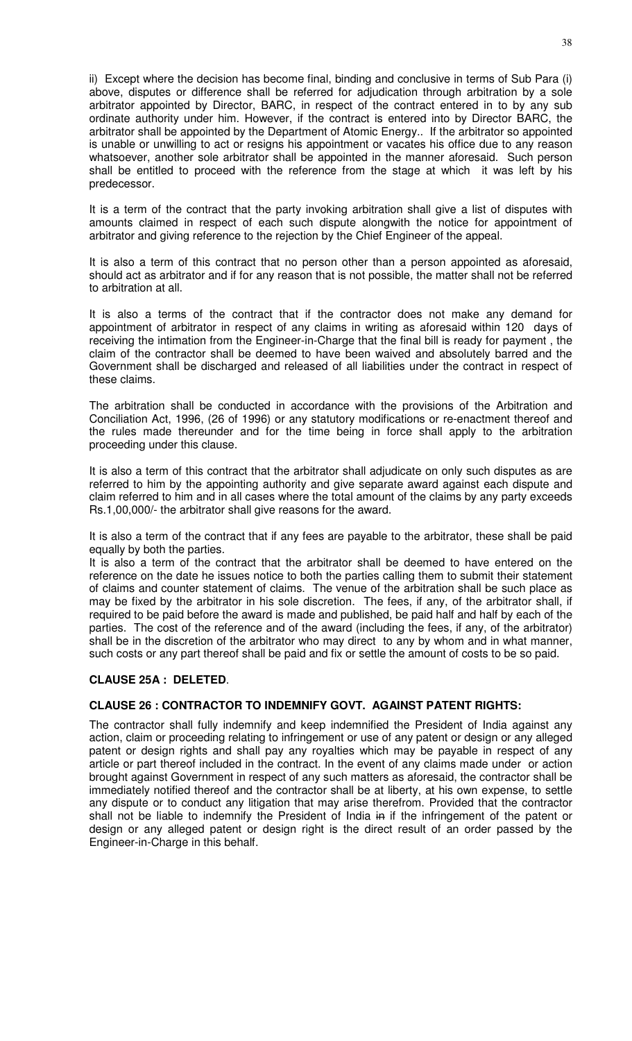ii) Except where the decision has become final, binding and conclusive in terms of Sub Para (i) above, disputes or difference shall be referred for adjudication through arbitration by a sole arbitrator appointed by Director, BARC, in respect of the contract entered in to by any sub ordinate authority under him. However, if the contract is entered into by Director BARC, the arbitrator shall be appointed by the Department of Atomic Energy.. If the arbitrator so appointed is unable or unwilling to act or resigns his appointment or vacates his office due to any reason whatsoever, another sole arbitrator shall be appointed in the manner aforesaid. Such person shall be entitled to proceed with the reference from the stage at which it was left by his predecessor.

It is a term of the contract that the party invoking arbitration shall give a list of disputes with amounts claimed in respect of each such dispute alongwith the notice for appointment of arbitrator and giving reference to the rejection by the Chief Engineer of the appeal.

It is also a term of this contract that no person other than a person appointed as aforesaid, should act as arbitrator and if for any reason that is not possible, the matter shall not be referred to arbitration at all.

It is also a terms of the contract that if the contractor does not make any demand for appointment of arbitrator in respect of any claims in writing as aforesaid within 120 days of receiving the intimation from the Engineer-in-Charge that the final bill is ready for payment , the claim of the contractor shall be deemed to have been waived and absolutely barred and the Government shall be discharged and released of all liabilities under the contract in respect of these claims.

The arbitration shall be conducted in accordance with the provisions of the Arbitration and Conciliation Act, 1996, (26 of 1996) or any statutory modifications or re-enactment thereof and the rules made thereunder and for the time being in force shall apply to the arbitration proceeding under this clause.

It is also a term of this contract that the arbitrator shall adjudicate on only such disputes as are referred to him by the appointing authority and give separate award against each dispute and claim referred to him and in all cases where the total amount of the claims by any party exceeds Rs.1,00,000/- the arbitrator shall give reasons for the award.

It is also a term of the contract that if any fees are payable to the arbitrator, these shall be paid equally by both the parties.

It is also a term of the contract that the arbitrator shall be deemed to have entered on the reference on the date he issues notice to both the parties calling them to submit their statement of claims and counter statement of claims. The venue of the arbitration shall be such place as may be fixed by the arbitrator in his sole discretion. The fees, if any, of the arbitrator shall, if required to be paid before the award is made and published, be paid half and half by each of the parties. The cost of the reference and of the award (including the fees, if any, of the arbitrator) shall be in the discretion of the arbitrator who may direct to any by whom and in what manner, such costs or any part thereof shall be paid and fix or settle the amount of costs to be so paid.

**CLAUSE 25A : DELETED**.

**CLAUSE 26 : CONTRACTOR TO INDEMNIFY GOVT. AGAINST PATENT RIGHTS:**

The contractor shall fully indemnify and keep indemnified the President of India against any action, claim or proceeding relating to infringement or use of any patent or design or any alleged patent or design rights and shall pay any royalties which may be payable in respect of any article or part thereof included in the contract. In the event of any claims made under or action brought against Government in respect of any such matters as aforesaid, the contractor shall be immediately notified thereof and the contractor shall be at liberty, at his own expense, to settle any dispute or to conduct any litigation that may arise therefrom. Provided that the contractor shall not be liable to indemnify the President of India ~~in~~ if the infringement of the patent or design or any alleged patent or design right is the direct result of an order passed by the Engineer-in-Charge in this behalf.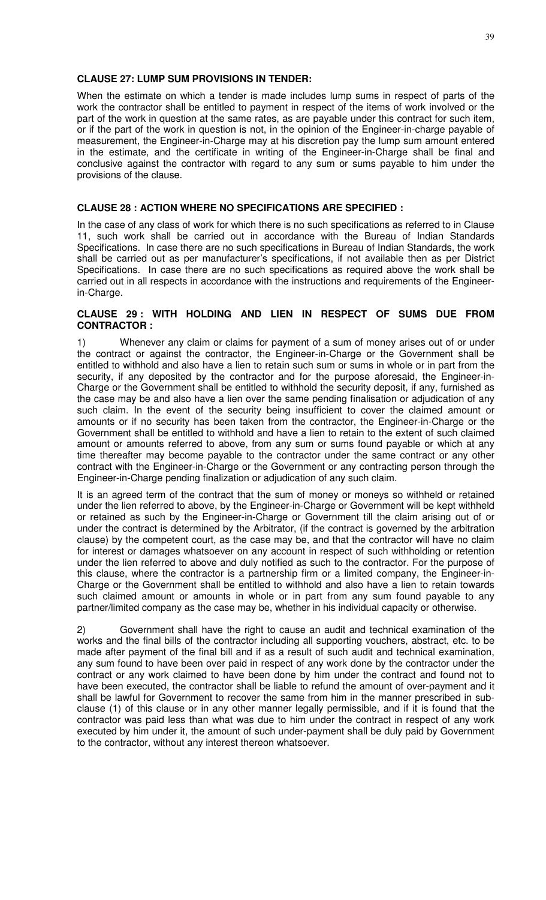**CLAUSE 27: LUMP SUM PROVISIONS IN TENDER:**

When the estimate on which a tender is made includes lump sums in respect of parts of the work the contractor shall be entitled to payment in respect of the items of work involved or the part of the work in question at the same rates, as are payable under this contract for such item, or if the part of the work in question is not, in the opinion of the Engineer-in-charge payable of measurement, the Engineer-in-Charge may at his discretion pay the lump sum amount entered in the estimate, and the certificate in writing of the Engineer-in-Charge shall be final and conclusive against the contractor with regard to any sum or sums payable to him under the provisions of the clause.

**CLAUSE 28 : ACTION WHERE NO SPECIFICATIONS ARE SPECIFIED :**

In the case of any class of work for which there is no such specifications as referred to in Clause 11, such work shall be carried out in accordance with the Bureau of Indian Standards Specifications. In case there are no such specifications in Bureau of Indian Standards, the work shall be carried out as per manufacturer's specifications, if not available then as per District Specifications. In case there are no such specifications as required above the work shall be carried out in all respects in accordance with the instructions and requirements of the Engineer-in-Charge.

**CLAUSE 29 : WITH HOLDING AND LIEN IN RESPECT OF SUMS DUE FROM CONTRACTOR :**

1) Whenever any claim or claims for payment of a sum of money arises out of or under the contract or against the contractor, the Engineer-in-Charge or the Government shall be entitled to withhold and also have a lien to retain such sum or sums in whole or in part from the security, if any deposited by the contractor and for the purpose aforesaid, the Engineer-in-Charge or the Government shall be entitled to withhold the security deposit, if any, furnished as the case may be and also have a lien over the same pending finalisation or adjudication of any such claim. In the event of the security being insufficient to cover the claimed amount or amounts or if no security has been taken from the contractor, the Engineer-in-Charge or the Government shall be entitled to withhold and have a lien to retain to the extent of such claimed amount or amounts referred to above, from any sum or sums found payable or which at any time thereafter may become payable to the contractor under the same contract or any other contract with the Engineer-in-Charge or the Government or any contracting person through the Engineer-in-Charge pending finalization or adjudication of any such claim.

It is an agreed term of the contract that the sum of money or moneys so withheld or retained under the lien referred to above, by the Engineer-in-Charge or Government will be kept withheld or retained as such by the Engineer-in-Charge or Government till the claim arising out of or under the contract is determined by the Arbitrator, (if the contract is governed by the arbitration clause) by the competent court, as the case may be, and that the contractor will have no claim for interest or damages whatsoever on any account in respect of such withholding or retention under the lien referred to above and duly notified as such to the contractor. For the purpose of this clause, where the contractor is a partnership firm or a limited company, the Engineer-in-Charge or the Government shall be entitled to withhold and also have a lien to retain towards such claimed amount or amounts in whole or in part from any sum found payable to any partner/limited company as the case may be, whether in his individual capacity or otherwise.

2) Government shall have the right to cause an audit and technical examination of the works and the final bills of the contractor including all supporting vouchers, abstract, etc. to be made after payment of the final bill and if as a result of such audit and technical examination, any sum found to have been over paid in respect of any work done by the contractor under the contract or any work claimed to have been done by him under the contract and found not to have been executed, the contractor shall be liable to refund the amount of over-payment and it shall be lawful for Government to recover the same from him in the manner prescribed in sub-clause (1) of this clause or in any other manner legally permissible, and if it is found that the contractor was paid less than what was due to him under the contract in respect of any work executed by him under it, the amount of such under-payment shall be duly paid by Government to the contractor, without any interest thereon whatsoever.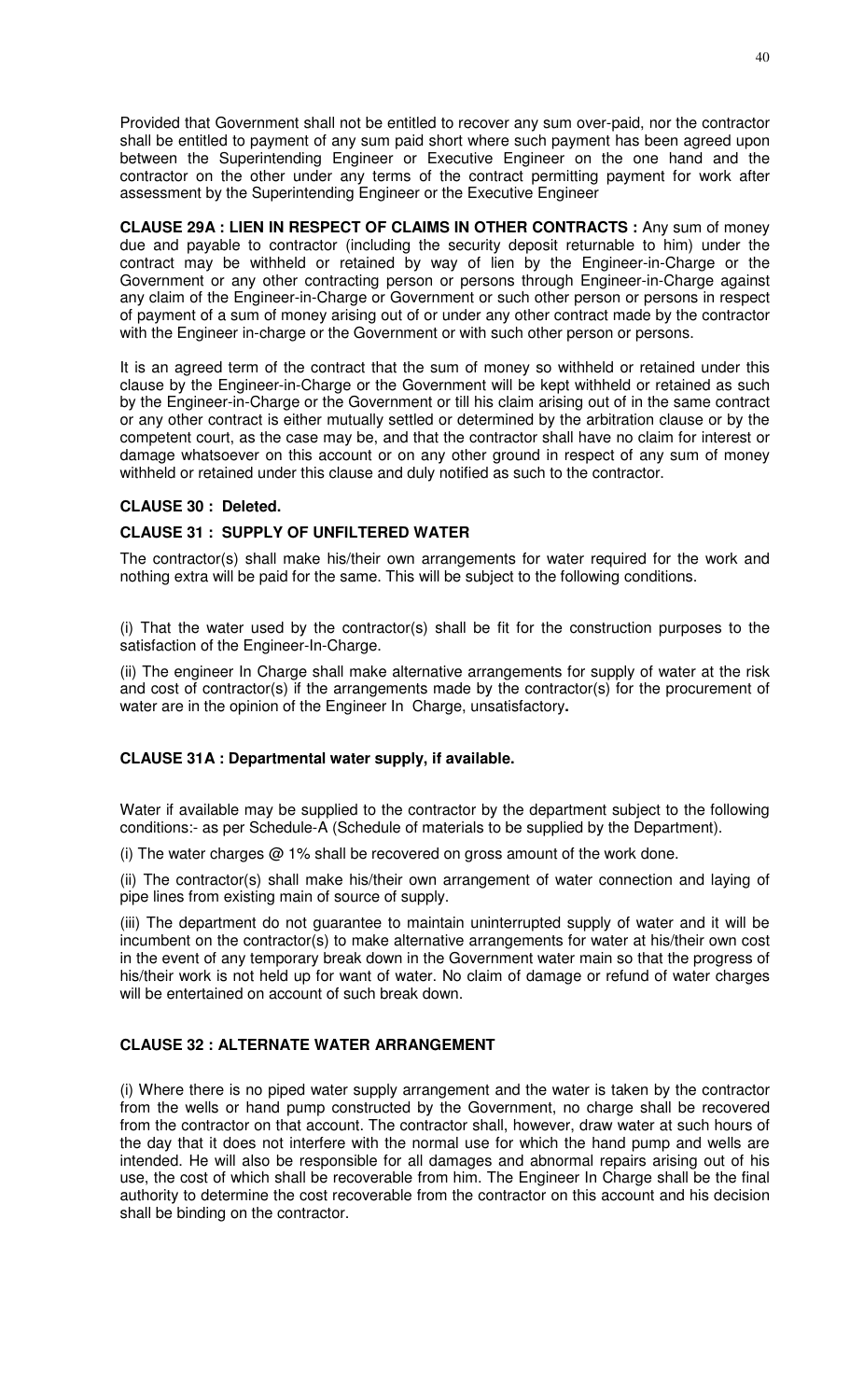Provided that Government shall not be entitled to recover any sum over-paid, nor the contractor shall be entitled to payment of any sum paid short where such payment has been agreed upon between the Superintending Engineer or Executive Engineer on the one hand and the contractor on the other under any terms of the contract permitting payment for work after assessment by the Superintending Engineer or the Executive Engineer

**CLAUSE 29A : LIEN IN RESPECT OF CLAIMS IN OTHER CONTRACTS :** Any sum of money due and payable to contractor (including the security deposit returnable to him) under the contract may be withheld or retained by way of lien by the Engineer-in-Charge or the Government or any other contracting person or persons through Engineer-in-Charge against any claim of the Engineer-in-Charge or Government or such other person or persons in respect of payment of a sum of money arising out of or under any other contract made by the contractor with the Engineer in-charge or the Government or with such other person or persons.

It is an agreed term of the contract that the sum of money so withheld or retained under this clause by the Engineer-in-Charge or the Government will be kept withheld or retained as such by the Engineer-in-Charge or the Government or till his claim arising out of in the same contract or any other contract is either mutually settled or determined by the arbitration clause or by the competent court, as the case may be, and that the contractor shall have no claim for interest or damage whatsoever on this account or on any other ground in respect of any sum of money withheld or retained under this clause and duly notified as such to the contractor.

**CLAUSE 30 : Deleted.**

**CLAUSE 31 : SUPPLY OF UNFILTERED WATER**

The contractor(s) shall make his/their own arrangements for water required for the work and nothing extra will be paid for the same. This will be subject to the following conditions.

(i) That the water used by the contractor(s) shall be fit for the construction purposes to the satisfaction of the Engineer-In-Charge.

(ii) The engineer In Charge shall make alternative arrangements for supply of water at the risk and cost of contractor(s) if the arrangements made by the contractor(s) for the procurement of water are in the opinion of the Engineer In Charge, unsatisfactory**.**

**CLAUSE 31A : Departmental water supply, if available.**

Water if available may be supplied to the contractor by the department subject to the following conditions:- as per Schedule-A (Schedule of materials to be supplied by the Department).

(i) The water charges @ 1% shall be recovered on gross amount of the work done.

(ii) The contractor(s) shall make his/their own arrangement of water connection and laying of pipe lines from existing main of source of supply.

(iii) The department do not guarantee to maintain uninterrupted supply of water and it will be incumbent on the contractor(s) to make alternative arrangements for water at his/their own cost in the event of any temporary break down in the Government water main so that the progress of his/their work is not held up for want of water. No claim of damage or refund of water charges will be entertained on account of such break down.

**CLAUSE 32 : ALTERNATE WATER ARRANGEMENT**

(i) Where there is no piped water supply arrangement and the water is taken by the contractor from the wells or hand pump constructed by the Government, no charge shall be recovered from the contractor on that account. The contractor shall, however, draw water at such hours of the day that it does not interfere with the normal use for which the hand pump and wells are intended. He will also be responsible for all damages and abnormal repairs arising out of his use, the cost of which shall be recoverable from him. The Engineer In Charge shall be the final authority to determine the cost recoverable from the contractor on this account and his decision shall be binding on the contractor.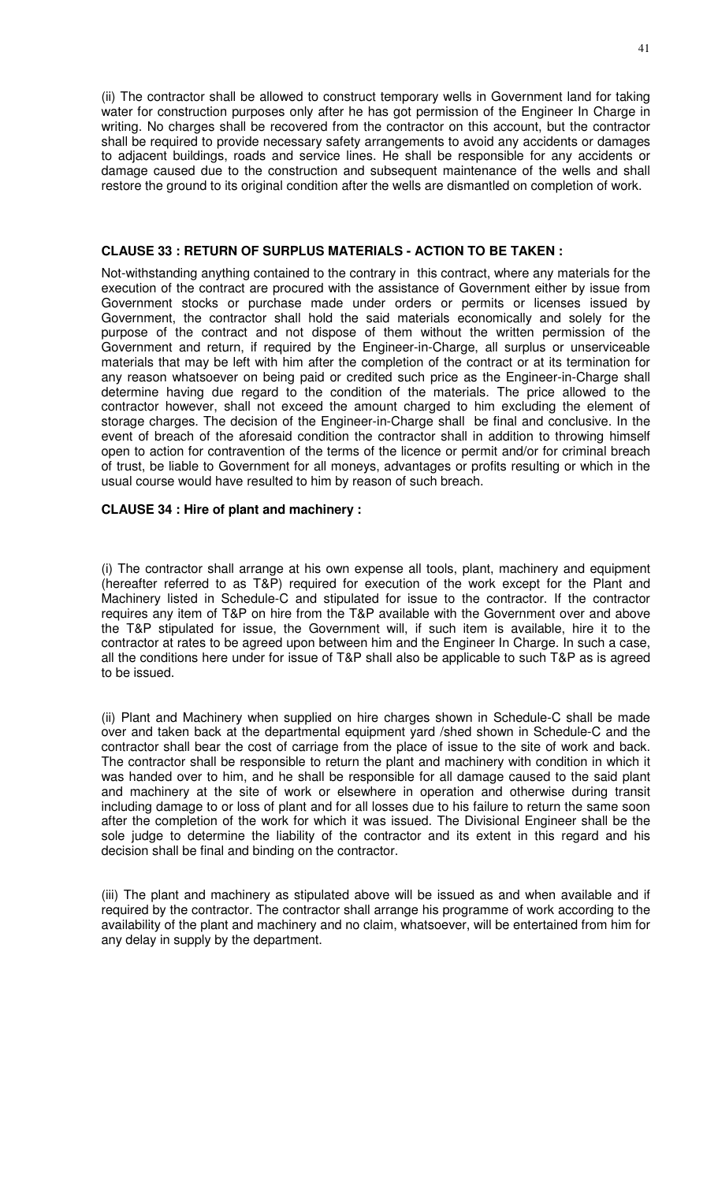(ii) The contractor shall be allowed to construct temporary wells in Government land for taking water for construction purposes only after he has got permission of the Engineer In Charge in writing. No charges shall be recovered from the contractor on this account, but the contractor shall be required to provide necessary safety arrangements to avoid any accidents or damages to adjacent buildings, roads and service lines. He shall be responsible for any accidents or damage caused due to the construction and subsequent maintenance of the wells and shall restore the ground to its original condition after the wells are dismantled on completion of work.

### CLAUSE 33 : RETURN OF SURPLUS MATERIALS - ACTION TO BE TAKEN :

Not-withstanding anything contained to the contrary in this contract, where any materials for the execution of the contract are procured with the assistance of Government either by issue from Government stocks or purchase made under orders or permits or licenses issued by Government, the contractor shall hold the said materials economically and solely for the purpose of the contract and not dispose of them without the written permission of the Government and return, if required by the Engineer-in-Charge, all surplus or unserviceable materials that may be left with him after the completion of the contract or at its termination for any reason whatsoever on being paid or credited such price as the Engineer-in-Charge shall determine having due regard to the condition of the materials. The price allowed to the contractor however, shall not exceed the amount charged to him excluding the element of storage charges. The decision of the Engineer-in-Charge shall be final and conclusive. In the event of breach of the aforesaid condition the contractor shall in addition to throwing himself open to action for contravention of the terms of the licence or permit and/or for criminal breach of trust, be liable to Government for all moneys, advantages or profits resulting or which in the usual course would have resulted to him by reason of such breach.

### CLAUSE 34 : Hire of plant and machinery :

(i) The contractor shall arrange at his own expense all tools, plant, machinery and equipment (hereafter referred to as T&P) required for execution of the work except for the Plant and Machinery listed in Schedule-C and stipulated for issue to the contractor. If the contractor requires any item of T&P on hire from the T&P available with the Government over and above the T&P stipulated for issue, the Government will, if such item is available, hire it to the contractor at rates to be agreed upon between him and the Engineer In Charge. In such a case, all the conditions here under for issue of T&P shall also be applicable to such T&P as is agreed to be issued.

(ii) Plant and Machinery when supplied on hire charges shown in Schedule-C shall be made over and taken back at the departmental equipment yard /shed shown in Schedule-C and the contractor shall bear the cost of carriage from the place of issue to the site of work and back. The contractor shall be responsible to return the plant and machinery with condition in which it was handed over to him, and he shall be responsible for all damage caused to the said plant and machinery at the site of work or elsewhere in operation and otherwise during transit including damage to or loss of plant and for all losses due to his failure to return the same soon after the completion of the work for which it was issued. The Divisional Engineer shall be the sole judge to determine the liability of the contractor and its extent in this regard and his decision shall be final and binding on the contractor.

(iii) The plant and machinery as stipulated above will be issued as and when available and if required by the contractor. The contractor shall arrange his programme of work according to the availability of the plant and machinery and no claim, whatsoever, will be entertained from him for any delay in supply by the department.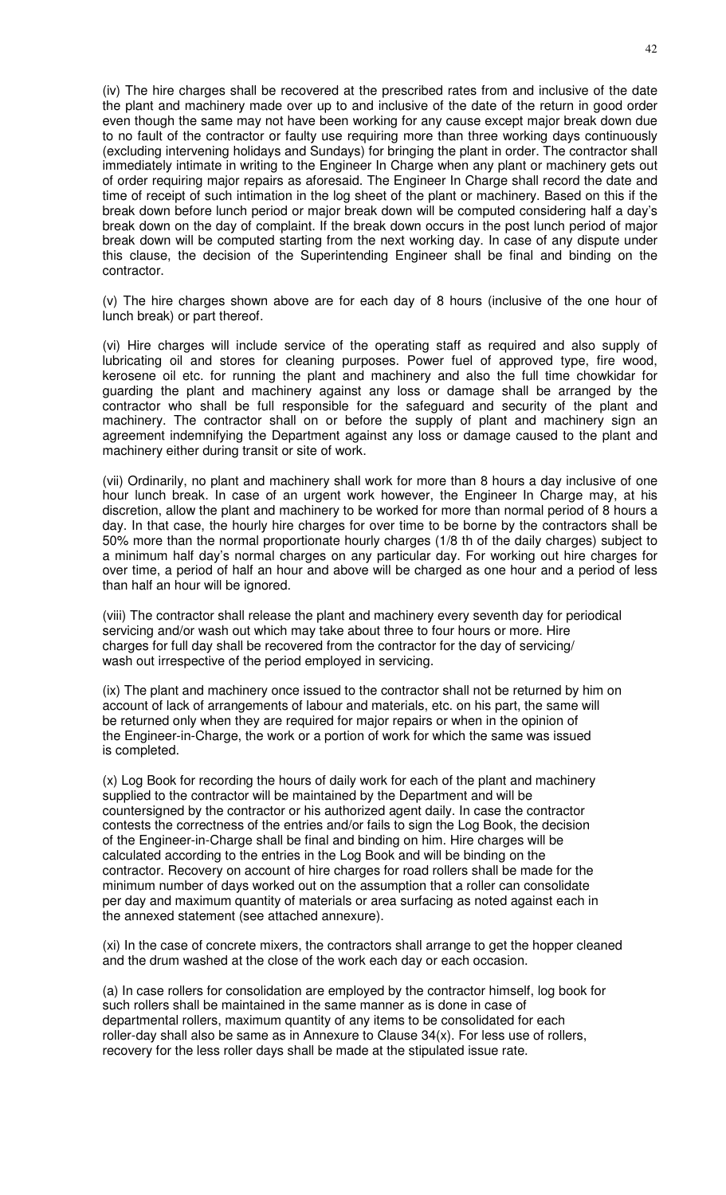(iv) The hire charges shall be recovered at the prescribed rates from and inclusive of the date the plant and machinery made over up to and inclusive of the date of the return in good order even though the same may not have been working for any cause except major break down due to no fault of the contractor or faulty use requiring more than three working days continuously (excluding intervening holidays and Sundays) for bringing the plant in order. The contractor shall immediately intimate in writing to the Engineer In Charge when any plant or machinery gets out of order requiring major repairs as aforesaid. The Engineer In Charge shall record the date and time of receipt of such intimation in the log sheet of the plant or machinery. Based on this if the break down before lunch period or major break down will be computed considering half a day's break down on the day of complaint. If the break down occurs in the post lunch period of major break down will be computed starting from the next working day. In case of any dispute under this clause, the decision of the Superintending Engineer shall be final and binding on the contractor.

(v) The hire charges shown above are for each day of 8 hours (inclusive of the one hour of lunch break) or part thereof.

(vi) Hire charges will include service of the operating staff as required and also supply of lubricating oil and stores for cleaning purposes. Power fuel of approved type, fire wood, kerosene oil etc. for running the plant and machinery and also the full time chowkidar for guarding the plant and machinery against any loss or damage shall be arranged by the contractor who shall be full responsible for the safeguard and security of the plant and machinery. The contractor shall on or before the supply of plant and machinery sign an agreement indemnifying the Department against any loss or damage caused to the plant and machinery either during transit or site of work.

(vii) Ordinarily, no plant and machinery shall work for more than 8 hours a day inclusive of one hour lunch break. In case of an urgent work however, the Engineer In Charge may, at his discretion, allow the plant and machinery to be worked for more than normal period of 8 hours a day. In that case, the hourly hire charges for over time to be borne by the contractors shall be 50% more than the normal proportionate hourly charges (1/8 th of the daily charges) subject to a minimum half day's normal charges on any particular day. For working out hire charges for over time, a period of half an hour and above will be charged as one hour and a period of less than half an hour will be ignored.

(viii) The contractor shall release the plant and machinery every seventh day for periodical servicing and/or wash out which may take about three to four hours or more. Hire charges for full day shall be recovered from the contractor for the day of servicing/ wash out irrespective of the period employed in servicing.

(ix) The plant and machinery once issued to the contractor shall not be returned by him on account of lack of arrangements of labour and materials, etc. on his part, the same will be returned only when they are required for major repairs or when in the opinion of the Engineer-in-Charge, the work or a portion of work for which the same was issued is completed.

(x) Log Book for recording the hours of daily work for each of the plant and machinery supplied to the contractor will be maintained by the Department and will be countersigned by the contractor or his authorized agent daily. In case the contractor contests the correctness of the entries and/or fails to sign the Log Book, the decision of the Engineer-in-Charge shall be final and binding on him. Hire charges will be calculated according to the entries in the Log Book and will be binding on the contractor. Recovery on account of hire charges for road rollers shall be made for the minimum number of days worked out on the assumption that a roller can consolidate per day and maximum quantity of materials or area surfacing as noted against each in the annexed statement (see attached annexure).

(xi) In the case of concrete mixers, the contractors shall arrange to get the hopper cleaned and the drum washed at the close of the work each day or each occasion.

(a) In case rollers for consolidation are employed by the contractor himself, log book for such rollers shall be maintained in the same manner as is done in case of departmental rollers, maximum quantity of any items to be consolidated for each roller-day shall also be same as in Annexure to Clause 34(x). For less use of rollers, recovery for the less roller days shall be made at the stipulated issue rate.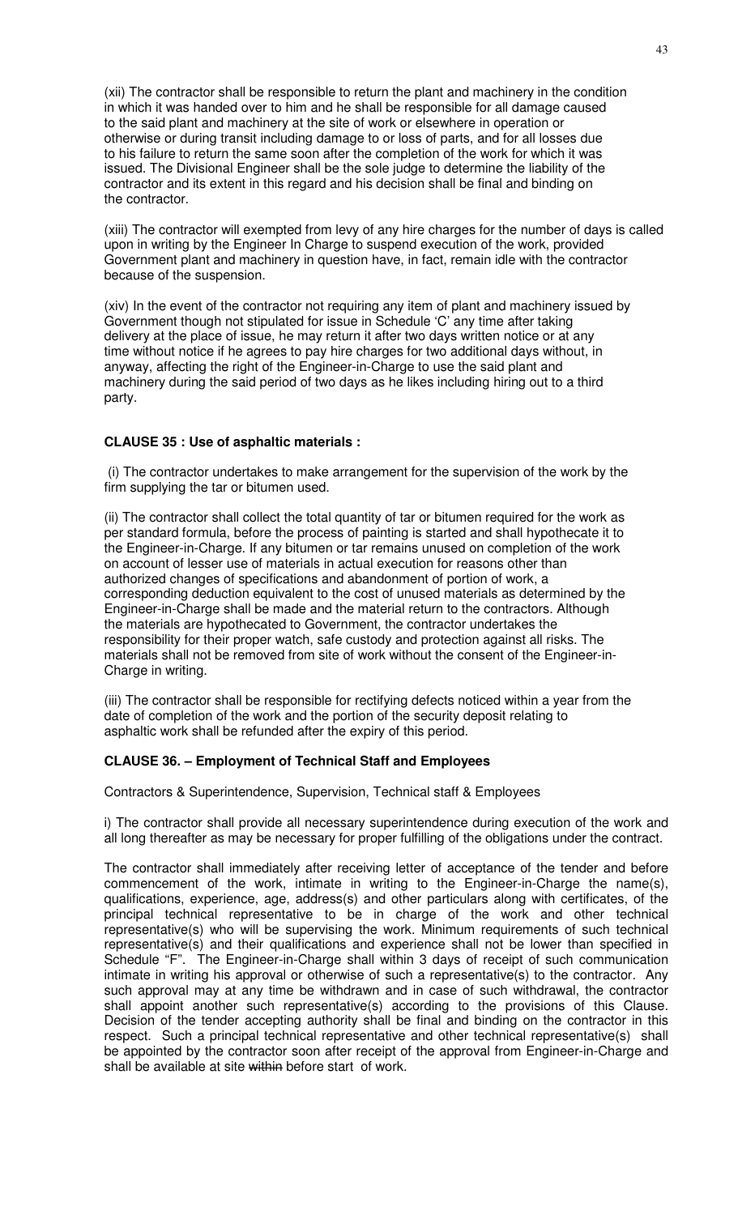(xii) The contractor shall be responsible to return the plant and machinery in the condition in which it was handed over to him and he shall be responsible for all damage caused to the said plant and machinery at the site of work or elsewhere in operation or otherwise or during transit including damage to or loss of parts, and for all losses due to his failure to return the same soon after the completion of the work for which it was issued. The Divisional Engineer shall be the sole judge to determine the liability of the contractor and its extent in this regard and his decision shall be final and binding on the contractor.

(xiii) The contractor will exempted from levy of any hire charges for the number of days is called upon in writing by the Engineer In Charge to suspend execution of the work, provided Government plant and machinery in question have, in fact, remain idle with the contractor because of the suspension.

(xiv) In the event of the contractor not requiring any item of plant and machinery issued by Government though not stipulated for issue in Schedule 'C' any time after taking delivery at the place of issue, he may return it after two days written notice or at any time without notice if he agrees to pay hire charges for two additional days without, in anyway, affecting the right of the Engineer-in-Charge to use the said plant and machinery during the said period of two days as he likes including hiring out to a third party.

**CLAUSE 35 : Use of asphaltic materials :**

(i) The contractor undertakes to make arrangement for the supervision of the work by the firm supplying the tar or bitumen used.

(ii) The contractor shall collect the total quantity of tar or bitumen required for the work as per standard formula, before the process of painting is started and shall hypothecate it to the Engineer-in-Charge. If any bitumen or tar remains unused on completion of the work on account of lesser use of materials in actual execution for reasons other than authorized changes of specifications and abandonment of portion of work, a corresponding deduction equivalent to the cost of unused materials as determined by the Engineer-in-Charge shall be made and the material return to the contractors. Although the materials are hypothecated to Government, the contractor undertakes the responsibility for their proper watch, safe custody and protection against all risks. The materials shall not be removed from site of work without the consent of the Engineer-in-Charge in writing.

(iii) The contractor shall be responsible for rectifying defects noticed within a year from the date of completion of the work and the portion of the security deposit relating to asphaltic work shall be refunded after the expiry of this period.

**CLAUSE 36. – Employment of Technical Staff and Employees**

Contractors & Superintendence, Supervision, Technical staff & Employees

i) The contractor shall provide all necessary superintendence during execution of the work and all long thereafter as may be necessary for proper fulfilling of the obligations under the contract.

The contractor shall immediately after receiving letter of acceptance of the tender and before commencement of the work, intimate in writing to the Engineer-in-Charge the name(s), qualifications, experience, age, address(s) and other particulars along with certificates, of the principal technical representative to be in charge of the work and other technical representative(s) who will be supervising the work. Minimum requirements of such technical representative(s) and their qualifications and experience shall not be lower than specified in Schedule "F". The Engineer-in-Charge shall within 3 days of receipt of such communication intimate in writing his approval or otherwise of such a representative(s) to the contractor. Any such approval may at any time be withdrawn and in case of such withdrawal, the contractor shall appoint another such representative(s) according to the provisions of this Clause. Decision of the tender accepting authority shall be final and binding on the contractor in this respect. Such a principal technical representative and other technical representative(s) shall be appointed by the contractor soon after receipt of the approval from Engineer-in-Charge and shall be available at site ~~within~~ before start of work.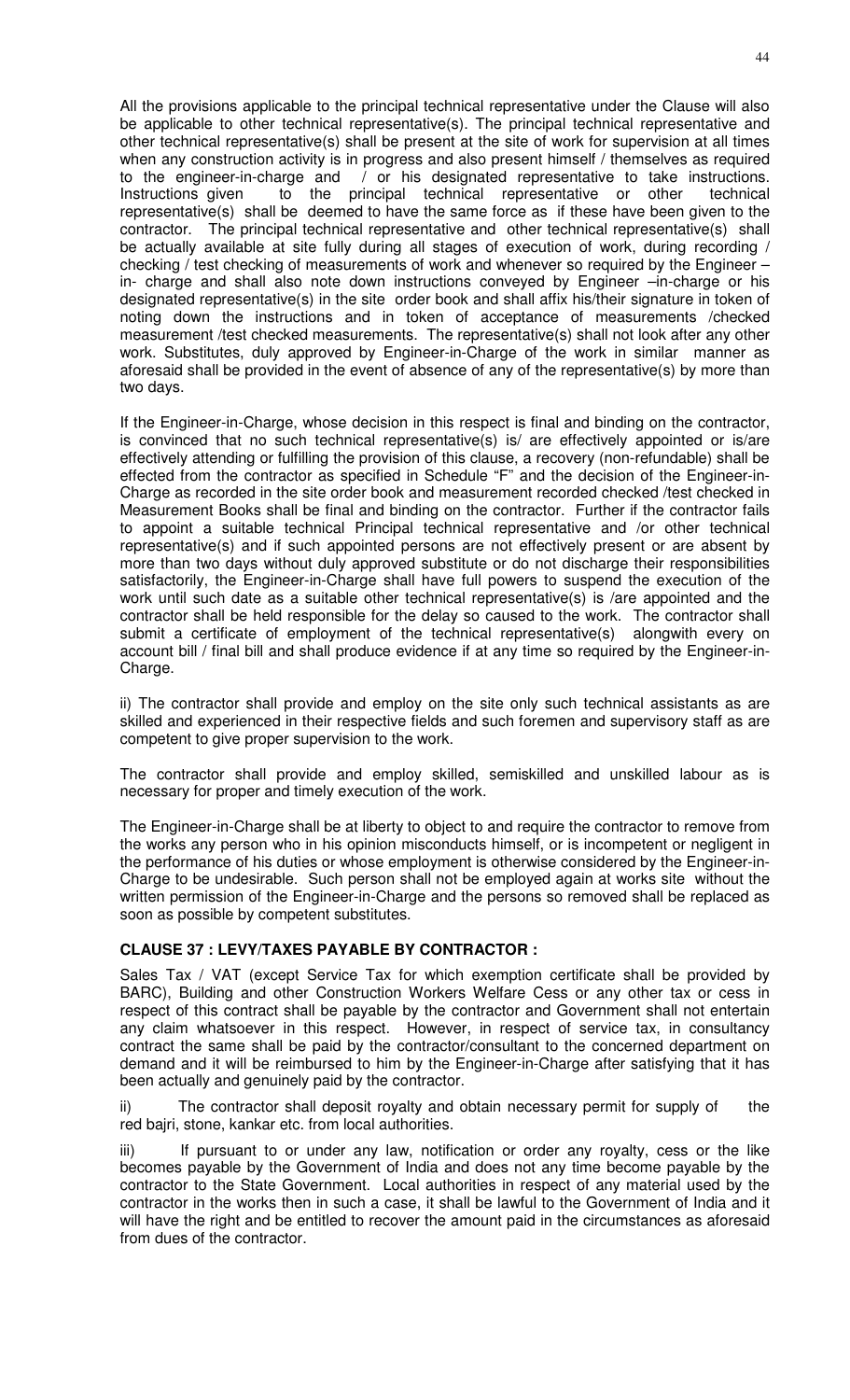All the provisions applicable to the principal technical representative under the Clause will also be applicable to other technical representative(s). The principal technical representative and other technical representative(s) shall be present at the site of work for supervision at all times when any construction activity is in progress and also present himself / themselves as required to the engineer-in-charge and / or his designated representative to take instructions. Instructions given to the principal technical representative or other technical representative(s) shall be deemed to have the same force as if these have been given to the contractor. The principal technical representative and other technical representative(s) shall be actually available at site fully during all stages of execution of work, during recording / checking / test checking of measurements of work and whenever so required by the Engineer – in- charge and shall also note down instructions conveyed by Engineer –in-charge or his designated representative(s) in the site order book and shall affix his/their signature in token of noting down the instructions and in token of acceptance of measurements /checked measurement /test checked measurements. The representative(s) shall not look after any other work. Substitutes, duly approved by Engineer-in-Charge of the work in similar manner as aforesaid shall be provided in the event of absence of any of the representative(s) by more than two days.

If the Engineer-in-Charge, whose decision in this respect is final and binding on the contractor, is convinced that no such technical representative(s) is/ are effectively appointed or is/are effectively attending or fulfilling the provision of this clause, a recovery (non-refundable) shall be effected from the contractor as specified in Schedule "F" and the decision of the Engineer-in-Charge as recorded in the site order book and measurement recorded checked /test checked in Measurement Books shall be final and binding on the contractor. Further if the contractor fails to appoint a suitable technical Principal technical representative and /or other technical representative(s) and if such appointed persons are not effectively present or are absent by more than two days without duly approved substitute or do not discharge their responsibilities satisfactorily, the Engineer-in-Charge shall have full powers to suspend the execution of the work until such date as a suitable other technical representative(s) is /are appointed and the contractor shall be held responsible for the delay so caused to the work. The contractor shall submit a certificate of employment of the technical representative(s) alongwith every on account bill / final bill and shall produce evidence if at any time so required by the Engineer-in-Charge.

ii) The contractor shall provide and employ on the site only such technical assistants as are skilled and experienced in their respective fields and such foremen and supervisory staff as are competent to give proper supervision to the work.

The contractor shall provide and employ skilled, semiskilled and unskilled labour as is necessary for proper and timely execution of the work.

The Engineer-in-Charge shall be at liberty to object to and require the contractor to remove from the works any person who in his opinion misconducts himself, or is incompetent or negligent in the performance of his duties or whose employment is otherwise considered by the Engineer-in-Charge to be undesirable. Such person shall not be employed again at works site without the written permission of the Engineer-in-Charge and the persons so removed shall be replaced as soon as possible by competent substitutes.

**CLAUSE 37 : LEVY/TAXES PAYABLE BY CONTRACTOR :**

Sales Tax / VAT (except Service Tax for which exemption certificate shall be provided by BARC), Building and other Construction Workers Welfare Cess or any other tax or cess in respect of this contract shall be payable by the contractor and Government shall not entertain any claim whatsoever in this respect. However, in respect of service tax, in consultancy contract the same shall be paid by the contractor/consultant to the concerned department on demand and it will be reimbursed to him by the Engineer-in-Charge after satisfying that it has been actually and genuinely paid by the contractor.

ii) The contractor shall deposit royalty and obtain necessary permit for supply of the red bajri, stone, kankar etc. from local authorities.

iii) If pursuant to or under any law, notification or order any royalty, cess or the like becomes payable by the Government of India and does not any time become payable by the contractor to the State Government. Local authorities in respect of any material used by the contractor in the works then in such a case, it shall be lawful to the Government of India and it will have the right and be entitled to recover the amount paid in the circumstances as aforesaid from dues of the contractor.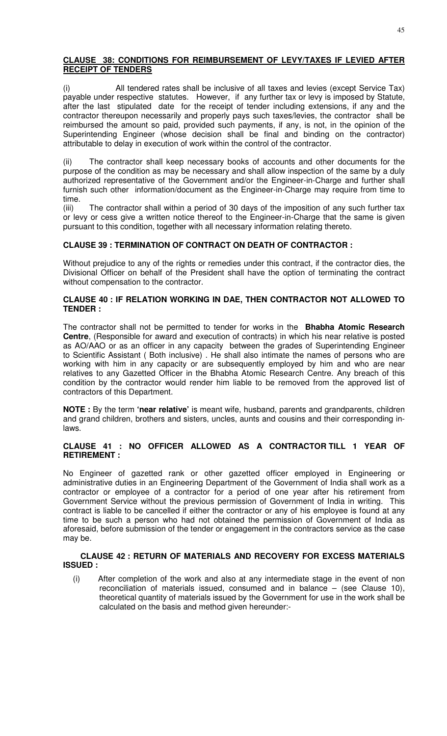**CLAUSE 38: CONDITIONS FOR REIMBURSEMENT OF LEVY/TAXES IF LEVIED AFTER RECEIPT OF TENDERS**

(i) All tendered rates shall be inclusive of all taxes and levies (except Service Tax) payable under respective statutes. However, if any further tax or levy is imposed by Statute, after the last stipulated date for the receipt of tender including extensions, if any and the contractor thereupon necessarily and properly pays such taxes/levies, the contractor shall be reimbursed the amount so paid, provided such payments, if any, is not, in the opinion of the Superintending Engineer (whose decision shall be final and binding on the contractor) attributable to delay in execution of work within the control of the contractor.

(ii) The contractor shall keep necessary books of accounts and other documents for the purpose of the condition as may be necessary and shall allow inspection of the same by a duly authorized representative of the Government and/or the Engineer-in-Charge and further shall furnish such other information/document as the Engineer-in-Charge may require from time to time.

(iii) The contractor shall within a period of 30 days of the imposition of any such further tax or levy or cess give a written notice thereof to the Engineer-in-Charge that the same is given pursuant to this condition, together with all necessary information relating thereto.

**CLAUSE 39 : TERMINATION OF CONTRACT ON DEATH OF CONTRACTOR :**

Without prejudice to any of the rights or remedies under this contract, if the contractor dies, the Divisional Officer on behalf of the President shall have the option of terminating the contract without compensation to the contractor.

**CLAUSE 40 : IF RELATION WORKING IN DAE, THEN CONTRACTOR NOT ALLOWED TO TENDER :**

The contractor shall not be permitted to tender for works in the **Bhabha Atomic Research Centre**, (Responsible for award and execution of contracts) in which his near relative is posted as AO/AAO or as an officer in any capacity between the grades of Superintending Engineer to Scientific Assistant ( Both inclusive) . He shall also intimate the names of persons who are working with him in any capacity or are subsequently employed by him and who are near relatives to any Gazetted Officer in the Bhabha Atomic Research Centre. Any breach of this condition by the contractor would render him liable to be removed from the approved list of contractors of this Department.

**NOTE :** By the term **'near relative'** is meant wife, husband, parents and grandparents, children and grand children, brothers and sisters, uncles, aunts and cousins and their corresponding in-laws.

**CLAUSE 41 : NO OFFICER ALLOWED AS A CONTRACTOR TILL 1 YEAR OF RETIREMENT :**

No Engineer of gazetted rank or other gazetted officer employed in Engineering or administrative duties in an Engineering Department of the Government of India shall work as a contractor or employee of a contractor for a period of one year after his retirement from Government Service without the previous permission of Government of India in writing. This contract is liable to be cancelled if either the contractor or any of his employee is found at any time to be such a person who had not obtained the permission of Government of India as aforesaid, before submission of the tender or engagement in the contractors service as the case may be.

**CLAUSE 42 : RETURN OF MATERIALS AND RECOVERY FOR EXCESS MATERIALS ISSUED :**

(i) After completion of the work and also at any intermediate stage in the event of non reconciliation of materials issued, consumed and in balance – (see Clause 10), theoretical quantity of materials issued by the Government for use in the work shall be calculated on the basis and method given hereunder:-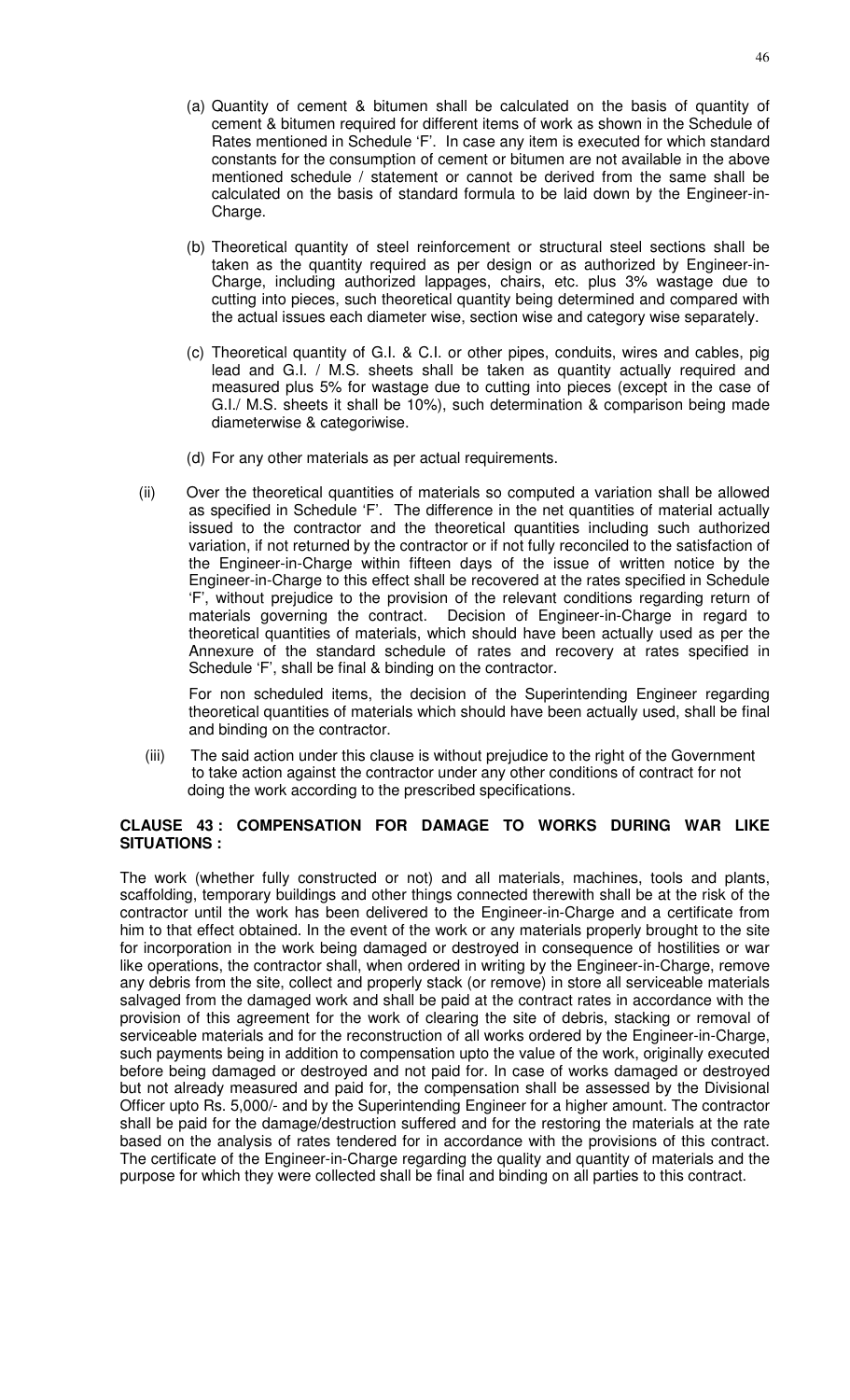(a) Quantity of cement & bitumen shall be calculated on the basis of quantity of cement & bitumen required for different items of work as shown in the Schedule of Rates mentioned in Schedule 'F'. In case any item is executed for which standard constants for the consumption of cement or bitumen are not available in the above mentioned schedule / statement or cannot be derived from the same shall be calculated on the basis of standard formula to be laid down by the Engineer-in-Charge.

(b) Theoretical quantity of steel reinforcement or structural steel sections shall be taken as the quantity required as per design or as authorized by Engineer-in-Charge, including authorized lappages, chairs, etc. plus 3% wastage due to cutting into pieces, such theoretical quantity being determined and compared with the actual issues each diameter wise, section wise and category wise separately.

(c) Theoretical quantity of G.I. & C.I. or other pipes, conduits, wires and cables, pig lead and G.I. / M.S. sheets shall be taken as quantity actually required and measured plus 5% for wastage due to cutting into pieces (except in the case of G.I./ M.S. sheets it shall be 10%), such determination & comparison being made diameterwise & categoriwise.

(d) For any other materials as per actual requirements.

(ii) Over the theoretical quantities of materials so computed a variation shall be allowed as specified in Schedule 'F'. The difference in the net quantities of material actually issued to the contractor and the theoretical quantities including such authorized variation, if not returned by the contractor or if not fully reconciled to the satisfaction of the Engineer-in-Charge within fifteen days of the issue of written notice by the Engineer-in-Charge to this effect shall be recovered at the rates specified in Schedule 'F', without prejudice to the provision of the relevant conditions regarding return of materials governing the contract. Decision of Engineer-in-Charge in regard to theoretical quantities of materials, which should have been actually used as per the Annexure of the standard schedule of rates and recovery at rates specified in Schedule 'F', shall be final & binding on the contractor.

For non scheduled items, the decision of the Superintending Engineer regarding theoretical quantities of materials which should have been actually used, shall be final and binding on the contractor.

(iii) The said action under this clause is without prejudice to the right of the Government to take action against the contractor under any other conditions of contract for not doing the work according to the prescribed specifications.

## CLAUSE 43 : COMPENSATION FOR DAMAGE TO WORKS DURING WAR LIKE SITUATIONS :

The work (whether fully constructed or not) and all materials, machines, tools and plants, scaffolding, temporary buildings and other things connected therewith shall be at the risk of the contractor until the work has been delivered to the Engineer-in-Charge and a certificate from him to that effect obtained. In the event of the work or any materials properly brought to the site for incorporation in the work being damaged or destroyed in consequence of hostilities or war like operations, the contractor shall, when ordered in writing by the Engineer-in-Charge, remove any debris from the site, collect and properly stack (or remove) in store all serviceable materials salvaged from the damaged work and shall be paid at the contract rates in accordance with the provision of this agreement for the work of clearing the site of debris, stacking or removal of serviceable materials and for the reconstruction of all works ordered by the Engineer-in-Charge, such payments being in addition to compensation upto the value of the work, originally executed before being damaged or destroyed and not paid for. In case of works damaged or destroyed but not already measured and paid for, the compensation shall be assessed by the Divisional Officer upto Rs. 5,000/- and by the Superintending Engineer for a higher amount. The contractor shall be paid for the damage/destruction suffered and for the restoring the materials at the rate based on the analysis of rates tendered for in accordance with the provisions of this contract. The certificate of the Engineer-in-Charge regarding the quality and quantity of materials and the purpose for which they were collected shall be final and binding on all parties to this contract.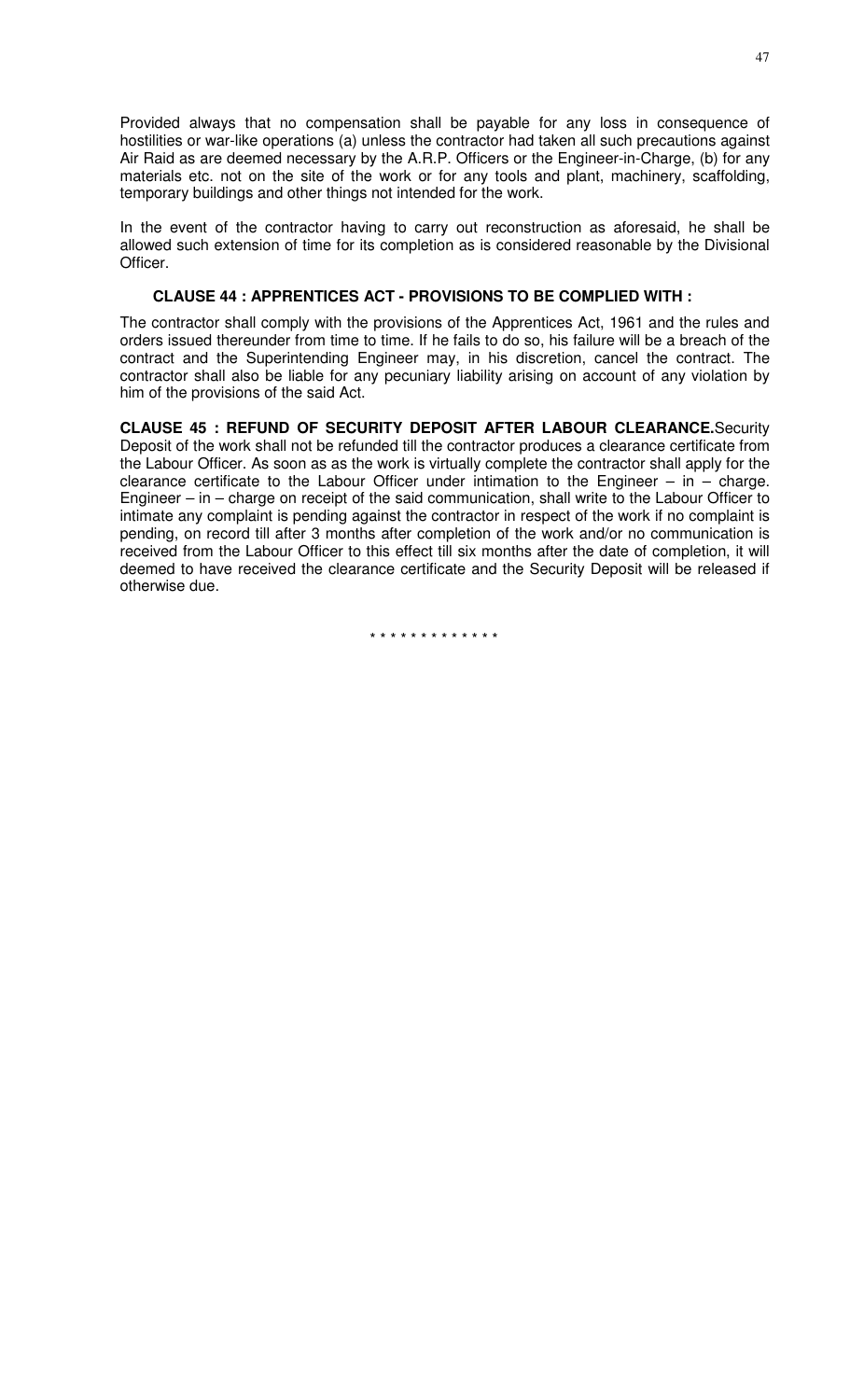Provided always that no compensation shall be payable for any loss in consequence of hostilities or war-like operations (a) unless the contractor had taken all such precautions against Air Raid as are deemed necessary by the A.R.P. Officers or the Engineer-in-Charge, (b) for any materials etc. not on the site of the work or for any tools and plant, machinery, scaffolding, temporary buildings and other things not intended for the work.

In the event of the contractor having to carry out reconstruction as aforesaid, he shall be allowed such extension of time for its completion as is considered reasonable by the Divisional Officer.

**CLAUSE 44 : APPRENTICES ACT - PROVISIONS TO BE COMPLIED WITH :**

The contractor shall comply with the provisions of the Apprentices Act, 1961 and the rules and orders issued thereunder from time to time. If he fails to do so, his failure will be a breach of the contract and the Superintending Engineer may, in his discretion, cancel the contract. The contractor shall also be liable for any pecuniary liability arising on account of any violation by him of the provisions of the said Act.

**CLAUSE 45 : REFUND OF SECURITY DEPOSIT AFTER LABOUR CLEARANCE.** Security Deposit of the work shall not be refunded till the contractor produces a clearance certificate from the Labour Officer. As soon as as the work is virtually complete the contractor shall apply for the clearance certificate to the Labour Officer under intimation to the Engineer – in – charge. Engineer – in – charge on receipt of the said communication, shall write to the Labour Officer to intimate any complaint is pending against the contractor in respect of the work if no complaint is pending, on record till after 3 months after completion of the work and/or no communication is received from the Labour Officer to this effect till six months after the date of completion, it will deemed to have received the clearance certificate and the Security Deposit will be released if otherwise due.

\* \* \* \* \* \* \* \* \* \* \* \* \*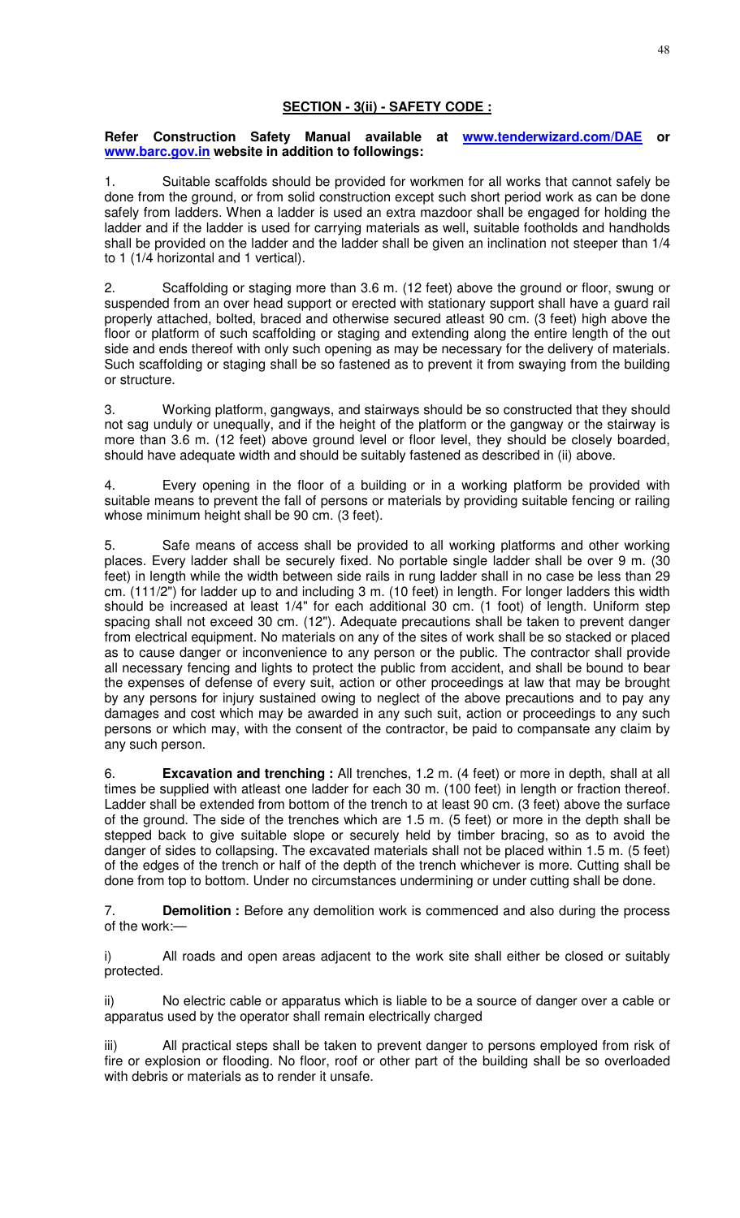## SECTION - 3(ii) - SAFETY CODE :

**Refer Construction Safety Manual available at www.tenderwizard.com/DAE or www.barc.gov.in website in addition to followings:**

1. Suitable scaffolds should be provided for workmen for all works that cannot safely be done from the ground, or from solid construction except such short period work as can be done safely from ladders. When a ladder is used an extra mazdoor shall be engaged for holding the ladder and if the ladder is used for carrying materials as well, suitable footholds and handholds shall be provided on the ladder and the ladder shall be given an inclination not steeper than 1/4 to 1 (1/4 horizontal and 1 vertical).

2. Scaffolding or staging more than 3.6 m. (12 feet) above the ground or floor, swung or suspended from an over head support or erected with stationary support shall have a guard rail properly attached, bolted, braced and otherwise secured atleast 90 cm. (3 feet) high above the floor or platform of such scaffolding or staging and extending along the entire length of the out side and ends thereof with only such opening as may be necessary for the delivery of materials. Such scaffolding or staging shall be so fastened as to prevent it from swaying from the building or structure.

3. Working platform, gangways, and stairways should be so constructed that they should not sag unduly or unequally, and if the height of the platform or the gangway or the stairway is more than 3.6 m. (12 feet) above ground level or floor level, they should be closely boarded, should have adequate width and should be suitably fastened as described in (ii) above.

4. Every opening in the floor of a building or in a working platform be provided with suitable means to prevent the fall of persons or materials by providing suitable fencing or railing whose minimum height shall be 90 cm. (3 feet).

5. Safe means of access shall be provided to all working platforms and other working places. Every ladder shall be securely fixed. No portable single ladder shall be over 9 m. (30 feet) in length while the width between side rails in rung ladder shall in no case be less than 29 cm. (111/2") for ladder up to and including 3 m. (10 feet) in length. For longer ladders this width should be increased at least 1/4" for each additional 30 cm. (1 foot) of length. Uniform step spacing shall not exceed 30 cm. (12"). Adequate precautions shall be taken to prevent danger from electrical equipment. No materials on any of the sites of work shall be so stacked or placed as to cause danger or inconvenience to any person or the public. The contractor shall provide all necessary fencing and lights to protect the public from accident, and shall be bound to bear the expenses of defense of every suit, action or other proceedings at law that may be brought by any persons for injury sustained owing to neglect of the above precautions and to pay any damages and cost which may be awarded in any such suit, action or proceedings to any such persons or which may, with the consent of the contractor, be paid to compansate any claim by any such person.

6. **Excavation and trenching :** All trenches, 1.2 m. (4 feet) or more in depth, shall at all times be supplied with atleast one ladder for each 30 m. (100 feet) in length or fraction thereof. Ladder shall be extended from bottom of the trench to at least 90 cm. (3 feet) above the surface of the ground. The side of the trenches which are 1.5 m. (5 feet) or more in the depth shall be stepped back to give suitable slope or securely held by timber bracing, so as to avoid the danger of sides to collapsing. The excavated materials shall not be placed within 1.5 m. (5 feet) of the edges of the trench or half of the depth of the trench whichever is more. Cutting shall be done from top to bottom. Under no circumstances undermining or under cutting shall be done.

7. **Demolition :** Before any demolition work is commenced and also during the process of the work:—

i) All roads and open areas adjacent to the work site shall either be closed or suitably protected.

ii) No electric cable or apparatus which is liable to be a source of danger over a cable or apparatus used by the operator shall remain electrically charged

iii) All practical steps shall be taken to prevent danger to persons employed from risk of fire or explosion or flooding. No floor, roof or other part of the building shall be so overloaded with debris or materials as to render it unsafe.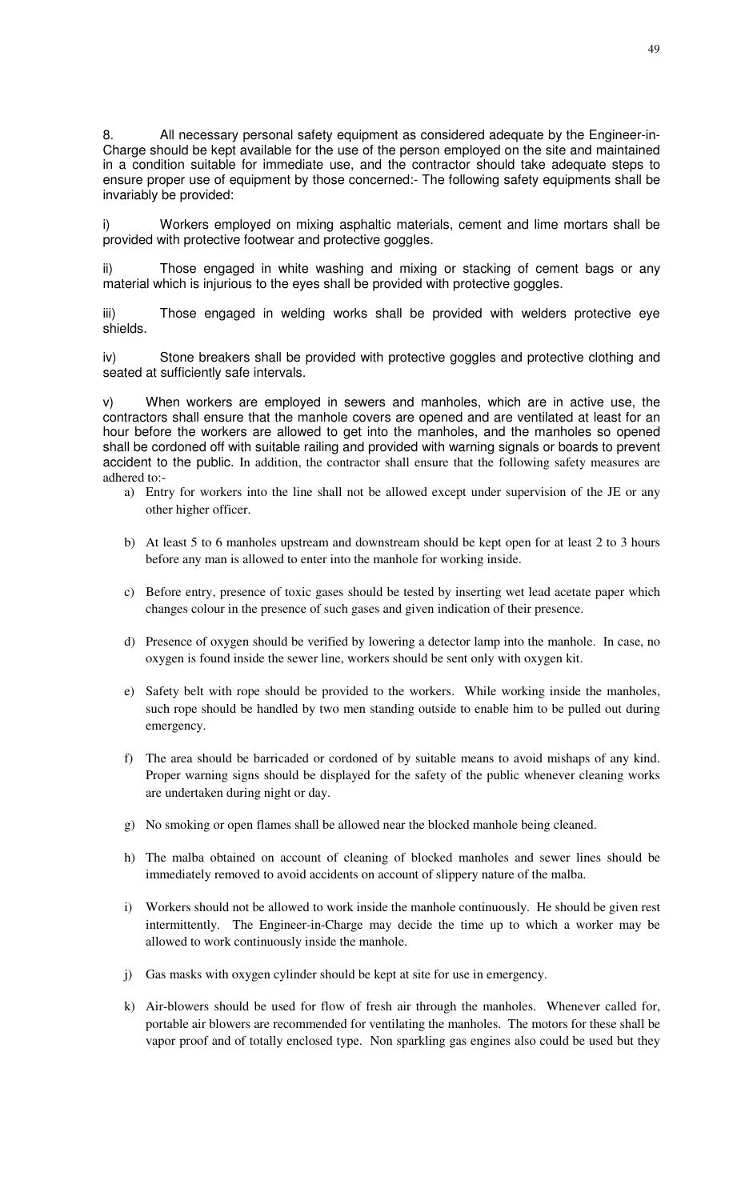8. All necessary personal safety equipment as considered adequate by the Engineer-in-Charge should be kept available for the use of the person employed on the site and maintained in a condition suitable for immediate use, and the contractor should take adequate steps to ensure proper use of equipment by those concerned:- The following safety equipments shall be invariably be provided:

i) Workers employed on mixing asphaltic materials, cement and lime mortars shall be provided with protective footwear and protective goggles.

ii) Those engaged in white washing and mixing or stacking of cement bags or any material which is injurious to the eyes shall be provided with protective goggles.

iii) Those engaged in welding works shall be provided with welders protective eye shields.

iv) Stone breakers shall be provided with protective goggles and protective clothing and seated at sufficiently safe intervals.

v) When workers are employed in sewers and manholes, which are in active use, the contractors shall ensure that the manhole covers are opened and are ventilated at least for an hour before the workers are allowed to get into the manholes, and the manholes so opened shall be cordoned off with suitable railing and provided with warning signals or boards to prevent accident to the public. In addition, the contractor shall ensure that the following safety measures are adhered to:-

a) Entry for workers into the line shall not be allowed except under supervision of the JE or any other higher officer.

b) At least 5 to 6 manholes upstream and downstream should be kept open for at least 2 to 3 hours before any man is allowed to enter into the manhole for working inside.

c) Before entry, presence of toxic gases should be tested by inserting wet lead acetate paper which changes colour in the presence of such gases and given indication of their presence.

d) Presence of oxygen should be verified by lowering a detector lamp into the manhole. In case, no oxygen is found inside the sewer line, workers should be sent only with oxygen kit.

e) Safety belt with rope should be provided to the workers. While working inside the manholes, such rope should be handled by two men standing outside to enable him to be pulled out during emergency.

f) The area should be barricaded or cordoned of by suitable means to avoid mishaps of any kind. Proper warning signs should be displayed for the safety of the public whenever cleaning works are undertaken during night or day.

g) No smoking or open flames shall be allowed near the blocked manhole being cleaned.

h) The malba obtained on account of cleaning of blocked manholes and sewer lines should be immediately removed to avoid accidents on account of slippery nature of the malba.

i) Workers should not be allowed to work inside the manhole continuously. He should be given rest intermittently. The Engineer-in-Charge may decide the time up to which a worker may be allowed to work continuously inside the manhole.

j) Gas masks with oxygen cylinder should be kept at site for use in emergency.

k) Air-blowers should be used for flow of fresh air through the manholes. Whenever called for, portable air blowers are recommended for ventilating the manholes. The motors for these shall be vapor proof and of totally enclosed type. Non sparkling gas engines also could be used but they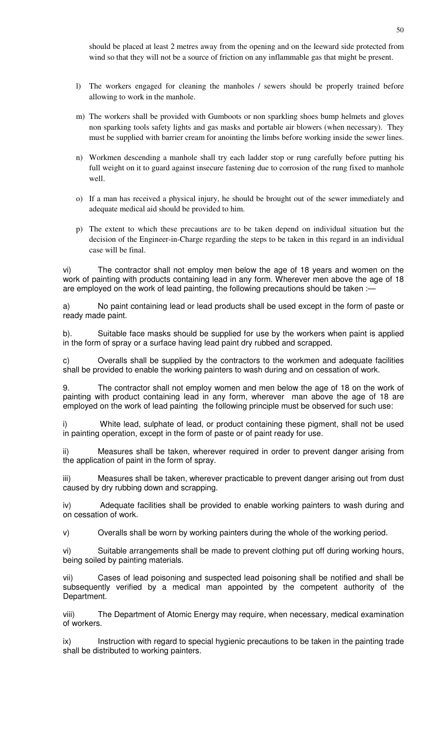should be placed at least 2 metres away from the opening and on the leeward side protected from wind so that they will not be a source of friction on any inflammable gas that might be present.

l) The workers engaged for cleaning the manholes / sewers should be properly trained before allowing to work in the manhole.

m) The workers shall be provided with Gumboots or non sparkling shoes bump helmets and gloves non sparking tools safety lights and gas masks and portable air blowers (when necessary). They must be supplied with barrier cream for anointing the limbs before working inside the sewer lines.

n) Workmen descending a manhole shall try each ladder stop or rung carefully before putting his full weight on it to guard against insecure fastening due to corrosion of the rung fixed to manhole well.

o) If a man has received a physical injury, he should be brought out of the sewer immediately and adequate medical aid should be provided to him.

p) The extent to which these precautions are to be taken depend on individual situation but the decision of the Engineer-in-Charge regarding the steps to be taken in this regard in an individual case will be final.

vi) The contractor shall not employ men below the age of 18 years and women on the work of painting with products containing lead in any form. Wherever men above the age of 18 are employed on the work of lead painting, the following precautions should be taken :—

a) No paint containing lead or lead products shall be used except in the form of paste or ready made paint.

b). Suitable face masks should be supplied for use by the workers when paint is applied in the form of spray or a surface having lead paint dry rubbed and scrapped.

c) Overalls shall be supplied by the contractors to the workmen and adequate facilities shall be provided to enable the working painters to wash during and on cessation of work.

9. The contractor shall not employ women and men below the age of 18 on the work of painting with product containing lead in any form, wherever man above the age of 18 are employed on the work of lead painting the following principle must be observed for such use:

i) White lead, sulphate of lead, or product containing these pigment, shall not be used in painting operation, except in the form of paste or of paint ready for use.

ii) Measures shall be taken, wherever required in order to prevent danger arising from the application of paint in the form of spray.

iii) Measures shall be taken, wherever practicable to prevent danger arising out from dust caused by dry rubbing down and scrapping.

iv) Adequate facilities shall be provided to enable working painters to wash during and on cessation of work.

v) Overalls shall be worn by working painters during the whole of the working period.

vi) Suitable arrangements shall be made to prevent clothing put off during working hours, being soiled by painting materials.

vii) Cases of lead poisoning and suspected lead poisoning shall be notified and shall be subsequently verified by a medical man appointed by the competent authority of the Department.

viii) The Department of Atomic Energy may require, when necessary, medical examination of workers.

ix) Instruction with regard to special hygienic precautions to be taken in the painting trade shall be distributed to working painters.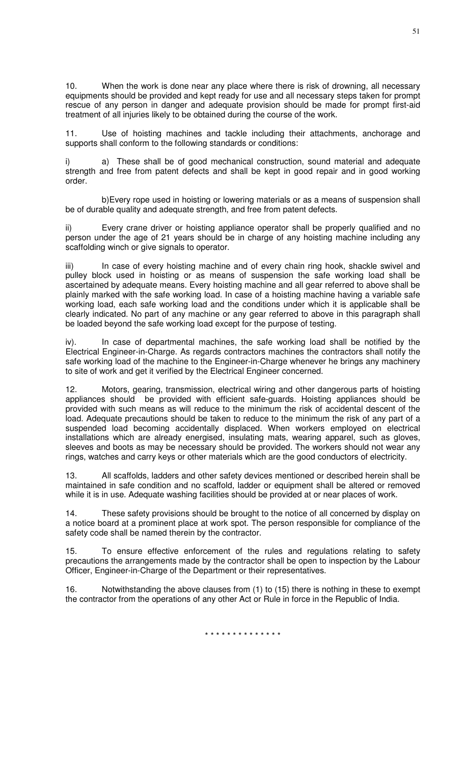10. When the work is done near any place where there is risk of drowning, all necessary equipments should be provided and kept ready for use and all necessary steps taken for prompt rescue of any person in danger and adequate provision should be made for prompt first-aid treatment of all injuries likely to be obtained during the course of the work.

11. Use of hoisting machines and tackle including their attachments, anchorage and supports shall conform to the following standards or conditions:

i) a) These shall be of good mechanical construction, sound material and adequate strength and free from patent defects and shall be kept in good repair and in good working order.

b)Every rope used in hoisting or lowering materials or as a means of suspension shall be of durable quality and adequate strength, and free from patent defects.

ii) Every crane driver or hoisting appliance operator shall be properly qualified and no person under the age of 21 years should be in charge of any hoisting machine including any scaffolding winch or give signals to operator.

iii) In case of every hoisting machine and of every chain ring hook, shackle swivel and pulley block used in hoisting or as means of suspension the safe working load shall be ascertained by adequate means. Every hoisting machine and all gear referred to above shall be plainly marked with the safe working load. In case of a hoisting machine having a variable safe working load, each safe working load and the conditions under which it is applicable shall be clearly indicated. No part of any machine or any gear referred to above in this paragraph shall be loaded beyond the safe working load except for the purpose of testing.

iv). In case of departmental machines, the safe working load shall be notified by the Electrical Engineer-in-Charge. As regards contractors machines the contractors shall notify the safe working load of the machine to the Engineer-in-Charge whenever he brings any machinery to site of work and get it verified by the Electrical Engineer concerned.

12. Motors, gearing, transmission, electrical wiring and other dangerous parts of hoisting appliances should be provided with efficient safe-guards. Hoisting appliances should be provided with such means as will reduce to the minimum the risk of accidental descent of the load. Adequate precautions should be taken to reduce to the minimum the risk of any part of a suspended load becoming accidentally displaced. When workers employed on electrical installations which are already energised, insulating mats, wearing apparel, such as gloves, sleeves and boots as may be necessary should be provided. The workers should not wear any rings, watches and carry keys or other materials which are the good conductors of electricity.

13. All scaffolds, ladders and other safety devices mentioned or described herein shall be maintained in safe condition and no scaffold, ladder or equipment shall be altered or removed while it is in use. Adequate washing facilities should be provided at or near places of work.

14. These safety provisions should be brought to the notice of all concerned by display on a notice board at a prominent place at work spot. The person responsible for compliance of the safety code shall be named therein by the contractor.

15. To ensure effective enforcement of the rules and regulations relating to safety precautions the arrangements made by the contractor shall be open to inspection by the Labour Officer, Engineer-in-Charge of the Department or their representatives.

16. Notwithstanding the above clauses from (1) to (15) there is nothing in these to exempt the contractor from the operations of any other Act or Rule in force in the Republic of India.

* * * * * * * * * * * * * *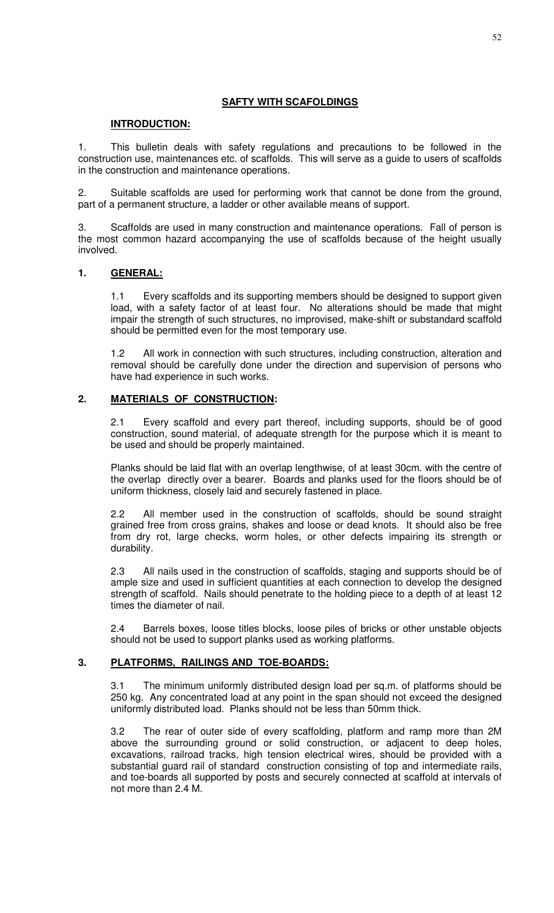## SAFTY WITH SCAFOLDINGS

### INTRODUCTION:

1. This bulletin deals with safety regulations and precautions to be followed in the construction use, maintenances etc. of scaffolds. This will serve as a guide to users of scaffolds in the construction and maintenance operations.

2. Suitable scaffolds are used for performing work that cannot be done from the ground, part of a permanent structure, a ladder or other available means of support.

3. Scaffolds are used in many construction and maintenance operations. Fall of person is the most common hazard accompanying the use of scaffolds because of the height usually involved.

### 1. GENERAL:

1.1 Every scaffolds and its supporting members should be designed to support given load, with a safety factor of at least four. No alterations should be made that might impair the strength of such structures, no improvised, make-shift or substandard scaffold should be permitted even for the most temporary use.

1.2 All work in connection with such structures, including construction, alteration and removal should be carefully done under the direction and supervision of persons who have had experience in such works.

### 2. MATERIALS OF CONSTRUCTION:

2.1 Every scaffold and every part thereof, including supports, should be of good construction, sound material, of adequate strength for the purpose which it is meant to be used and should be properly maintained.

Planks should be laid flat with an overlap lengthwise, of at least 30cm. with the centre of the overlap directly over a bearer. Boards and planks used for the floors should be of uniform thickness, closely laid and securely fastened in place.

2.2 All member used in the construction of scaffolds, should be sound straight grained free from cross grains, shakes and loose or dead knots. It should also be free from dry rot, large checks, worm holes, or other defects impairing its strength or durability.

2.3 All nails used in the construction of scaffolds, staging and supports should be of ample size and used in sufficient quantities at each connection to develop the designed strength of scaffold. Nails should penetrate to the holding piece to a depth of at least 12 times the diameter of nail.

2.4 Barrels boxes, loose titles blocks, loose piles of bricks or other unstable objects should not be used to support planks used as working platforms.

### 3. PLATFORMS, RAILINGS AND TOE-BOARDS:

3.1 The minimum uniformly distributed design load per sq.m. of platforms should be 250 kg. Any concentrated load at any point in the span should not exceed the designed uniformly distributed load. Planks should not be less than 50mm thick.

3.2 The rear of outer side of every scaffolding, platform and ramp more than 2M above the surrounding ground or solid construction, or adjacent to deep holes, excavations, railroad tracks, high tension electrical wires, should be provided with a substantial guard rail of standard construction consisting of top and intermediate rails, and toe-boards all supported by posts and securely connected at scaffold at intervals of not more than 2.4 M.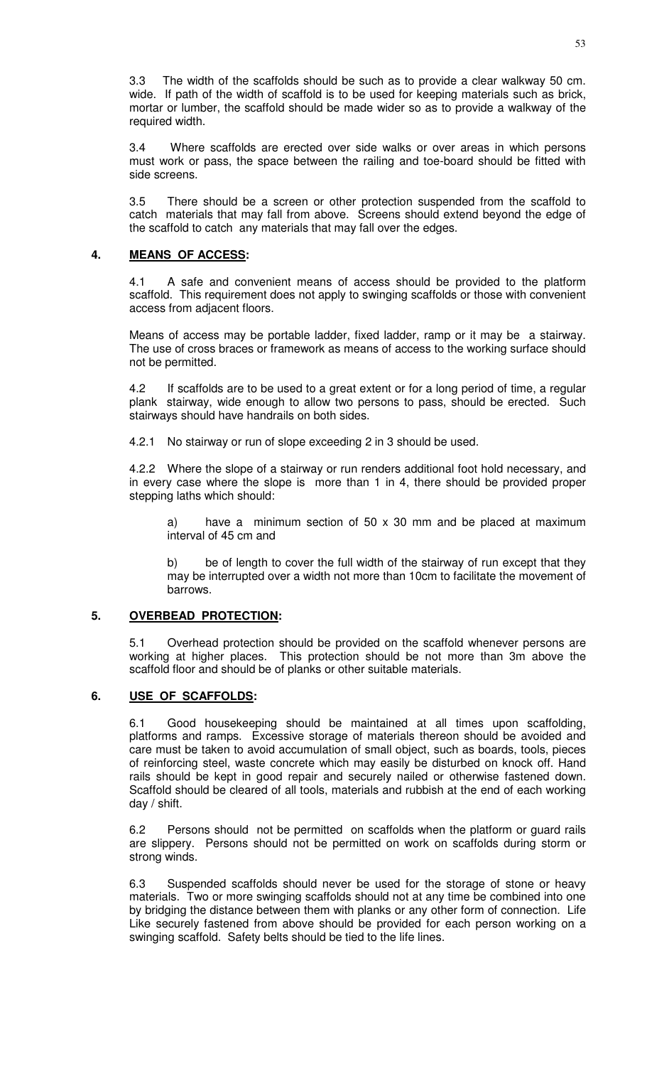3.3 The width of the scaffolds should be such as to provide a clear walkway 50 cm. wide. If path of the width of scaffold is to be used for keeping materials such as brick, mortar or lumber, the scaffold should be made wider so as to provide a walkway of the required width.

3.4 Where scaffolds are erected over side walks or over areas in which persons must work or pass, the space between the railing and toe-board should be fitted with side screens.

3.5 There should be a screen or other protection suspended from the scaffold to catch materials that may fall from above. Screens should extend beyond the edge of the scaffold to catch any materials that may fall over the edges.

## 4. MEANS OF ACCESS:

4.1 A safe and convenient means of access should be provided to the platform scaffold. This requirement does not apply to swinging scaffolds or those with convenient access from adjacent floors.

Means of access may be portable ladder, fixed ladder, ramp or it may be a stairway. The use of cross braces or framework as means of access to the working surface should not be permitted.

4.2 If scaffolds are to be used to a great extent or for a long period of time, a regular plank stairway, wide enough to allow two persons to pass, should be erected. Such stairways should have handrails on both sides.

4.2.1 No stairway or run of slope exceeding 2 in 3 should be used.

4.2.2 Where the slope of a stairway or run renders additional foot hold necessary, and in every case where the slope is more than 1 in 4, there should be provided proper stepping laths which should:

a) have a minimum section of 50 x 30 mm and be placed at maximum interval of 45 cm and

b) be of length to cover the full width of the stairway of run except that they may be interrupted over a width not more than 10cm to facilitate the movement of barrows.

## 5. OVERBEAD PROTECTION:

5.1 Overhead protection should be provided on the scaffold whenever persons are working at higher places. This protection should be not more than 3m above the scaffold floor and should be of planks or other suitable materials.

## 6. USE OF SCAFFOLDS:

6.1 Good housekeeping should be maintained at all times upon scaffolding, platforms and ramps. Excessive storage of materials thereon should be avoided and care must be taken to avoid accumulation of small object, such as boards, tools, pieces of reinforcing steel, waste concrete which may easily be disturbed on knock off. Hand rails should be kept in good repair and securely nailed or otherwise fastened down. Scaffold should be cleared of all tools, materials and rubbish at the end of each working day / shift.

6.2 Persons should not be permitted on scaffolds when the platform or guard rails are slippery. Persons should not be permitted on work on scaffolds during storm or strong winds.

6.3 Suspended scaffolds should never be used for the storage of stone or heavy materials. Two or more swinging scaffolds should not at any time be combined into one by bridging the distance between them with planks or any other form of connection. Life Like securely fastened from above should be provided for each person working on a swinging scaffold. Safety belts should be tied to the life lines.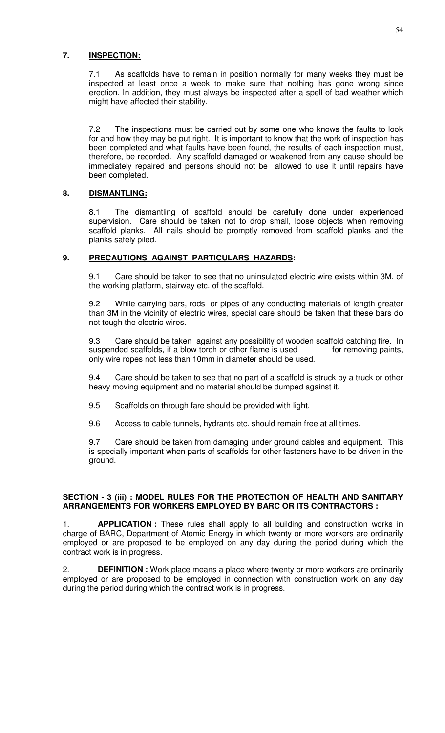## 7. INSPECTION:

7.1 As scaffolds have to remain in position normally for many weeks they must be inspected at least once a week to make sure that nothing has gone wrong since erection. In addition, they must always be inspected after a spell of bad weather which might have affected their stability.

7.2 The inspections must be carried out by some one who knows the faults to look for and how they may be put right. It is important to know that the work of inspection has been completed and what faults have been found, the results of each inspection must, therefore, be recorded. Any scaffold damaged or weakened from any cause should be immediately repaired and persons should not be allowed to use it until repairs have been completed.

## 8. DISMANTLING:

8.1 The dismantling of scaffold should be carefully done under experienced supervision. Care should be taken not to drop small, loose objects when removing scaffold planks. All nails should be promptly removed from scaffold planks and the planks safely piled.

## 9. PRECAUTIONS AGAINST PARTICULARS HAZARDS:

9.1 Care should be taken to see that no uninsulated electric wire exists within 3M. of the working platform, stairway etc. of the scaffold.

9.2 While carrying bars, rods or pipes of any conducting materials of length greater than 3M in the vicinity of electric wires, special care should be taken that these bars do not tough the electric wires.

9.3 Care should be taken against any possibility of wooden scaffold catching fire. In suspended scaffolds, if a blow torch or other flame is used for removing paints, only wire ropes not less than 10mm in diameter should be used.

9.4 Care should be taken to see that no part of a scaffold is struck by a truck or other heavy moving equipment and no material should be dumped against it.

9.5 Scaffolds on through fare should be provided with light.

9.6 Access to cable tunnels, hydrants etc. should remain free at all times.

9.7 Care should be taken from damaging under ground cables and equipment. This is specially important when parts of scaffolds for other fasteners have to be driven in the ground.

## SECTION - 3 (iii) : MODEL RULES FOR THE PROTECTION OF HEALTH AND SANITARY ARRANGEMENTS FOR WORKERS EMPLOYED BY BARC OR ITS CONTRACTORS :

1. **APPLICATION :** These rules shall apply to all building and construction works in charge of BARC, Department of Atomic Energy in which twenty or more workers are ordinarily employed or are proposed to be employed on any day during the period during which the contract work is in progress.

2. **DEFINITION :** Work place means a place where twenty or more workers are ordinarily employed or are proposed to be employed in connection with construction work on any day during the period during which the contract work is in progress.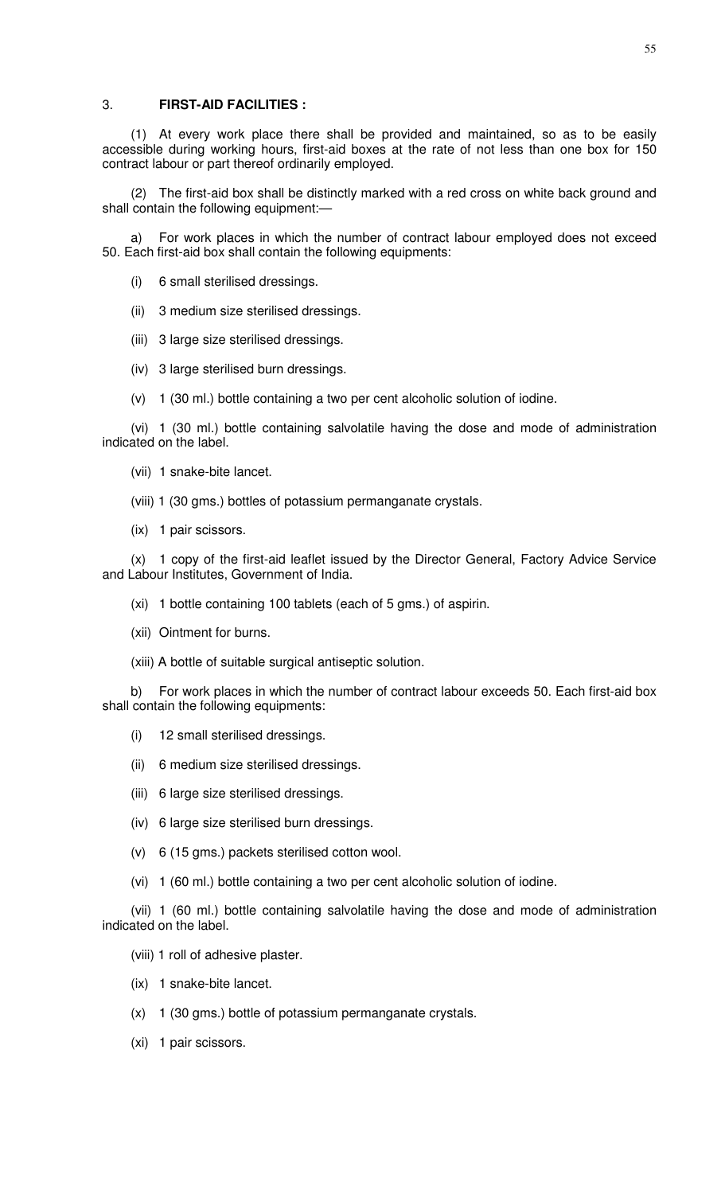3. **FIRST-AID FACILITIES :**

(1) At every work place there shall be provided and maintained, so as to be easily accessible during working hours, first-aid boxes at the rate of not less than one box for 150 contract labour or part thereof ordinarily employed.

(2) The first-aid box shall be distinctly marked with a red cross on white back ground and shall contain the following equipment:—

a) For work places in which the number of contract labour employed does not exceed 50. Each first-aid box shall contain the following equipments:

(i) 6 small sterilised dressings.

(ii) 3 medium size sterilised dressings.

(iii) 3 large size sterilised dressings.

(iv) 3 large sterilised burn dressings.

(v) 1 (30 ml.) bottle containing a two per cent alcoholic solution of iodine.

(vi) 1 (30 ml.) bottle containing salvolatile having the dose and mode of administration indicated on the label.

(vii) 1 snake-bite lancet.

(viii) 1 (30 gms.) bottles of potassium permanganate crystals.

(ix) 1 pair scissors.

(x) 1 copy of the first-aid leaflet issued by the Director General, Factory Advice Service and Labour Institutes, Government of India.

(xi) 1 bottle containing 100 tablets (each of 5 gms.) of aspirin.

(xii) Ointment for burns.

(xiii) A bottle of suitable surgical antiseptic solution.

b) For work places in which the number of contract labour exceeds 50. Each first-aid box shall contain the following equipments:

(i) 12 small sterilised dressings.

(ii) 6 medium size sterilised dressings.

(iii) 6 large size sterilised dressings.

(iv) 6 large size sterilised burn dressings.

(v) 6 (15 gms.) packets sterilised cotton wool.

(vi) 1 (60 ml.) bottle containing a two per cent alcoholic solution of iodine.

(vii) 1 (60 ml.) bottle containing salvolatile having the dose and mode of administration indicated on the label.

(viii) 1 roll of adhesive plaster.

(ix) 1 snake-bite lancet.

(x) 1 (30 gms.) bottle of potassium permanganate crystals.

(xi) 1 pair scissors.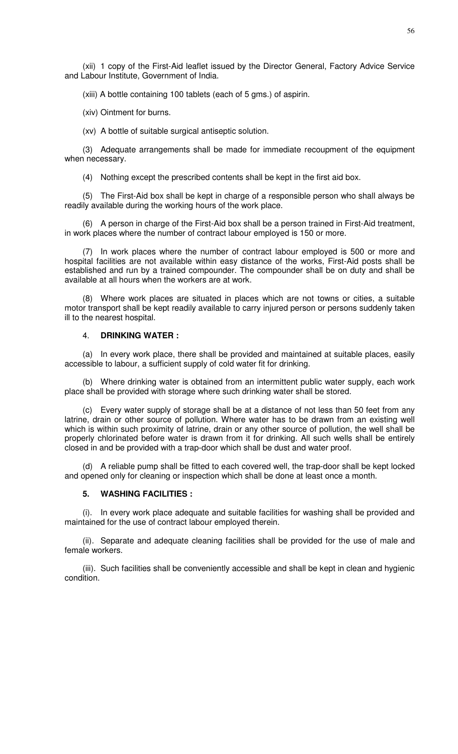(xii) 1 copy of the First-Aid leaflet issued by the Director General, Factory Advice Service and Labour Institute, Government of India.

(xiii) A bottle containing 100 tablets (each of 5 gms.) of aspirin.

(xiv) Ointment for burns.

(xv) A bottle of suitable surgical antiseptic solution.

(3) Adequate arrangements shall be made for immediate recoupment of the equipment when necessary.

(4) Nothing except the prescribed contents shall be kept in the first aid box.

(5) The First-Aid box shall be kept in charge of a responsible person who shall always be readily available during the working hours of the work place.

(6) A person in charge of the First-Aid box shall be a person trained in First-Aid treatment, in work places where the number of contract labour employed is 150 or more.

(7) In work places where the number of contract labour employed is 500 or more and hospital facilities are not available within easy distance of the works, First-Aid posts shall be established and run by a trained compounder. The compounder shall be on duty and shall be available at all hours when the workers are at work.

(8) Where work places are situated in places which are not towns or cities, a suitable motor transport shall be kept readily available to carry injured person or persons suddenly taken ill to the nearest hospital.

4. **DRINKING WATER :**

(a) In every work place, there shall be provided and maintained at suitable places, easily accessible to labour, a sufficient supply of cold water fit for drinking.

(b) Where drinking water is obtained from an intermittent public water supply, each work place shall be provided with storage where such drinking water shall be stored.

(c) Every water supply of storage shall be at a distance of not less than 50 feet from any latrine, drain or other source of pollution. Where water has to be drawn from an existing well which is within such proximity of latrine, drain or any other source of pollution, the well shall be properly chlorinated before water is drawn from it for drinking. All such wells shall be entirely closed in and be provided with a trap-door which shall be dust and water proof.

(d) A reliable pump shall be fitted to each covered well, the trap-door shall be kept locked and opened only for cleaning or inspection which shall be done at least once a month.

**5. WASHING FACILITIES :**

(i). In every work place adequate and suitable facilities for washing shall be provided and maintained for the use of contract labour employed therein.

(ii). Separate and adequate cleaning facilities shall be provided for the use of male and female workers.

(iii). Such facilities shall be conveniently accessible and shall be kept in clean and hygienic condition.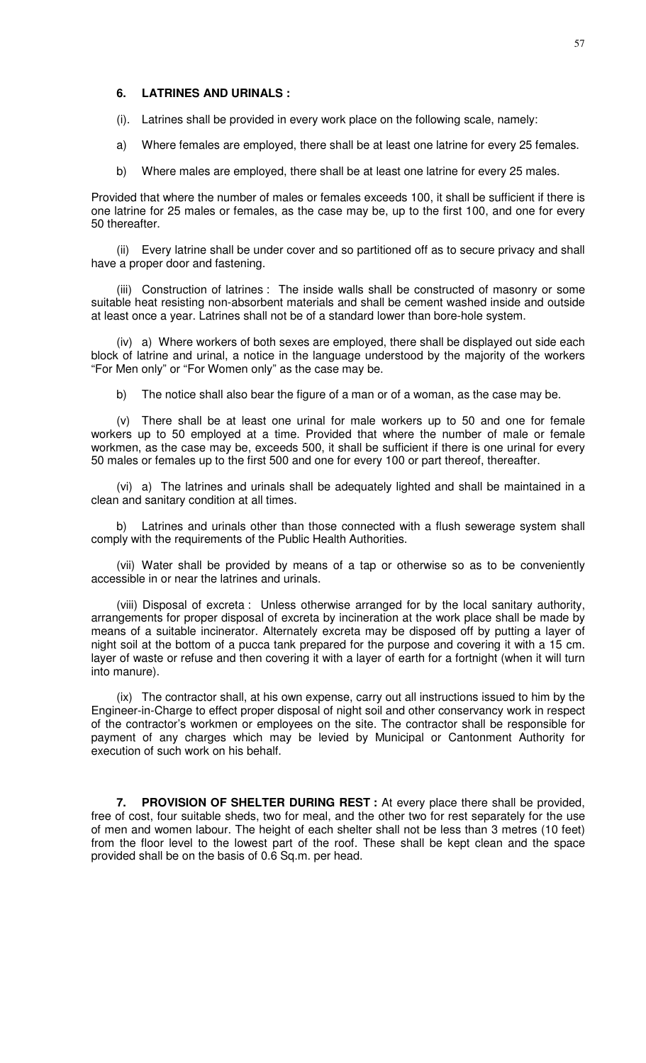### 6. LATRINES AND URINALS :

(i). Latrines shall be provided in every work place on the following scale, namely:

a) Where females are employed, there shall be at least one latrine for every 25 females.

b) Where males are employed, there shall be at least one latrine for every 25 males.

Provided that where the number of males or females exceeds 100, it shall be sufficient if there is one latrine for 25 males or females, as the case may be, up to the first 100, and one for every 50 thereafter.

(ii) Every latrine shall be under cover and so partitioned off as to secure privacy and shall have a proper door and fastening.

(iii) Construction of latrines : The inside walls shall be constructed of masonry or some suitable heat resisting non-absorbent materials and shall be cement washed inside and outside at least once a year. Latrines shall not be of a standard lower than bore-hole system.

(iv) a) Where workers of both sexes are employed, there shall be displayed out side each block of latrine and urinal, a notice in the language understood by the majority of the workers "For Men only" or "For Women only" as the case may be.

b) The notice shall also bear the figure of a man or of a woman, as the case may be.

(v) There shall be at least one urinal for male workers up to 50 and one for female workers up to 50 employed at a time. Provided that where the number of male or female workmen, as the case may be, exceeds 500, it shall be sufficient if there is one urinal for every 50 males or females up to the first 500 and one for every 100 or part thereof, thereafter.

(vi) a) The latrines and urinals shall be adequately lighted and shall be maintained in a clean and sanitary condition at all times.

b) Latrines and urinals other than those connected with a flush sewerage system shall comply with the requirements of the Public Health Authorities.

(vii) Water shall be provided by means of a tap or otherwise so as to be conveniently accessible in or near the latrines and urinals.

(viii) Disposal of excreta : Unless otherwise arranged for by the local sanitary authority, arrangements for proper disposal of excreta by incineration at the work place shall be made by means of a suitable incinerator. Alternately excreta may be disposed off by putting a layer of night soil at the bottom of a pucca tank prepared for the purpose and covering it with a 15 cm. layer of waste or refuse and then covering it with a layer of earth for a fortnight (when it will turn into manure).

(ix) The contractor shall, at his own expense, carry out all instructions issued to him by the Engineer-in-Charge to effect proper disposal of night soil and other conservancy work in respect of the contractor's workmen or employees on the site. The contractor shall be responsible for payment of any charges which may be levied by Municipal or Cantonment Authority for execution of such work on his behalf.

**7. PROVISION OF SHELTER DURING REST :** At every place there shall be provided, free of cost, four suitable sheds, two for meal, and the other two for rest separately for the use of men and women labour. The height of each shelter shall not be less than 3 metres (10 feet) from the floor level to the lowest part of the roof. These shall be kept clean and the space provided shall be on the basis of 0.6 Sq.m. per head.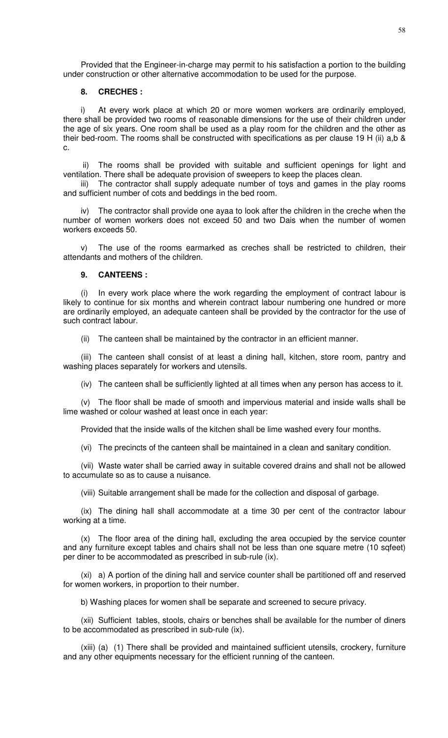Provided that the Engineer-in-charge may permit to his satisfaction a portion to the building under construction or other alternative accommodation to be used for the purpose.

**8. CRECHES :**

i) At every work place at which 20 or more women workers are ordinarily employed, there shall be provided two rooms of reasonable dimensions for the use of their children under the age of six years. One room shall be used as a play room for the children and the other as their bed-room. The rooms shall be constructed with specifications as per clause 19 H (ii) a,b & c.

ii) The rooms shall be provided with suitable and sufficient openings for light and ventilation. There shall be adequate provision of sweepers to keep the places clean.

iii) The contractor shall supply adequate number of toys and games in the play rooms and sufficient number of cots and beddings in the bed room.

iv) The contractor shall provide one ayaa to look after the children in the creche when the number of women workers does not exceed 50 and two Dais when the number of women workers exceeds 50.

v) The use of the rooms earmarked as creches shall be restricted to children, their attendants and mothers of the children.

**9. CANTEENS :**

(i) In every work place where the work regarding the employment of contract labour is likely to continue for six months and wherein contract labour numbering one hundred or more are ordinarily employed, an adequate canteen shall be provided by the contractor for the use of such contract labour.

(ii) The canteen shall be maintained by the contractor in an efficient manner.

(iii) The canteen shall consist of at least a dining hall, kitchen, store room, pantry and washing places separately for workers and utensils.

(iv) The canteen shall be sufficiently lighted at all times when any person has access to it.

(v) The floor shall be made of smooth and impervious material and inside walls shall be lime washed or colour washed at least once in each year:

Provided that the inside walls of the kitchen shall be lime washed every four months.

(vi) The precincts of the canteen shall be maintained in a clean and sanitary condition.

(vii) Waste water shall be carried away in suitable covered drains and shall not be allowed to accumulate so as to cause a nuisance.

(viii) Suitable arrangement shall be made for the collection and disposal of garbage.

(ix) The dining hall shall accommodate at a time 30 per cent of the contractor labour working at a time.

(x) The floor area of the dining hall, excluding the area occupied by the service counter and any furniture except tables and chairs shall not be less than one square metre (10 sqfeet) per diner to be accommodated as prescribed in sub-rule (ix).

(xi) a) A portion of the dining hall and service counter shall be partitioned off and reserved for women workers, in proportion to their number.

b) Washing places for women shall be separate and screened to secure privacy.

(xii) Sufficient tables, stools, chairs or benches shall be available for the number of diners to be accommodated as prescribed in sub-rule (ix).

(xiii) (a) (1) There shall be provided and maintained sufficient utensils, crockery, furniture and any other equipments necessary for the efficient running of the canteen.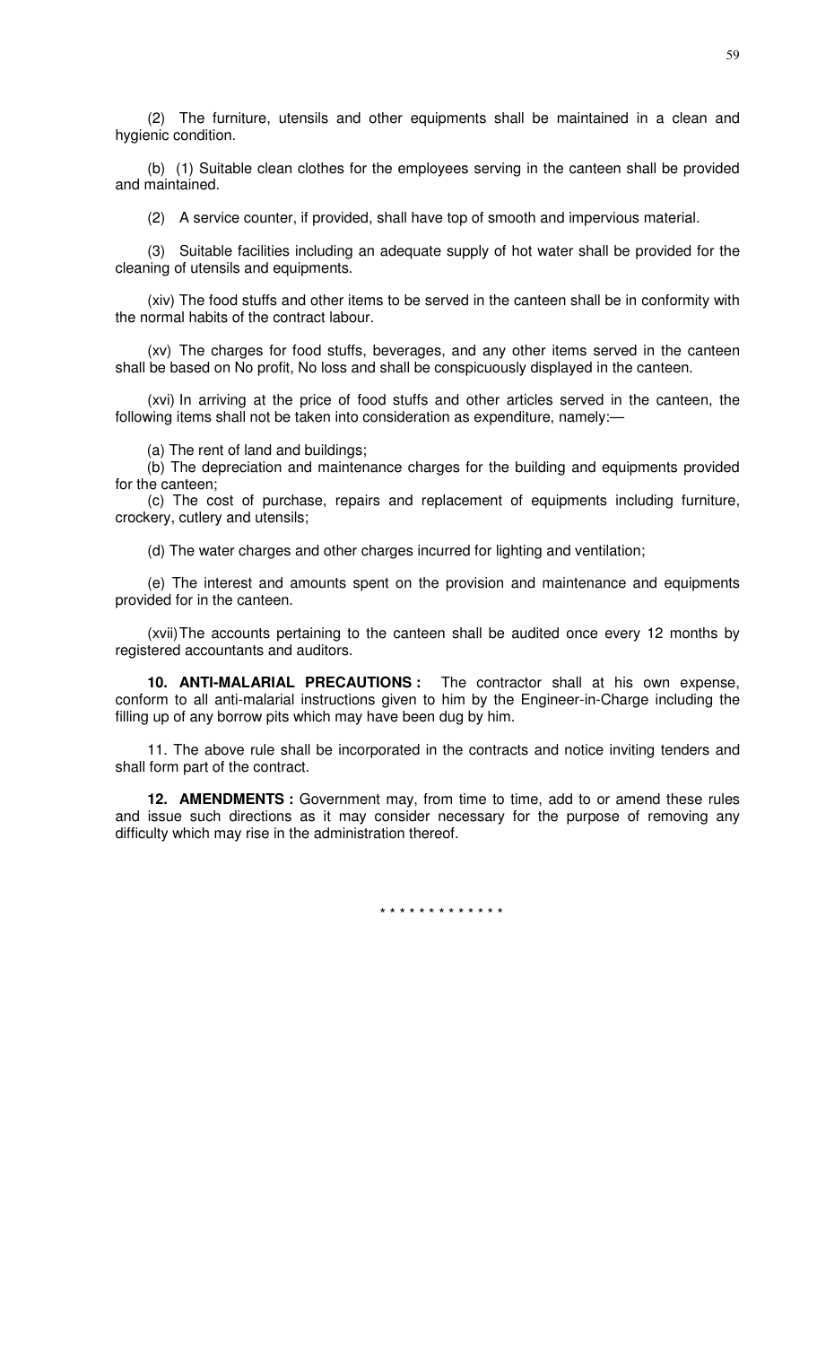(2) The furniture, utensils and other equipments shall be maintained in a clean and hygienic condition.

(b) (1) Suitable clean clothes for the employees serving in the canteen shall be provided and maintained.

(2) A service counter, if provided, shall have top of smooth and impervious material.

(3) Suitable facilities including an adequate supply of hot water shall be provided for the cleaning of utensils and equipments.

(xiv) The food stuffs and other items to be served in the canteen shall be in conformity with the normal habits of the contract labour.

(xv) The charges for food stuffs, beverages, and any other items served in the canteen shall be based on No profit, No loss and shall be conspicuously displayed in the canteen.

(xvi) In arriving at the price of food stuffs and other articles served in the canteen, the following items shall not be taken into consideration as expenditure, namely:—

(a) The rent of land and buildings;
(b) The depreciation and maintenance charges for the building and equipments provided for the canteen;
(c) The cost of purchase, repairs and replacement of equipments including furniture, crockery, cutlery and utensils;

(d) The water charges and other charges incurred for lighting and ventilation;

(e) The interest and amounts spent on the provision and maintenance and equipments provided for in the canteen.

(xvii) The accounts pertaining to the canteen shall be audited once every 12 months by registered accountants and auditors.

**10. ANTI-MALARIAL PRECAUTIONS :** The contractor shall at his own expense, conform to all anti-malarial instructions given to him by the Engineer-in-Charge including the filling up of any borrow pits which may have been dug by him.

11. The above rule shall be incorporated in the contracts and notice inviting tenders and shall form part of the contract.

**12. AMENDMENTS :** Government may, from time to time, add to or amend these rules and issue such directions as it may consider necessary for the purpose of removing any difficulty which may rise in the administration thereof.

* * * * * * * * * * * * *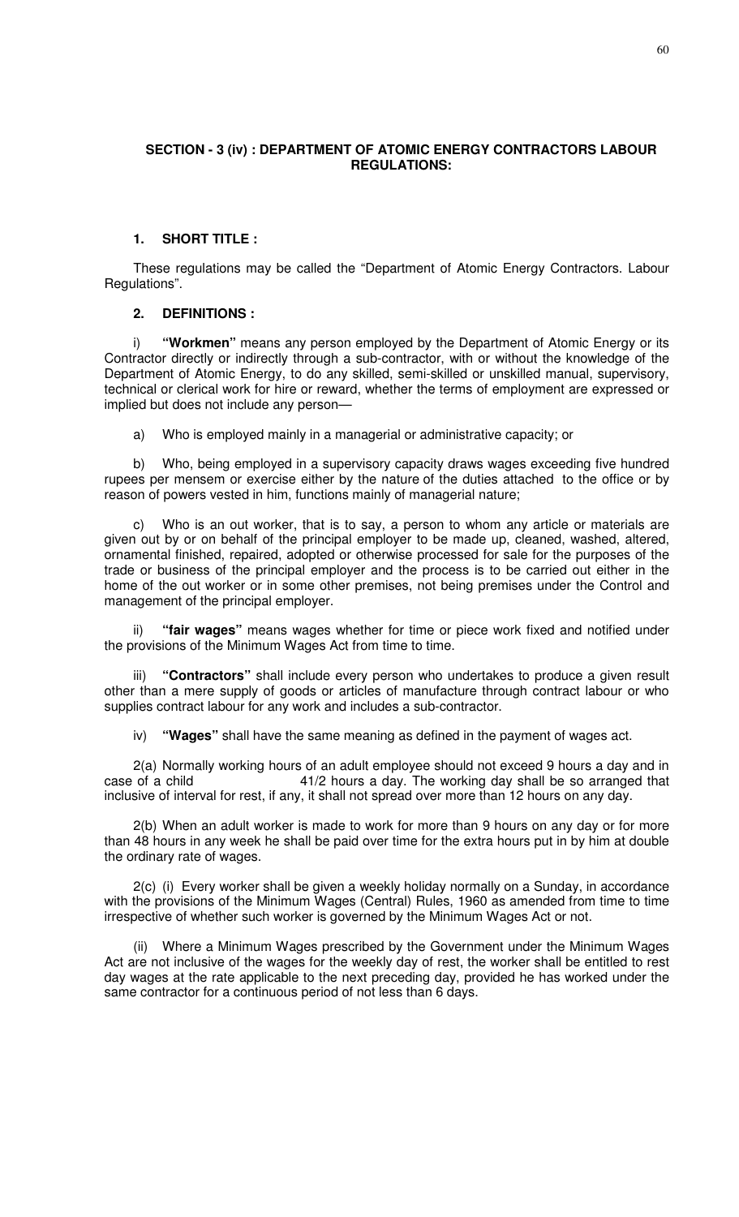## SECTION - 3 (iv) : DEPARTMENT OF ATOMIC ENERGY CONTRACTORS LABOUR REGULATIONS:

### 1. SHORT TITLE :

These regulations may be called the "Department of Atomic Energy Contractors. Labour Regulations".

### 2. DEFINITIONS :

i) **"Workmen"** means any person employed by the Department of Atomic Energy or its Contractor directly or indirectly through a sub-contractor, with or without the knowledge of the Department of Atomic Energy, to do any skilled, semi-skilled or unskilled manual, supervisory, technical or clerical work for hire or reward, whether the terms of employment are expressed or implied but does not include any person—

a) Who is employed mainly in a managerial or administrative capacity; or

b) Who, being employed in a supervisory capacity draws wages exceeding five hundred rupees per mensem or exercise either by the nature of the duties attached to the office or by reason of powers vested in him, functions mainly of managerial nature;

c) Who is an out worker, that is to say, a person to whom any article or materials are given out by or on behalf of the principal employer to be made up, cleaned, washed, altered, ornamental finished, repaired, adopted or otherwise processed for sale for the purposes of the trade or business of the principal employer and the process is to be carried out either in the home of the out worker or in some other premises, not being premises under the Control and management of the principal employer.

ii) **"fair wages"** means wages whether for time or piece work fixed and notified under the provisions of the Minimum Wages Act from time to time.

iii) **"Contractors"** shall include every person who undertakes to produce a given result other than a mere supply of goods or articles of manufacture through contract labour or who supplies contract labour for any work and includes a sub-contractor.

iv) **"Wages"** shall have the same meaning as defined in the payment of wages act.

2(a) Normally working hours of an adult employee should not exceed 9 hours a day and in case of a child 41/2 hours a day. The working day shall be so arranged that inclusive of interval for rest, if any, it shall not spread over more than 12 hours on any day.

2(b) When an adult worker is made to work for more than 9 hours on any day or for more than 48 hours in any week he shall be paid over time for the extra hours put in by him at double the ordinary rate of wages.

2(c) (i) Every worker shall be given a weekly holiday normally on a Sunday, in accordance with the provisions of the Minimum Wages (Central) Rules, 1960 as amended from time to time irrespective of whether such worker is governed by the Minimum Wages Act or not.

(ii) Where a Minimum Wages prescribed by the Government under the Minimum Wages Act are not inclusive of the wages for the weekly day of rest, the worker shall be entitled to rest day wages at the rate applicable to the next preceding day, provided he has worked under the same contractor for a continuous period of not less than 6 days.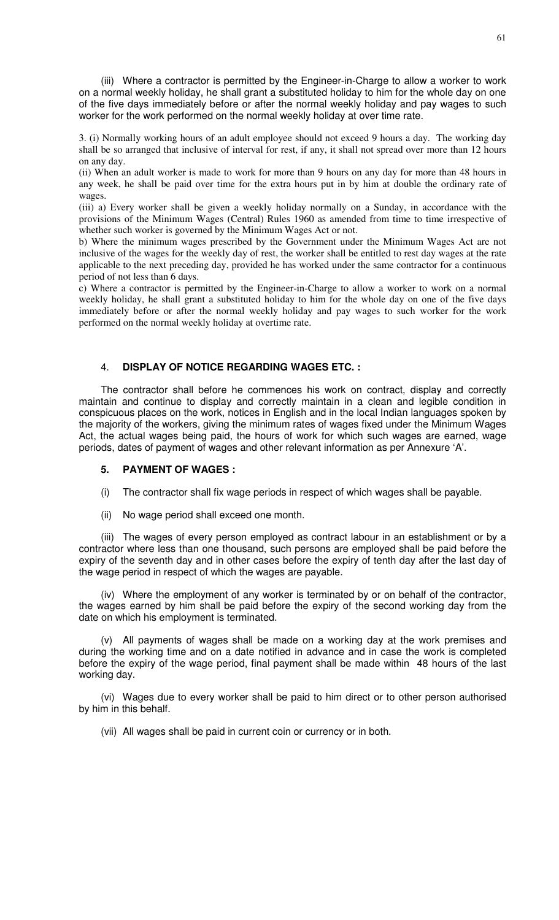(iii) Where a contractor is permitted by the Engineer-in-Charge to allow a worker to work on a normal weekly holiday, he shall grant a substituted holiday to him for the whole day on one of the five days immediately before or after the normal weekly holiday and pay wages to such worker for the work performed on the normal weekly holiday at over time rate.

3. (i) Normally working hours of an adult employee should not exceed 9 hours a day. The working day shall be so arranged that inclusive of interval for rest, if any, it shall not spread over more than 12 hours on any day.

(ii) When an adult worker is made to work for more than 9 hours on any day for more than 48 hours in any week, he shall be paid over time for the extra hours put in by him at double the ordinary rate of wages.

(iii) a) Every worker shall be given a weekly holiday normally on a Sunday, in accordance with the provisions of the Minimum Wages (Central) Rules 1960 as amended from time to time irrespective of whether such worker is governed by the Minimum Wages Act or not.

b) Where the minimum wages prescribed by the Government under the Minimum Wages Act are not inclusive of the wages for the weekly day of rest, the worker shall be entitled to rest day wages at the rate applicable to the next preceding day, provided he has worked under the same contractor for a continuous period of not less than 6 days.

c) Where a contractor is permitted by the Engineer-in-Charge to allow a worker to work on a normal weekly holiday, he shall grant a substituted holiday to him for the whole day on one of the five days immediately before or after the normal weekly holiday and pay wages to such worker for the work performed on the normal weekly holiday at overtime rate.

4. **DISPLAY OF NOTICE REGARDING WAGES ETC. :**

The contractor shall before he commences his work on contract, display and correctly maintain and continue to display and correctly maintain in a clean and legible condition in conspicuous places on the work, notices in English and in the local Indian languages spoken by the majority of the workers, giving the minimum rates of wages fixed under the Minimum Wages Act, the actual wages being paid, the hours of work for which such wages are earned, wage periods, dates of payment of wages and other relevant information as per Annexure 'A'.

**5. PAYMENT OF WAGES :**

(i) The contractor shall fix wage periods in respect of which wages shall be payable.

(ii) No wage period shall exceed one month.

(iii) The wages of every person employed as contract labour in an establishment or by a contractor where less than one thousand, such persons are employed shall be paid before the expiry of the seventh day and in other cases before the expiry of tenth day after the last day of the wage period in respect of which the wages are payable.

(iv) Where the employment of any worker is terminated by or on behalf of the contractor, the wages earned by him shall be paid before the expiry of the second working day from the date on which his employment is terminated.

(v) All payments of wages shall be made on a working day at the work premises and during the working time and on a date notified in advance and in case the work is completed before the expiry of the wage period, final payment shall be made within 48 hours of the last working day.

(vi) Wages due to every worker shall be paid to him direct or to other person authorised by him in this behalf.

(vii) All wages shall be paid in current coin or currency or in both.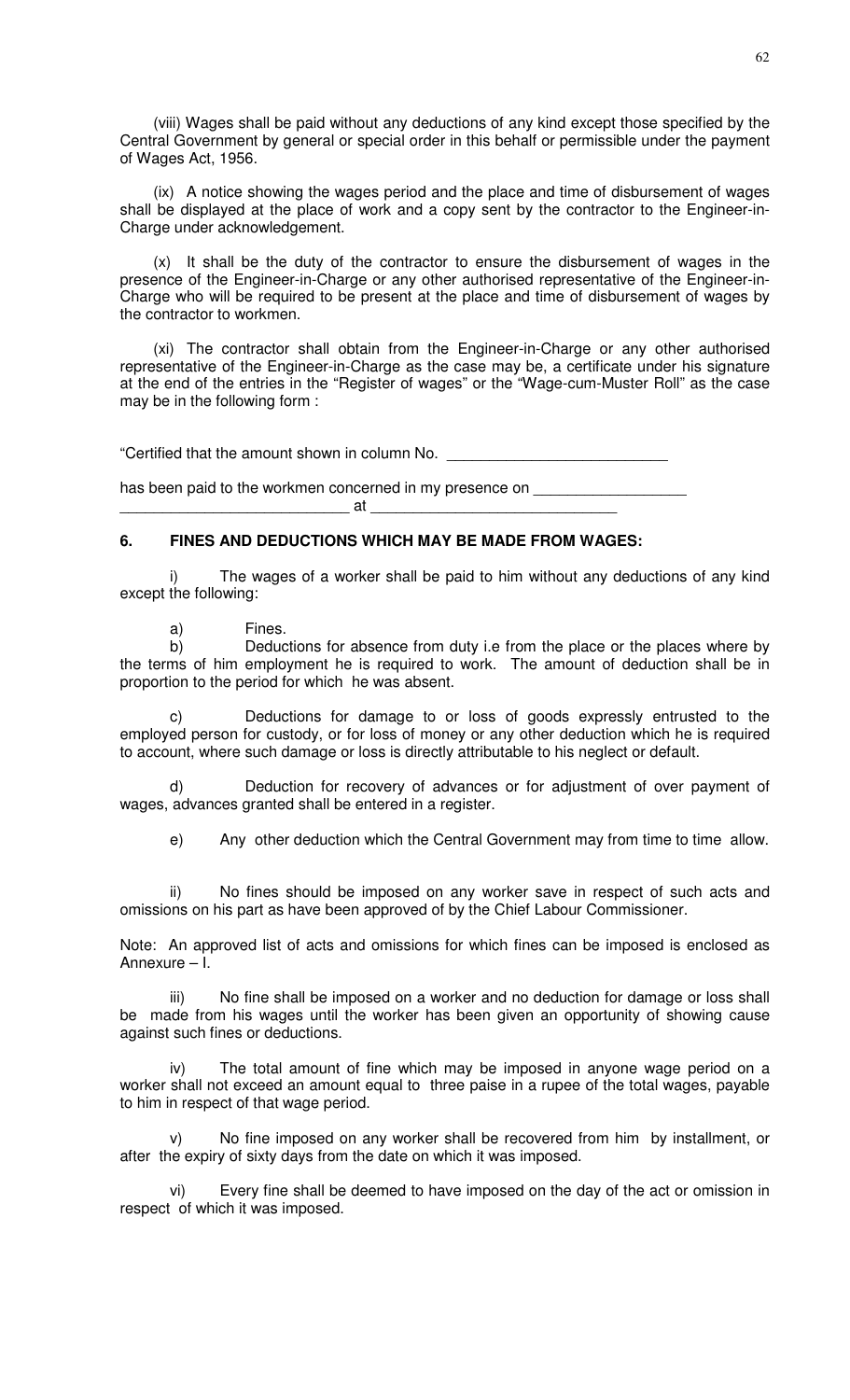(viii) Wages shall be paid without any deductions of any kind except those specified by the Central Government by general or special order in this behalf or permissible under the payment of Wages Act, 1956.

(ix) A notice showing the wages period and the place and time of disbursement of wages shall be displayed at the place of work and a copy sent by the contractor to the Engineer-in-Charge under acknowledgement.

(x) It shall be the duty of the contractor to ensure the disbursement of wages in the presence of the Engineer-in-Charge or any other authorised representative of the Engineer-in-Charge who will be required to be present at the place and time of disbursement of wages by the contractor to workmen.

(xi) The contractor shall obtain from the Engineer-in-Charge or any other authorised representative of the Engineer-in-Charge as the case may be, a certificate under his signature at the end of the entries in the "Register of wages" or the "Wage-cum-Muster Roll" as the case may be in the following form :

"Certified that the amount shown in column No. ____________________________

has been paid to the workmen concerned in my presence on ___________________ ____________________________ at ______________________________

## 6. FINES AND DEDUCTIONS WHICH MAY BE MADE FROM WAGES:

i) The wages of a worker shall be paid to him without any deductions of any kind except the following:

a) Fines.

b) Deductions for absence from duty i.e from the place or the places where by the terms of him employment he is required to work. The amount of deduction shall be in proportion to the period for which he was absent.

c) Deductions for damage to or loss of goods expressly entrusted to the employed person for custody, or for loss of money or any other deduction which he is required to account, where such damage or loss is directly attributable to his neglect or default.

d) Deduction for recovery of advances or for adjustment of over payment of wages, advances granted shall be entered in a register.

e) Any other deduction which the Central Government may from time to time allow.

ii) No fines should be imposed on any worker save in respect of such acts and omissions on his part as have been approved of by the Chief Labour Commissioner.

Note: An approved list of acts and omissions for which fines can be imposed is enclosed as Annexure – I.

iii) No fine shall be imposed on a worker and no deduction for damage or loss shall be made from his wages until the worker has been given an opportunity of showing cause against such fines or deductions.

iv) The total amount of fine which may be imposed in anyone wage period on a worker shall not exceed an amount equal to three paise in a rupee of the total wages, payable to him in respect of that wage period.

v) No fine imposed on any worker shall be recovered from him by installment, or after the expiry of sixty days from the date on which it was imposed.

vi) Every fine shall be deemed to have imposed on the day of the act or omission in respect of which it was imposed.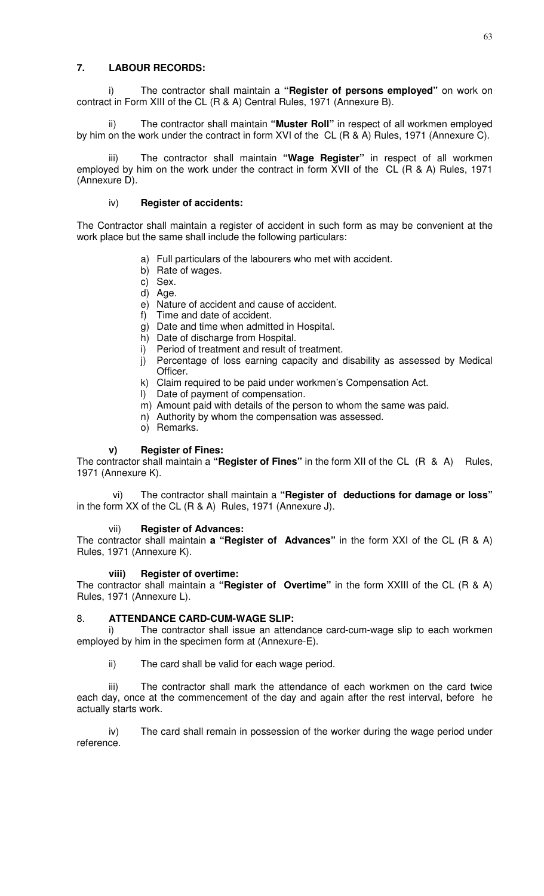## 7. LABOUR RECORDS:

i) The contractor shall maintain a **"Register of persons employed"** on work on contract in Form XIII of the CL (R & A) Central Rules, 1971 (Annexure B).

ii) The contractor shall maintain **"Muster Roll"** in respect of all workmen employed by him on the work under the contract in form XVI of the CL (R & A) Rules, 1971 (Annexure C).

iii) The contractor shall maintain **"Wage Register"** in respect of all workmen employed by him on the work under the contract in form XVII of the CL (R & A) Rules, 1971 (Annexure D).

iv) **Register of accidents:**

The Contractor shall maintain a register of accident in such form as may be convenient at the work place but the same shall include the following particulars:

a) Full particulars of the labourers who met with accident.
b) Rate of wages.
c) Sex.
d) Age.
e) Nature of accident and cause of accident.
f) Time and date of accident.
g) Date and time when admitted in Hospital.
h) Date of discharge from Hospital.
i) Period of treatment and result of treatment.
j) Percentage of loss earning capacity and disability as assessed by Medical Officer.
k) Claim required to be paid under workmen's Compensation Act.
l) Date of payment of compensation.
m) Amount paid with details of the person to whom the same was paid.
n) Authority by whom the compensation was assessed.
o) Remarks.

**v) Register of Fines:**
The contractor shall maintain a **"Register of Fines"** in the form XII of the CL (R & A) Rules, 1971 (Annexure K).

vi) The contractor shall maintain a **"Register of deductions for damage or loss"** in the form XX of the CL (R & A) Rules, 1971 (Annexure J).

vii) **Register of Advances:**
The contractor shall maintain **a "Register of Advances"** in the form XXI of the CL (R & A) Rules, 1971 (Annexure K).

**viii) Register of overtime:**
The contractor shall maintain a **"Register of Overtime"** in the form XXIII of the CL (R & A) Rules, 1971 (Annexure L).

## 8. ATTENDANCE CARD-CUM-WAGE SLIP:

i) The contractor shall issue an attendance card-cum-wage slip to each workmen employed by him in the specimen form at (Annexure-E).

ii) The card shall be valid for each wage period.

iii) The contractor shall mark the attendance of each workmen on the card twice each day, once at the commencement of the day and again after the rest interval, before he actually starts work.

iv) The card shall remain in possession of the worker during the wage period under reference.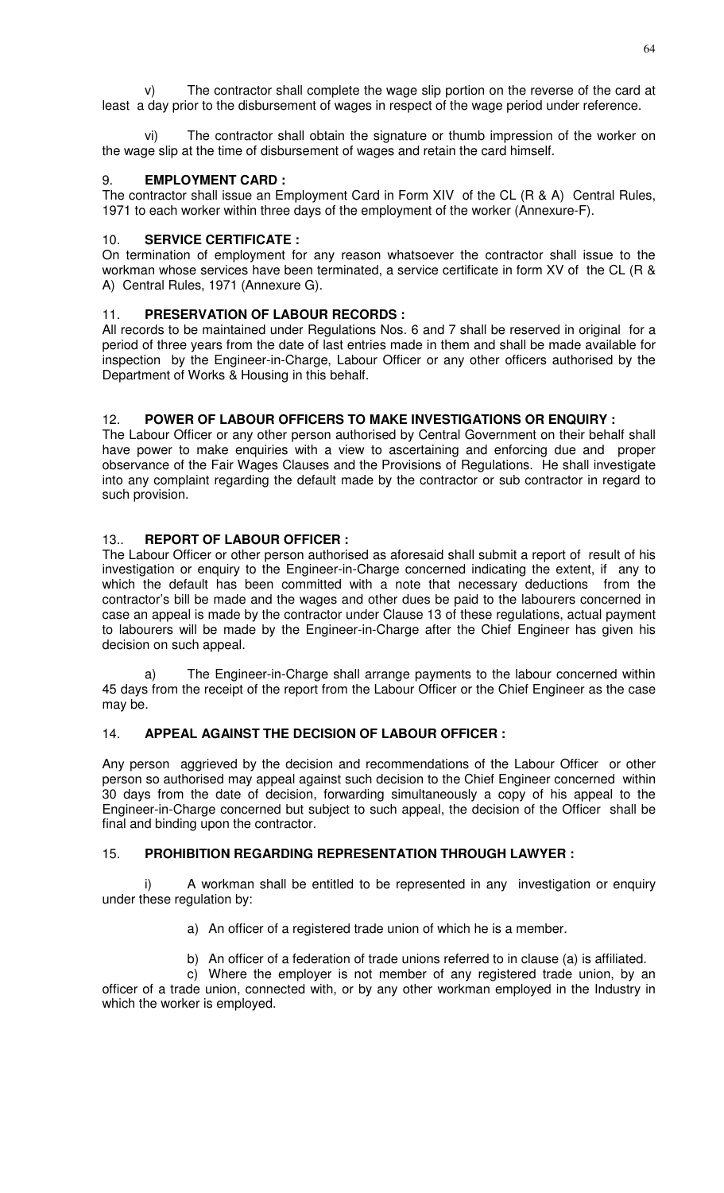v) The contractor shall complete the wage slip portion on the reverse of the card at least a day prior to the disbursement of wages in respect of the wage period under reference.

vi) The contractor shall obtain the signature or thumb impression of the worker on the wage slip at the time of disbursement of wages and retain the card himself.

9. **EMPLOYMENT CARD :**
The contractor shall issue an Employment Card in Form XIV of the CL (R & A) Central Rules, 1971 to each worker within three days of the employment of the worker (Annexure-F).

10. **SERVICE CERTIFICATE :**
On termination of employment for any reason whatsoever the contractor shall issue to the workman whose services have been terminated, a service certificate in form XV of the CL (R & A) Central Rules, 1971 (Annexure G).

11. **PRESERVATION OF LABOUR RECORDS :**
All records to be maintained under Regulations Nos. 6 and 7 shall be reserved in original for a period of three years from the date of last entries made in them and shall be made available for inspection by the Engineer-in-Charge, Labour Officer or any other officers authorised by the Department of Works & Housing in this behalf.

12. **POWER OF LABOUR OFFICERS TO MAKE INVESTIGATIONS OR ENQUIRY :**
The Labour Officer or any other person authorised by Central Government on their behalf shall have power to make enquiries with a view to ascertaining and enforcing due and proper observance of the Fair Wages Clauses and the Provisions of Regulations. He shall investigate into any complaint regarding the default made by the contractor or sub contractor in regard to such provision.

13.. **REPORT OF LABOUR OFFICER :**
The Labour Officer or other person authorised as aforesaid shall submit a report of result of his investigation or enquiry to the Engineer-in-Charge concerned indicating the extent, if any to which the default has been committed with a note that necessary deductions from the contractor's bill be made and the wages and other dues be paid to the labourers concerned in case an appeal is made by the contractor under Clause 13 of these regulations, actual payment to labourers will be made by the Engineer-in-Charge after the Chief Engineer has given his decision on such appeal.

a) The Engineer-in-Charge shall arrange payments to the labour concerned within 45 days from the receipt of the report from the Labour Officer or the Chief Engineer as the case may be.

14. **APPEAL AGAINST THE DECISION OF LABOUR OFFICER :**

Any person aggrieved by the decision and recommendations of the Labour Officer or other person so authorised may appeal against such decision to the Chief Engineer concerned within 30 days from the date of decision, forwarding simultaneously a copy of his appeal to the Engineer-in-Charge concerned but subject to such appeal, the decision of the Officer shall be final and binding upon the contractor.

15. **PROHIBITION REGARDING REPRESENTATION THROUGH LAWYER :**

i) A workman shall be entitled to be represented in any investigation or enquiry under these regulation by:

a) An officer of a registered trade union of which he is a member.

b) An officer of a federation of trade unions referred to in clause (a) is affiliated.

c) Where the employer is not member of any registered trade union, by an officer of a trade union, connected with, or by any other workman employed in the Industry in which the worker is employed.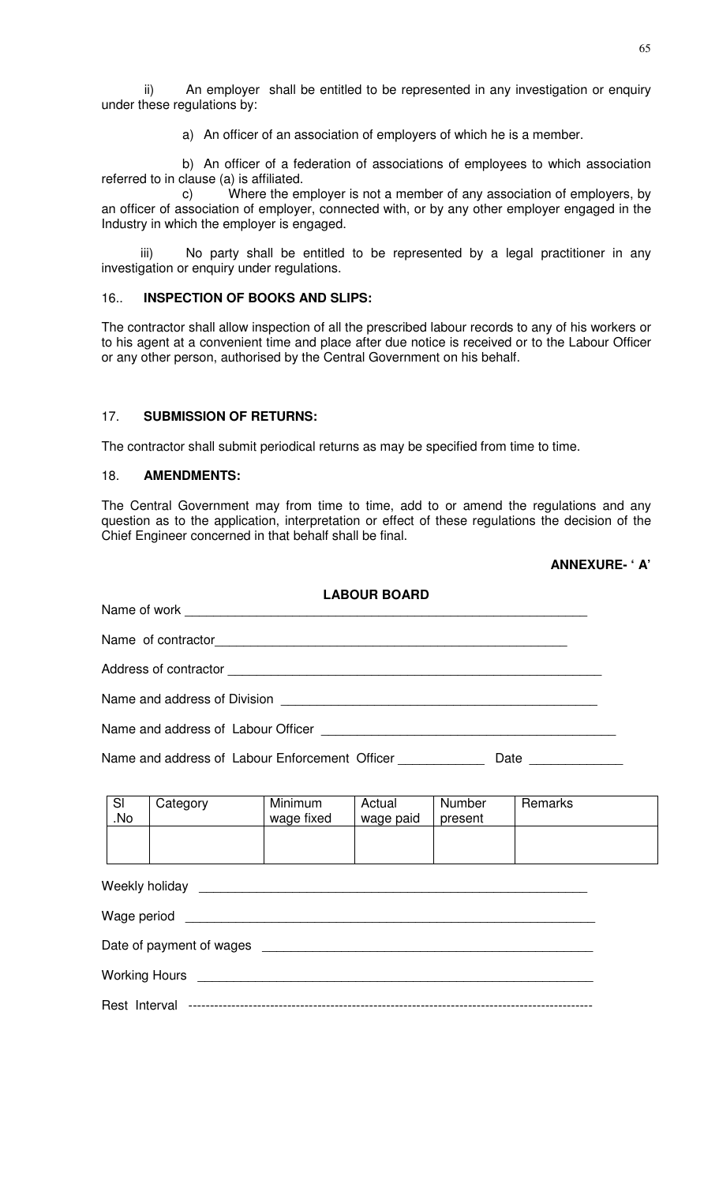ii) An employer shall be entitled to be represented in any investigation or enquiry under these regulations by:

a) An officer of an association of employers of which he is a member.

b) An officer of a federation of associations of employees to which association referred to in clause (a) is affiliated.

c) Where the employer is not a member of any association of employers, by an officer of association of employer, connected with, or by any other employer engaged in the Industry in which the employer is engaged.

iii) No party shall be entitled to be represented by a legal practitioner in any investigation or enquiry under regulations.

16.. **INSPECTION OF BOOKS AND SLIPS:**

The contractor shall allow inspection of all the prescribed labour records to any of his workers or to his agent at a convenient time and place after due notice is received or to the Labour Officer or any other person, authorised by the Central Government on his behalf.

17. **SUBMISSION OF RETURNS:**

The contractor shall submit periodical returns as may be specified from time to time.

18. **AMENDMENTS:**

The Central Government may from time to time, add to or amend the regulations and any question as to the application, interpretation or effect of these regulations the decision of the Chief Engineer concerned in that behalf shall be final.

**ANNEXURE- ' A'**

**LABOUR BOARD**

Name of work ______________________________________________________

Name of contractor__________________________________________________

Address of contractor ________________________________________________

Name and address of Division __________________________________________

Name and address of Labour Officer _____________________________________

Name and address of Labour Enforcement Officer ____________ Date _____________

| Sl .No | Category | Minimum wage fixed | Actual wage paid | Number present | Remarks |
|---|---|---|---|---|---|
| | | | | | |

Weekly holiday ______________________________________________________

Wage period _________________________________________________________

Date of payment of wages _____________________________________________

Working Hours _______________________________________________________

Rest Interval ----------------------------------------------------------------------------------------------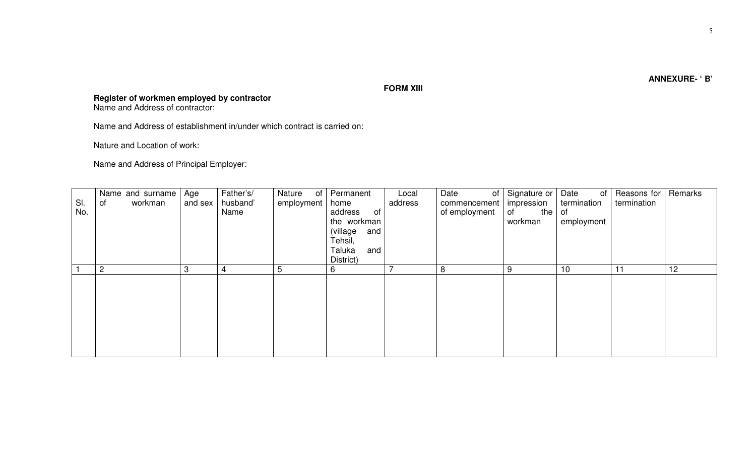**ANNEXURE- ' B'**

**FORM XIII**

**Register of workmen employed by contractor**

Name and Address of contractor:

Name and Address of establishment in/under which contract is carried on:

Nature and Location of work:

Name and Address of Principal Employer:

| Sl. No. | Name and surname of workman | Age and sex | Father's/ husband' Name | Nature of employment | Permanent home address of the workman (village and Tehsil, Taluka and District) | Local address | Date of commencement of employment | Signature or impression of the workman | Date of termination of employment | Reasons for termination | Remarks |
|---|---|---|---|---|---|---|---|---|---|---|---|
| 1 | 2 | 3 | 4 | 5 | 6 | 7 | 8 | 9 | 10 | 11 | 12 |
| | | | | | | | | | | | |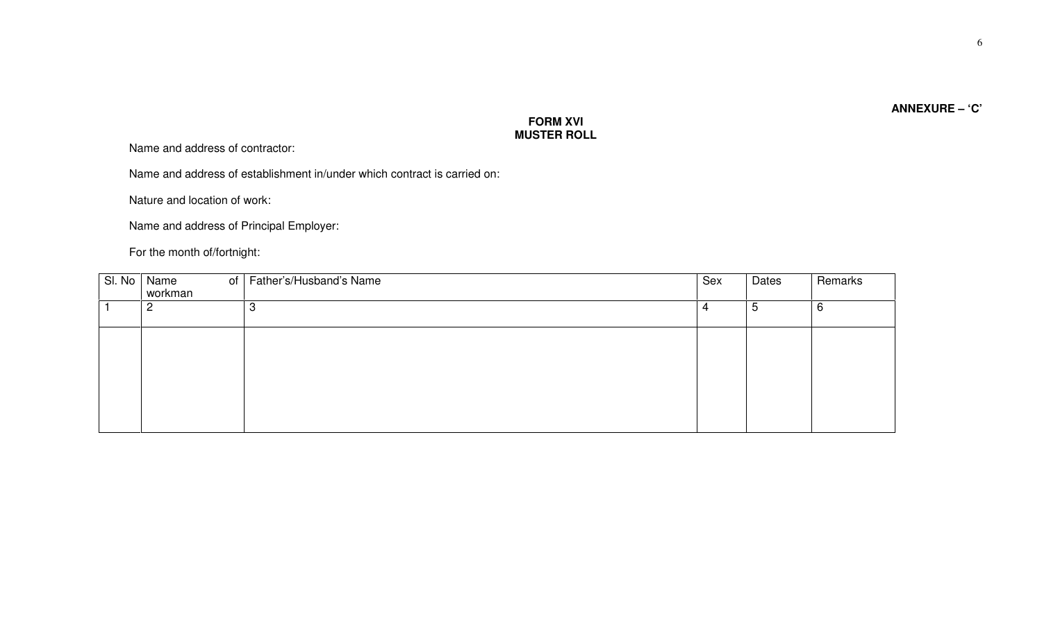**ANNEXURE – 'C'**

**FORM XVI**
**MUSTER ROLL**

Name and address of contractor:

Name and address of establishment in/under which contract is carried on:

Nature and location of work:

Name and address of Principal Employer:

For the month of/fortnight:

| Sl. No | Name of workman | Father's/Husband's Name | Sex | Dates | Remarks |
|---|---|---|---|---|---|
| 1 | 2 | 3 | 4 | 5 | 6 |
| | | | | | |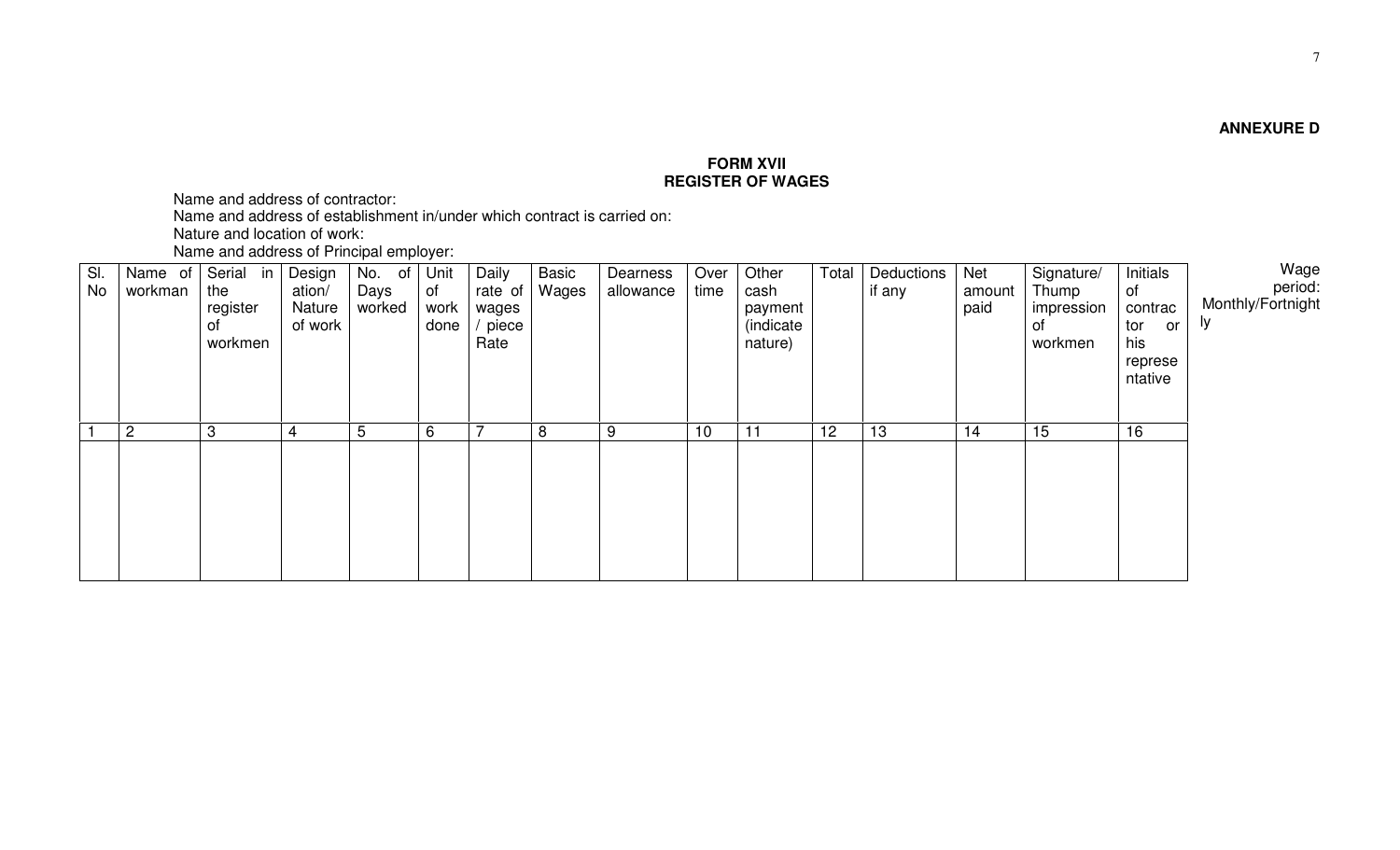**ANNEXURE D**

**FORM XVII**
**REGISTER OF WAGES**

Name and address of contractor:
Name and address of establishment in/under which contract is carried on:
Nature and location of work:
Name and address of Principal employer:

Wage period: Monthly/Fortnightly

| Sl. No | Name of workman | Serial in the register of workmen | Designation/ Nature of work | No. of Days worked | Unit of work done | Daily rate of wages / piece Rate | Basic Wages | Dearness allowance | Over time | Other cash payment (indicate nature) | Total | Deductions if any | Net amount paid | Signature/ Thump impression of workmen | Initials of contractor or his representative |
|---|---|---|---|---|---|---|---|---|---|---|---|---|---|---|---|
| 1 | 2 | 3 | 4 | 5 | 6 | 7 | 8 | 9 | 10 | 11 | 12 | 13 | 14 | 15 | 16 |
| | | | | | | | | | | | | | | | |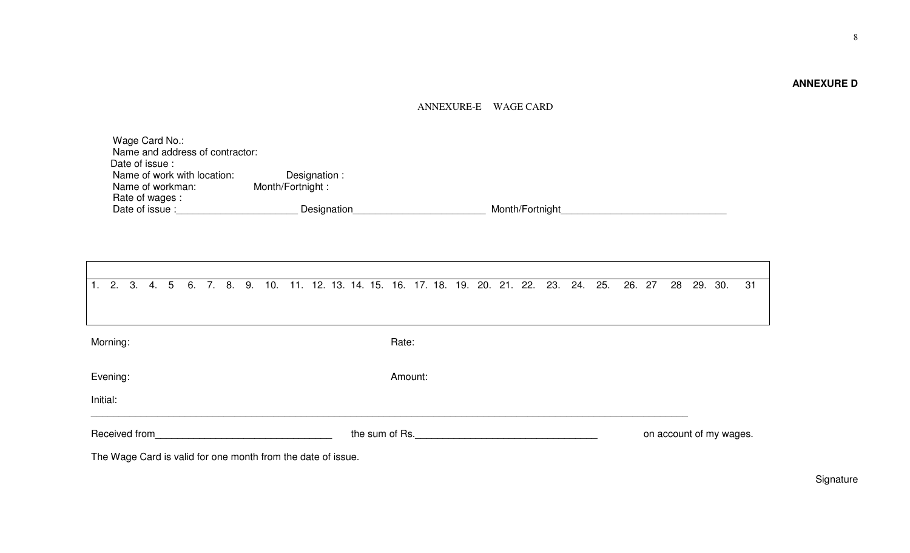**ANNEXURE D**

ANNEXURE-E WAGE CARD

Wage Card No.:
Name and address of contractor:
Date of issue :
Name of work with location: Designation :
Name of workman: Month/Fortnight :
Rate of wages :
Date of issue :_____________________ Designation_______________________ Month/Fortnight_____________________________

| | | | | | | | | | | | | | | | | | | | | | | | | | | | | | | |
|---|---|---|---|---|---|---|---|---|---|---|---|---|---|---|---|---|---|---|---|---|---|---|---|---|---|---|---|---|---|---|
| 1. | 2. | 3. | 4. | 5 | 6. | 7. | 8. | 9. | 10. | 11. | 12. | 13. | 14. | 15. | 16. | 17. | 18. | 19. | 20. | 21. | 22. | 23. | 24. | 25. | 26. | 27 | 28 | 29. | 30. | 31 |

Morning: Rate:

Evening: Amount:

Initial:

___

Received from_______________________________ the sum of Rs.________________________________ on account of my wages.

The Wage Card is valid for one month from the date of issue.

Signature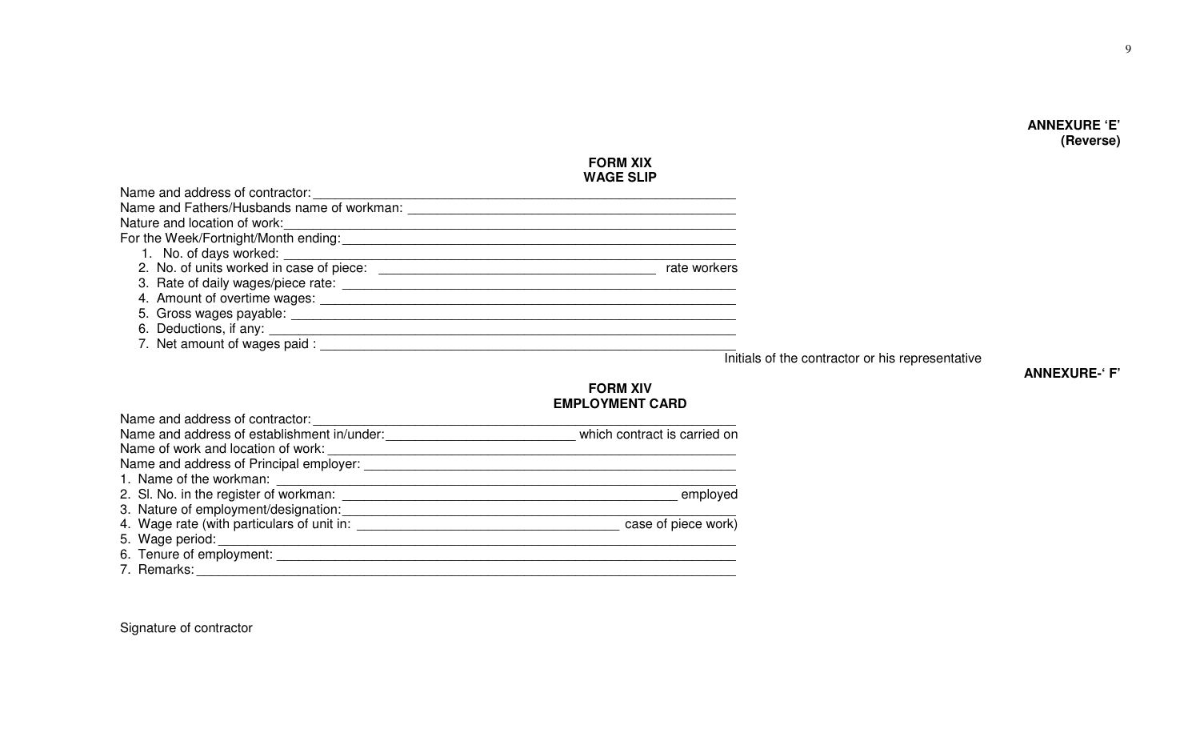**ANNEXURE 'E'**
**(Reverse)**

## FORM XIX
## WAGE SLIP

Name and address of contractor: ______________________________________________

Name and Fathers/Husbands name of workman: ______________________________________________

Nature and location of work: ______________________________________________

For the Week/Fortnight/Month ending: ______________________________________________

1. No. of days worked: ______________________________________________
2. No. of units worked in case of piece: ________________________________ rate workers
3. Rate of daily wages/piece rate: ______________________________________________
4. Amount of overtime wages: ______________________________________________
5. Gross wages payable: ______________________________________________
6. Deductions, if any: ______________________________________________
7. Net amount of wages paid : ______________________________________________

Initials of the contractor or his representative

**ANNEXURE-' F'**

## FORM XIV
## EMPLOYMENT CARD

Name and address of contractor: ______________________________________________

Name and address of establishment in/under: ________________________ which contract is carried on

Name of work and location of work: ______________________________________________

Name and address of Principal employer: ______________________________________________

1. Name of the workman: ______________________________________________
2. Sl. No. in the register of workman: ________________________________ employed
3. Nature of employment/designation: ______________________________________________
4. Wage rate (with particulars of unit in: ________________________________ case of piece work)
5. Wage period: ______________________________________________
6. Tenure of employment: ______________________________________________
7. Remarks: ______________________________________________

Signature of contractor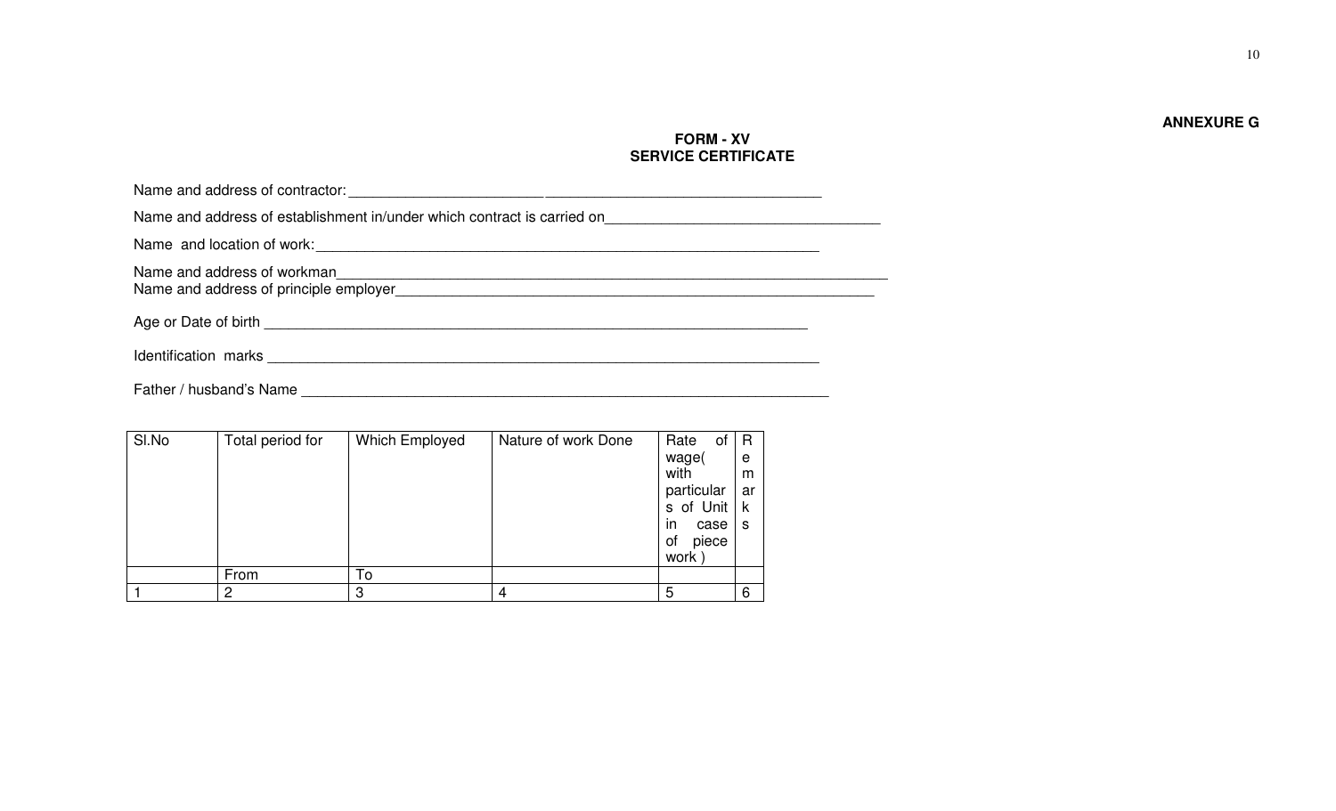**ANNEXURE G**

**FORM - XV**
**SERVICE CERTIFICATE**

Name and address of contractor: ________________________ ________________________________

Name and address of establishment in/under which contract is carried on_________________________________

Name and location of work:_________________________________________________________

Name and address of workman______________________________________________________________
Name and address of principle employer______________________________________________________

Age or Date of birth __________________________________________________________

Identification marks __________________________________________________________

Father / husband's Name ________________________________________________________

| Sl.No | Total period for | Which Employed | Nature of work Done | Rate of wage( with particulars of Unit in case of piece work ) | Remarks |
|---|---|---|---|---|---|
| | From | To | | | |
| 1 | 2 | 3 | 4 | 5 | 6 |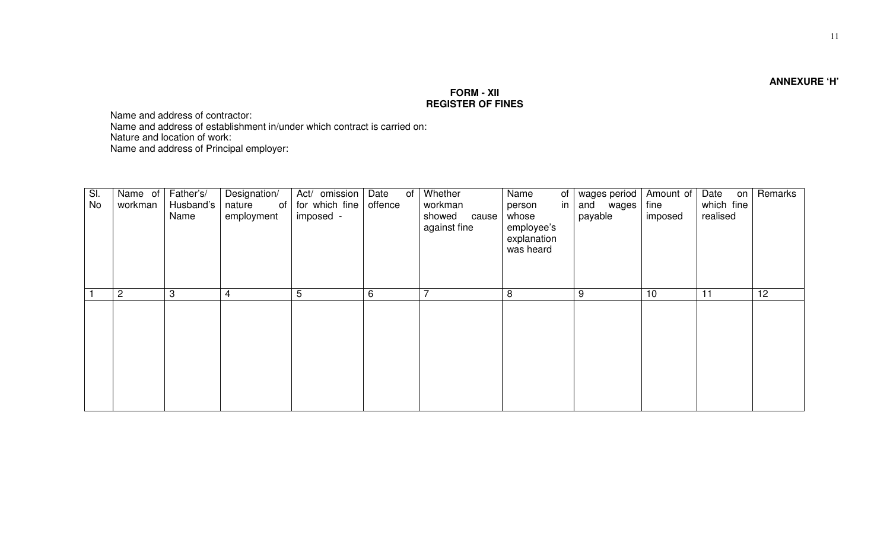**ANNEXURE 'H'**

**FORM - XII**
**REGISTER OF FINES**

Name and address of contractor:
Name and address of establishment in/under which contract is carried on:
Nature and location of work:
Name and address of Principal employer:

| Sl. No | Name of workman | Father's/ Husband's Name | Designation/ nature of employment | Act/ omission for which fine imposed - | Date of offence | Whether workman showed cause against fine | Name of person in whose employee's explanation was heard | wages period and wages payable | Amount of fine imposed | Date on which fine realised | Remarks |
|---|---|---|---|---|---|---|---|---|---|---|---|
| 1 | 2 | 3 | 4 | 5 | 6 | 7 | 8 | 9 | 10 | 11 | 12 |
| | | | | | | | | | | | |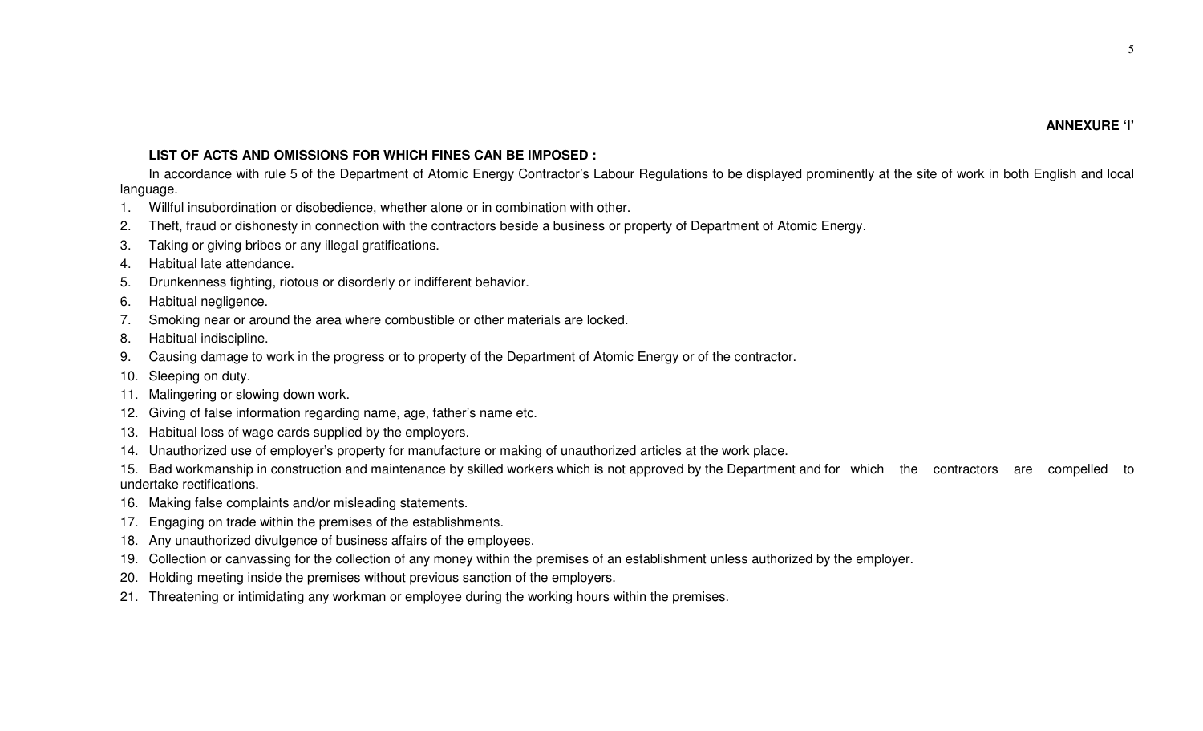**ANNEXURE 'I'**

**LIST OF ACTS AND OMISSIONS FOR WHICH FINES CAN BE IMPOSED :**

In accordance with rule 5 of the Department of Atomic Energy Contractor's Labour Regulations to be displayed prominently at the site of work in both English and local language.

1. Willful insubordination or disobedience, whether alone or in combination with other.
2. Theft, fraud or dishonesty in connection with the contractors beside a business or property of Department of Atomic Energy.
3. Taking or giving bribes or any illegal gratifications.
4. Habitual late attendance.
5. Drunkenness fighting, riotous or disorderly or indifferent behavior.
6. Habitual negligence.
7. Smoking near or around the area where combustible or other materials are locked.
8. Habitual indiscipline.
9. Causing damage to work in the progress or to property of the Department of Atomic Energy or of the contractor.
10. Sleeping on duty.
11. Malingering or slowing down work.
12. Giving of false information regarding name, age, father's name etc.
13. Habitual loss of wage cards supplied by the employers.
14. Unauthorized use of employer's property for manufacture or making of unauthorized articles at the work place.
15. Bad workmanship in construction and maintenance by skilled workers which is not approved by the Department and for which the contractors are compelled to undertake rectifications.
16. Making false complaints and/or misleading statements.
17. Engaging on trade within the premises of the establishments.
18. Any unauthorized divulgence of business affairs of the employees.
19. Collection or canvassing for the collection of any money within the premises of an establishment unless authorized by the employer.
20. Holding meeting inside the premises without previous sanction of the employers.
21. Threatening or intimidating any workman or employee during the working hours within the premises.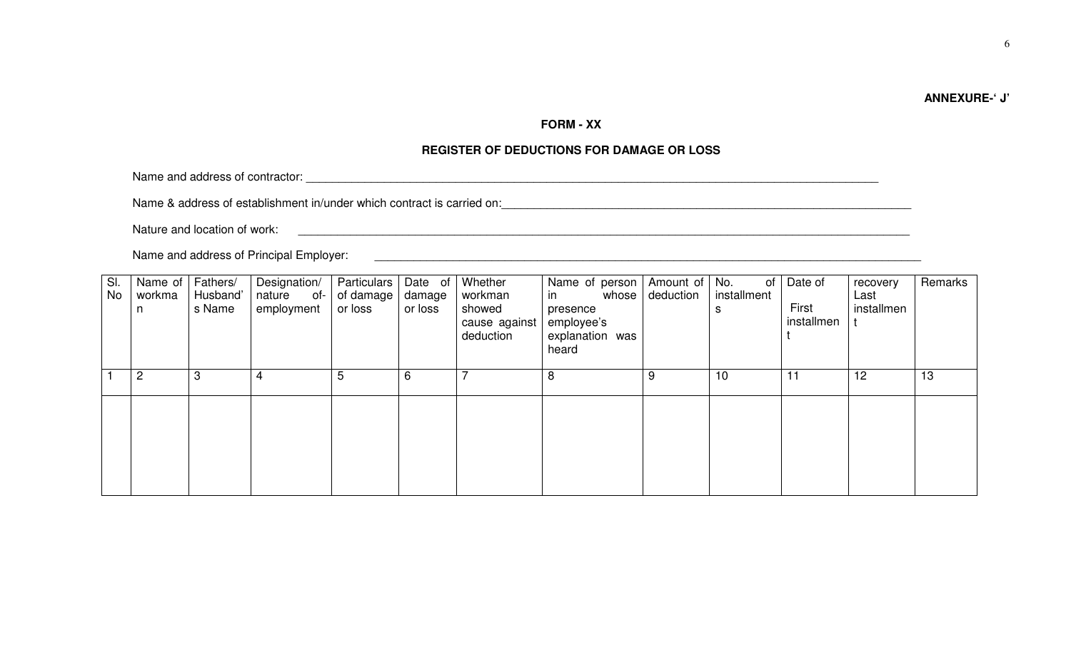**ANNEXURE-' J'**

**FORM - XX**

**REGISTER OF DEDUCTIONS FOR DAMAGE OR LOSS**

Name and address of contractor: ____________________________________________

Name & address of establishment in/under which contract is carried on:____________________________________________

Nature and location of work: ____________________________________________

Name and address of Principal Employer: ____________________________________________

| Sl. No | Name of workman | Fathers/ Husband's Name | Designation/ nature of- employment | Particulars of damage or loss | Date of damage or loss | Whether workman showed cause against deduction | Name of person in whose presence employee's explanation was heard | Amount of deduction | No. of installments | Date of First installment | recovery Last installment | Remarks |
|---|---|---|---|---|---|---|---|---|---|---|---|---|
| 1 | 2 | 3 | 4 | 5 | 6 | 7 | 8 | 9 | 10 | 11 | 12 | 13 |
| | | | | | | | | | | | | |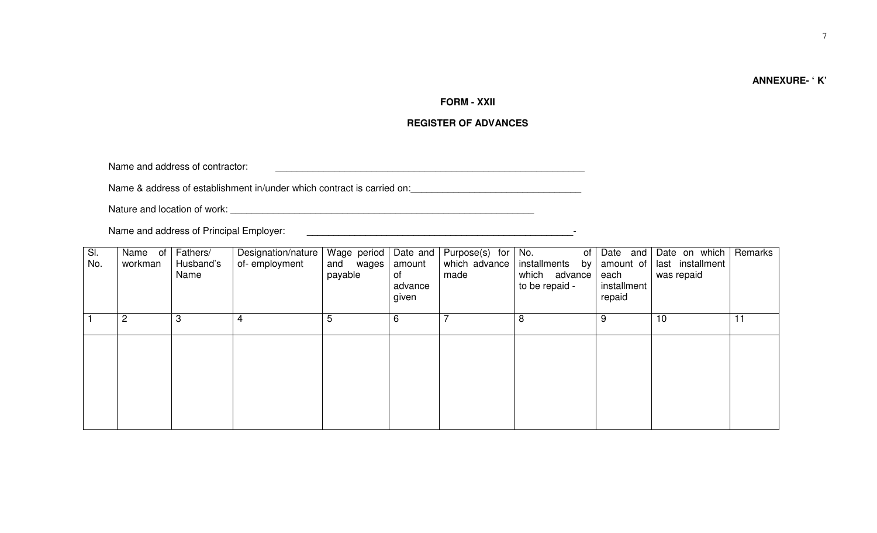**ANNEXURE- ' K'**

**FORM - XXII**

**REGISTER OF ADVANCES**

Name and address of contractor: ________________________________________________________

Name & address of establishment in/under which contract is carried on: _______________________________

Nature and location of work: ________________________________________________________

Name and address of Principal Employer: ________________________________________________-

| Sl. No. | Name of workman | Fathers/ Husband's Name | Designation/nature of- employment | Wage period and wages payable | Date and amount of advance given | Purpose(s) for which advance made | No. of installments by which advance to be repaid - | Date and amount of each installment repaid | Date on which last installment was repaid | Remarks |
|---|---|---|---|---|---|---|---|---|---|---|
| 1 | 2 | 3 | 4 | 5 | 6 | 7 | 8 | 9 | 10 | 11 |
| | | | | | | | | | | |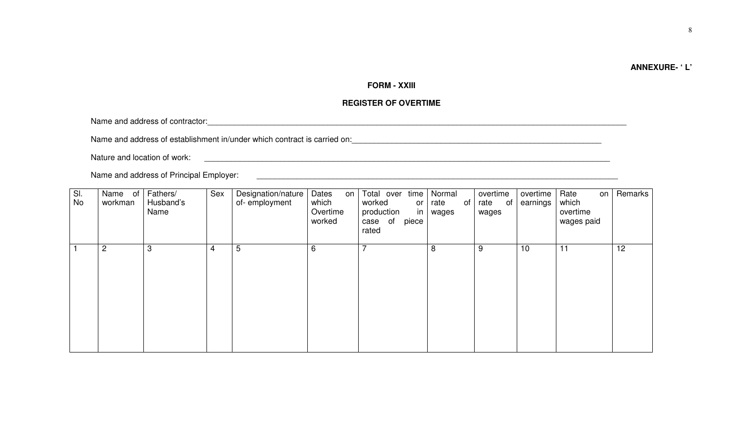**ANNEXURE- ' L'**

**FORM - XXIII**

**REGISTER OF OVERTIME**

Name and address of contractor:\_\_\_\_\_\_\_\_\_\_\_\_\_\_\_\_\_\_\_\_\_\_\_\_\_\_\_\_\_\_\_\_\_\_\_\_\_\_\_\_\_\_\_\_\_\_\_\_

Name and address of establishment in/under which contract is carried on:\_\_\_\_\_\_\_\_\_\_\_\_\_\_\_\_\_\_\_\_\_\_\_\_\_\_\_\_\_\_

Nature and location of work: \_\_\_\_\_\_\_\_\_\_\_\_\_\_\_\_\_\_\_\_\_\_\_\_\_\_\_\_\_\_\_\_\_\_\_\_\_\_\_\_\_\_\_\_\_\_\_\_

Name and address of Principal Employer: \_\_\_\_\_\_\_\_\_\_\_\_\_\_\_\_\_\_\_\_\_\_\_\_\_\_\_\_\_\_\_\_\_\_\_\_\_\_\_\_\_\_\_\_

| Sl. No | Name of workman | Fathers/ Husband's Name | Sex | Designation/nature of- employment | Dates on which Overtime worked | Total over time worked or production in case of piece rated | Normal rate of wages | overtime rate of wages | overtime earnings | Rate on which overtime wages paid | Remarks |
|---|---|---|---|---|---|---|---|---|---|---|---|
| 1 | 2 | 3 | 4 | 5 | 6 | 7 | 8 | 9 | 10 | 11 | 12 |
| | | | | | | | | | | | |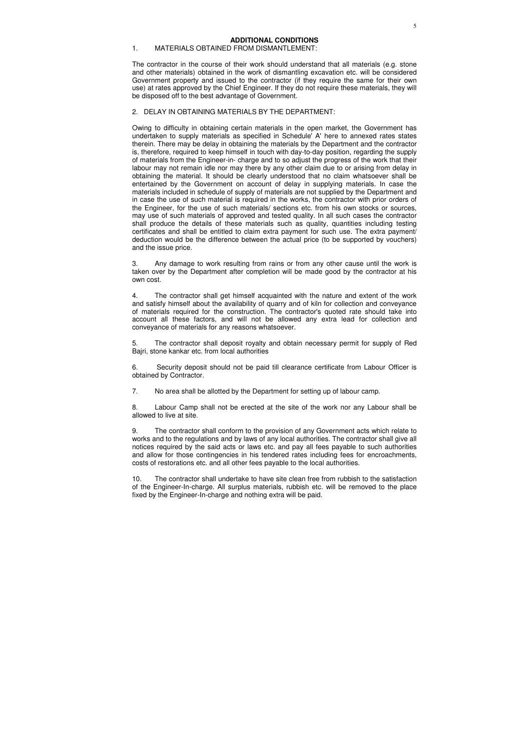## ADDITIONAL CONDITIONS

1. MATERIALS OBTAINED FROM DISMANTLEMENT:

The contractor in the course of their work should understand that all materials (e.g. stone and other materials) obtained in the work of dismantling excavation etc. will be considered Government property and issued to the contractor (if they require the same for their own use) at rates approved by the Chief Engineer. If they do not require these materials, they will be disposed off to the best advantage of Government.

2. DELAY IN OBTAINING MATERIALS BY THE DEPARTMENT:

Owing to difficulty in obtaining certain materials in the open market, the Government has undertaken to supply materials as specified in Schedule' A' here to annexed rates states therein. There may be delay in obtaining the materials by the Department and the contractor is, therefore, required to keep himself in touch with day-to-day position, regarding the supply of materials from the Engineer-in- charge and to so adjust the progress of the work that their labour may not remain idle nor may there by any other claim due to or arising from delay in obtaining the material. It should be clearly understood that no claim whatsoever shall be entertained by the Government on account of delay in supplying materials. In case the materials included in schedule of supply of materials are not supplied by the Department and in case the use of such material is required in the works, the contractor with prior orders of the Engineer, for the use of such materials/ sections etc. from his own stocks or sources, may use of such materials of approved and tested quality. In all such cases the contractor shall produce the details of these materials such as quality, quantities including testing certificates and shall be entitled to claim extra payment for such use. The extra payment/ deduction would be the difference between the actual price (to be supported by vouchers) and the issue price.

3. Any damage to work resulting from rains or from any other cause until the work is taken over by the Department after completion will be made good by the contractor at his own cost.

4. The contractor shall get himself acquainted with the nature and extent of the work and satisfy himself about the availability of quarry and of kiln for collection and conveyance of materials required for the construction. The contractor's quoted rate should take into account all these factors, and will not be allowed any extra lead for collection and conveyance of materials for any reasons whatsoever.

5. The contractor shall deposit royalty and obtain necessary permit for supply of Red Bajri, stone kankar etc. from local authorities

6. Security deposit should not be paid till clearance certificate from Labour Officer is obtained by Contractor.

7. No area shall be allotted by the Department for setting up of labour camp.

8. Labour Camp shall not be erected at the site of the work nor any Labour shall be allowed to live at site.

9. The contractor shall conform to the provision of any Government acts which relate to works and to the regulations and by laws of any local authorities. The contractor shall give all notices required by the said acts or laws etc. and pay all fees payable to such authorities and allow for those contingencies in his tendered rates including fees for encroachments, costs of restorations etc. and all other fees payable to the local authorities.

10. The contractor shall undertake to have site clean free from rubbish to the satisfaction of the Engineer-In-charge. All surplus materials, rubbish etc. will be removed to the place fixed by the Engineer-In-charge and nothing extra will be paid.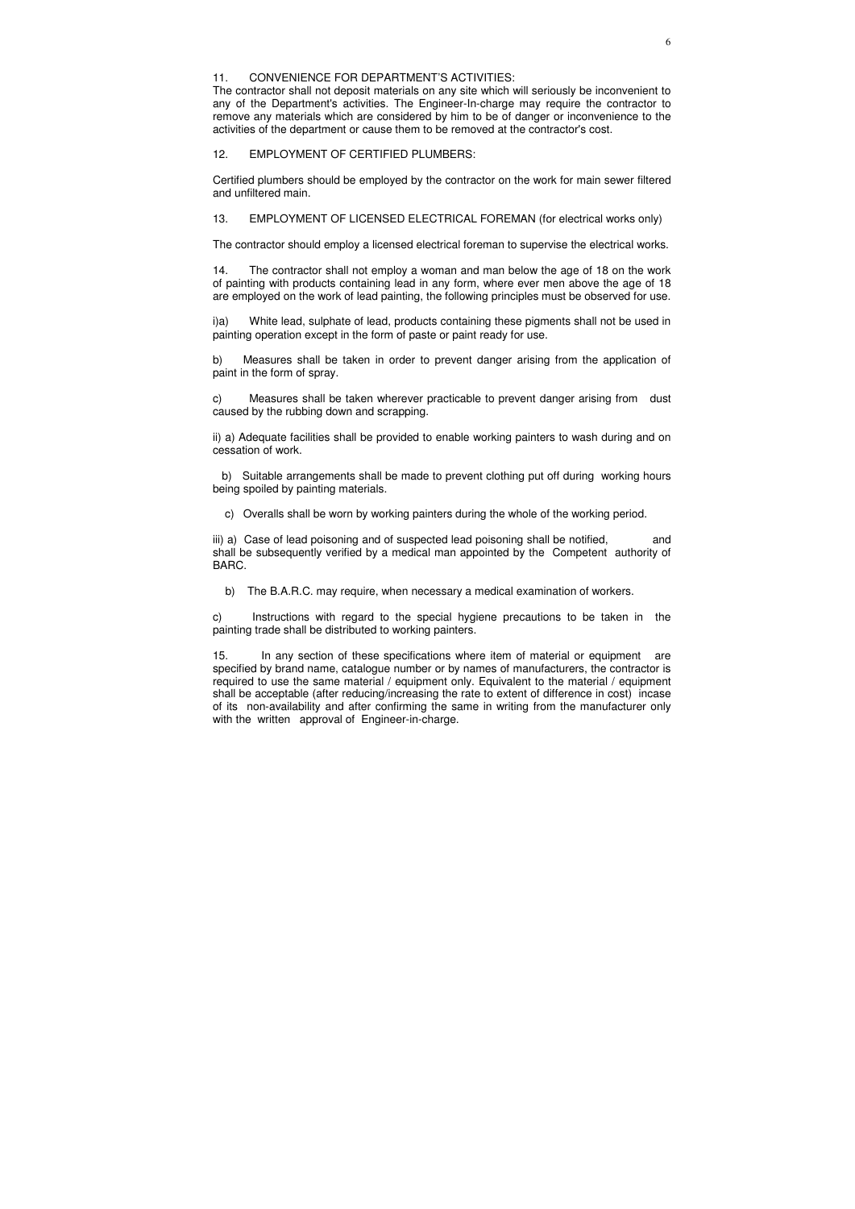11. CONVENIENCE FOR DEPARTMENT'S ACTIVITIES:

The contractor shall not deposit materials on any site which will seriously be inconvenient to any of the Department's activities. The Engineer-In-charge may require the contractor to remove any materials which are considered by him to be of danger or inconvenience to the activities of the department or cause them to be removed at the contractor's cost.

12. EMPLOYMENT OF CERTIFIED PLUMBERS:

Certified plumbers should be employed by the contractor on the work for main sewer filtered and unfiltered main.

13. EMPLOYMENT OF LICENSED ELECTRICAL FOREMAN (for electrical works only)

The contractor should employ a licensed electrical foreman to supervise the electrical works.

14. The contractor shall not employ a woman and man below the age of 18 on the work of painting with products containing lead in any form, where ever men above the age of 18 are employed on the work of lead painting, the following principles must be observed for use.

i)a) White lead, sulphate of lead, products containing these pigments shall not be used in painting operation except in the form of paste or paint ready for use.

b) Measures shall be taken in order to prevent danger arising from the application of paint in the form of spray.

c) Measures shall be taken wherever practicable to prevent danger arising from dust caused by the rubbing down and scrapping.

ii) a) Adequate facilities shall be provided to enable working painters to wash during and on cessation of work.

b) Suitable arrangements shall be made to prevent clothing put off during working hours being spoiled by painting materials.

c) Overalls shall be worn by working painters during the whole of the working period.

iii) a) Case of lead poisoning and of suspected lead poisoning shall be notified, and shall be subsequently verified by a medical man appointed by the Competent authority of BARC.

b) The B.A.R.C. may require, when necessary a medical examination of workers.

c) Instructions with regard to the special hygiene precautions to be taken in the painting trade shall be distributed to working painters.

15. In any section of these specifications where item of material or equipment are specified by brand name, catalogue number or by names of manufacturers, the contractor is required to use the same material / equipment only. Equivalent to the material / equipment shall be acceptable (after reducing/increasing the rate to extent of difference in cost) incase of its non-availability and after confirming the same in writing from the manufacturer only with the written approval of Engineer-in-charge.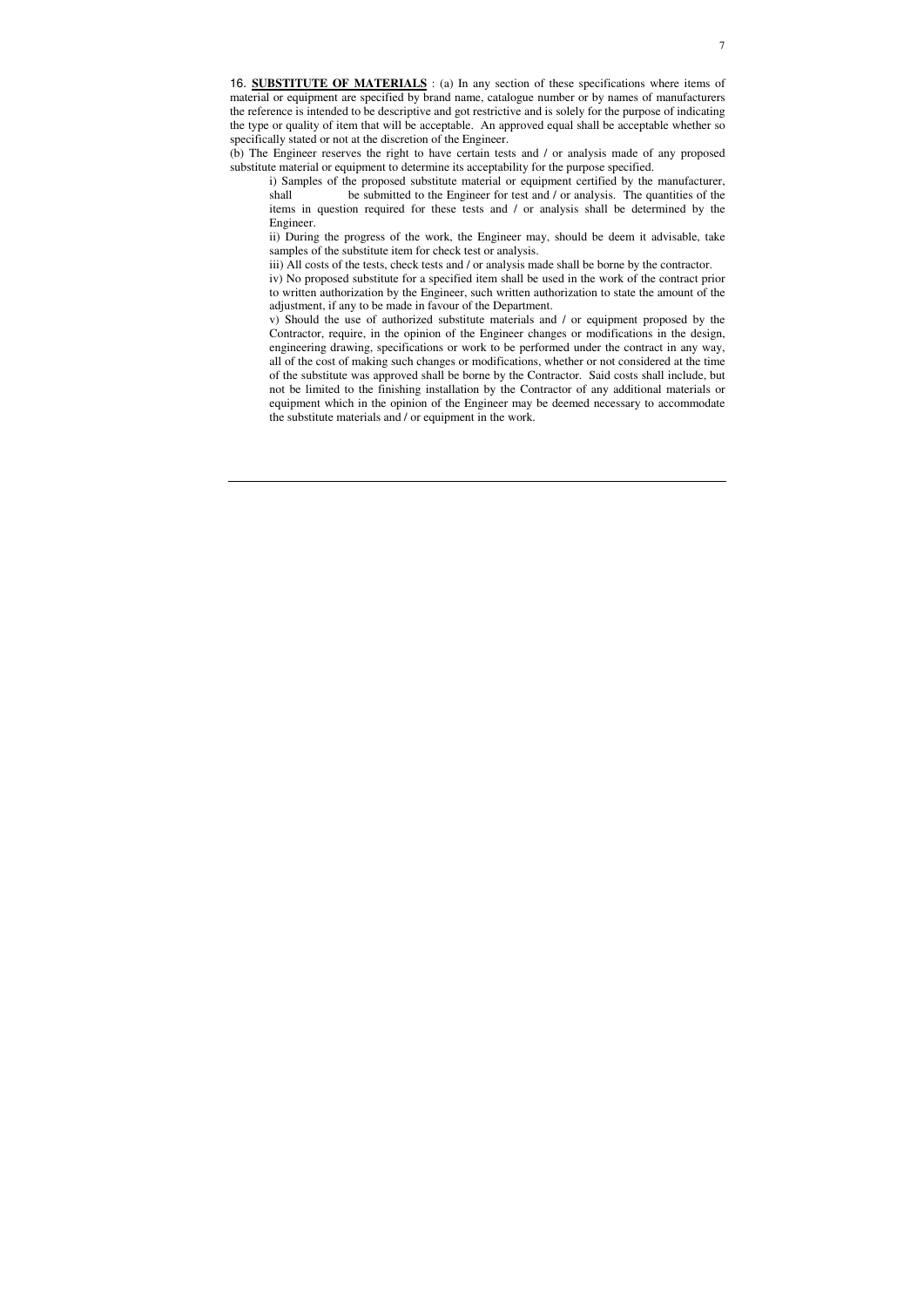16. **SUBSTITUTE OF MATERIALS** : (a) In any section of these specifications where items of material or equipment are specified by brand name, catalogue number or by names of manufacturers the reference is intended to be descriptive and got restrictive and is solely for the purpose of indicating the type or quality of item that will be acceptable. An approved equal shall be acceptable whether so specifically stated or not at the discretion of the Engineer.

(b) The Engineer reserves the right to have certain tests and / or analysis made of any proposed substitute material or equipment to determine its acceptability for the purpose specified.

i) Samples of the proposed substitute material or equipment certified by the manufacturer, shall be submitted to the Engineer for test and / or analysis. The quantities of the items in question required for these tests and / or analysis shall be determined by the Engineer.

ii) During the progress of the work, the Engineer may, should be deem it advisable, take samples of the substitute item for check test or analysis.

iii) All costs of the tests, check tests and / or analysis made shall be borne by the contractor.

iv) No proposed substitute for a specified item shall be used in the work of the contract prior to written authorization by the Engineer, such written authorization to state the amount of the adjustment, if any to be made in favour of the Department.

v) Should the use of authorized substitute materials and / or equipment proposed by the Contractor, require, in the opinion of the Engineer changes or modifications in the design, engineering drawing, specifications or work to be performed under the contract in any way, all of the cost of making such changes or modifications, whether or not considered at the time of the substitute was approved shall be borne by the Contractor. Said costs shall include, but not be limited to the finishing installation by the Contractor of any additional materials or equipment which in the opinion of the Engineer may be deemed necessary to accommodate the substitute materials and / or equipment in the work.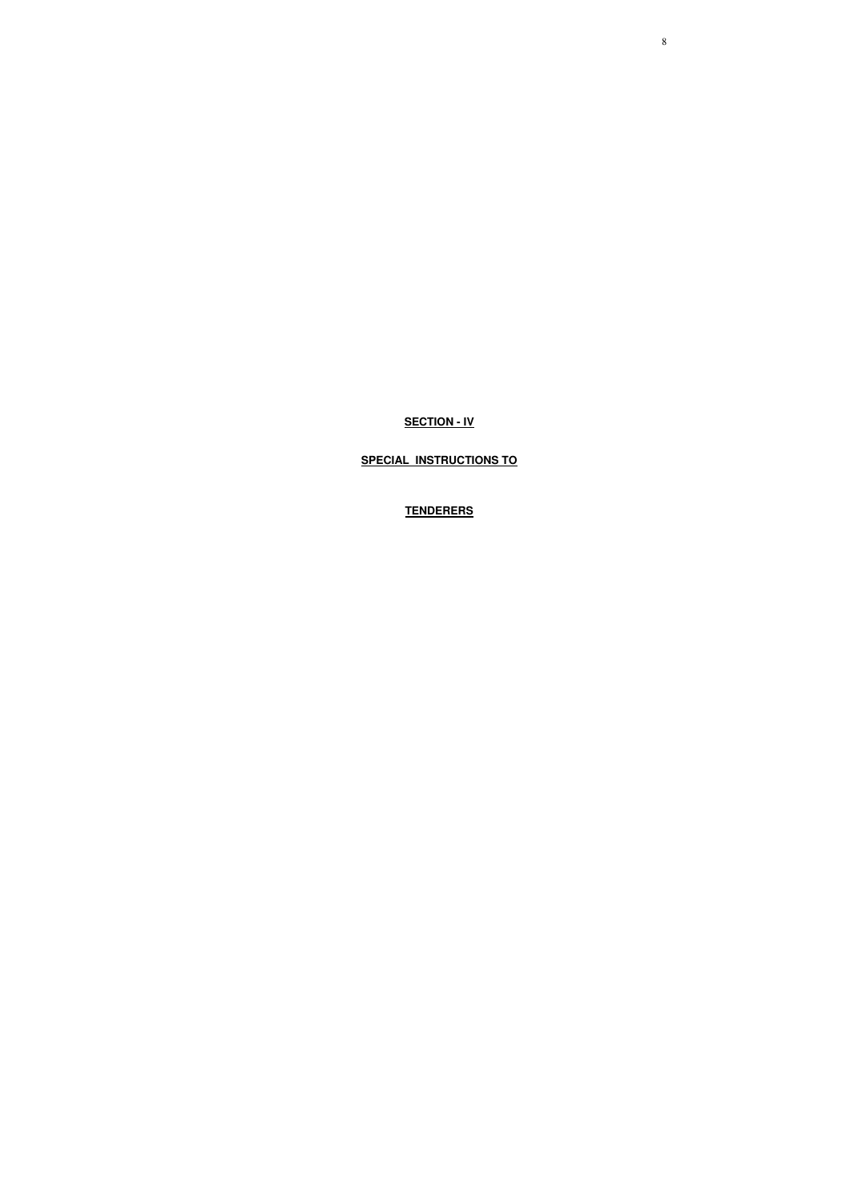# SECTION - IV

## SPECIAL INSTRUCTIONS TO

## TENDERERS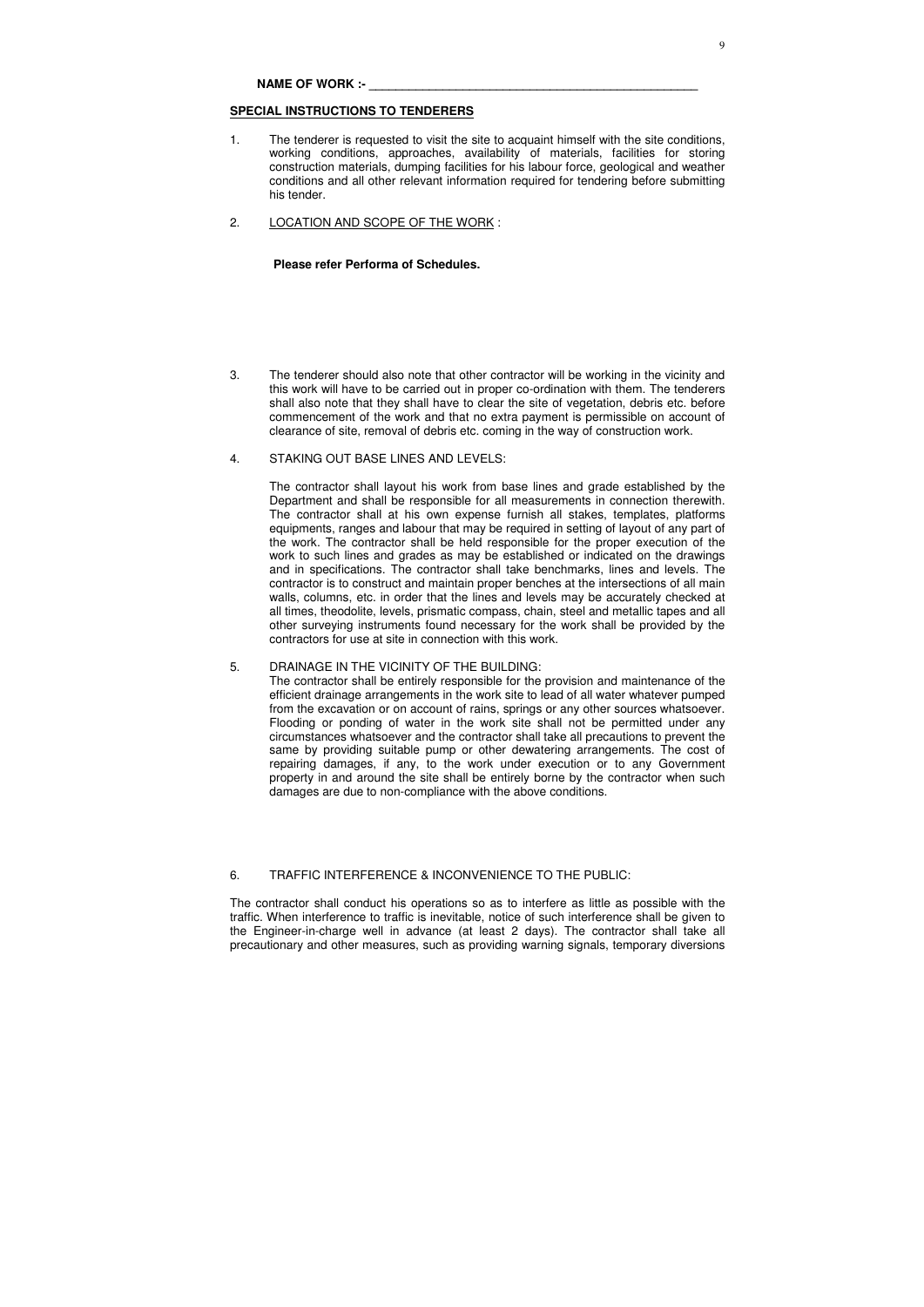**NAME OF WORK :-** ___________________________________________________

**SPECIAL INSTRUCTIONS TO TENDERERS**

1. The tenderer is requested to visit the site to acquaint himself with the site conditions, working conditions, approaches, availability of materials, facilities for storing construction materials, dumping facilities for his labour force, geological and weather conditions and all other relevant information required for tendering before submitting his tender.

2. LOCATION AND SCOPE OF THE WORK :

   **Please refer Performa of Schedules.**

3. The tenderer should also note that other contractor will be working in the vicinity and this work will have to be carried out in proper co-ordination with them. The tenderers shall also note that they shall have to clear the site of vegetation, debris etc. before commencement of the work and that no extra payment is permissible on account of clearance of site, removal of debris etc. coming in the way of construction work.

4. STAKING OUT BASE LINES AND LEVELS:

   The contractor shall layout his work from base lines and grade established by the Department and shall be responsible for all measurements in connection therewith. The contractor shall at his own expense furnish all stakes, templates, platforms equipments, ranges and labour that may be required in setting of layout of any part of the work. The contractor shall be held responsible for the proper execution of the work to such lines and grades as may be established or indicated on the drawings and in specifications. The contractor shall take benchmarks, lines and levels. The contractor is to construct and maintain proper benches at the intersections of all main walls, columns, etc. in order that the lines and levels may be accurately checked at all times, theodolite, levels, prismatic compass, chain, steel and metallic tapes and all other surveying instruments found necessary for the work shall be provided by the contractors for use at site in connection with this work.

5. DRAINAGE IN THE VICINITY OF THE BUILDING:

   The contractor shall be entirely responsible for the provision and maintenance of the efficient drainage arrangements in the work site to lead of all water whatever pumped from the excavation or on account of rains, springs or any other sources whatsoever. Flooding or ponding of water in the work site shall not be permitted under any circumstances whatsoever and the contractor shall take all precautions to prevent the same by providing suitable pump or other dewatering arrangements. The cost of repairing damages, if any, to the work under execution or to any Government property in and around the site shall be entirely borne by the contractor when such damages are due to non-compliance with the above conditions.

6. TRAFFIC INTERFERENCE & INCONVENIENCE TO THE PUBLIC:

The contractor shall conduct his operations so as to interfere as little as possible with the traffic. When interference to traffic is inevitable, notice of such interference shall be given to the Engineer-in-charge well in advance (at least 2 days). The contractor shall take all precautionary and other measures, such as providing warning signals, temporary diversions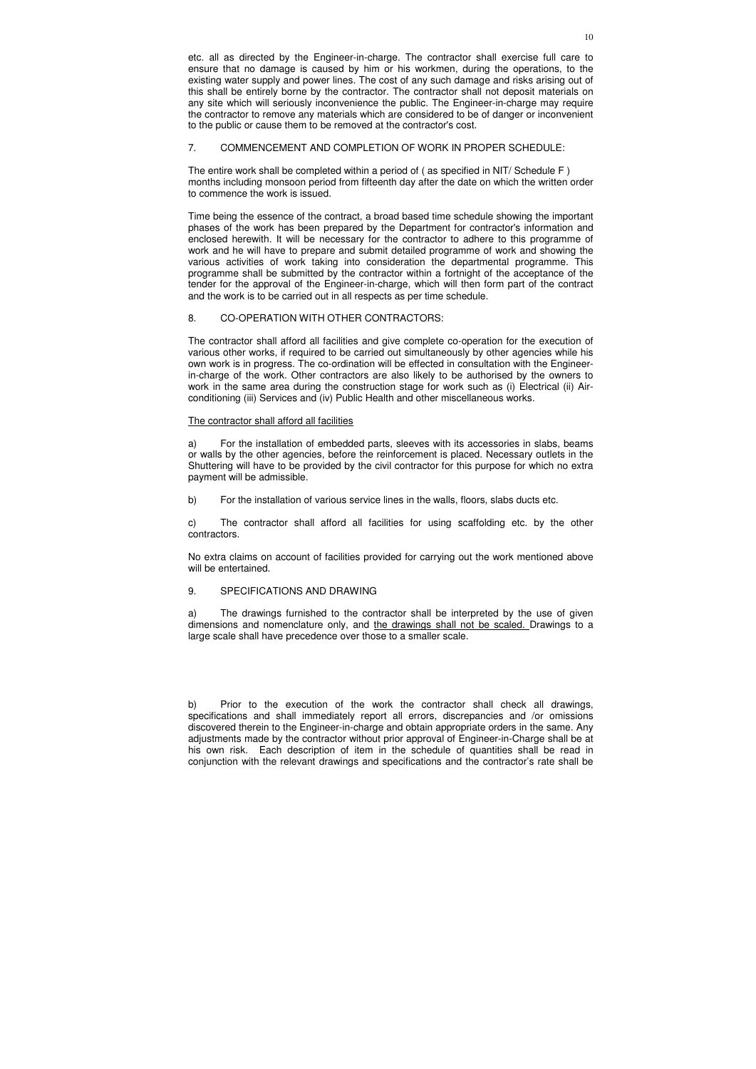etc. all as directed by the Engineer-in-charge. The contractor shall exercise full care to ensure that no damage is caused by him or his workmen, during the operations, to the existing water supply and power lines. The cost of any such damage and risks arising out of this shall be entirely borne by the contractor. The contractor shall not deposit materials on any site which will seriously inconvenience the public. The Engineer-in-charge may require the contractor to remove any materials which are considered to be of danger or inconvenient to the public or cause them to be removed at the contractor's cost.

## 7. COMMENCEMENT AND COMPLETION OF WORK IN PROPER SCHEDULE:

The entire work shall be completed within a period of ( as specified in NIT/ Schedule F ) months including monsoon period from fifteenth day after the date on which the written order to commence the work is issued.

Time being the essence of the contract, a broad based time schedule showing the important phases of the work has been prepared by the Department for contractor's information and enclosed herewith. It will be necessary for the contractor to adhere to this programme of work and he will have to prepare and submit detailed programme of work and showing the various activities of work taking into consideration the departmental programme. This programme shall be submitted by the contractor within a fortnight of the acceptance of the tender for the approval of the Engineer-in-charge, which will then form part of the contract and the work is to be carried out in all respects as per time schedule.

## 8. CO-OPERATION WITH OTHER CONTRACTORS:

The contractor shall afford all facilities and give complete co-operation for the execution of various other works, if required to be carried out simultaneously by other agencies while his own work is in progress. The co-ordination will be effected in consultation with the Engineer-in-charge of the work. Other contractors are also likely to be authorised by the owners to work in the same area during the construction stage for work such as (i) Electrical (ii) Air-conditioning (iii) Services and (iv) Public Health and other miscellaneous works.

<u>The contractor shall afford all facilities</u>

a) For the installation of embedded parts, sleeves with its accessories in slabs, beams or walls by the other agencies, before the reinforcement is placed. Necessary outlets in the Shuttering will have to be provided by the civil contractor for this purpose for which no extra payment will be admissible.

b) For the installation of various service lines in the walls, floors, slabs ducts etc.

c) The contractor shall afford all facilities for using scaffolding etc. by the other contractors.

No extra claims on account of facilities provided for carrying out the work mentioned above will be entertained.

## 9. SPECIFICATIONS AND DRAWING

a) The drawings furnished to the contractor shall be interpreted by the use of given dimensions and nomenclature only, and <u>the drawings shall not be scaled.</u> Drawings to a large scale shall have precedence over those to a smaller scale.

b) Prior to the execution of the work the contractor shall check all drawings, specifications and shall immediately report all errors, discrepancies and /or omissions discovered therein to the Engineer-in-charge and obtain appropriate orders in the same. Any adjustments made by the contractor without prior approval of Engineer-in-Charge shall be at his own risk. Each description of item in the schedule of quantities shall be read in conjunction with the relevant drawings and specifications and the contractor's rate shall be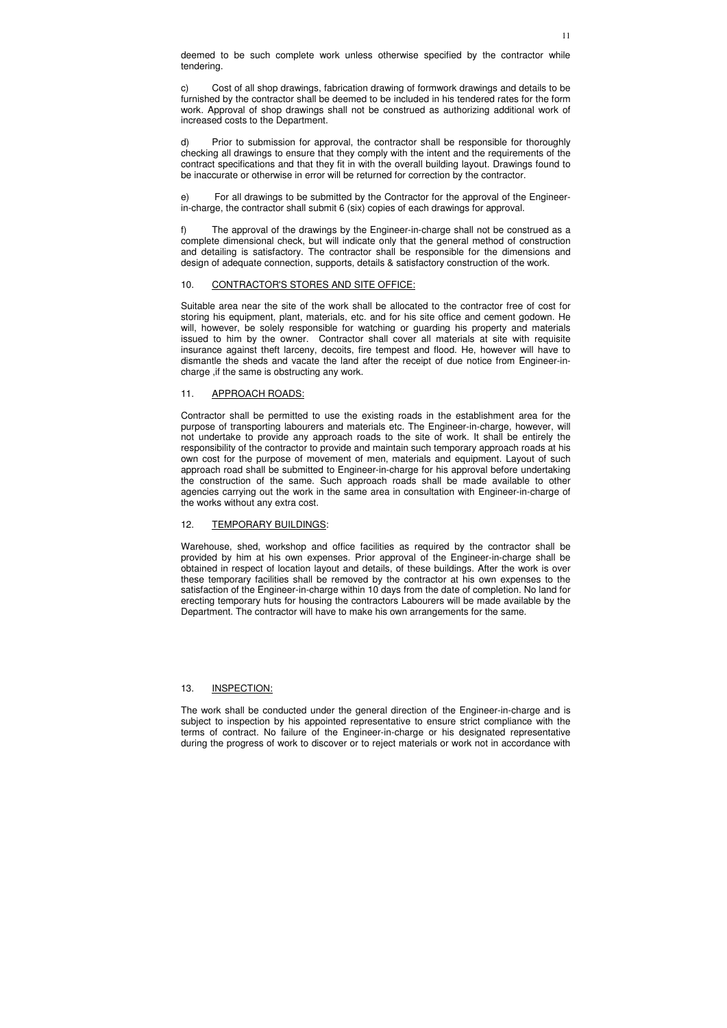deemed to be such complete work unless otherwise specified by the contractor while tendering.

c) Cost of all shop drawings, fabrication drawing of formwork drawings and details to be furnished by the contractor shall be deemed to be included in his tendered rates for the form work. Approval of shop drawings shall not be construed as authorizing additional work of increased costs to the Department.

d) Prior to submission for approval, the contractor shall be responsible for thoroughly checking all drawings to ensure that they comply with the intent and the requirements of the contract specifications and that they fit in with the overall building layout. Drawings found to be inaccurate or otherwise in error will be returned for correction by the contractor.

e) For all drawings to be submitted by the Contractor for the approval of the Engineer-in-charge, the contractor shall submit 6 (six) copies of each drawings for approval.

f) The approval of the drawings by the Engineer-in-charge shall not be construed as a complete dimensional check, but will indicate only that the general method of construction and detailing is satisfactory. The contractor shall be responsible for the dimensions and design of adequate connection, supports, details & satisfactory construction of the work.

## 10. CONTRACTOR'S STORES AND SITE OFFICE:

Suitable area near the site of the work shall be allocated to the contractor free of cost for storing his equipment, plant, materials, etc. and for his site office and cement godown. He will, however, be solely responsible for watching or guarding his property and materials issued to him by the owner. Contractor shall cover all materials at site with requisite insurance against theft larceny, decoits, fire tempest and flood. He, however will have to dismantle the sheds and vacate the land after the receipt of due notice from Engineer-in-charge ,if the same is obstructing any work.

## 11. APPROACH ROADS:

Contractor shall be permitted to use the existing roads in the establishment area for the purpose of transporting labourers and materials etc. The Engineer-in-charge, however, will not undertake to provide any approach roads to the site of work. It shall be entirely the responsibility of the contractor to provide and maintain such temporary approach roads at his own cost for the purpose of movement of men, materials and equipment. Layout of such approach road shall be submitted to Engineer-in-charge for his approval before undertaking the construction of the same. Such approach roads shall be made available to other agencies carrying out the work in the same area in consultation with Engineer-in-charge of the works without any extra cost.

## 12. TEMPORARY BUILDINGS:

Warehouse, shed, workshop and office facilities as required by the contractor shall be provided by him at his own expenses. Prior approval of the Engineer-in-charge shall be obtained in respect of location layout and details, of these buildings. After the work is over these temporary facilities shall be removed by the contractor at his own expenses to the satisfaction of the Engineer-in-charge within 10 days from the date of completion. No land for erecting temporary huts for housing the contractors Labourers will be made available by the Department. The contractor will have to make his own arrangements for the same.

## 13. INSPECTION:

The work shall be conducted under the general direction of the Engineer-in-charge and is subject to inspection by his appointed representative to ensure strict compliance with the terms of contract. No failure of the Engineer-in-charge or his designated representative during the progress of work to discover or to reject materials or work not in accordance with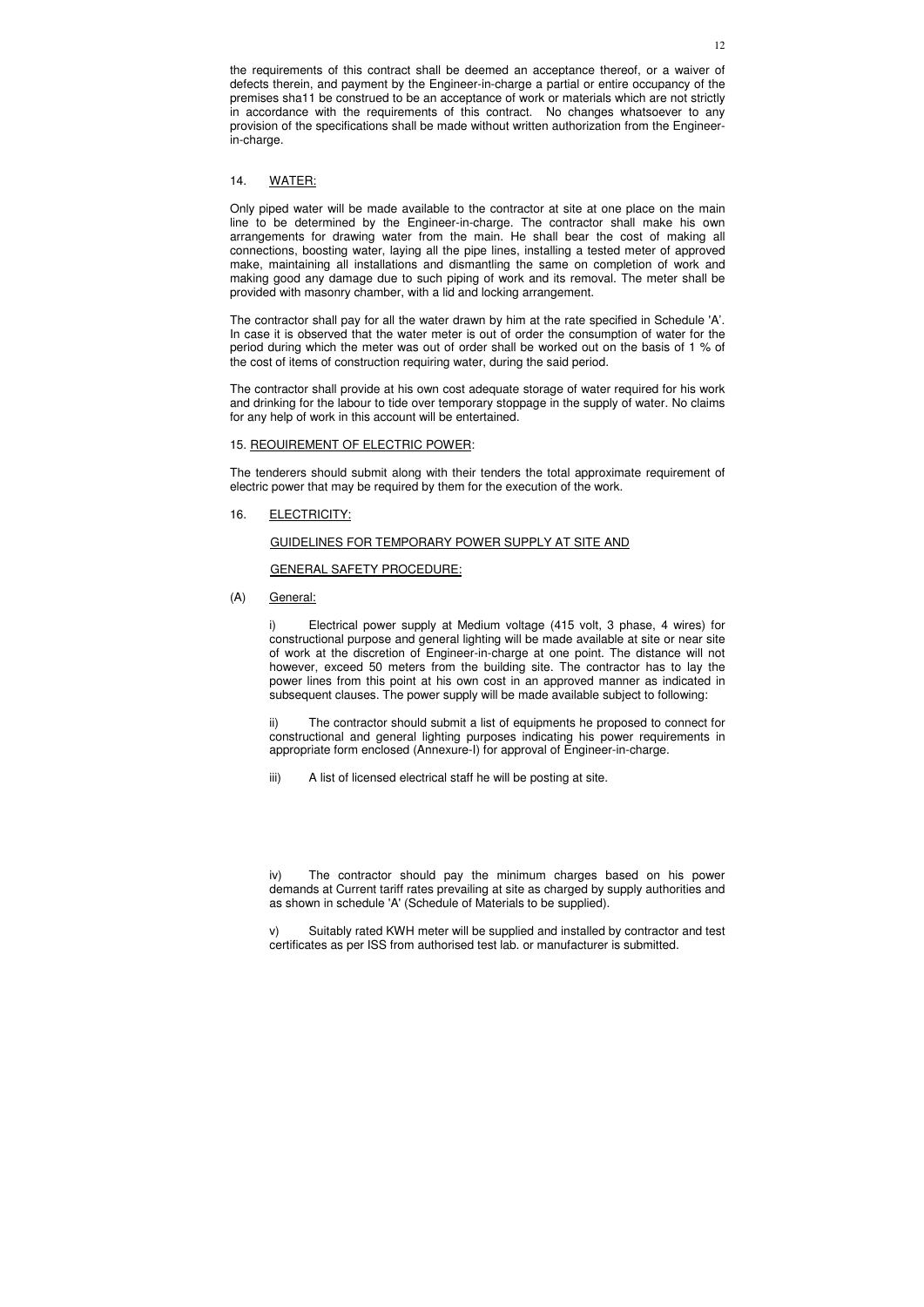the requirements of this contract shall be deemed an acceptance thereof, or a waiver of defects therein, and payment by the Engineer-in-charge a partial or entire occupancy of the premises sha11 be construed to be an acceptance of work or materials which are not strictly in accordance with the requirements of this contract. No changes whatsoever to any provision of the specifications shall be made without written authorization from the Engineer-in-charge.

14. WATER:

Only piped water will be made available to the contractor at site at one place on the main line to be determined by the Engineer-in-charge. The contractor shall make his own arrangements for drawing water from the main. He shall bear the cost of making all connections, boosting water, laying all the pipe lines, installing a tested meter of approved make, maintaining all installations and dismantling the same on completion of work and making good any damage due to such piping of work and its removal. The meter shall be provided with masonry chamber, with a lid and locking arrangement.

The contractor shall pay for all the water drawn by him at the rate specified in Schedule 'A'. In case it is observed that the water meter is out of order the consumption of water for the period during which the meter was out of order shall be worked out on the basis of 1 % of the cost of items of construction requiring water, during the said period.

The contractor shall provide at his own cost adequate storage of water required for his work and drinking for the labour to tide over temporary stoppage in the supply of water. No claims for any help of work in this account will be entertained.

15. REOUIREMENT OF ELECTRIC POWER:

The tenderers should submit along with their tenders the total approximate requirement of electric power that may be required by them for the execution of the work.

16. ELECTRICITY:

GUIDELINES FOR TEMPORARY POWER SUPPLY AT SITE AND

GENERAL SAFETY PROCEDURE:

(A) General:

i) Electrical power supply at Medium voltage (415 volt, 3 phase, 4 wires) for constructional purpose and general lighting will be made available at site or near site of work at the discretion of Engineer-in-charge at one point. The distance will not however, exceed 50 meters from the building site. The contractor has to lay the power lines from this point at his own cost in an approved manner as indicated in subsequent clauses. The power supply will be made available subject to following:

ii) The contractor should submit a list of equipments he proposed to connect for constructional and general lighting purposes indicating his power requirements in appropriate form enclosed (Annexure-I) for approval of Engineer-in-charge.

iii) A list of licensed electrical staff he will be posting at site.

iv) The contractor should pay the minimum charges based on his power demands at Current tariff rates prevailing at site as charged by supply authorities and as shown in schedule 'A' (Schedule of Materials to be supplied).

v) Suitably rated KWH meter will be supplied and installed by contractor and test certificates as per ISS from authorised test lab. or manufacturer is submitted.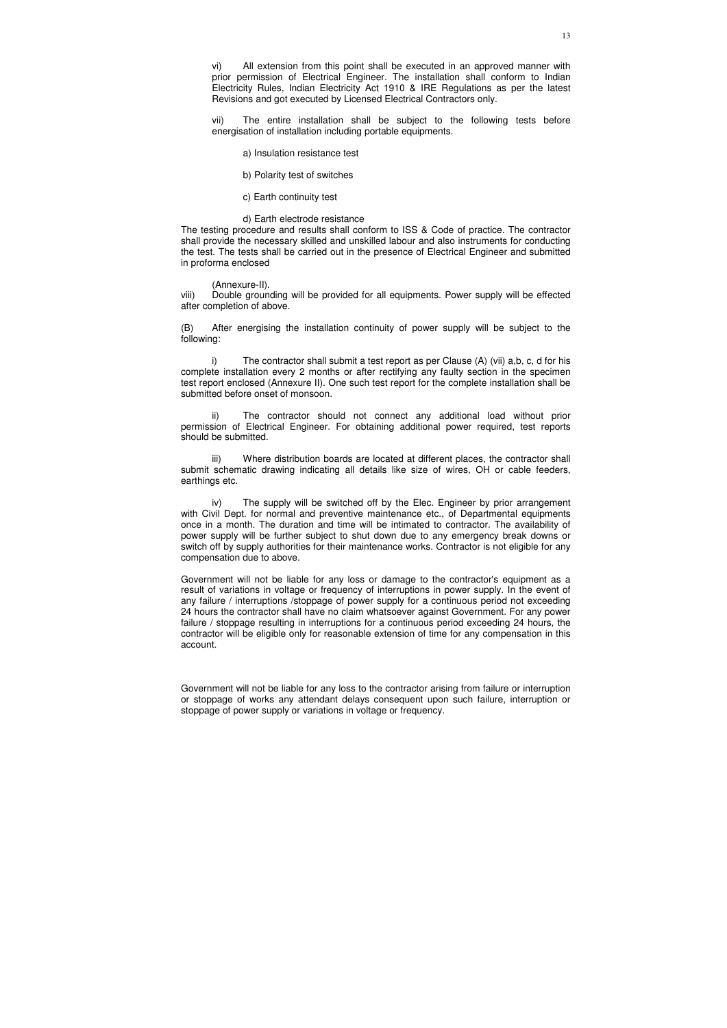vi) All extension from this point shall be executed in an approved manner with prior permission of Electrical Engineer. The installation shall conform to Indian Electricity Rules, Indian Electricity Act 1910 & IRE Regulations as per the latest Revisions and got executed by Licensed Electrical Contractors only.

vii) The entire installation shall be subject to the following tests before energisation of installation including portable equipments.

a) Insulation resistance test

b) Polarity test of switches

c) Earth continuity test

d) Earth electrode resistance

The testing procedure and results shall conform to ISS & Code of practice. The contractor shall provide the necessary skilled and unskilled labour and also instruments for conducting the test. The tests shall be carried out in the presence of Electrical Engineer and submitted in proforma enclosed

(Annexure-II).

viii) Double grounding will be provided for all equipments. Power supply will be effected after completion of above.

(B) After energising the installation continuity of power supply will be subject to the following:

i) The contractor shall submit a test report as per Clause (A) (vii) a,b, c, d for his complete installation every 2 months or after rectifying any faulty section in the specimen test report enclosed (Annexure II). One such test report for the complete installation shall be submitted before onset of monsoon.

ii) The contractor should not connect any additional load without prior permission of Electrical Engineer. For obtaining additional power required, test reports should be submitted.

iii) Where distribution boards are located at different places, the contractor shall submit schematic drawing indicating all details like size of wires, OH or cable feeders, earthings etc.

iv) The supply will be switched off by the Elec. Engineer by prior arrangement with Civil Dept. for normal and preventive maintenance etc., of Departmental equipments once in a month. The duration and time will be intimated to contractor. The availability of power supply will be further subject to shut down due to any emergency break downs or switch off by supply authorities for their maintenance works. Contractor is not eligible for any compensation due to above.

Government will not be liable for any loss or damage to the contractor's equipment as a result of variations in voltage or frequency of interruptions in power supply. In the event of any failure / interruptions /stoppage of power supply for a continuous period not exceeding 24 hours the contractor shall have no claim whatsoever against Government. For any power failure / stoppage resulting in interruptions for a continuous period exceeding 24 hours, the contractor will be eligible only for reasonable extension of time for any compensation in this account.

Government will not be liable for any loss to the contractor arising from failure or interruption or stoppage of works any attendant delays consequent upon such failure, interruption or stoppage of power supply or variations in voltage or frequency.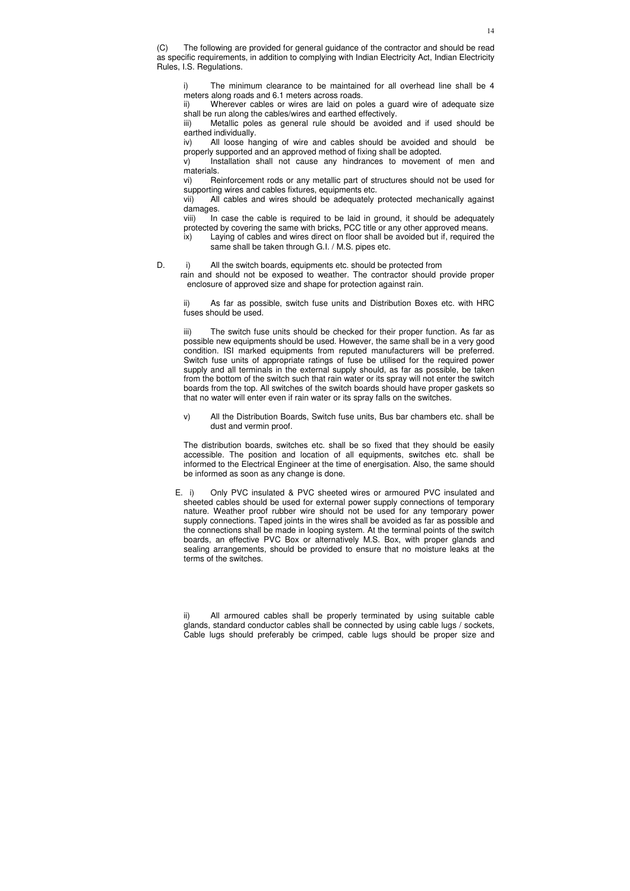(C) The following are provided for general guidance of the contractor and should be read as specific requirements, in addition to complying with Indian Electricity Act, Indian Electricity Rules, I.S. Regulations.

i) The minimum clearance to be maintained for all overhead line shall be 4 meters along roads and 6.1 meters across roads.

ii) Wherever cables or wires are laid on poles a guard wire of adequate size shall be run along the cables/wires and earthed effectively.

iii) Metallic poles as general rule should be avoided and if used should be earthed individually.

iv) All loose hanging of wire and cables should be avoided and should be properly supported and an approved method of fixing shall be adopted.

v) Installation shall not cause any hindrances to movement of men and materials.

vi) Reinforcement rods or any metallic part of structures should not be used for supporting wires and cables fixtures, equipments etc.

vii) All cables and wires should be adequately protected mechanically against damages.

viii) In case the cable is required to be laid in ground, it should be adequately protected by covering the same with bricks, PCC title or any other approved means.

ix) Laying of cables and wires direct on floor shall be avoided but if, required the same shall be taken through G.I. / M.S. pipes etc.

D. i) All the switch boards, equipments etc. should be protected from rain and should not be exposed to weather. The contractor should provide proper enclosure of approved size and shape for protection against rain.

ii) As far as possible, switch fuse units and Distribution Boxes etc. with HRC fuses should be used.

iii) The switch fuse units should be checked for their proper function. As far as possible new equipments should be used. However, the same shall be in a very good condition. ISI marked equipments from reputed manufacturers will be preferred. Switch fuse units of appropriate ratings of fuse be utilised for the required power supply and all terminals in the external supply should, as far as possible, be taken from the bottom of the switch such that rain water or its spray will not enter the switch boards from the top. All switches of the switch boards should have proper gaskets so that no water will enter even if rain water or its spray falls on the switches.

v) All the Distribution Boards, Switch fuse units, Bus bar chambers etc. shall be dust and vermin proof.

The distribution boards, switches etc. shall be so fixed that they should be easily accessible. The position and location of all equipments, switches etc. shall be informed to the Electrical Engineer at the time of energisation. Also, the same should be informed as soon as any change is done.

E. i) Only PVC insulated & PVC sheeted wires or armoured PVC insulated and sheeted cables should be used for external power supply connections of temporary nature. Weather proof rubber wire should not be used for any temporary power supply connections. Taped joints in the wires shall be avoided as far as possible and the connections shall be made in looping system. At the terminal points of the switch boards, an effective PVC Box or alternatively M.S. Box, with proper glands and sealing arrangements, should be provided to ensure that no moisture leaks at the terms of the switches.

ii) All armoured cables shall be properly terminated by using suitable cable glands, standard conductor cables shall be connected by using cable lugs / sockets, Cable lugs should preferably be crimped, cable lugs should be proper size and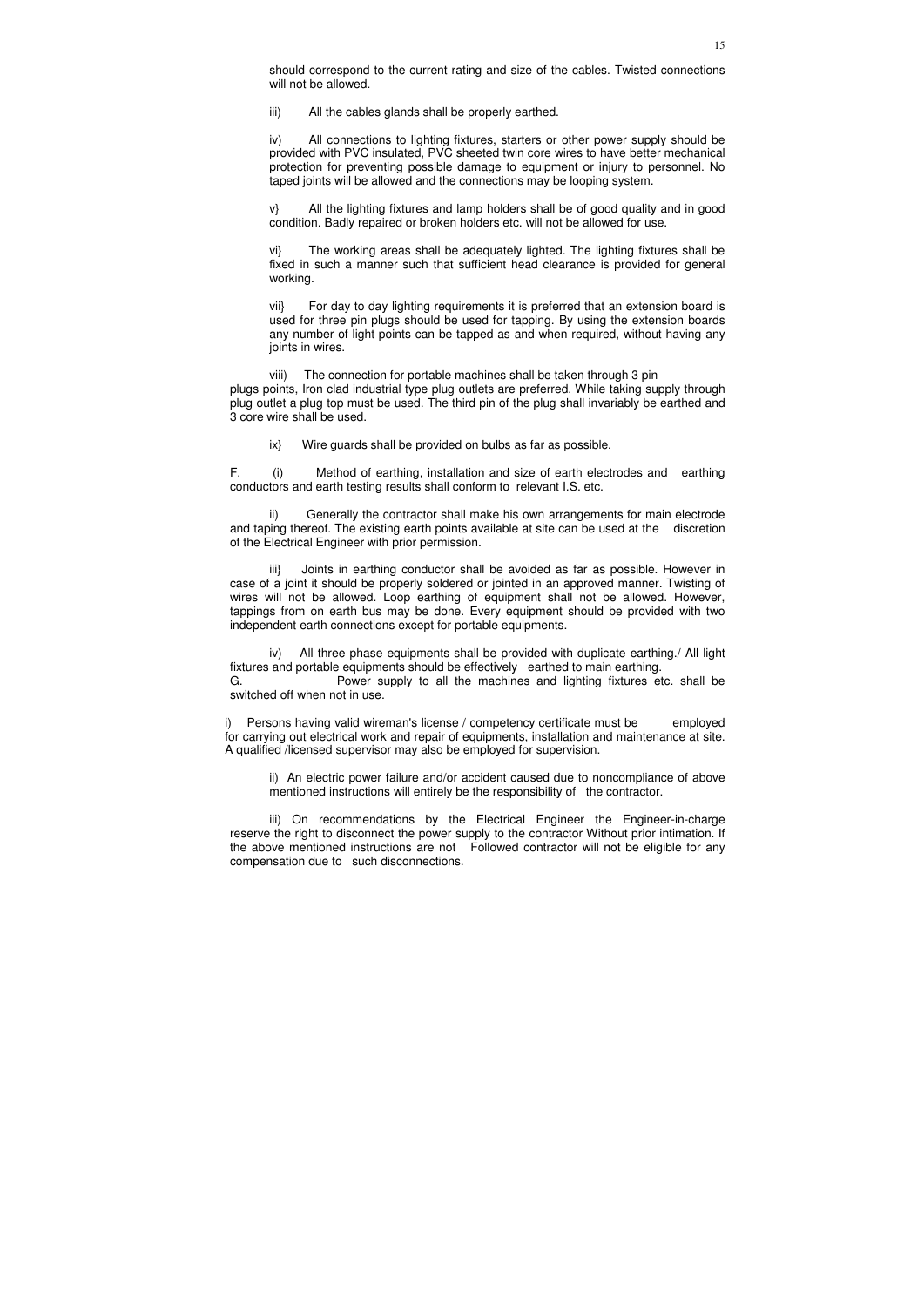should correspond to the current rating and size of the cables. Twisted connections will not be allowed.

iii) All the cables glands shall be properly earthed.

iv) All connections to lighting fixtures, starters or other power supply should be provided with PVC insulated, PVC sheeted twin core wires to have better mechanical protection for preventing possible damage to equipment or injury to personnel. No taped joints will be allowed and the connections may be looping system.

v} All the lighting fixtures and lamp holders shall be of good quality and in good condition. Badly repaired or broken holders etc. will not be allowed for use.

vi} The working areas shall be adequately lighted. The lighting fixtures shall be fixed in such a manner such that sufficient head clearance is provided for general working.

vii} For day to day lighting requirements it is preferred that an extension board is used for three pin plugs should be used for tapping. By using the extension boards any number of light points can be tapped as and when required, without having any joints in wires.

viii) The connection for portable machines shall be taken through 3 pin plugs points, Iron clad industrial type plug outlets are preferred. While taking supply through plug outlet a plug top must be used. The third pin of the plug shall invariably be earthed and 3 core wire shall be used.

ix} Wire guards shall be provided on bulbs as far as possible.

F. (i) Method of earthing, installation and size of earth electrodes and earthing conductors and earth testing results shall conform to relevant I.S. etc.

ii) Generally the contractor shall make his own arrangements for main electrode and taping thereof. The existing earth points available at site can be used at the discretion of the Electrical Engineer with prior permission.

iii} Joints in earthing conductor shall be avoided as far as possible. However in case of a joint it should be properly soldered or jointed in an approved manner. Twisting of wires will not be allowed. Loop earthing of equipment shall not be allowed. However, tappings from on earth bus may be done. Every equipment should be provided with two independent earth connections except for portable equipments.

iv) All three phase equipments shall be provided with duplicate earthing./ All light fixtures and portable equipments should be effectively earthed to main earthing.

G. Power supply to all the machines and lighting fixtures etc. shall be switched off when not in use.

i) Persons having valid wireman's license / competency certificate must be employed for carrying out electrical work and repair of equipments, installation and maintenance at site. A qualified /licensed supervisor may also be employed for supervision.

ii) An electric power failure and/or accident caused due to noncompliance of above mentioned instructions will entirely be the responsibility of the contractor.

iii) On recommendations by the Electrical Engineer the Engineer-in-charge reserve the right to disconnect the power supply to the contractor Without prior intimation. If the above mentioned instructions are not Followed contractor will not be eligible for any compensation due to such disconnections.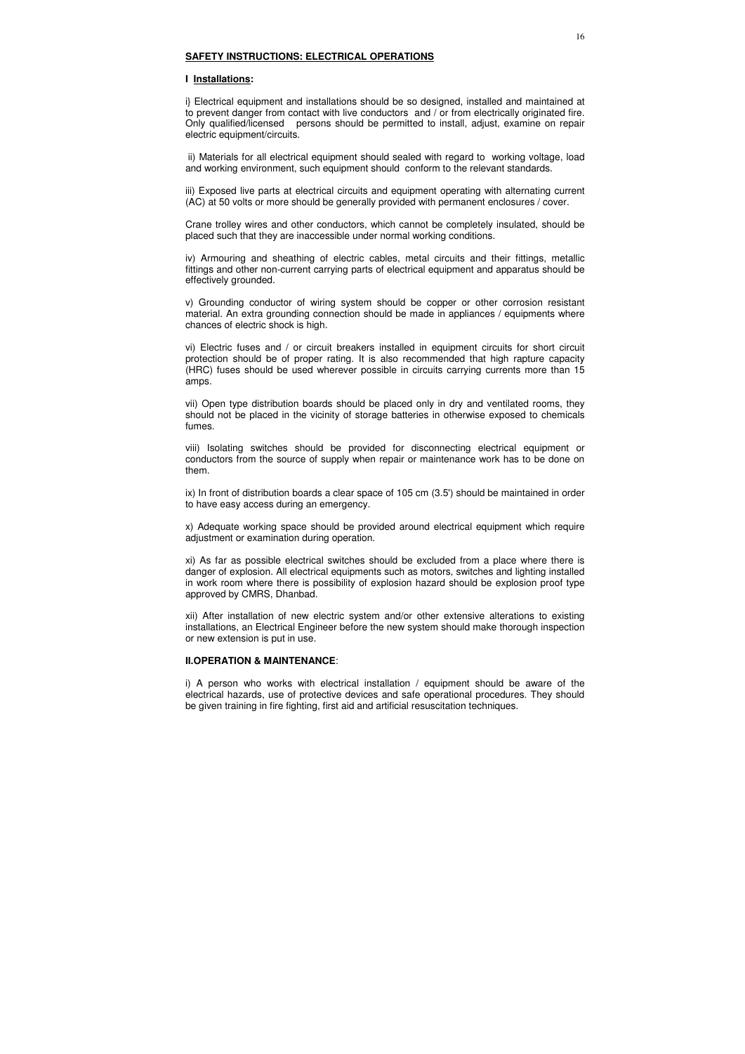## SAFETY INSTRUCTIONS: ELECTRICAL OPERATIONS

### I Installations:

i} Electrical equipment and installations should be so designed, installed and maintained at to prevent danger from contact with live conductors and / or from electrically originated fire. Only qualified/licensed persons should be permitted to install, adjust, examine on repair electric equipment/circuits.

ii) Materials for all electrical equipment should sealed with regard to working voltage, load and working environment, such equipment should conform to the relevant standards.

iii) Exposed live parts at electrical circuits and equipment operating with alternating current (AC) at 50 volts or more should be generally provided with permanent enclosures / cover.

Crane trolley wires and other conductors, which cannot be completely insulated, should be placed such that they are inaccessible under normal working conditions.

iv) Armouring and sheathing of electric cables, metal circuits and their fittings, metallic fittings and other non-current carrying parts of electrical equipment and apparatus should be effectively grounded.

v) Grounding conductor of wiring system should be copper or other corrosion resistant material. An extra grounding connection should be made in appliances / equipments where chances of electric shock is high.

vi) Electric fuses and / or circuit breakers installed in equipment circuits for short circuit protection should be of proper rating. It is also recommended that high rapture capacity (HRC) fuses should be used wherever possible in circuits carrying currents more than 15 amps.

vii) Open type distribution boards should be placed only in dry and ventilated rooms, they should not be placed in the vicinity of storage batteries in otherwise exposed to chemicals fumes.

viii) Isolating switches should be provided for disconnecting electrical equipment or conductors from the source of supply when repair or maintenance work has to be done on them.

ix) In front of distribution boards a clear space of 105 cm (3.5') should be maintained in order to have easy access during an emergency.

x) Adequate working space should be provided around electrical equipment which require adjustment or examination during operation.

xi) As far as possible electrical switches should be excluded from a place where there is danger of explosion. All electrical equipments such as motors, switches and lighting installed in work room where there is possibility of explosion hazard should be explosion proof type approved by CMRS, Dhanbad.

xii) After installation of new electric system and/or other extensive alterations to existing installations, an Electrical Engineer before the new system should make thorough inspection or new extension is put in use.

### II.OPERATION & MAINTENANCE:

i) A person who works with electrical installation / equipment should be aware of the electrical hazards, use of protective devices and safe operational procedures. They should be given training in fire fighting, first aid and artificial resuscitation techniques.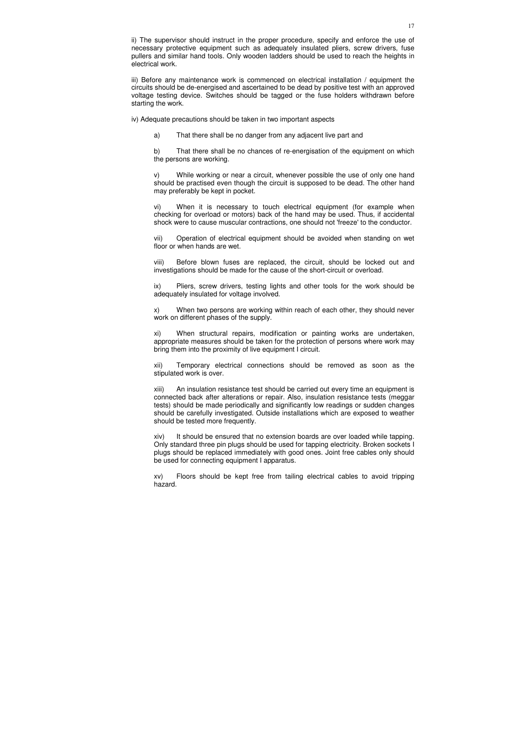ii) The supervisor should instruct in the proper procedure, specify and enforce the use of necessary protective equipment such as adequately insulated pliers, screw drivers, fuse pullers and similar hand tools. Only wooden ladders should be used to reach the heights in electrical work.

iii) Before any maintenance work is commenced on electrical installation / equipment the circuits should be de-energised and ascertained to be dead by positive test with an approved voltage testing device. Switches should be tagged or the fuse holders withdrawn before starting the work.

iv) Adequate precautions should be taken in two important aspects

a) That there shall be no danger from any adjacent live part and

b) That there shall be no chances of re-energisation of the equipment on which the persons are working.

v) While working or near a circuit, whenever possible the use of only one hand should be practised even though the circuit is supposed to be dead. The other hand may preferably be kept in pocket.

vi) When it is necessary to touch electrical equipment (for example when checking for overload or motors) back of the hand may be used. Thus, if accidental shock were to cause muscular contractions, one should not 'freeze' to the conductor.

vii) Operation of electrical equipment should be avoided when standing on wet floor or when hands are wet.

viii) Before blown fuses are replaced, the circuit, should be locked out and investigations should be made for the cause of the short-circuit or overload.

ix) Pliers, screw drivers, testing lights and other tools for the work should be adequately insulated for voltage involved.

x) When two persons are working within reach of each other, they should never work on different phases of the supply.

xi) When structural repairs, modification or painting works are undertaken, appropriate measures should be taken for the protection of persons where work may bring them into the proximity of live equipment I circuit.

xii) Temporary electrical connections should be removed as soon as the stipulated work is over.

xiii) An insulation resistance test should be carried out every time an equipment is connected back after alterations or repair. Also, insulation resistance tests (meggar tests) should be made periodically and significantly low readings or sudden changes should be carefully investigated. Outside installations which are exposed to weather should be tested more frequently.

xiv) It should be ensured that no extension boards are over loaded while tapping. Only standard three pin plugs should be used for tapping electricity. Broken sockets I plugs should be replaced immediately with good ones. Joint free cables only should be used for connecting equipment I apparatus.

xv) Floors should be kept free from tailing electrical cables to avoid tripping hazard.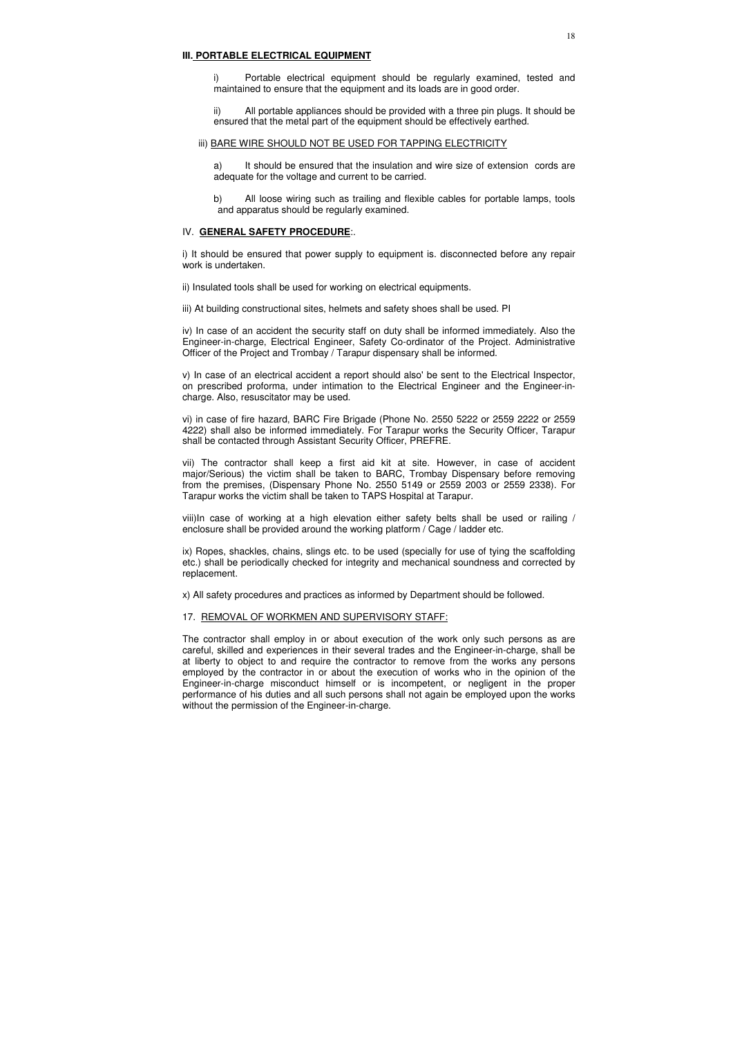**III. PORTABLE ELECTRICAL EQUIPMENT**

i) Portable electrical equipment should be regularly examined, tested and maintained to ensure that the equipment and its loads are in good order.

ii) All portable appliances should be provided with a three pin plugs. It should be ensured that the metal part of the equipment should be effectively earthed.

iii) BARE WIRE SHOULD NOT BE USED FOR TAPPING ELECTRICITY

a) It should be ensured that the insulation and wire size of extension cords are adequate for the voltage and current to be carried.

b) All loose wiring such as trailing and flexible cables for portable lamps, tools and apparatus should be regularly examined.

IV. **GENERAL SAFETY PROCEDURE**:.

i) It should be ensured that power supply to equipment is. disconnected before any repair work is undertaken.

ii) Insulated tools shall be used for working on electrical equipments.

iii) At building constructional sites, helmets and safety shoes shall be used. PI

iv) In case of an accident the security staff on duty shall be informed immediately. Also the Engineer-in-charge, Electrical Engineer, Safety Co-ordinator of the Project. Administrative Officer of the Project and Trombay / Tarapur dispensary shall be informed.

v) In case of an electrical accident a report should also' be sent to the Electrical Inspector, on prescribed proforma, under intimation to the Electrical Engineer and the Engineer-in-charge. Also, resuscitator may be used.

vi) in case of fire hazard, BARC Fire Brigade (Phone No. 2550 5222 or 2559 2222 or 2559 4222) shall also be informed immediately. For Tarapur works the Security Officer, Tarapur shall be contacted through Assistant Security Officer, PREFRE.

vii) The contractor shall keep a first aid kit at site. However, in case of accident major/Serious) the victim shall be taken to BARC, Trombay Dispensary before removing from the premises, (Dispensary Phone No. 2550 5149 or 2559 2003 or 2559 2338). For Tarapur works the victim shall be taken to TAPS Hospital at Tarapur.

viii)In case of working at a high elevation either safety belts shall be used or railing / enclosure shall be provided around the working platform / Cage / ladder etc.

ix) Ropes, shackles, chains, slings etc. to be used (specially for use of tying the scaffolding etc.) shall be periodically checked for integrity and mechanical soundness and corrected by replacement.

x) All safety procedures and practices as informed by Department should be followed.

17. REMOVAL OF WORKMEN AND SUPERVISORY STAFF:

The contractor shall employ in or about execution of the work only such persons as are careful, skilled and experiences in their several trades and the Engineer-in-charge, shall be at liberty to object to and require the contractor to remove from the works any persons employed by the contractor in or about the execution of works who in the opinion of the Engineer-in-charge misconduct himself or is incompetent, or negligent in the proper performance of his duties and all such persons shall not again be employed upon the works without the permission of the Engineer-in-charge.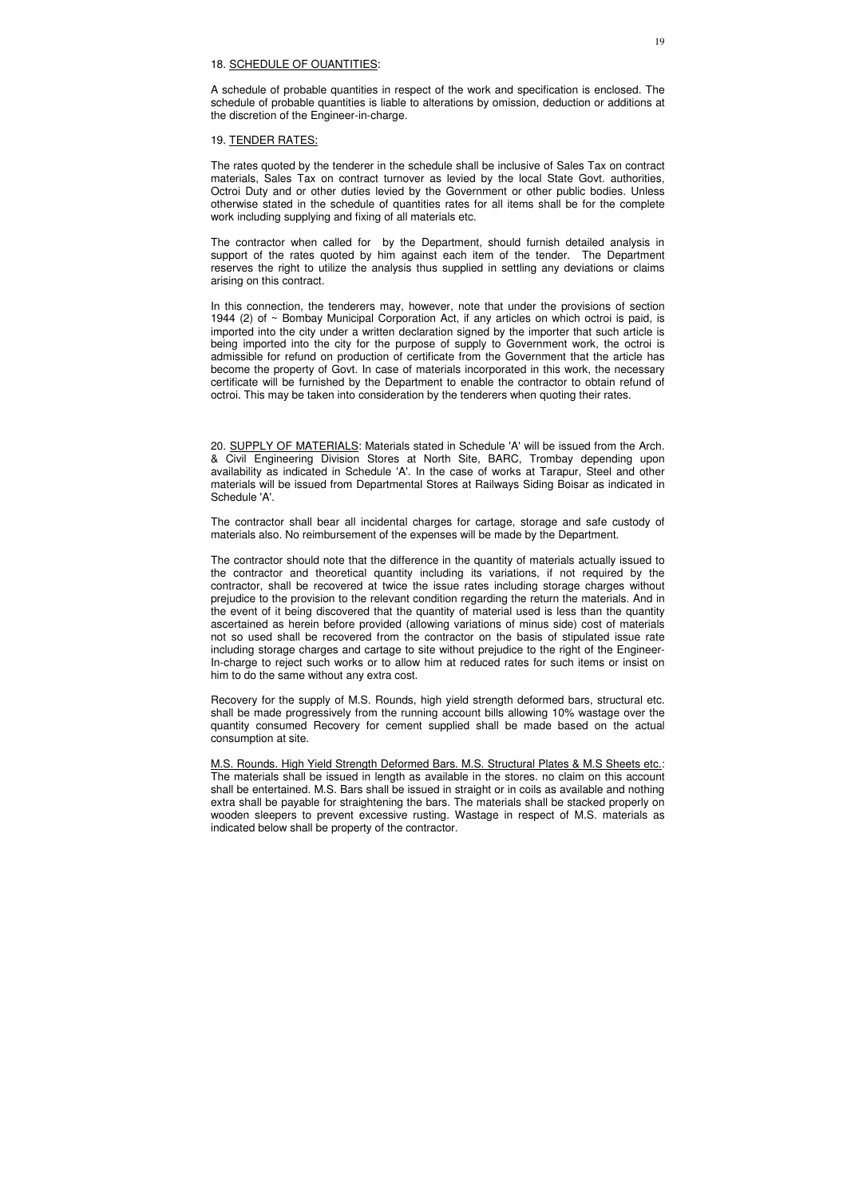18. <u>SCHEDULE OF OUANTITIES</u>:

A schedule of probable quantities in respect of the work and specification is enclosed. The schedule of probable quantities is liable to alterations by omission, deduction or additions at the discretion of the Engineer-in-charge.

19. <u>TENDER RATES:</u>

The rates quoted by the tenderer in the schedule shall be inclusive of Sales Tax on contract materials, Sales Tax on contract turnover as levied by the local State Govt. authorities, Octroi Duty and or other duties levied by the Government or other public bodies. Unless otherwise stated in the schedule of quantities rates for all items shall be for the complete work including supplying and fixing of all materials etc.

The contractor when called for by the Department, should furnish detailed analysis in support of the rates quoted by him against each item of the tender. The Department reserves the right to utilize the analysis thus supplied in settling any deviations or claims arising on this contract.

In this connection, the tenderers may, however, note that under the provisions of section 1944 (2) of ~ Bombay Municipal Corporation Act, if any articles on which octroi is paid, is imported into the city under a written declaration signed by the importer that such article is being imported into the city for the purpose of supply to Government work, the octroi is admissible for refund on production of certificate from the Government that the article has become the property of Govt. In case of materials incorporated in this work, the necessary certificate will be furnished by the Department to enable the contractor to obtain refund of octroi. This may be taken into consideration by the tenderers when quoting their rates.

20. <u>SUPPLY OF MATERIALS</u>: Materials stated in Schedule 'A' will be issued from the Arch. & Civil Engineering Division Stores at North Site, BARC, Trombay depending upon availability as indicated in Schedule 'A'. In the case of works at Tarapur, Steel and other materials will be issued from Departmental Stores at Railways Siding Boisar as indicated in Schedule 'A'.

The contractor shall bear all incidental charges for cartage, storage and safe custody of materials also. No reimbursement of the expenses will be made by the Department.

The contractor should note that the difference in the quantity of materials actually issued to the contractor and theoretical quantity including its variations, if not required by the contractor, shall be recovered at twice the issue rates including storage charges without prejudice to the provision to the relevant condition regarding the return the materials. And in the event of it being discovered that the quantity of material used is less than the quantity ascertained as herein before provided (allowing variations of minus side) cost of materials not so used shall be recovered from the contractor on the basis of stipulated issue rate including storage charges and cartage to site without prejudice to the right of the Engineer-In-charge to reject such works or to allow him at reduced rates for such items or insist on him to do the same without any extra cost.

Recovery for the supply of M.S. Rounds, high yield strength deformed bars, structural etc. shall be made progressively from the running account bills allowing 10% wastage over the quantity consumed Recovery for cement supplied shall be made based on the actual consumption at site.

<u>M.S. Rounds. High Yield Strength Deformed Bars. M.S. Structural Plates & M.S Sheets etc.</u>: The materials shall be issued in length as available in the stores. no claim on this account shall be entertained. M.S. Bars shall be issued in straight or in coils as available and nothing extra shall be payable for straightening the bars. The materials shall be stacked properly on wooden sleepers to prevent excessive rusting. Wastage in respect of M.S. materials as indicated below shall be property of the contractor.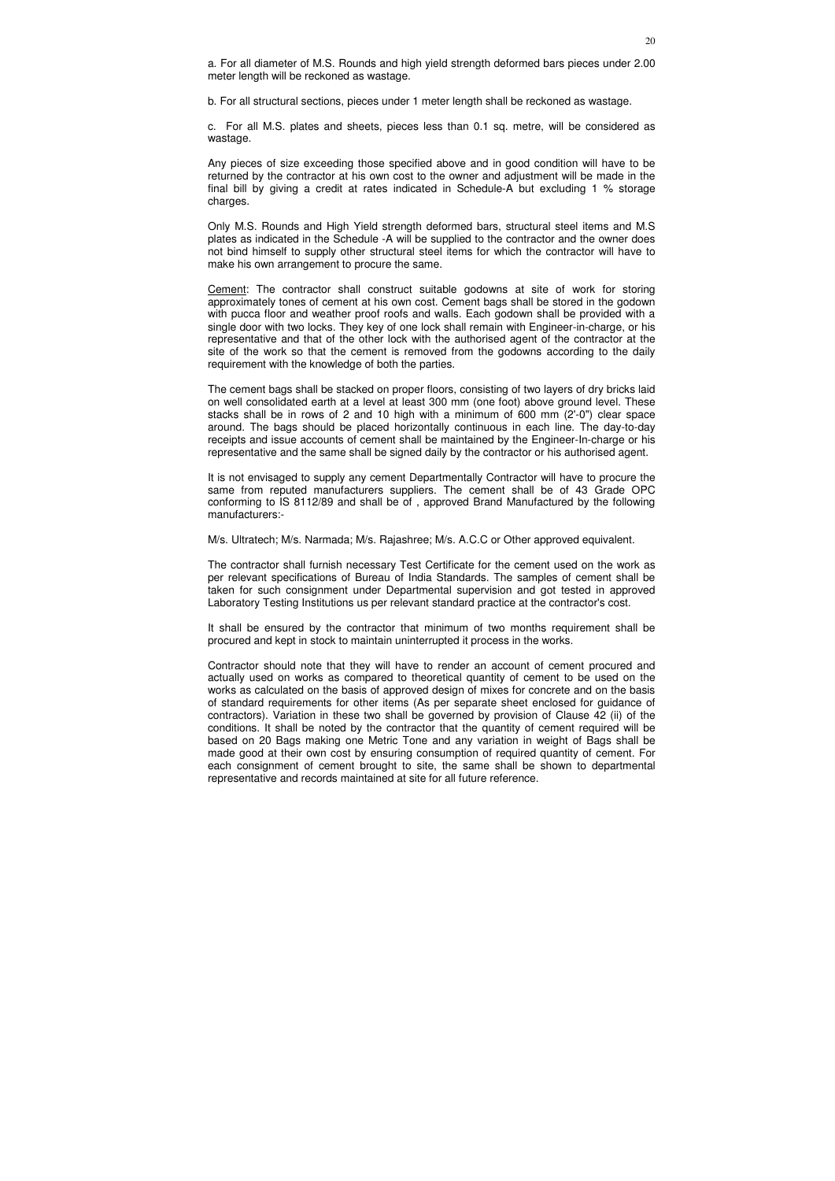a. For all diameter of M.S. Rounds and high yield strength deformed bars pieces under 2.00 meter length will be reckoned as wastage.

b. For all structural sections, pieces under 1 meter length shall be reckoned as wastage.

c. For all M.S. plates and sheets, pieces less than 0.1 sq. metre, will be considered as wastage.

Any pieces of size exceeding those specified above and in good condition will have to be returned by the contractor at his own cost to the owner and adjustment will be made in the final bill by giving a credit at rates indicated in Schedule-A but excluding 1 % storage charges.

Only M.S. Rounds and High Yield strength deformed bars, structural steel items and M.S plates as indicated in the Schedule -A will be supplied to the contractor and the owner does not bind himself to supply other structural steel items for which the contractor will have to make his own arrangement to procure the same.

Cement: The contractor shall construct suitable godowns at site of work for storing approximately tones of cement at his own cost. Cement bags shall be stored in the godown with pucca floor and weather proof roofs and walls. Each godown shall be provided with a single door with two locks. They key of one lock shall remain with Engineer-in-charge, or his representative and that of the other lock with the authorised agent of the contractor at the site of the work so that the cement is removed from the godowns according to the daily requirement with the knowledge of both the parties.

The cement bags shall be stacked on proper floors, consisting of two layers of dry bricks laid on well consolidated earth at a level at least 300 mm (one foot) above ground level. These stacks shall be in rows of 2 and 10 high with a minimum of 600 mm (2'-0") clear space around. The bags should be placed horizontally continuous in each line. The day-to-day receipts and issue accounts of cement shall be maintained by the Engineer-In-charge or his representative and the same shall be signed daily by the contractor or his authorised agent.

It is not envisaged to supply any cement Departmentally Contractor will have to procure the same from reputed manufacturers suppliers. The cement shall be of 43 Grade OPC conforming to IS 8112/89 and shall be of , approved Brand Manufactured by the following manufacturers:-

M/s. Ultratech; M/s. Narmada; M/s. Rajashree; M/s. A.C.C or Other approved equivalent.

The contractor shall furnish necessary Test Certificate for the cement used on the work as per relevant specifications of Bureau of India Standards. The samples of cement shall be taken for such consignment under Departmental supervision and got tested in approved Laboratory Testing Institutions us per relevant standard practice at the contractor's cost.

It shall be ensured by the contractor that minimum of two months requirement shall be procured and kept in stock to maintain uninterrupted it process in the works.

Contractor should note that they will have to render an account of cement procured and actually used on works as compared to theoretical quantity of cement to be used on the works as calculated on the basis of approved design of mixes for concrete and on the basis of standard requirements for other items (As per separate sheet enclosed for guidance of contractors). Variation in these two shall be governed by provision of Clause 42 (ii) of the conditions. It shall be noted by the contractor that the quantity of cement required will be based on 20 Bags making one Metric Tone and any variation in weight of Bags shall be made good at their own cost by ensuring consumption of required quantity of cement. For each consignment of cement brought to site, the same shall be shown to departmental representative and records maintained at site for all future reference.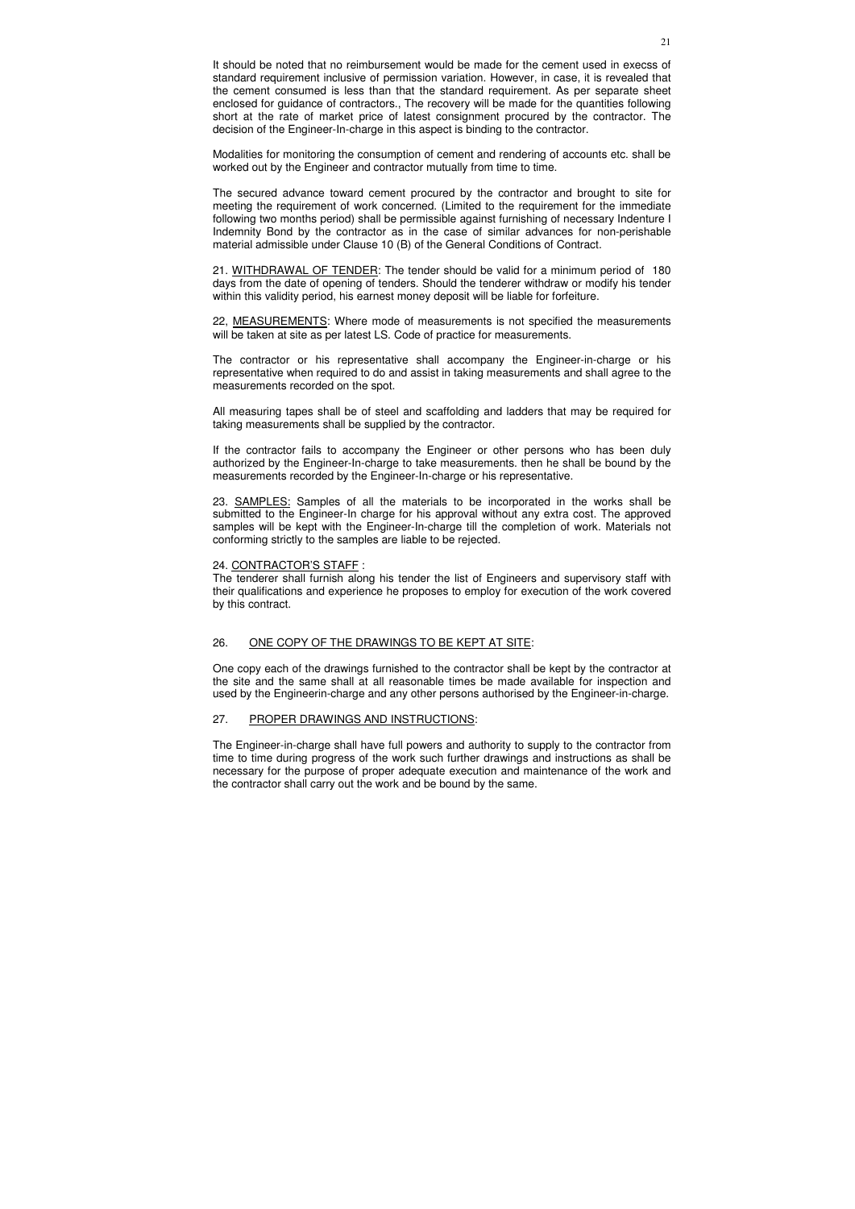It should be noted that no reimbursement would be made for the cement used in execss of standard requirement inclusive of permission variation. However, in case, it is revealed that the cement consumed is less than that the standard requirement. As per separate sheet enclosed for guidance of contractors., The recovery will be made for the quantities following short at the rate of market price of latest consignment procured by the contractor. The decision of the Engineer-In-charge in this aspect is binding to the contractor.

Modalities for monitoring the consumption of cement and rendering of accounts etc. shall be worked out by the Engineer and contractor mutually from time to time.

The secured advance toward cement procured by the contractor and brought to site for meeting the requirement of work concerned. (Limited to the requirement for the immediate following two months period) shall be permissible against furnishing of necessary Indenture I Indemnity Bond by the contractor as in the case of similar advances for non-perishable material admissible under Clause 10 (B) of the General Conditions of Contract.

21. <u>WITHDRAWAL OF TENDER</u>: The tender should be valid for a minimum period of 180 days from the date of opening of tenders. Should the tenderer withdraw or modify his tender within this validity period, his earnest money deposit will be liable for forfeiture.

22, <u>MEASUREMENTS</u>: Where mode of measurements is not specified the measurements will be taken at site as per latest LS. Code of practice for measurements.

The contractor or his representative shall accompany the Engineer-in-charge or his representative when required to do and assist in taking measurements and shall agree to the measurements recorded on the spot.

All measuring tapes shall be of steel and scaffolding and ladders that may be required for taking measurements shall be supplied by the contractor.

If the contractor fails to accompany the Engineer or other persons who has been duly authorized by the Engineer-In-charge to take measurements. then he shall be bound by the measurements recorded by the Engineer-In-charge or his representative.

23. <u>SAMPLES:</u> Samples of all the materials to be incorporated in the works shall be submitted to the Engineer-In charge for his approval without any extra cost. The approved samples will be kept with the Engineer-In-charge till the completion of work. Materials not conforming strictly to the samples are liable to be rejected.

24. <u>CONTRACTOR'S STAFF</u> :
The tenderer shall furnish along his tender the list of Engineers and supervisory staff with their qualifications and experience he proposes to employ for execution of the work covered by this contract.

26. <u>ONE COPY OF THE DRAWINGS TO BE KEPT AT SITE</u>:

One copy each of the drawings furnished to the contractor shall be kept by the contractor at the site and the same shall at all reasonable times be made available for inspection and used by the Engineerin-charge and any other persons authorised by the Engineer-in-charge.

27. <u>PROPER DRAWINGS AND INSTRUCTIONS</u>:

The Engineer-in-charge shall have full powers and authority to supply to the contractor from time to time during progress of the work such further drawings and instructions as shall be necessary for the purpose of proper adequate execution and maintenance of the work and the contractor shall carry out the work and be bound by the same.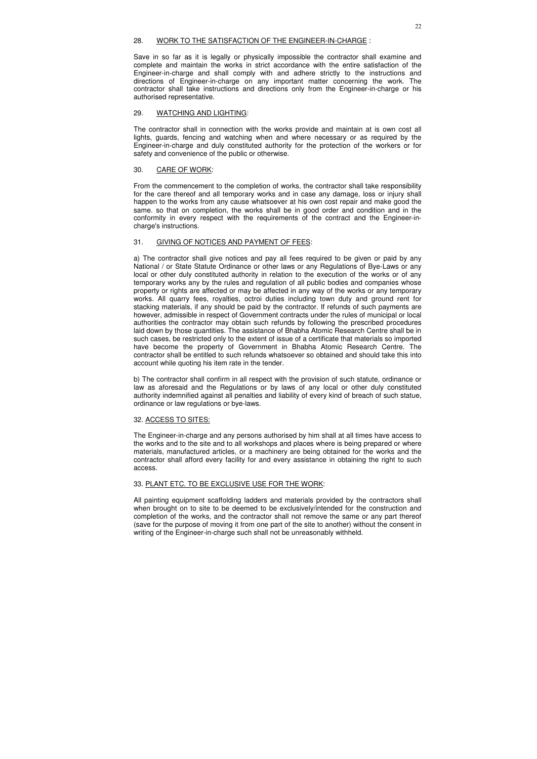## 28. <u>WORK TO THE SATISFACTION OF THE ENGINEER-IN-CHARGE</u> :

Save in so far as it is legally or physically impossible the contractor shall examine and complete and maintain the works in strict accordance with the entire satisfaction of the Engineer-in-charge and shall comply with and adhere strictly to the instructions and directions of Engineer-in-charge on any important matter concerning the work. The contractor shall take instructions and directions only from the Engineer-in-charge or his authorised representative.

## 29. <u>WATCHING AND LIGHTING</u>:

The contractor shall in connection with the works provide and maintain at is own cost all lights, guards, fencing and watching when and where necessary or as required by the Engineer-in-charge and duly constituted authority for the protection of the workers or for safety and convenience of the public or otherwise.

## 30. <u>CARE OF WORK</u>:

From the commencement to the completion of works, the contractor shall take responsibility for the care thereof and all temporary works and in case any damage, loss or injury shall happen to the works from any cause whatsoever at his own cost repair and make good the same. so that on completion, the works shall be in good order and condition and in the conformity in every respect with the requirements of the contract and the Engineer-in-charge's instructions.

## 31. <u>GIVING OF NOTICES AND PAYMENT OF FEES</u>:

a) The contractor shall give notices and pay all fees required to be given or paid by any National / or State Statute Ordinance or other laws or any Regulations of Bye-Laws or any local or other duly constituted authority in relation to the execution of the works or of any temporary works any by the rules and regulation of all public bodies and companies whose property or rights are affected or may be affected in any way of the works or any temporary works. All quarry fees, royalties, octroi duties including town duty and ground rent for stacking materials, if any should be paid by the contractor. If refunds of such payments are however, admissible in respect of Government contracts under the rules of municipal or local authorities the contractor may obtain such refunds by following the prescribed procedures laid down by those quantities. The assistance of Bhabha Atomic Research Centre shall be in such cases, be restricted only to the extent of issue of a certificate that materials so imported have become the property of Government in Bhabha Atomic Research Centre. The contractor shall be entitled to such refunds whatsoever so obtained and should take this into account while quoting his item rate in the tender.

b) The contractor shall confirm in all respect with the provision of such statute, ordinance or law as aforesaid and the Regulations or by laws of any local or other duly constituted authority indemnified against all penalties and liability of every kind of breach of such statue, ordinance or law regulations or bye-laws.

## 32. <u>ACCESS TO SITES:</u>

The Engineer-in-charge and any persons authorised by him shall at all times have access to the works and to the site and to all workshops and places where is being prepared or where materials, manufactured articles, or a machinery are being obtained for the works and the contractor shall afford every facility for and every assistance in obtaining the right to such access.

## 33. <u>PLANT ETC. TO BE EXCLUSIVE USE FOR THE WORK</u>:

All painting equipment scaffolding ladders and materials provided by the contractors shall when brought on to site to be deemed to be exclusively/intended for the construction and completion of the works, and the contractor shall not remove the same or any part thereof (save for the purpose of moving it from one part of the site to another) without the consent in writing of the Engineer-in-charge such shall not be unreasonably withheld.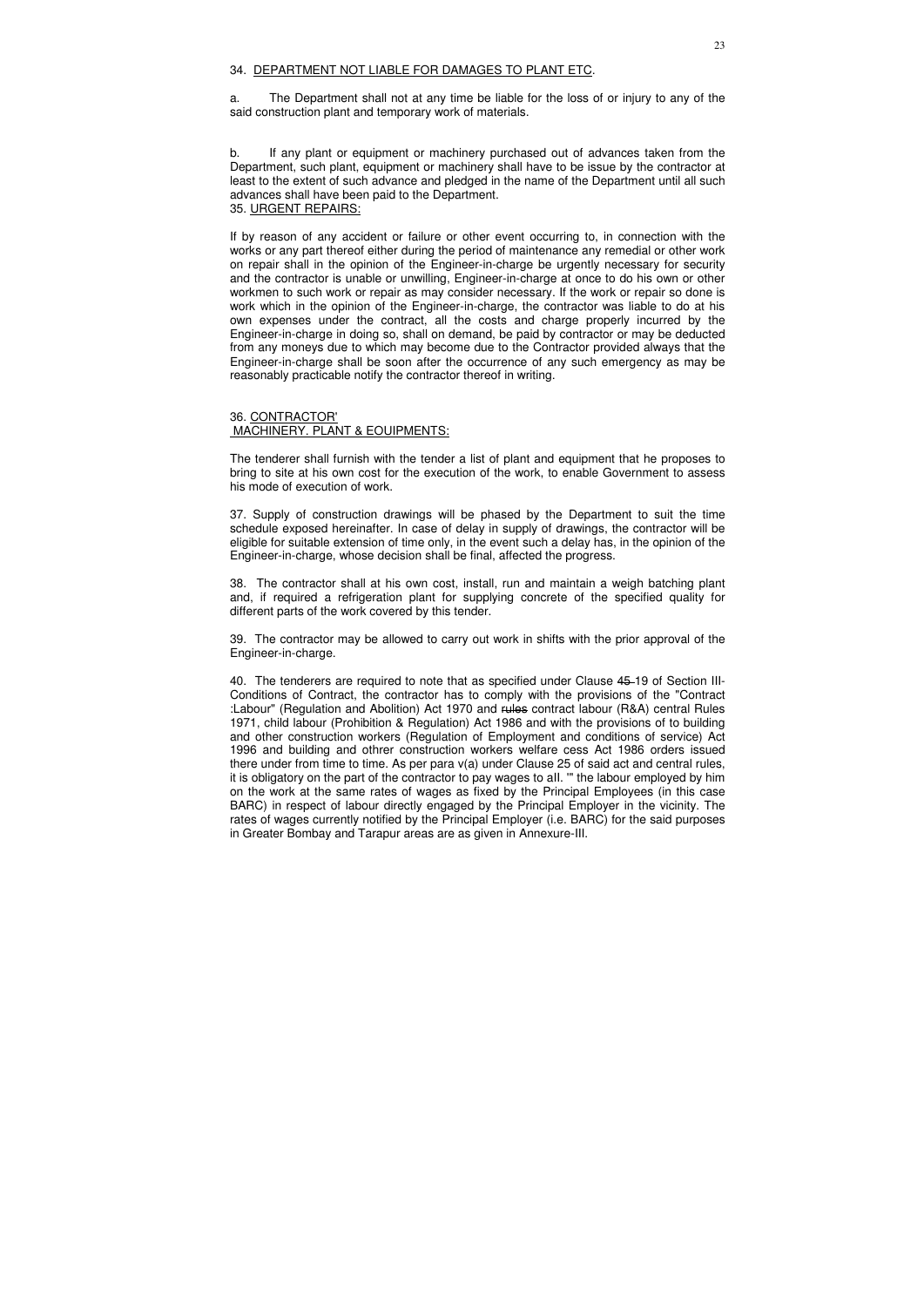34. DEPARTMENT NOT LIABLE FOR DAMAGES TO PLANT ETC.

a. The Department shall not at any time be liable for the loss of or injury to any of the said construction plant and temporary work of materials.

b. If any plant or equipment or machinery purchased out of advances taken from the Department, such plant, equipment or machinery shall have to be issue by the contractor at least to the extent of such advance and pledged in the name of the Department until all such advances shall have been paid to the Department.

35. URGENT REPAIRS:

If by reason of any accident or failure or other event occurring to, in connection with the works or any part thereof either during the period of maintenance any remedial or other work on repair shall in the opinion of the Engineer-in-charge be urgently necessary for security and the contractor is unable or unwilling, Engineer-in-charge at once to do his own or other workmen to such work or repair as may consider necessary. If the work or repair so done is work which in the opinion of the Engineer-in-charge, the contractor was liable to do at his own expenses under the contract, all the costs and charge properly incurred by the Engineer-in-charge in doing so, shall on demand, be paid by contractor or may be deducted from any moneys due to which may become due to the Contractor provided always that the Engineer-in-charge shall be soon after the occurrence of any such emergency as may be reasonably practicable notify the contractor thereof in writing.

36. CONTRACTOR' MACHINERY. PLANT & EOUIPMENTS:

The tenderer shall furnish with the tender a list of plant and equipment that he proposes to bring to site at his own cost for the execution of the work, to enable Government to assess his mode of execution of work.

37. Supply of construction drawings will be phased by the Department to suit the time schedule exposed hereinafter. In case of delay in supply of drawings, the contractor will be eligible for suitable extension of time only, in the event such a delay has, in the opinion of the Engineer-in-charge, whose decision shall be final, affected the progress.

38. The contractor shall at his own cost, install, run and maintain a weigh batching plant and, if required a refrigeration plant for supplying concrete of the specified quality for different parts of the work covered by this tender.

39. The contractor may be allowed to carry out work in shifts with the prior approval of the Engineer-in-charge.

40. The tenderers are required to note that as specified under Clause ~~45~~ 19 of Section III-Conditions of Contract, the contractor has to comply with the provisions of the "Contract :Labour" (Regulation and Abolition) Act 1970 and ~~rules~~ contract labour (R&A) central Rules 1971, child labour (Prohibition & Regulation) Act 1986 and with the provisions of to building and other construction workers (Regulation of Employment and conditions of service) Act 1996 and building and othrer construction workers welfare cess Act 1986 orders issued there under from time to time. As per para v(a) under Clause 25 of said act and central rules, it is obligatory on the part of the contractor to pay wages to all. '" the labour employed by him on the work at the same rates of wages as fixed by the Principal Employees (in this case BARC) in respect of labour directly engaged by the Principal Employer in the vicinity. The rates of wages currently notified by the Principal Employer (i.e. BARC) for the said purposes in Greater Bombay and Tarapur areas are as given in Annexure-III.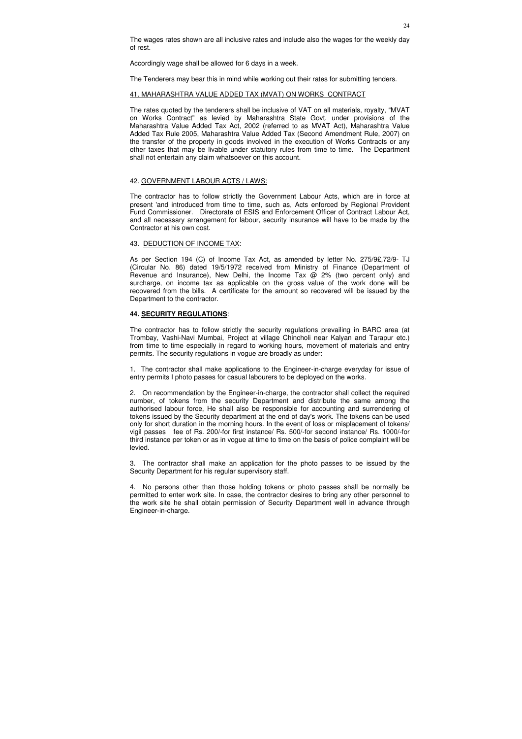The wages rates shown are all inclusive rates and include also the wages for the weekly day of rest.

Accordingly wage shall be allowed for 6 days in a week.

The Tenderers may bear this in mind while working out their rates for submitting tenders.

## 41. MAHARASHTRA VALUE ADDED TAX (MVAT) ON WORKS CONTRACT

The rates quoted by the tenderers shall be inclusive of VAT on all materials, royalty, "MVAT on Works Contract" as levied by Maharashtra State Govt. under provisions of the Maharashtra Value Added Tax Act, 2002 (referred to as MVAT Act), Maharashtra Value Added Tax Rule 2005, Maharashtra Value Added Tax (Second Amendment Rule, 2007) on the transfer of the property in goods involved in the execution of Works Contracts or any other taxes that may be livable under statutory rules from time to time. The Department shall not entertain any claim whatsoever on this account.

## 42. GOVERNMENT LABOUR ACTS / LAWS:

The contractor has to follow strictly the Government Labour Acts, which are in force at present 'and introduced from time to time, such as, Acts enforced by Regional Provident Fund Commissioner. Directorate of ESIS and Enforcement Officer of Contract Labour Act, and all necessary arrangement for labour, security insurance will have to be made by the Contractor at his own cost.

## 43. DEDUCTION OF INCOME TAX:

As per Section 194 (C) of Income Tax Act, as amended by letter No. 275/9£,72/9- TJ (Circular No. 86) dated 19/5/1972 received from Ministry of Finance (Department of Revenue and Insurance), New Delhi, the Income Tax @ 2% (two percent only) and surcharge, on income tax as applicable on the gross value of the work done will be recovered from the bills. A certificate for the amount so recovered will be issued by the Department to the contractor.

## 44. SECURITY REGULATIONS:

The contractor has to follow strictly the security regulations prevailing in BARC area (at Trombay, Vashi-Navi Mumbai, Project at village Chincholi near Kalyan and Tarapur etc.) from time to time especially in regard to working hours, movement of materials and entry permits. The security regulations in vogue are broadly as under:

1. The contractor shall make applications to the Engineer-in-charge everyday for issue of entry permits I photo passes for casual labourers to be deployed on the works.

2. On recommendation by the Engineer-in-charge, the contractor shall collect the required number, of tokens from the security Department and distribute the same among the authorised labour force, He shall also be responsible for accounting and surrendering of tokens issued by the Security department at the end of day's work. The tokens can be used only for short duration in the morning hours. In the event of loss or misplacement of tokens/ vigil passes fee of Rs. 200/-for first instance/ Rs. 500/-for second instance/ Rs. 1000/-for third instance per token or as in vogue at time to time on the basis of police complaint will be levied.

3. The contractor shall make an application for the photo passes to be issued by the Security Department for his regular supervisory staff.

4. No persons other than those holding tokens or photo passes shall be normally be permitted to enter work site. In case, the contractor desires to bring any other personnel to the work site he shall obtain permission of Security Department well in advance through Engineer-in-charge.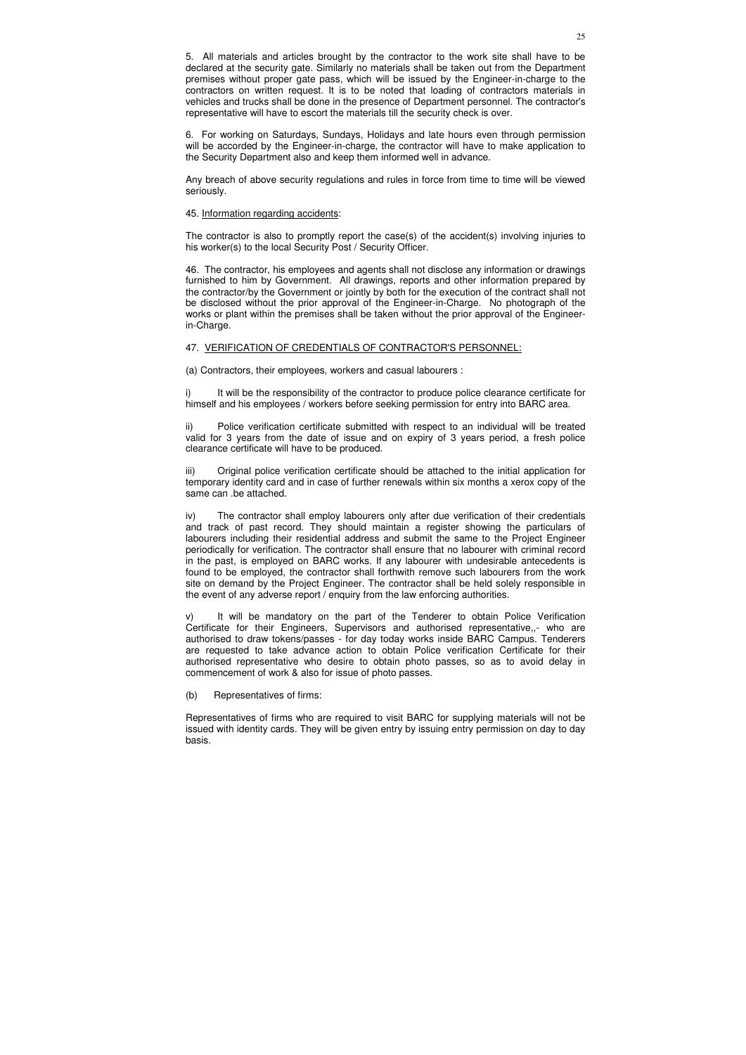5. All materials and articles brought by the contractor to the work site shall have to be declared at the security gate. Similarly no materials shall be taken out from the Department premises without proper gate pass, which will be issued by the Engineer-in-charge to the contractors on written request. It is to be noted that loading of contractors materials in vehicles and trucks shall be done in the presence of Department personnel. The contractor's representative will have to escort the materials till the security check is over.

6. For working on Saturdays, Sundays, Holidays and late hours even through permission will be accorded by the Engineer-in-charge, the contractor will have to make application to the Security Department also and keep them informed well in advance.

Any breach of above security regulations and rules in force from time to time will be viewed seriously.

45. <u>Information regarding accidents</u>:

The contractor is also to promptly report the case(s) of the accident(s) involving injuries to his worker(s) to the local Security Post / Security Officer.

46. The contractor, his employees and agents shall not disclose any information or drawings furnished to him by Government. All drawings, reports and other information prepared by the contractor/by the Government or jointly by both for the execution of the contract shall not be disclosed without the prior approval of the Engineer-in-Charge. No photograph of the works or plant within the premises shall be taken without the prior approval of the Engineer-in-Charge.

47. <u>VERIFICATION OF CREDENTIALS OF CONTRACTOR'S PERSONNEL:</u>

(a) Contractors, their employees, workers and casual labourers :

i) It will be the responsibility of the contractor to produce police clearance certificate for himself and his employees / workers before seeking permission for entry into BARC area.

ii) Police verification certificate submitted with respect to an individual will be treated valid for 3 years from the date of issue and on expiry of 3 years period, a fresh police clearance certificate will have to be produced.

iii) Original police verification certificate should be attached to the initial application for temporary identity card and in case of further renewals within six months a xerox copy of the same can .be attached.

iv) The contractor shall employ labourers only after due verification of their credentials and track of past record. They should maintain a register showing the particulars of labourers including their residential address and submit the same to the Project Engineer periodically for verification. The contractor shall ensure that no labourer with criminal record in the past, is employed on BARC works. If any labourer with undesirable antecedents is found to be employed, the contractor shall forthwith remove such labourers from the work site on demand by the Project Engineer. The contractor shall be held solely responsible in the event of any adverse report / enquiry from the law enforcing authorities.

v) It will be mandatory on the part of the Tenderer to obtain Police Verification Certificate for their Engineers, Supervisors and authorised representative,,- who are authorised to draw tokens/passes - for day today works inside BARC Campus. Tenderers are requested to take advance action to obtain Police verification Certificate for their authorised representative who desire to obtain photo passes, so as to avoid delay in commencement of work & also for issue of photo passes.

(b) Representatives of firms:

Representatives of firms who are required to visit BARC for supplying materials will not be issued with identity cards. They will be given entry by issuing entry permission on day to day basis.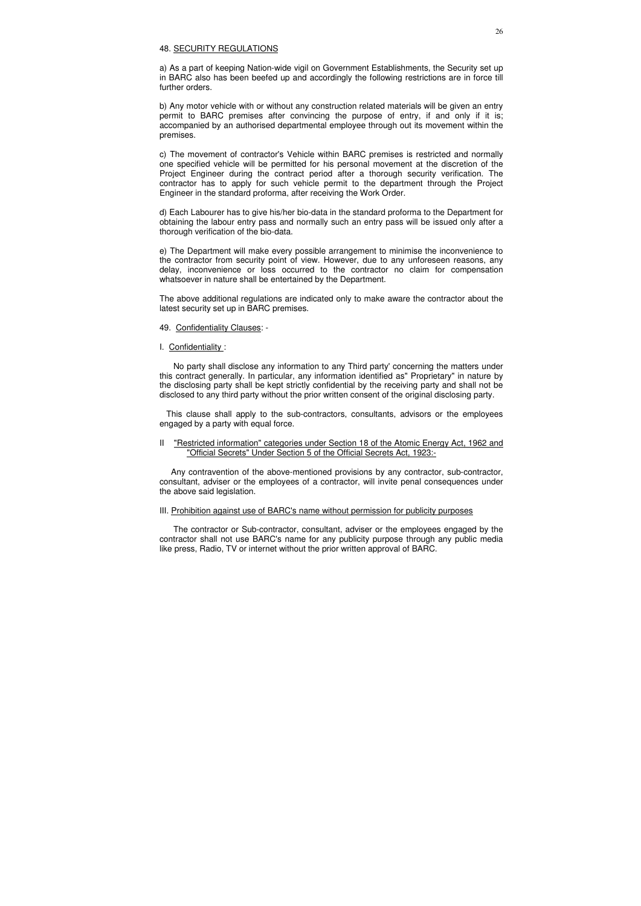48. SECURITY REGULATIONS

a) As a part of keeping Nation-wide vigil on Government Establishments, the Security set up in BARC also has been beefed up and accordingly the following restrictions are in force till further orders.

b) Any motor vehicle with or without any construction related materials will be given an entry permit to BARC premises after convincing the purpose of entry, if and only if it is; accompanied by an authorised departmental employee through out its movement within the premises.

c) The movement of contractor's Vehicle within BARC premises is restricted and normally one specified vehicle will be permitted for his personal movement at the discretion of the Project Engineer during the contract period after a thorough security verification. The contractor has to apply for such vehicle permit to the department through the Project Engineer in the standard proforma, after receiving the Work Order.

d) Each Labourer has to give his/her bio-data in the standard proforma to the Department for obtaining the labour entry pass and normally such an entry pass will be issued only after a thorough verification of the bio-data.

e) The Department will make every possible arrangement to minimise the inconvenience to the contractor from security point of view. However, due to any unforeseen reasons, any delay, inconvenience or loss occurred to the contractor no claim for compensation whatsoever in nature shall be entertained by the Department.

The above additional regulations are indicated only to make aware the contractor about the latest security set up in BARC premises.

49. Confidentiality Clauses: -

I. Confidentiality :

No party shall disclose any information to any Third party' concerning the matters under this contract generally. In particular, any information identified as" Proprietary" in nature by the disclosing party shall be kept strictly confidential by the receiving party and shall not be disclosed to any third party without the prior written consent of the original disclosing party.

This clause shall apply to the sub-contractors, consultants, advisors or the employees engaged by a party with equal force.

II "Restricted information" categories under Section 18 of the Atomic Energy Act, 1962 and "Official Secrets" Under Section 5 of the Official Secrets Act, 1923:-

Any contravention of the above-mentioned provisions by any contractor, sub-contractor, consultant, adviser or the employees of a contractor, will invite penal consequences under the above said legislation.

III. Prohibition against use of BARC's name without permission for publicity purposes

The contractor or Sub-contractor, consultant, adviser or the employees engaged by the contractor shall not use BARC's name for any publicity purpose through any public media like press, Radio, TV or internet without the prior written approval of BARC.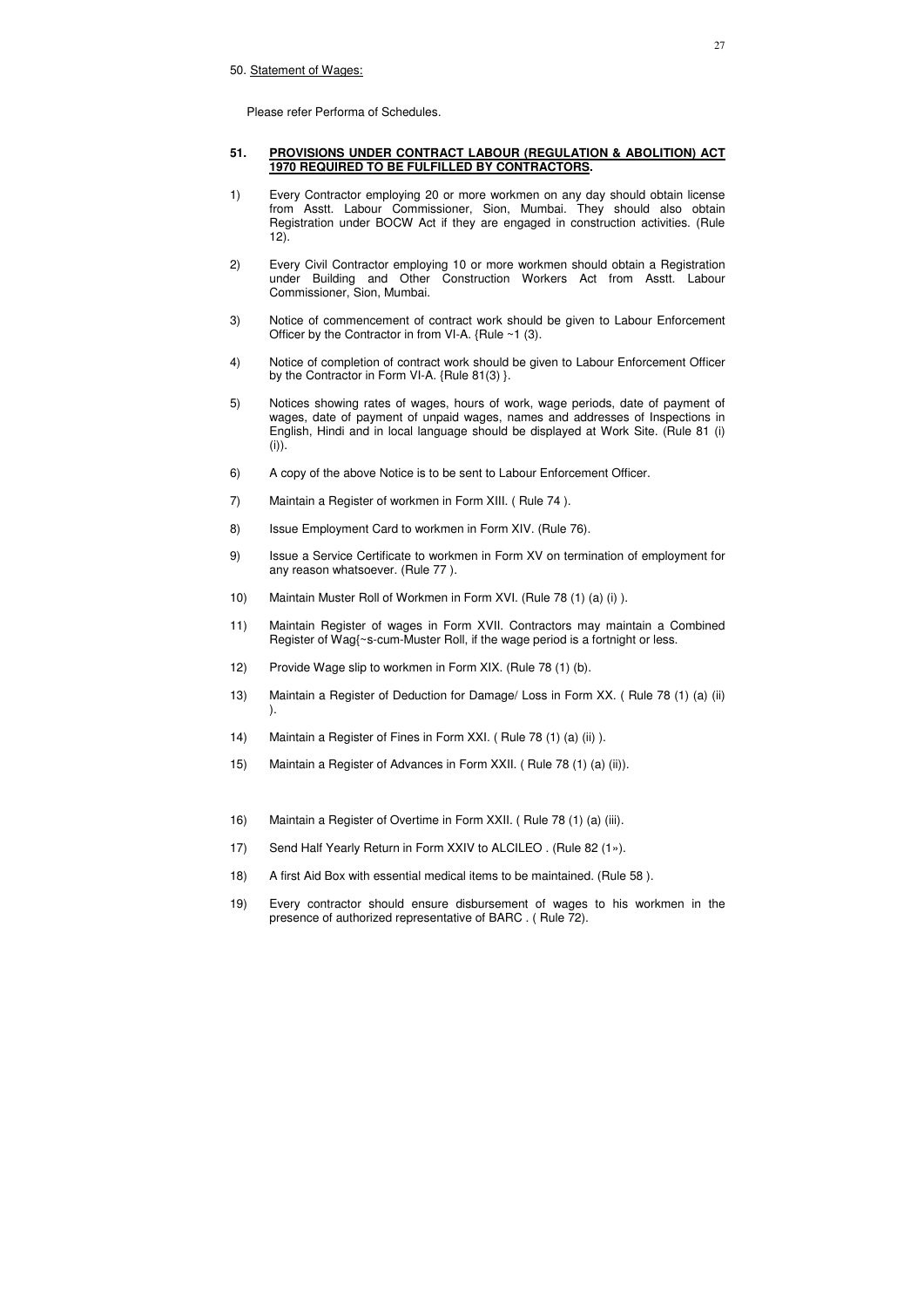50. <u>Statement of Wages:</u>

Please refer Performa of Schedules.

**51. <u>PROVISIONS UNDER CONTRACT LABOUR (REGULATION & ABOLITION) ACT 1970 REQUIRED TO BE FULFILLED BY CONTRACTORS</u>.**

1) Every Contractor employing 20 or more workmen on any day should obtain license from Asstt. Labour Commissioner, Sion, Mumbai. They should also obtain Registration under BOCW Act if they are engaged in construction activities. (Rule 12).

2) Every Civil Contractor employing 10 or more workmen should obtain a Registration under Building and Other Construction Workers Act from Asstt. Labour Commissioner, Sion, Mumbai.

3) Notice of commencement of contract work should be given to Labour Enforcement Officer by the Contractor in from VI-A. {Rule ~1 (3).

4) Notice of completion of contract work should be given to Labour Enforcement Officer by the Contractor in Form VI-A. {Rule 81(3) }.

5) Notices showing rates of wages, hours of work, wage periods, date of payment of wages, date of payment of unpaid wages, names and addresses of Inspections in English, Hindi and in local language should be displayed at Work Site. (Rule 81 (i) (i)).

6) A copy of the above Notice is to be sent to Labour Enforcement Officer.

7) Maintain a Register of workmen in Form XIII. ( Rule 74 ).

8) Issue Employment Card to workmen in Form XIV. (Rule 76).

9) Issue a Service Certificate to workmen in Form XV on termination of employment for any reason whatsoever. (Rule 77 ).

10) Maintain Muster Roll of Workmen in Form XVI. (Rule 78 (1) (a) (i) ).

11) Maintain Register of wages in Form XVII. Contractors may maintain a Combined Register of Wag{~s-cum-Muster Roll, if the wage period is a fortnight or less.

12) Provide Wage slip to workmen in Form XIX. (Rule 78 (1) (b).

13) Maintain a Register of Deduction for Damage/ Loss in Form XX. ( Rule 78 (1) (a) (ii) ).

14) Maintain a Register of Fines in Form XXI. ( Rule 78 (1) (a) (ii) ).

15) Maintain a Register of Advances in Form XXII. ( Rule 78 (1) (a) (ii)).

16) Maintain a Register of Overtime in Form XXII. ( Rule 78 (1) (a) (iii).

17) Send Half Yearly Return in Form XXIV to ALCILEO . (Rule 82 (1»).

18) A first Aid Box with essential medical items to be maintained. (Rule 58 ).

19) Every contractor should ensure disbursement of wages to his workmen in the presence of authorized representative of BARC . ( Rule 72).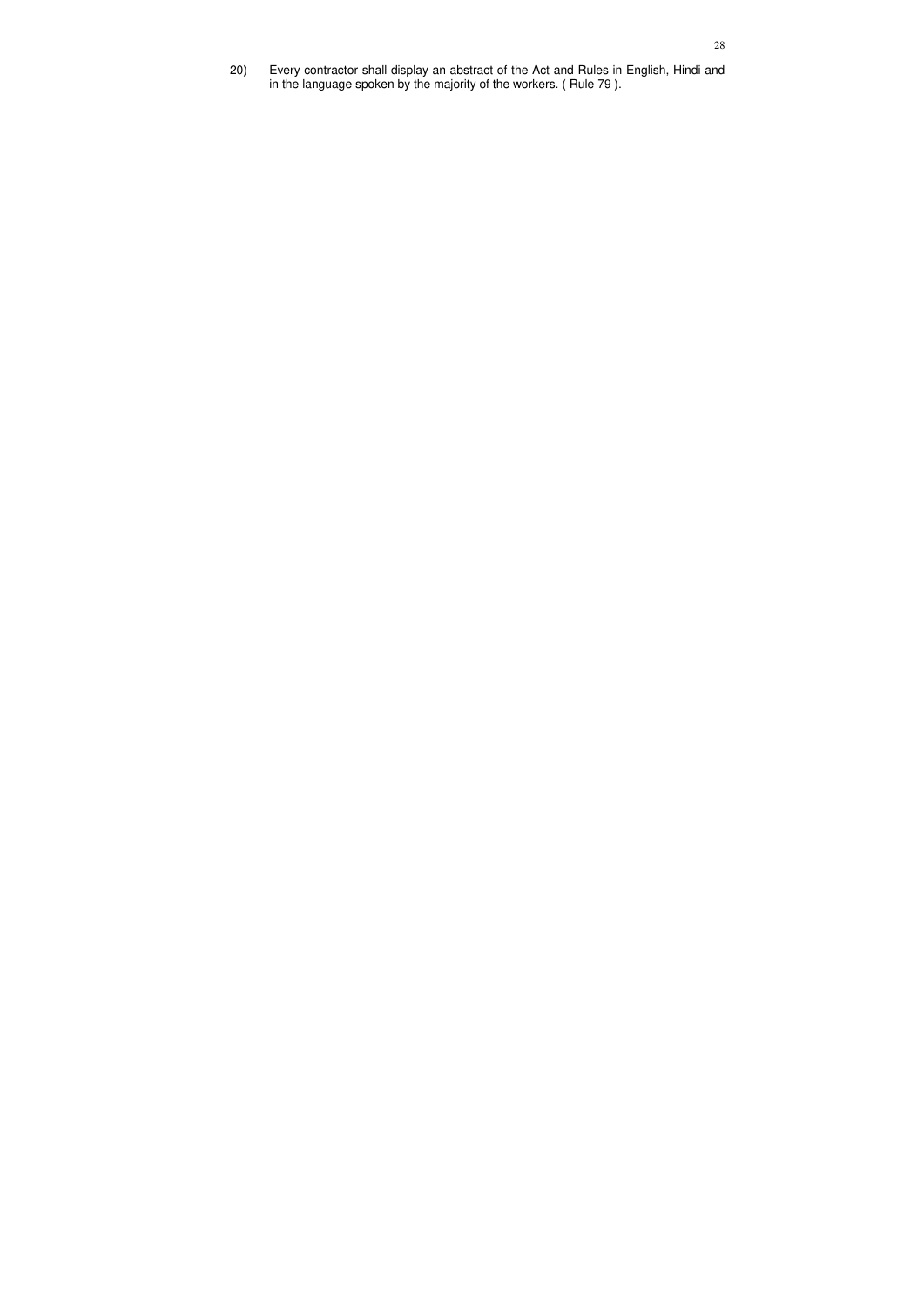20) Every contractor shall display an abstract of the Act and Rules in English, Hindi and in the language spoken by the majority of the workers. ( Rule 79 ).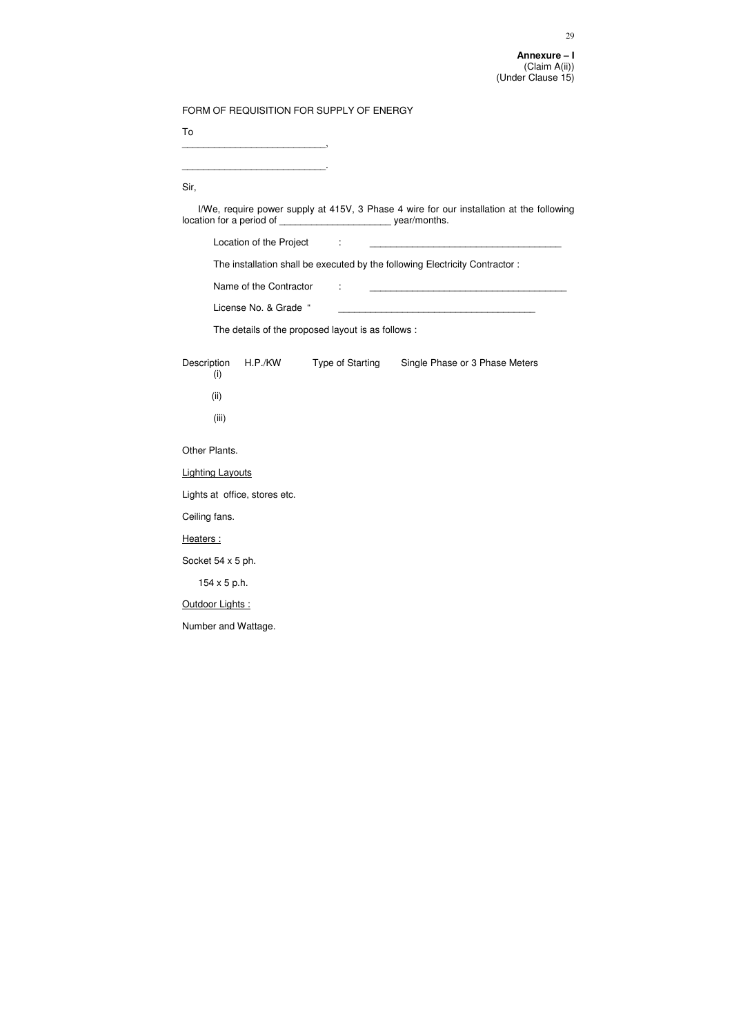**Annexure – I**
(Claim A(ii))
(Under Clause 15)

FORM OF REQUISITION FOR SUPPLY OF ENERGY

To

___________________________,

___________________________.

Sir,

I/We, require power supply at 415V, 3 Phase 4 wire for our installation at the following location for a period of _____________________ year/months.

Location of the Project : ____________________________________

The installation shall be executed by the following Electricity Contractor :

Name of the Contractor : _____________________________________

License No. & Grade " ______________________________________

The details of the proposed layout is as follows :

| Description | H.P./KW | Type of Starting | Single Phase or 3 Phase Meters |
|---|---|---|---|
| (i) | | | |
| (ii) | | | |
| (iii) | | | |

Other Plants.

<u>Lighting Layouts</u>

Lights at office, stores etc.

Ceiling fans.

<u>Heaters :</u>

Socket 54 x 5 ph.

154 x 5 p.h.

<u>Outdoor Lights :</u>

Number and Wattage.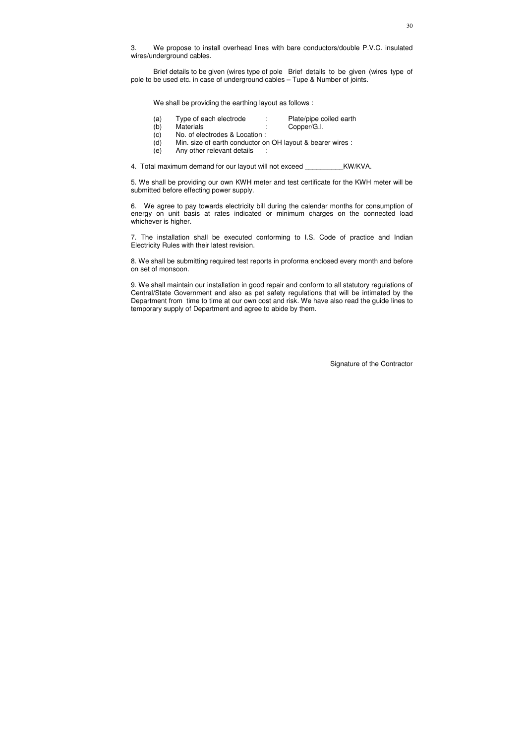3. We propose to install overhead lines with bare conductors/double P.V.C. insulated wires/underground cables.

Brief details to be given (wires type of pole Brief details to be given (wires type of pole to be used etc. in case of underground cables – Tupe & Number of joints.

We shall be providing the earthing layout as follows :

(a) Type of each electrode : Plate/pipe coiled earth
(b) Materials : Copper/G.I.
(c) No. of electrodes & Location :
(d) Min. size of earth conductor on OH layout & bearer wires :
(e) Any other relevant details :

4. Total maximum demand for our layout will not exceed __________KW/KVA.

5. We shall be providing our own KWH meter and test certificate for the KWH meter will be submitted before effecting power supply.

6. We agree to pay towards electricity bill during the calendar months for consumption of energy on unit basis at rates indicated or minimum charges on the connected load whichever is higher.

7. The installation shall be executed conforming to I.S. Code of practice and Indian Electricity Rules with their latest revision.

8. We shall be submitting required test reports in proforma enclosed every month and before on set of monsoon.

9. We shall maintain our installation in good repair and conform to all statutory regulations of Central/State Government and also as pet safety regulations that will be intimated by the Department from time to time at our own cost and risk. We have also read the guide lines to temporary supply of Department and agree to abide by them.

Signature of the Contractor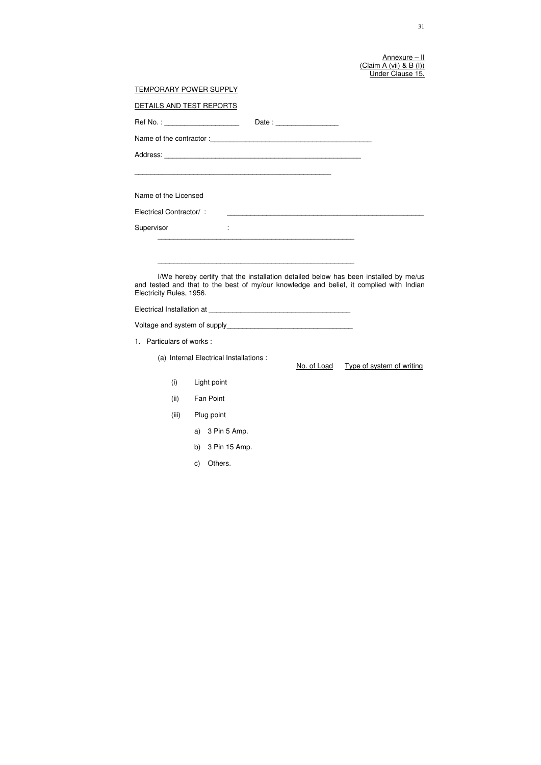<u>Annexure – II</u>
<u>(Claim A (vii) & B (I))</u>
<u>Under Clause 15.</u>

<u>TEMPORARY POWER SUPPLY</u>

<u>DETAILS AND TEST REPORTS</u>

Ref No. : ___________________ Date : ________________

Name of the contractor :_________________________________________

Address: ____________________________________________________

____________________________________________________

Name of the Licensed

Electrical Contractor/ : ____________________________________________________

Supervisor : ____________________________________________________

____________________________________________________

I/We hereby certify that the installation detailed below has been installed by me/us and tested and that to the best of my/our knowledge and belief, it complied with Indian Electricity Rules, 1956.

Electrical Installation at ____________________________________

Voltage and system of supply________________________________

1. Particulars of works :

   (a) Internal Electrical Installations :

| | <u>No. of Load</u> | <u>Type of system of writing</u> |
|---|---|---|
| (i) Light point | | |
| (ii) Fan Point | | |
| (iii) Plug point | | |
| a) 3 Pin 5 Amp. | | |
| b) 3 Pin 15 Amp. | | |
| c) Others. | | |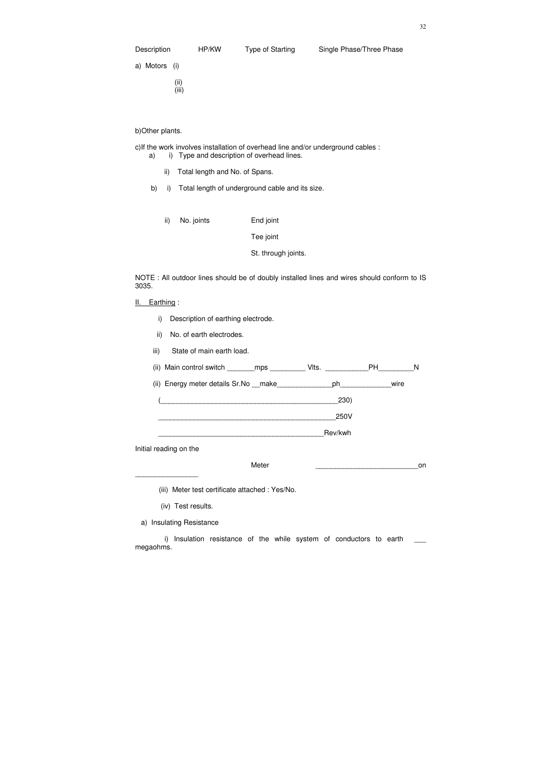| Description | HP/KW | Type of Starting | Single Phase/Three Phase |
|---|---|---|---|
| a) Motors (i) | | | |
| (ii) | | | |
| (iii) | | | |

b)Other plants.

c)If the work involves installation of overhead line and/or underground cables :

a) i) Type and description of overhead lines.

ii) Total length and No. of Spans.

b) i) Total length of underground cable and its size.

ii) No. joints — End joint

Tee joint

St. through joints.

NOTE : All outdoor lines should be of doubly installed lines and wires should conform to IS 3035.

II. Earthing :

i) Description of earthing electrode.

ii) No. of earth electrodes.

iii) State of main earth load.

(ii) Main control switch _______mps _________ Vlts. ___________PH_________N

(ii) Energy meter details Sr.No __make______________ph_____________wire

(______________________________________________230)

______________________________________________250V

___________________________________________Rev/kwh

Initial reading on the Meter __________________________on ________________

(iii) Meter test certificate attached : Yes/No.

(iv) Test results.

a) Insulating Resistance

i) Insulation resistance of the while system of conductors to earth ___ megaohms.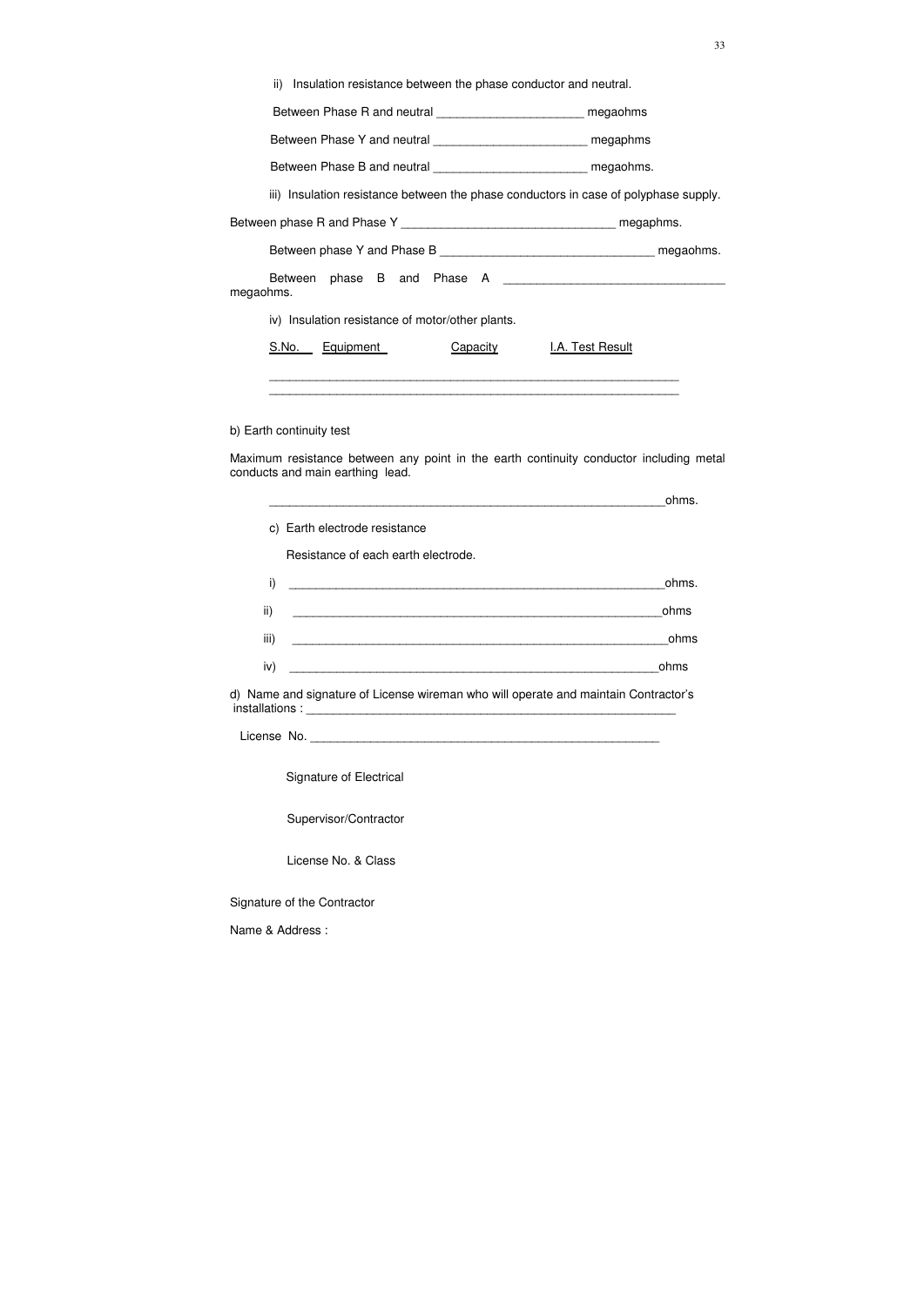ii) Insulation resistance between the phase conductor and neutral.

Between Phase R and neutral ______________________ megaohms

Between Phase Y and neutral _______________________ megaphms

Between Phase B and neutral _______________________ megaohms.

iii) Insulation resistance between the phase conductors in case of polyphase supply.

Between phase R and Phase Y ________________________________ megaphms.

Between phase Y and Phase B ________________________________ megaohms.

Between phase B and Phase A ________________________________ megaohms.

iv) Insulation resistance of motor/other plants.

| S.No. | Equipment | Capacity | I.A. Test Result |
|---|---|---|---|
| | | | |
| | | | |

b) Earth continuity test

Maximum resistance between any point in the earth continuity conductor including metal conducts and main earthing lead.

____________________________________________________________ohms.

c) Earth electrode resistance

Resistance of each earth electrode.

i) ___________________________________________________________ohms.

ii) __________________________________________________________ohms

iii) __________________________________________________________ohms

iv) __________________________________________________________ohms

d) Name and signature of License wireman who will operate and maintain Contractor's installations : ________________________________________________________

License No. ______________________________________________________

Signature of Electrical

Supervisor/Contractor

License No. & Class

Signature of the Contractor

Name & Address :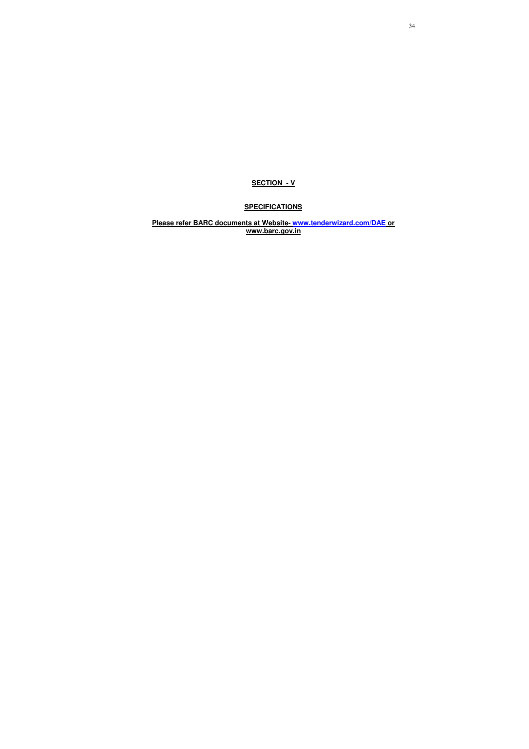## SECTION - V

## SPECIFICATIONS

**Please refer BARC documents at Website- www.tenderwizard.com/DAE or www.barc.gov.in**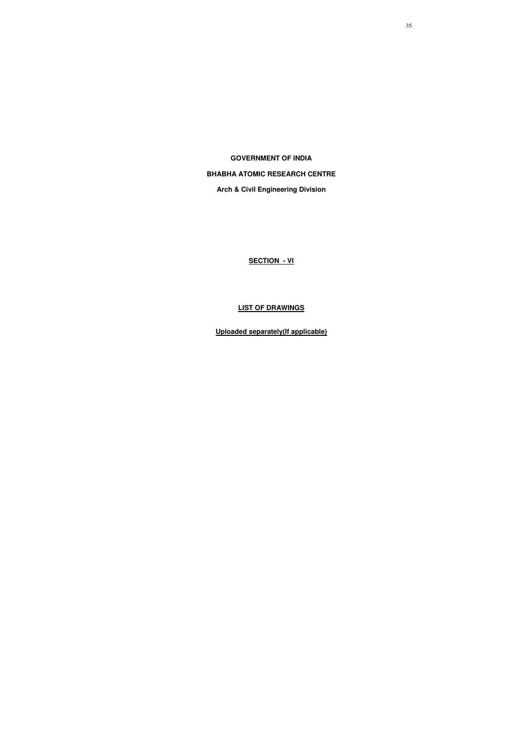**GOVERNMENT OF INDIA**

**BHABHA ATOMIC RESEARCH CENTRE**

**Arch & Civil Engineering Division**

## SECTION - VI

## LIST OF DRAWINGS

**Uploaded separately(If applicable)**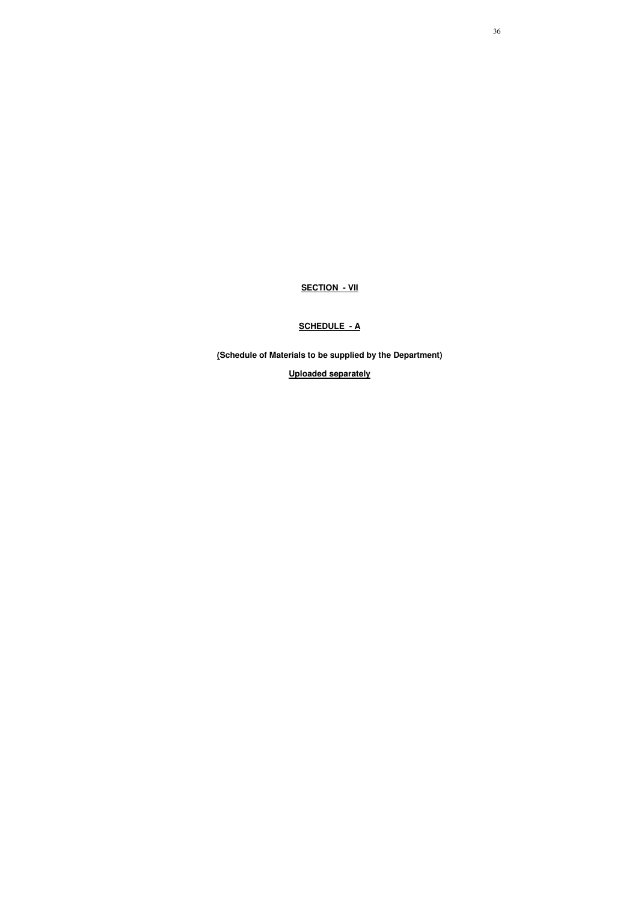## SECTION - VII

## SCHEDULE - A

**(Schedule of Materials to be supplied by the Department)**

**Uploaded separately**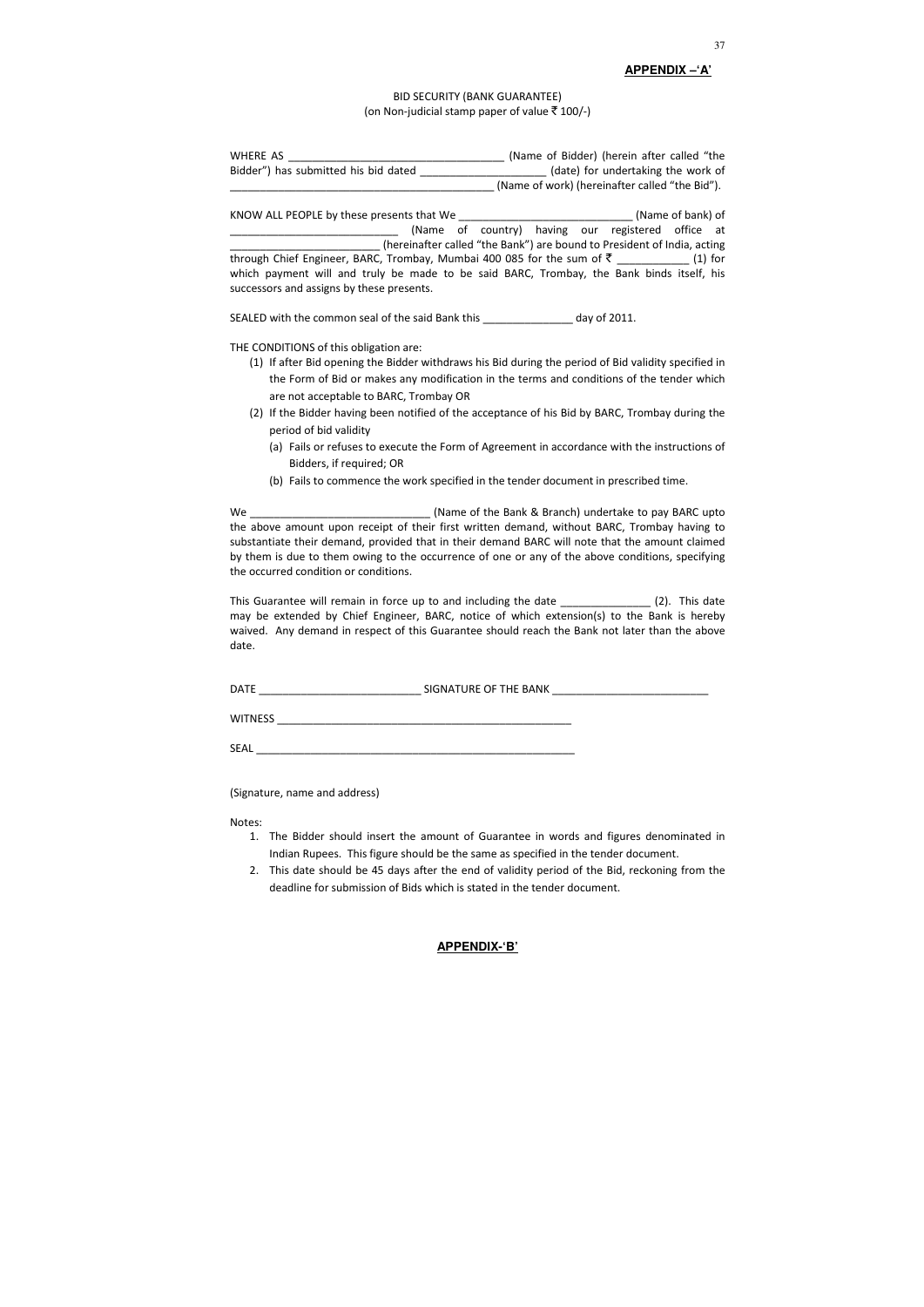**APPENDIX –'A'**

BID SECURITY (BANK GUARANTEE)
(on Non-judicial stamp paper of value ₹ 100/-)

WHERE AS ____________________________________ (Name of Bidder) (herein after called "the Bidder") has submitted his bid dated ____________________ (date) for undertaking the work of ____________________________________________ (Name of work) (hereinafter called "the Bid").

KNOW ALL PEOPLE by these presents that We _____________________________ (Name of bank) of ____________________________ (Name of country) having our registered office at _________________________ (hereinafter called "the Bank") are bound to President of India, acting through Chief Engineer, BARC, Trombay, Mumbai 400 085 for the sum of ₹ ____________ (1) for which payment will and truly be made to be said BARC, Trombay, the Bank binds itself, his successors and assigns by these presents.

SEALED with the common seal of the said Bank this _______________ day of 2011.

THE CONDITIONS of this obligation are:

(1) If after Bid opening the Bidder withdraws his Bid during the period of Bid validity specified in the Form of Bid or makes any modification in the terms and conditions of the tender which are not acceptable to BARC, Trombay OR
(2) If the Bidder having been notified of the acceptance of his Bid by BARC, Trombay during the period of bid validity
    (a) Fails or refuses to execute the Form of Agreement in accordance with the instructions of Bidders, if required; OR
    (b) Fails to commence the work specified in the tender document in prescribed time.

We ______________________________ (Name of the Bank & Branch) undertake to pay BARC upto the above amount upon receipt of their first written demand, without BARC, Trombay having to substantiate their demand, provided that in their demand BARC will note that the amount claimed by them is due to them owing to the occurrence of one or any of the above conditions, specifying the occurred condition or conditions.

This Guarantee will remain in force up to and including the date _______________ (2). This date may be extended by Chief Engineer, BARC, notice of which extension(s) to the Bank is hereby waived. Any demand in respect of this Guarantee should reach the Bank not later than the above date.

DATE ___________________________ SIGNATURE OF THE BANK __________________________

WITNESS ___________________________________________________

SEAL ______________________________________________________

(Signature, name and address)

Notes:

1. The Bidder should insert the amount of Guarantee in words and figures denominated in Indian Rupees. This figure should be the same as specified in the tender document.
2. This date should be 45 days after the end of validity period of the Bid, reckoning from the deadline for submission of Bids which is stated in the tender document.

**APPENDIX-'B'**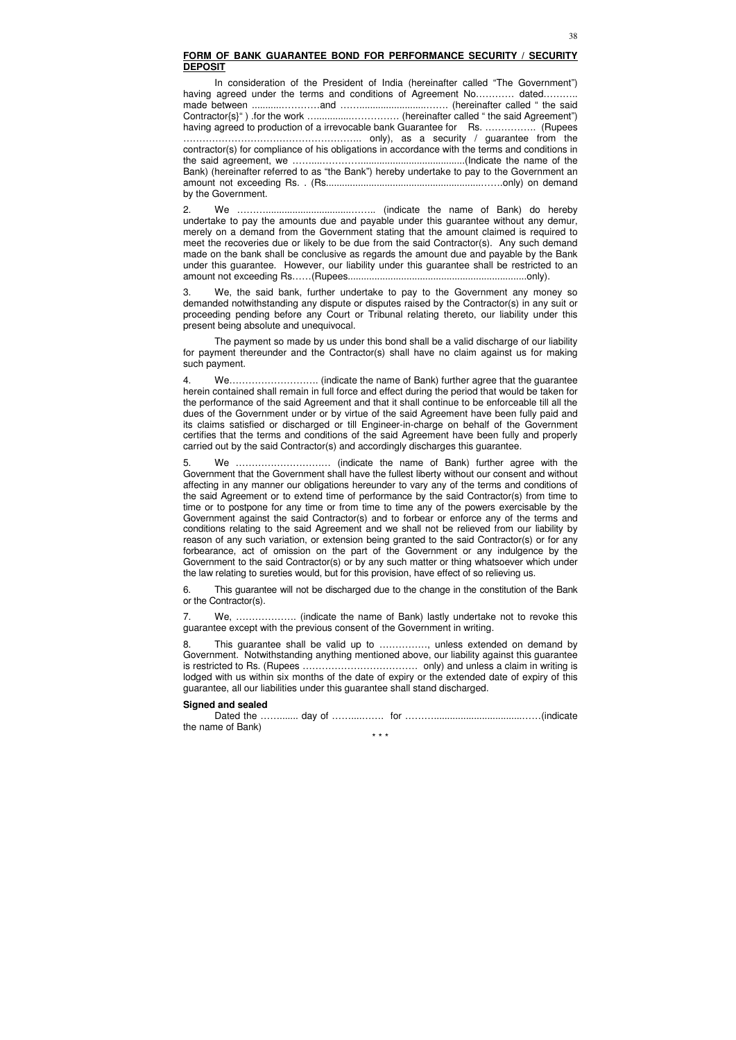**FORM OF BANK GUARANTEE BOND FOR PERFORMANCE SECURITY / SECURITY DEPOSIT**

In consideration of the President of India (hereinafter called "The Government") having agreed under the terms and conditions of Agreement No………… dated……….. made between ..........…………and ……................……….. (hereinafter called " the said Contractor{s}" ) .for the work ...............…………… (hereinafter called " the said Agreement") having agreed to production of a irrevocable bank Guarantee for Rs. ……………. (Rupees ……………………………………………….. only), as a security / guarantee from the contractor(s) for compliance of his obligations in accordance with the terms and conditions in the said agreement, we ……....………….......................................(Indicate the name of the Bank) (hereinafter referred to as "the Bank") hereby undertake to pay to the Government an amount not exceeding Rs. . (Rs...............................................................……only) on demand by the Government.

2. We …………..................................…….. (indicate the name of Bank) do hereby undertake to pay the amounts due and payable under this guarantee without any demur, merely on a demand from the Government stating that the amount claimed is required to meet the recoveries due or likely to be due from the said Contractor(s). Any such demand made on the bank shall be conclusive as regards the amount due and payable by the Bank under this guarantee. However, our liability under this guarantee shall be restricted to an amount not exceeding Rs……(Rupees..................................................................only).

3. We, the said bank, further undertake to pay to the Government any money so demanded notwithstanding any dispute or disputes raised by the Contractor(s) in any suit or proceeding pending before any Court or Tribunal relating thereto, our liability under this present being absolute and unequivocal.

The payment so made by us under this bond shall be a valid discharge of our liability for payment thereunder and the Contractor(s) shall have no claim against us for making such payment.

4. We………………………. (indicate the name of Bank) further agree that the guarantee herein contained shall remain in full force and effect during the period that would be taken for the performance of the said Agreement and that it shall continue to be enforceable till all the dues of the Government under or by virtue of the said Agreement have been fully paid and its claims satisfied or discharged or till Engineer-in-charge on behalf of the Government certifies that the terms and conditions of the said Agreement have been fully and properly carried out by the said Contractor(s) and accordingly discharges this guarantee.

5. We ………………………… (indicate the name of Bank) further agree with the Government that the Government shall have the fullest liberty without our consent and without affecting in any manner our obligations hereunder to vary any of the terms and conditions of the said Agreement or to extend time of performance by the said Contractor(s) from time to time or to postpone for any time or from time to time any of the powers exercisable by the Government against the said Contractor(s) and to forbear or enforce any of the terms and conditions relating to the said Agreement and we shall not be relieved from our liability by reason of any such variation, or extension being granted to the said Contractor(s) or for any forbearance, act of omission on the part of the Government or any indulgence by the Government to the said Contractor(s) or by any such matter or thing whatsoever which under the law relating to sureties would, but for this provision, have effect of so relieving us.

6. This guarantee will not be discharged due to the change in the constitution of the Bank or the Contractor(s).

7. We, ………………. (indicate the name of Bank) lastly undertake not to revoke this guarantee except with the previous consent of the Government in writing.

8. This guarantee shall be valid up to ……………, unless extended on demand by Government. Notwithstanding anything mentioned above, our liability against this guarantee is restricted to Rs. (Rupees ……………………………… only) and unless a claim in writing is lodged with us within six months of the date of expiry or the extended date of expiry of this guarantee, all our liabilities under this guarantee shall stand discharged.

**Signed and sealed**

Dated the …….….. day of ……..…… for ……….......................................……(indicate the name of Bank)

\* \* \*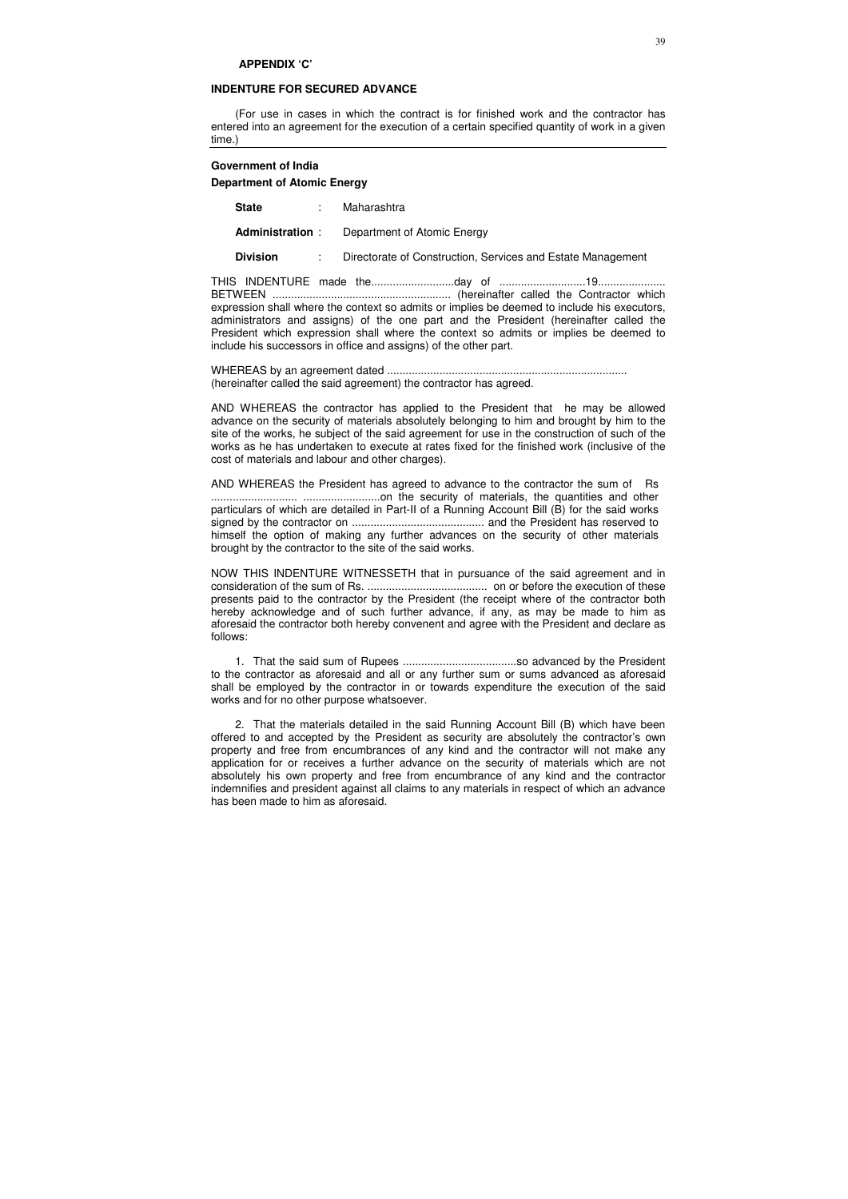**APPENDIX 'C'**

**INDENTURE FOR SECURED ADVANCE**

(For use in cases in which the contract is for finished work and the contractor has entered into an agreement for the execution of a certain specified quantity of work in a given time.)

---

**Government of India**

**Department of Atomic Energy**

**State** : Maharashtra

**Administration** : Department of Atomic Energy

**Division** : Directorate of Construction, Services and Estate Management

THIS INDENTURE made the..........................day of ............................19...................... BETWEEN .......................................................... (hereinafter called the Contractor which expression shall where the context so admits or implies be deemed to include his executors, administrators and assigns) of the one part and the President (hereinafter called the President which expression shall where the context so admits or implies be deemed to include his successors in office and assigns) of the other part.

WHEREAS by an agreement dated ............................................................................ (hereinafter called the said agreement) the contractor has agreed.

AND WHEREAS the contractor has applied to the President that he may be allowed advance on the security of materials absolutely belonging to him and brought by him to the site of the works, he subject of the said agreement for use in the construction of such of the works as he has undertaken to execute at rates fixed for the finished work (inclusive of the cost of materials and labour and other charges).

AND WHEREAS the President has agreed to advance to the contractor the sum of Rs ............................ .........................on the security of materials, the quantities and other particulars of which are detailed in Part-II of a Running Account Bill (B) for the said works signed by the contractor on .......................................... and the President has reserved to himself the option of making any further advances on the security of other materials brought by the contractor to the site of the said works.

NOW THIS INDENTURE WITNESSETH that in pursuance of the said agreement and in consideration of the sum of Rs. ....................................... on or before the execution of these presents paid to the contractor by the President (the receipt where of the contractor both hereby acknowledge and of such further advance, if any, as may be made to him as aforesaid the contractor both hereby convenent and agree with the President and declare as follows:

1. That the said sum of Rupees .....................................so advanced by the President to the contractor as aforesaid and all or any further sum or sums advanced as aforesaid shall be employed by the contractor in or towards expenditure the execution of the said works and for no other purpose whatsoever.

2. That the materials detailed in the said Running Account Bill (B) which have been offered to and accepted by the President as security are absolutely the contractor's own property and free from encumbrances of any kind and the contractor will not make any application for or receives a further advance on the security of materials which are not absolutely his own property and free from encumbrance of any kind and the contractor indemnifies and president against all claims to any materials in respect of which an advance has been made to him as aforesaid.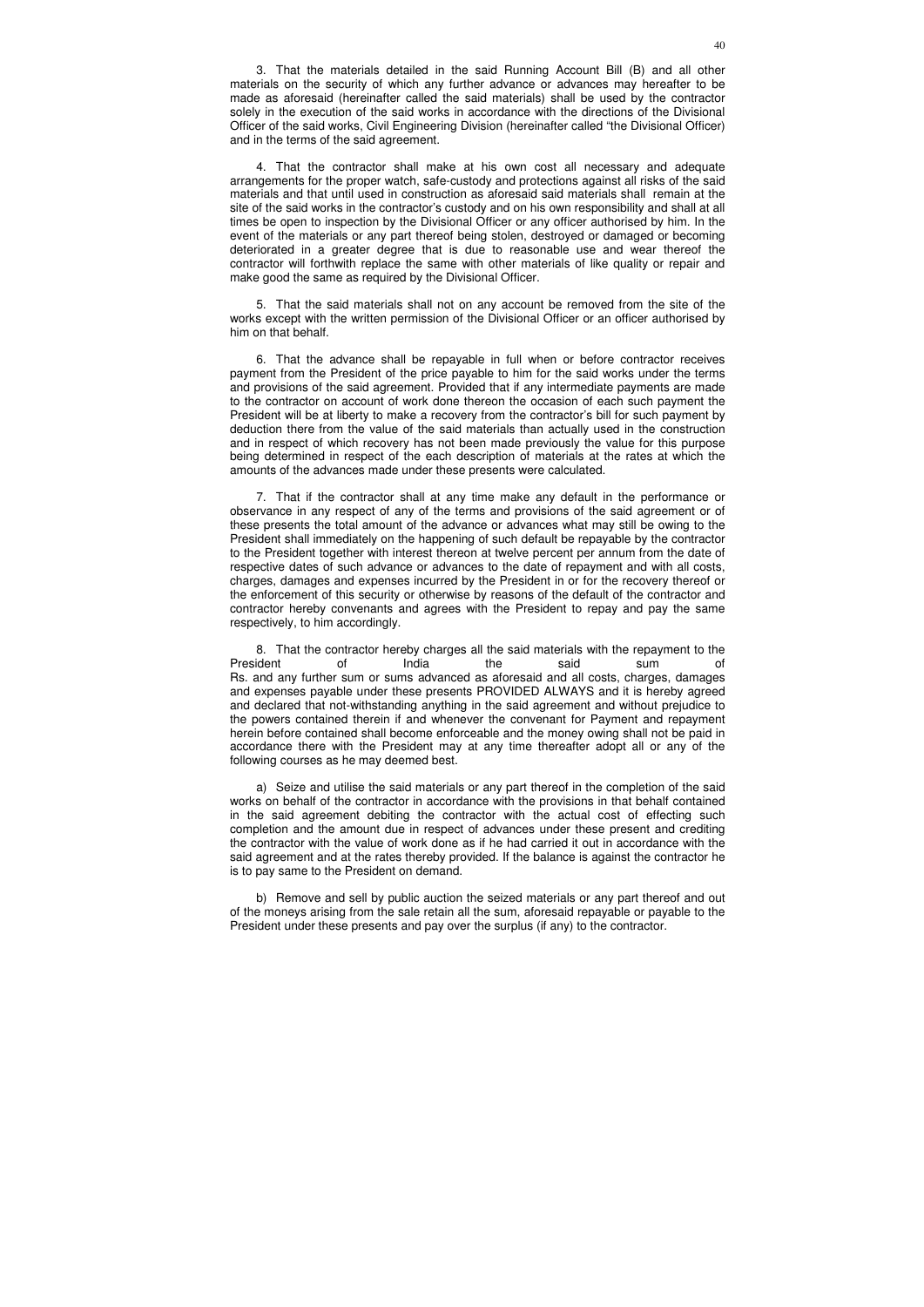3. That the materials detailed in the said Running Account Bill (B) and all other materials on the security of which any further advance or advances may hereafter to be made as aforesaid (hereinafter called the said materials) shall be used by the contractor solely in the execution of the said works in accordance with the directions of the Divisional Officer of the said works, Civil Engineering Division (hereinafter called "the Divisional Officer) and in the terms of the said agreement.

4. That the contractor shall make at his own cost all necessary and adequate arrangements for the proper watch, safe-custody and protections against all risks of the said materials and that until used in construction as aforesaid said materials shall remain at the site of the said works in the contractor's custody and on his own responsibility and shall at all times be open to inspection by the Divisional Officer or any officer authorised by him. In the event of the materials or any part thereof being stolen, destroyed or damaged or becoming deteriorated in a greater degree that is due to reasonable use and wear thereof the contractor will forthwith replace the same with other materials of like quality or repair and make good the same as required by the Divisional Officer.

5. That the said materials shall not on any account be removed from the site of the works except with the written permission of the Divisional Officer or an officer authorised by him on that behalf.

6. That the advance shall be repayable in full when or before contractor receives payment from the President of the price payable to him for the said works under the terms and provisions of the said agreement. Provided that if any intermediate payments are made to the contractor on account of work done thereon the occasion of each such payment the President will be at liberty to make a recovery from the contractor's bill for such payment by deduction there from the value of the said materials than actually used in the construction and in respect of which recovery has not been made previously the value for this purpose being determined in respect of the each description of materials at the rates at which the amounts of the advances made under these presents were calculated.

7. That if the contractor shall at any time make any default in the performance or observance in any respect of any of the terms and provisions of the said agreement or of these presents the total amount of the advance or advances what may still be owing to the President shall immediately on the happening of such default be repayable by the contractor to the President together with interest thereon at twelve percent per annum from the date of respective dates of such advance or advances to the date of repayment and with all costs, charges, damages and expenses incurred by the President in or for the recovery thereof or the enforcement of this security or otherwise by reasons of the default of the contractor and contractor hereby convenants and agrees with the President to repay and pay the same respectively, to him accordingly.

8. That the contractor hereby charges all the said materials with the repayment to the President of India the said sum of Rs. and any further sum or sums advanced as aforesaid and all costs, charges, damages and expenses payable under these presents PROVIDED ALWAYS and it is hereby agreed and declared that not-withstanding anything in the said agreement and without prejudice to the powers contained therein if and whenever the convenant for Payment and repayment herein before contained shall become enforceable and the money owing shall not be paid in accordance there with the President may at any time thereafter adopt all or any of the following courses as he may deemed best.

a) Seize and utilise the said materials or any part thereof in the completion of the said works on behalf of the contractor in accordance with the provisions in that behalf contained in the said agreement debiting the contractor with the actual cost of effecting such completion and the amount due in respect of advances under these present and crediting the contractor with the value of work done as if he had carried it out in accordance with the said agreement and at the rates thereby provided. If the balance is against the contractor he is to pay same to the President on demand.

b) Remove and sell by public auction the seized materials or any part thereof and out of the moneys arising from the sale retain all the sum, aforesaid repayable or payable to the President under these presents and pay over the surplus (if any) to the contractor.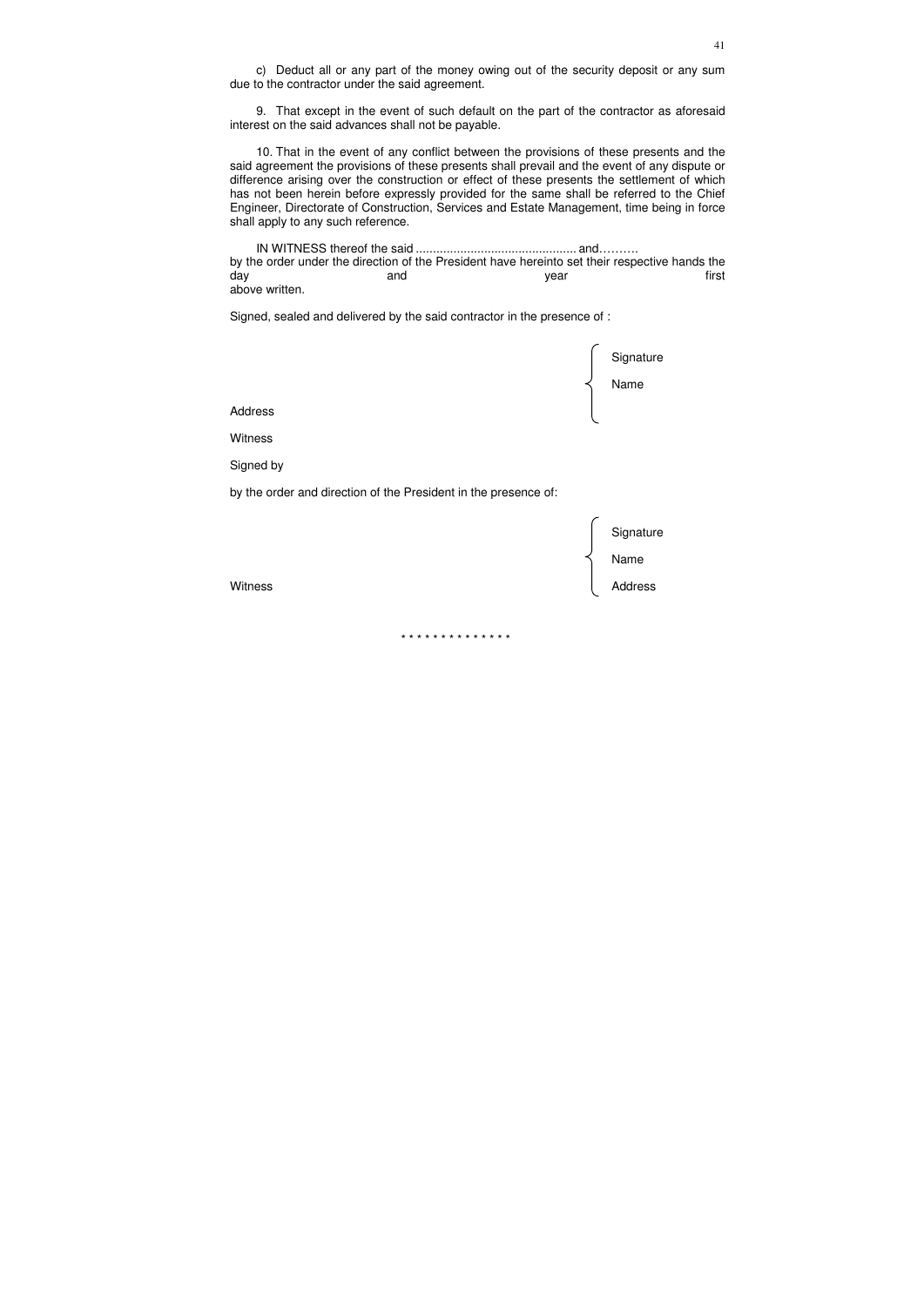c) Deduct all or any part of the money owing out of the security deposit or any sum due to the contractor under the said agreement.

9. That except in the event of such default on the part of the contractor as aforesaid interest on the said advances shall not be payable.

10. That in the event of any conflict between the provisions of these presents and the said agreement the provisions of these presents shall prevail and the event of any dispute or difference arising over the construction or effect of these presents the settlement of which has not been herein before expressly provided for the same shall be referred to the Chief Engineer, Directorate of Construction, Services and Estate Management, time being in force shall apply to any such reference.

IN WITNESS thereof the said .............................................. and……….
by the order under the direction of the President have hereinto set their respective hands the day and year first above written.

Signed, sealed and delivered by the said contractor in the presence of :

Signature

Name

Address

Witness

Signed by

by the order and direction of the President in the presence of:

Signature

Name

Witness

Address

\* \* \* \* \* \* \* \* \* \* \* \* \* \*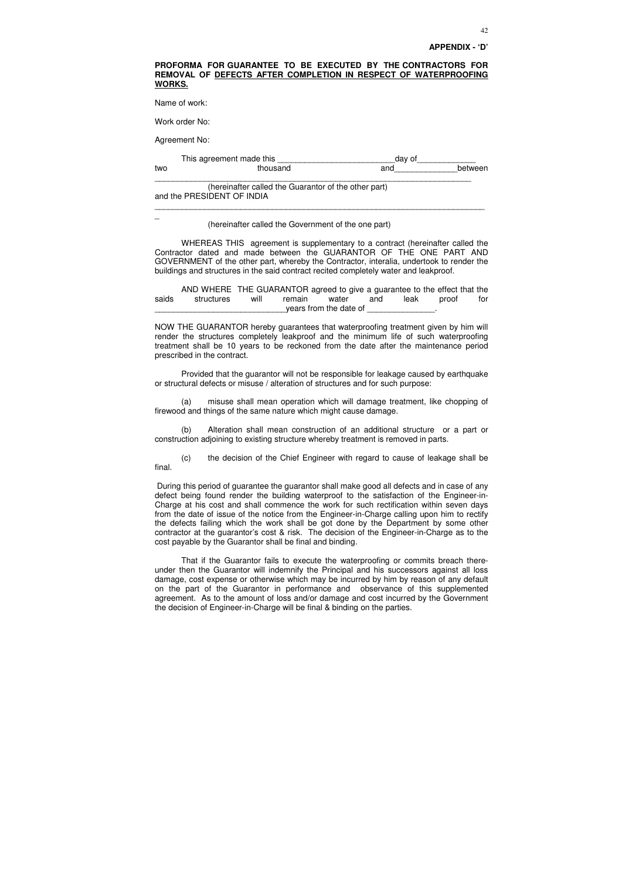**APPENDIX - 'D'**

**PROFORMA FOR GUARANTEE TO BE EXECUTED BY THE CONTRACTORS FOR REMOVAL OF DEFECTS AFTER COMPLETION IN RESPECT OF WATERPROOFING WORKS.**

Name of work:

Work order No:

Agreement No:

This agreement made this _________________________day of_____________ two thousand and_____________between _________________________________________________________________________ (hereinafter called the Guarantor of the other part) and the PRESIDENT OF INDIA __________________________________________________________________________ (hereinafter called the Government of the one part)

WHEREAS THIS agreement is supplementary to a contract (hereinafter called the Contractor dated and made between the GUARANTOR OF THE ONE PART AND GOVERNMENT of the other part, whereby the Contractor, interalia, undertook to render the buildings and structures in the said contract recited completely water and leakproof.

AND WHERE THE GUARANTOR agreed to give a guarantee to the effect that the saids structures will remain water and leak proof for _____________________________years from the date of _______________.

NOW THE GUARANTOR hereby guarantees that waterproofing treatment given by him will render the structures completely leakproof and the minimum life of such waterproofing treatment shall be 10 years to be reckoned from the date after the maintenance period prescribed in the contract.

Provided that the guarantor will not be responsible for leakage caused by earthquake or structural defects or misuse / alteration of structures and for such purpose:

(a) misuse shall mean operation which will damage treatment, like chopping of firewood and things of the same nature which might cause damage.

(b) Alteration shall mean construction of an additional structure or a part or construction adjoining to existing structure whereby treatment is removed in parts.

(c) the decision of the Chief Engineer with regard to cause of leakage shall be final.

During this period of guarantee the guarantor shall make good all defects and in case of any defect being found render the building waterproof to the satisfaction of the Engineer-in-Charge at his cost and shall commence the work for such rectification within seven days from the date of issue of the notice from the Engineer-in-Charge calling upon him to rectify the defects failing which the work shall be got done by the Department by some other contractor at the guarantor's cost & risk. The decision of the Engineer-in-Charge as to the cost payable by the Guarantor shall be final and binding.

That if the Guarantor fails to execute the waterproofing or commits breach there-under then the Guarantor will indemnify the Principal and his successors against all loss damage, cost expense or otherwise which may be incurred by him by reason of any default on the part of the Guarantor in performance and observance of this supplemented agreement. As to the amount of loss and/or damage and cost incurred by the Government the decision of Engineer-in-Charge will be final & binding on the parties.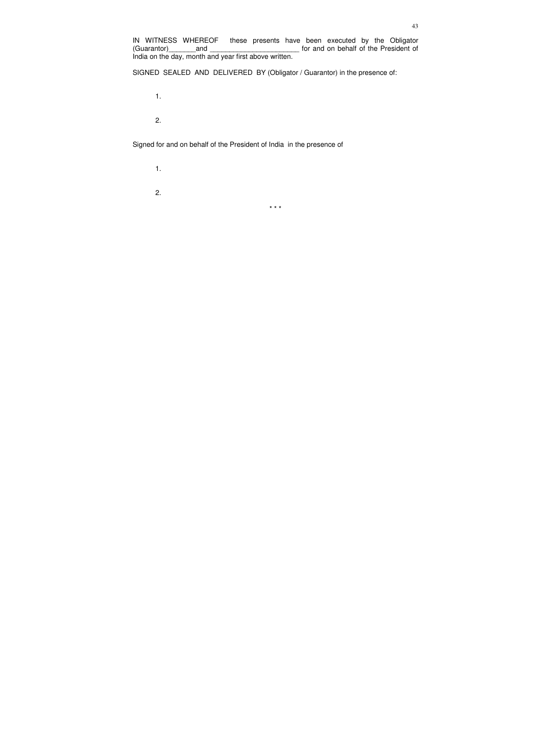IN WITNESS WHEREOF these presents have been executed by the Obligator (Guarantor)_______and _______________________ for and on behalf of the President of India on the day, month and year first above written.

SIGNED SEALED AND DELIVERED BY (Obligator / Guarantor) in the presence of:

1.

2.

Signed for and on behalf of the President of India in the presence of

1.

2.

\* \* \*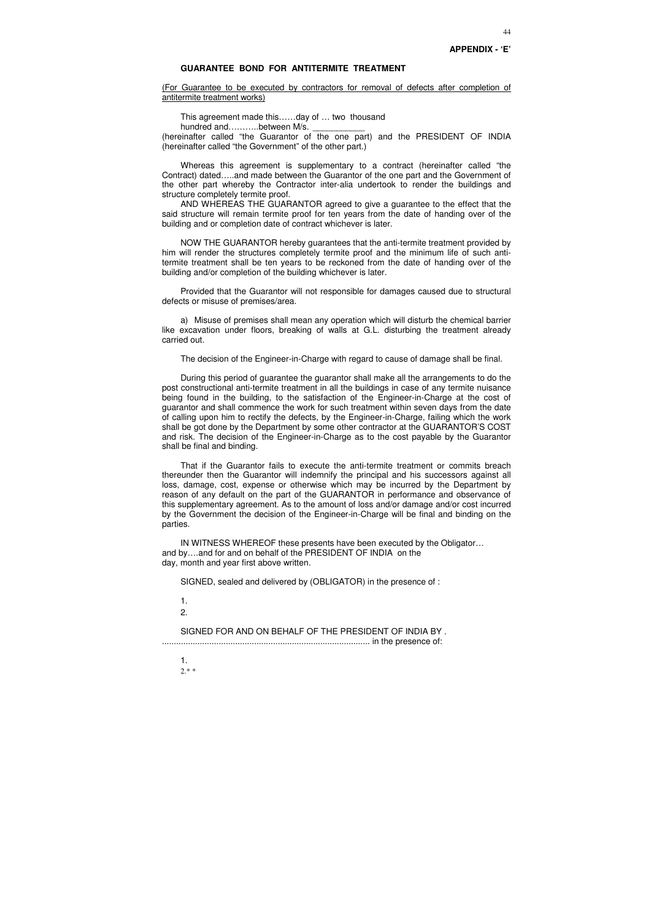**APPENDIX - 'E'**

**GUARANTEE BOND FOR ANTITERMITE TREATMENT**

<u>(For Guarantee to be executed by contractors for removal of defects after completion of antitermite treatment works)</u>

This agreement made this……day of … two thousand hundred and………..between M/s. ___________ (hereinafter called "the Guarantor of the one part) and the PRESIDENT OF INDIA (hereinafter called "the Government" of the other part.)

Whereas this agreement is supplementary to a contract (hereinafter called "the Contract) dated…..and made between the Guarantor of the one part and the Government of the other part whereby the Contractor inter-alia undertook to render the buildings and structure completely termite proof.

AND WHEREAS THE GUARANTOR agreed to give a guarantee to the effect that the said structure will remain termite proof for ten years from the date of handing over of the building and or completion date of contract whichever is later.

NOW THE GUARANTOR hereby guarantees that the anti-termite treatment provided by him will render the structures completely termite proof and the minimum life of such anti-termite treatment shall be ten years to be reckoned from the date of handing over of the building and/or completion of the building whichever is later.

Provided that the Guarantor will not responsible for damages caused due to structural defects or misuse of premises/area.

a) Misuse of premises shall mean any operation which will disturb the chemical barrier like excavation under floors, breaking of walls at G.L. disturbing the treatment already carried out.

The decision of the Engineer-in-Charge with regard to cause of damage shall be final.

During this period of guarantee the guarantor shall make all the arrangements to do the post constructional anti-termite treatment in all the buildings in case of any termite nuisance being found in the building, to the satisfaction of the Engineer-in-Charge at the cost of guarantor and shall commence the work for such treatment within seven days from the date of calling upon him to rectify the defects, by the Engineer-in-Charge, failing which the work shall be got done by the Department by some other contractor at the GUARANTOR'S COST and risk. The decision of the Engineer-in-Charge as to the cost payable by the Guarantor shall be final and binding.

That if the Guarantor fails to execute the anti-termite treatment or commits breach thereunder then the Guarantor will indemnify the principal and his successors against all loss, damage, cost, expense or otherwise which may be incurred by the Department by reason of any default on the part of the GUARANTOR in performance and observance of this supplementary agreement. As to the amount of loss and/or damage and/or cost incurred by the Government the decision of the Engineer-in-Charge will be final and binding on the parties.

IN WITNESS WHEREOF these presents have been executed by the Obligator… and by….and for and on behalf of the PRESIDENT OF INDIA on the day, month and year first above written.

SIGNED, sealed and delivered by (OBLIGATOR) in the presence of :

1.

2.

SIGNED FOR AND ON BEHALF OF THE PRESIDENT OF INDIA BY . ....................................................................................... in the presence of:

1.

2.* *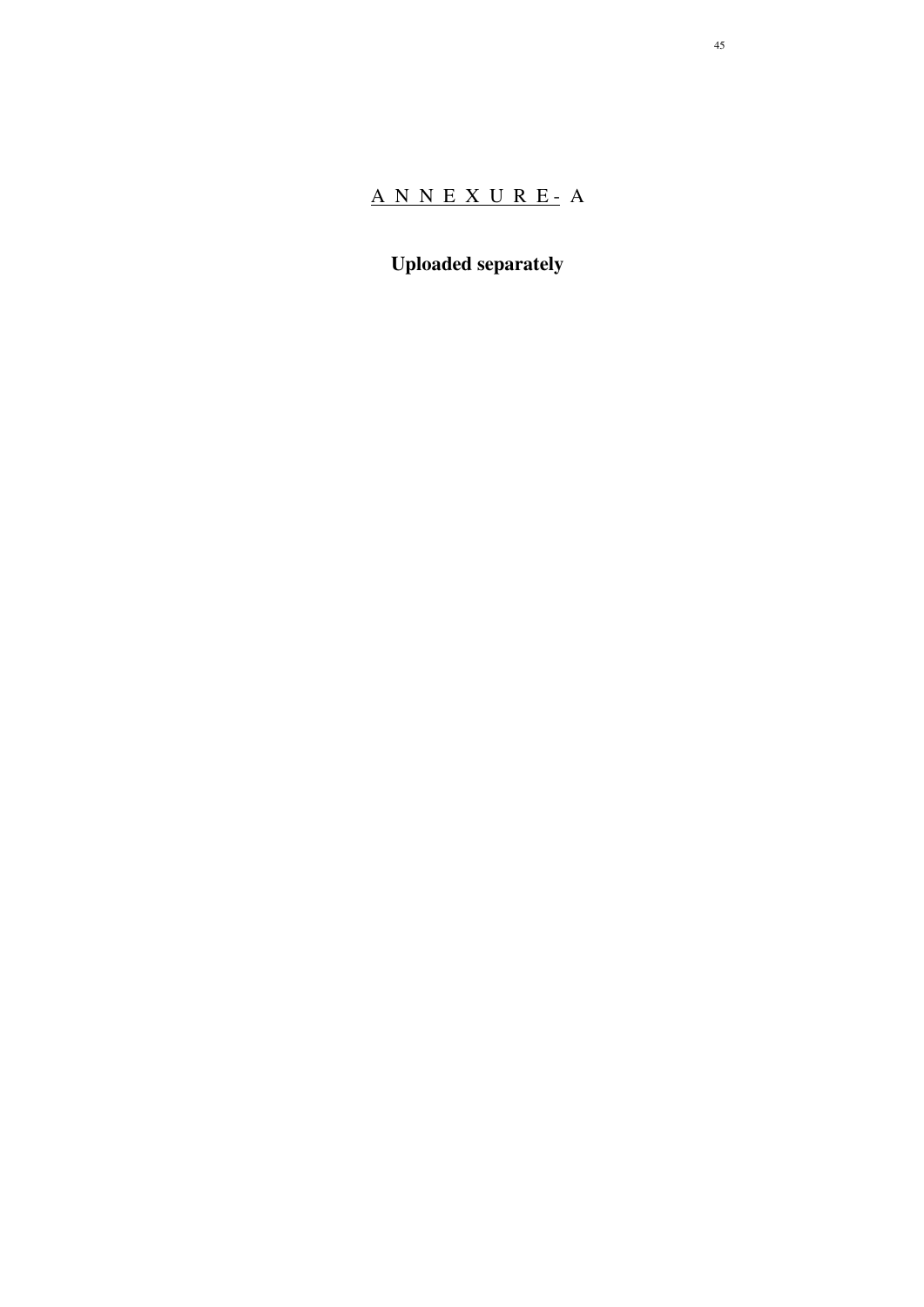## ANNEXURE- A

**Uploaded separately**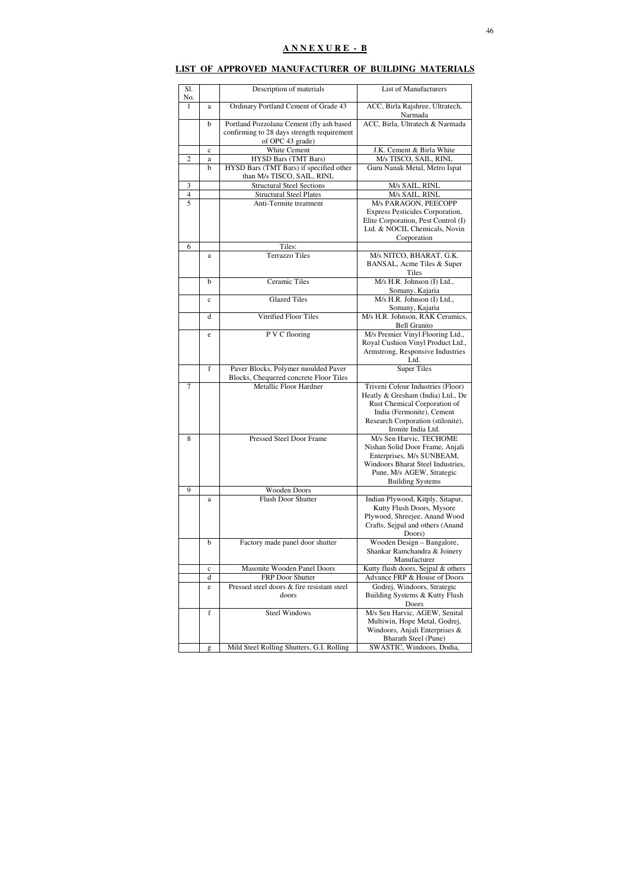## ANNEXURE - B

## LIST OF APPROVED MANUFACTURER OF BUILDING MATERIALS

| Sl. No. | | Description of materials | List of Manufacturers |
|---|---|---|---|
| 1 | a | Ordinary Portland Cement of Grade 43 | ACC, Birla Rajshree, Ultratech, Narmada |
| | b | Portland Pozzolana Cement (fly ash based confirming to 28 days strength requirement of OPC 43 grade) | ACC, Birla, Ultratech & Narmada |
| | c | White Cement | J.K. Cement & Birla White |
| 2 | a | HYSD Bars (TMT Bars) | M/s TISCO, SAIL, RINL |
| | b | HYSD Bars (TMT Bars) if specified other than M/s TISCO, SAIL, RINL | Guru Nanak Metal, Metro Ispat |
| 3 | | Structural Steel Sections | M/s SAIL, RINL |
| 4 | | Structural Steel Plates | M/s SAIL, RINL |
| 5 | | Anti-Termite treatment | M/s PARAGON, PEECOPP Express Pesticides Corporation, Elite Corporation, Pest Control (I) Ltd. & NOCIL Chemicals, Novin Corporation |
| 6 | | Tiles: | |
| | a | Terrazzo Tiles | M/s NITCO, BHARAT, G.K. BANSAL, Acme Tiles & Super Tiles |
| | b | Ceramic Tiles | M/s H.R. Johnson (I) Ltd., Somany, Kajaria |
| | c | Glazed Tiles | M/s H.R. Johnson (I) Ltd., Somany, Kajaria |
| | d | Vitrified Floor Tiles | M/s H.R. Johnson, RAK Ceramics, Bell Granito |
| | e | P V C flooring | M/s Premier Vinyl Flooring Ltd., Royal Cushion Vinyl Product Ltd., Armstrong, Responsive Industries Ltd. |
| | f | Paver Blocks, Polymer moulded Paver Blocks, Chequered concrete Floor Tiles | Super Tiles |
| 7 | | Metallic Floor Hardner | Triveni Colour Industries (Floor) Heatly & Gresham (India) Ltd., De Rust Chemical Corporation of India (Fermonite), Cement Research Corporation (stilonite), Ironite India Ltd. |
| 8 | | Pressed Steel Door Frame | M/s Sen Harvic, TECHOME Nishan Solid Door Frame, Anjali Enterprises, M/s SUNBEAM, Windoors Bharat Steel Industries, Pune, M/s AGEW, Strategic Building Systems |
| 9 | | Wooden Doors | |
| | a | Flush Door Shutter | Indian Plywood, Kitply, Sitapur, Kutty Flush Doors, Mysore Plywood, Shreejee, Anand Wood Crafts, Sejpal and others (Anand Doors) |
| | b | Factory made panel door shutter | Wooden Design – Bangalore, Shankar Ramchandra & Joinery Manufacturer |
| | c | Masonite Wooden Panel Doors | Kutty flush doors, Sejpal & others |
| | d | FRP Door Shutter | Advance FRP & House of Doors |
| | e | Pressed steel doors & fire resistant steel doors | Godrej, Windoors, Strategic Building Systems & Kutty Flush Doors |
| | f | Steel Windows | M/s Sen Harvic, AGEW, Senital Multiwin, Hope Metal, Godrej, Windoors, Anjali Enterprises & Bharath Steel (Pune) |
| | g | Mild Steel Rolling Shutters, G.I. Rolling | SWASTIC, Windoors, Dodia, |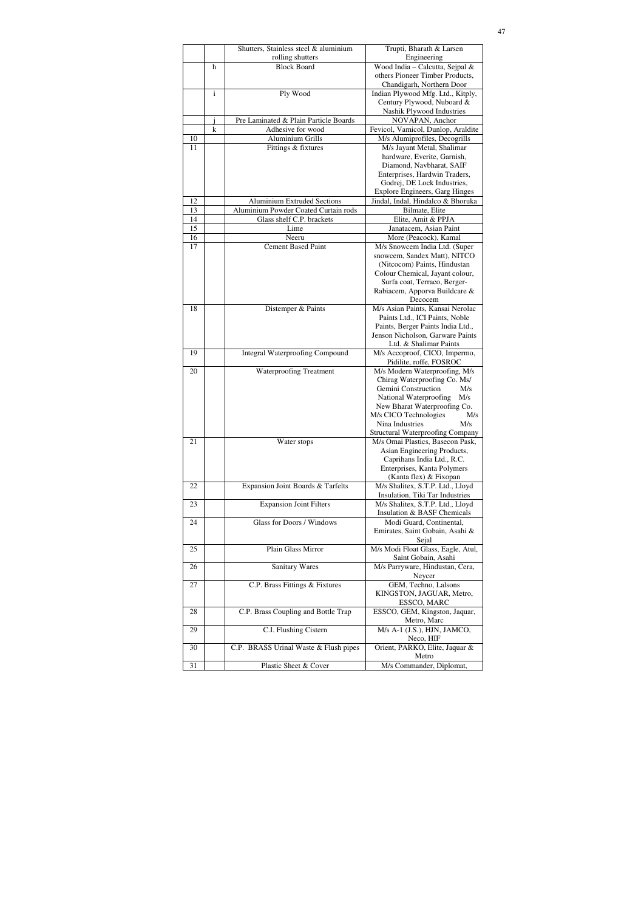| | | Shutters, Stainless steel & aluminium rolling shutters | Trupti, Bharath & Larsen Engineering |
|---|---|---|---|
| | h | Block Board | Wood India – Calcutta, Sejpal & others Pioneer Timber Products, Chandigarh, Northern Door |
| | i | Ply Wood | Indian Plywood Mfg. Ltd., Kitply, Century Plywood, Nuboard & Nashik Plywood Industries |
| | j | Pre Laminated & Plain Particle Boards | NOVAPAN, Anchor |
| | k | Adhesive for wood | Fevicol, Vamicol, Dunlop, Araldite |
| 10 | | Aluminium Grills | M/s Alumiprofiles, Decogrills |
| 11 | | Fittings & fixtures | M/s Jayant Metal, Shalimar hardware, Everite, Garnish, Diamond, Navbharat, SAIF Enterprises, Hardwin Traders, Godrej, DE Lock Industries, Explore Engineers, Garg Hinges |
| 12 | | Aluminium Extruded Sections | Jindal, Indal, Hindalco & Bhoruka |
| 13 | | Aluminium Powder Coated Curtain rods | Bilmate, Elite |
| 14 | | Glass shelf C.P. brackets | Elite, Amit & PPJA |
| 15 | | Lime | Janatacem, Asian Paint |
| 16 | | Neeru | More (Peacock), Kamal |
| 17 | | Cement Based Paint | M/s Snowcem India Ltd. (Super snowcem, Sandex Matt), NITCO (Nitcocom) Paints, Hindustan Colour Chemical, Jayant colour, Surfa coat, Terraco, Berger-Rabiacem, Apporva Buildcare & Decocem |
| 18 | | Distemper & Paints | M/s Asian Paints, Kansai Nerolac Paints Ltd., ICI Paints, Noble Paints, Berger Paints India Ltd., Jenson Nicholson, Garware Paints Ltd. & Shalimar Paints |
| 19 | | Integral Waterproofing Compound | M/s Accoproof, CICO, Impermo, Pidilite, roffe, FOSROC |
| 20 | | Waterproofing Treatment | M/s Modern Waterproofing, M/s Chirag Waterproofing Co. Ms/ Gemini Construction M/s National Waterproofing M/s New Bharat Waterproofing Co. M/s CICO Technologies M/s Nina Industries M/s Structural Waterproofing Company |
| 21 | | Water stops | M/s Omai Plastics, Basecon Pask, Asian Engineering Products, Caprihans India Ltd., R.C. Enterprises, Kanta Polymers (Kanta flex) & Fixopan |
| 22 | | Expansion Joint Boards & Tarfelts | M/s Shalitex, S.T.P. Ltd., Lloyd Insulation, Tiki Tar Industries |
| 23 | | Expansion Joint Filters | M/s Shalitex, S.T.P. Ltd., Lloyd Insulation & BASF Chemicals |
| 24 | | Glass for Doors / Windows | Modi Guard, Continental, Emirates, Saint Gobain, Asahi & Sejal |
| 25 | | Plain Glass Mirror | M/s Modi Float Glass, Eagle, Atul, Saint Gobain, Asahi |
| 26 | | Sanitary Wares | M/s Parryware, Hindustan, Cera, Neycer |
| 27 | | C.P. Brass Fittings & Fixtures | GEM, Techno, Lalsons KINGSTON, JAGUAR, Metro, ESSCO, MARC |
| 28 | | C.P. Brass Coupling and Bottle Trap | ESSCO, GEM, Kingston, Jaquar, Metro, Marc |
| 29 | | C.I. Flushing Cistern | M/s A-1 (J.S.), HJN, JAMCO, Neco, HIF |
| 30 | | C.P. BRASS Urinal Waste & Flush pipes | Orient, PARKO, Elite, Jaquar & Metro |
| 31 | | Plastic Sheet & Cover | M/s Commander, Diplomat, |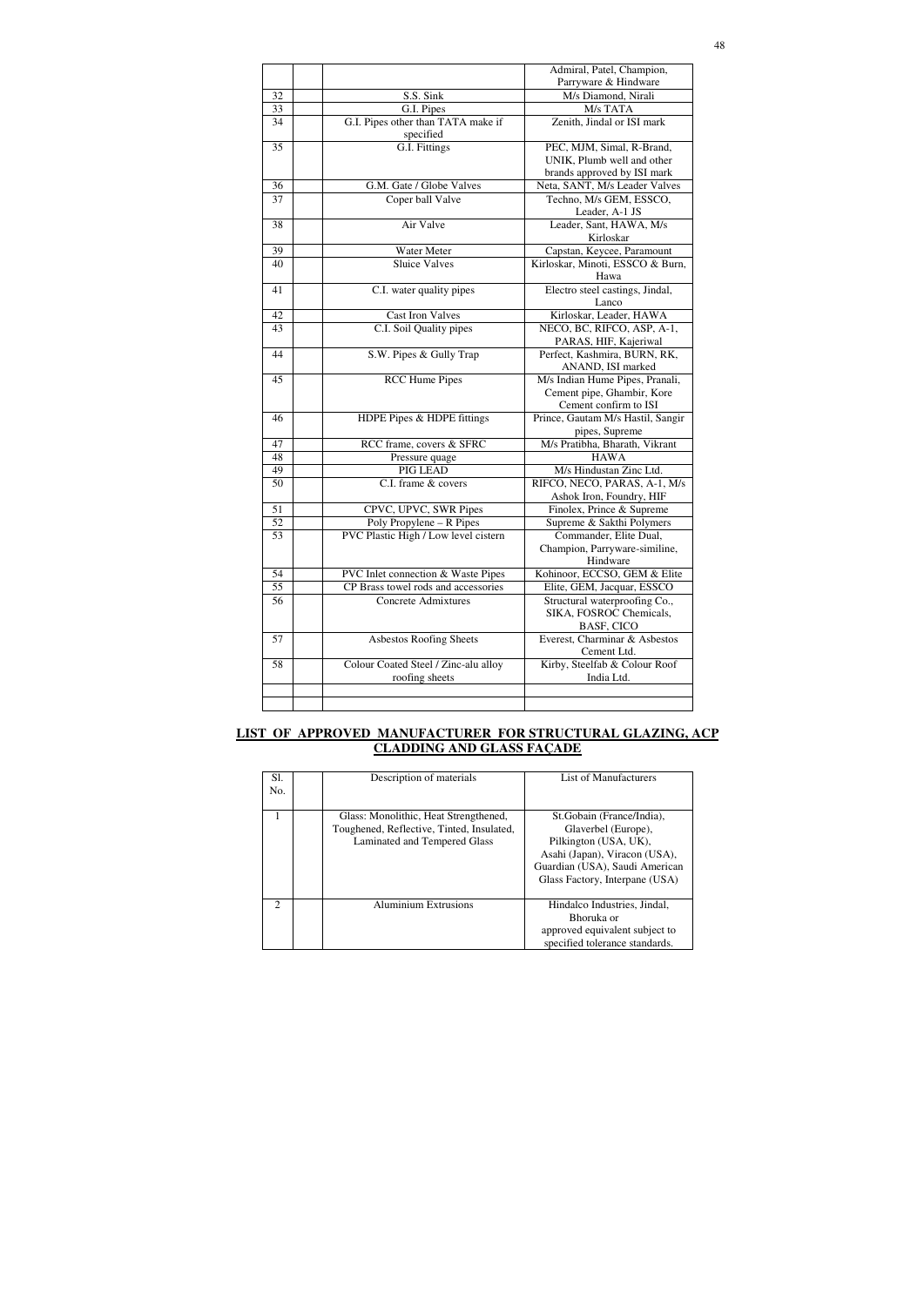| | | | |
|---|---|---|---|
| | | | Admiral, Patel, Champion, Parryware & Hindware |
| 32 | | S.S. Sink | M/s Diamond, Nirali |
| 33 | | G.I. Pipes | M/s TATA |
| 34 | | G.I. Pipes other than TATA make if specified | Zenith, Jindal or ISI mark |
| 35 | | G.I. Fittings | PEC, MJM, Simal, R-Brand, UNIK, Plumb well and other brands approved by ISI mark |
| 36 | | G.M. Gate / Globe Valves | Neta, SANT, M/s Leader Valves |
| 37 | | Coper ball Valve | Techno, M/s GEM, ESSCO, Leader, A-1 JS |
| 38 | | Air Valve | Leader, Sant, HAWA, M/s Kirloskar |
| 39 | | Water Meter | Capstan, Keycee, Paramount |
| 40 | | Sluice Valves | Kirloskar, Minoti, ESSCO & Burn, Hawa |
| 41 | | C.I. water quality pipes | Electro steel castings, Jindal, Lanco |
| 42 | | Cast Iron Valves | Kirloskar, Leader, HAWA |
| 43 | | C.I. Soil Quality pipes | NECO, BC, RIFCO, ASP, A-1, PARAS, HIF, Kajeriwal |
| 44 | | S.W. Pipes & Gully Trap | Perfect, Kashmira, BURN, RK, ANAND, ISI marked |
| 45 | | RCC Hume Pipes | M/s Indian Hume Pipes, Pranali, Cement pipe, Ghambir, Kore Cement confirm to ISI |
| 46 | | HDPE Pipes & HDPE fittings | Prince, Gautam M/s Hastil, Sangir pipes, Supreme |
| 47 | | RCC frame, covers & SFRC | M/s Pratibha, Bharath, Vikrant |
| 48 | | Pressure quage | HAWA |
| 49 | | PIG LEAD | M/s Hindustan Zinc Ltd. |
| 50 | | C.I. frame & covers | RIFCO, NECO, PARAS, A-1, M/s Ashok Iron, Foundry, HIF |
| 51 | | CPVC, UPVC, SWR Pipes | Finolex, Prince & Supreme |
| 52 | | Poly Propylene – R Pipes | Supreme & Sakthi Polymers |
| 53 | | PVC Plastic High / Low level cistern | Commander, Elite Dual, Champion, Parryware-similine, Hindware |
| 54 | | PVC Inlet connection & Waste Pipes | Kohinoor, ECCSO, GEM & Elite |
| 55 | | CP Brass towel rods and accessories | Elite, GEM, Jacquar, ESSCO |
| 56 | | Concrete Admixtures | Structural waterproofing Co., SIKA, FOSROC Chemicals, BASF, CICO |
| 57 | | Asbestos Roofing Sheets | Everest, Charminar & Asbestos Cement Ltd. |
| 58 | | Colour Coated Steel / Zinc-alu alloy roofing sheets | Kirby, Steelfab & Colour Roof India Ltd. |
| | | | |
| | | | |

## LIST OF APPROVED MANUFACTURER FOR STRUCTURAL GLAZING, ACP CLADDING AND GLASS FAÇADE

| Sl. No. | | Description of materials | List of Manufacturers |
|---|---|---|---|
| 1 | | Glass: Monolithic, Heat Strengthened, Toughened, Reflective, Tinted, Insulated, Laminated and Tempered Glass | St.Gobain (France/India), Glaverbel (Europe), Pilkington (USA, UK), Asahi (Japan), Viracon (USA), Guardian (USA), Saudi American Glass Factory, Interpane (USA) |
| 2 | | Aluminium Extrusions | Hindalco Industries, Jindal, Bhoruka or approved equivalent subject to specified tolerance standards. |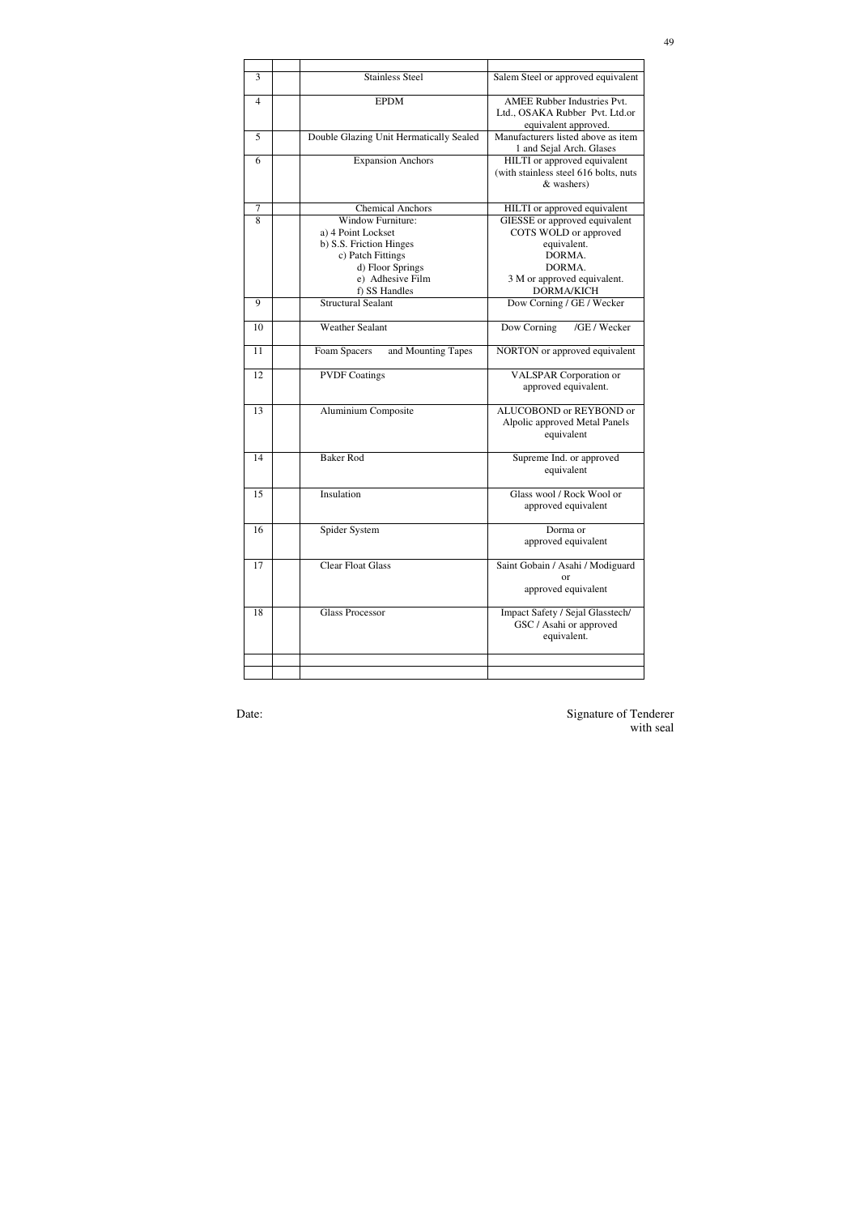| | | | |
|---|---|---|---|
| 3 | | Stainless Steel | Salem Steel or approved equivalent |
| 4 | | EPDM | AMEE Rubber Industries Pvt. Ltd., OSAKA Rubber Pvt. Ltd.or equivalent approved. |
| 5 | | Double Glazing Unit Hermatically Sealed | Manufacturers listed above as item 1 and Sejal Arch. Glases |
| 6 | | Expansion Anchors | HILTI or approved equivalent (with stainless steel 616 bolts, nuts & washers) |
| 7 | | Chemical Anchors | HILTI or approved equivalent |
| 8 | | Window Furniture:<br>a) 4 Point Lockset<br>b) S.S. Friction Hinges<br>c) Patch Fittings<br>d) Floor Springs<br>e) Adhesive Film<br>f) SS Handles | GIESSE or approved equivalent<br>COTS WOLD or approved equivalent.<br>DORMA.<br>DORMA.<br>3 M or approved equivalent.<br>DORMA/KICH |
| 9 | | Structural Sealant | Dow Corning / GE / Wecker |
| 10 | | Weather Sealant | Dow Corning /GE / Wecker |
| 11 | | Foam Spacers and Mounting Tapes | NORTON or approved equivalent |
| 12 | | PVDF Coatings | VALSPAR Corporation or approved equivalent. |
| 13 | | Aluminium Composite | ALUCOBOND or REYBOND or Alpolic approved Metal Panels equivalent |
| 14 | | Baker Rod | Supreme Ind. or approved equivalent |
| 15 | | Insulation | Glass wool / Rock Wool or approved equivalent |
| 16 | | Spider System | Dorma or approved equivalent |
| 17 | | Clear Float Glass | Saint Gobain / Asahi / Modiguard or approved equivalent |
| 18 | | Glass Processor | Impact Safety / Sejal Glasstech/ GSC / Asahi or approved equivalent. |
| | | | |
| | | | |

Date:

Signature of Tenderer with seal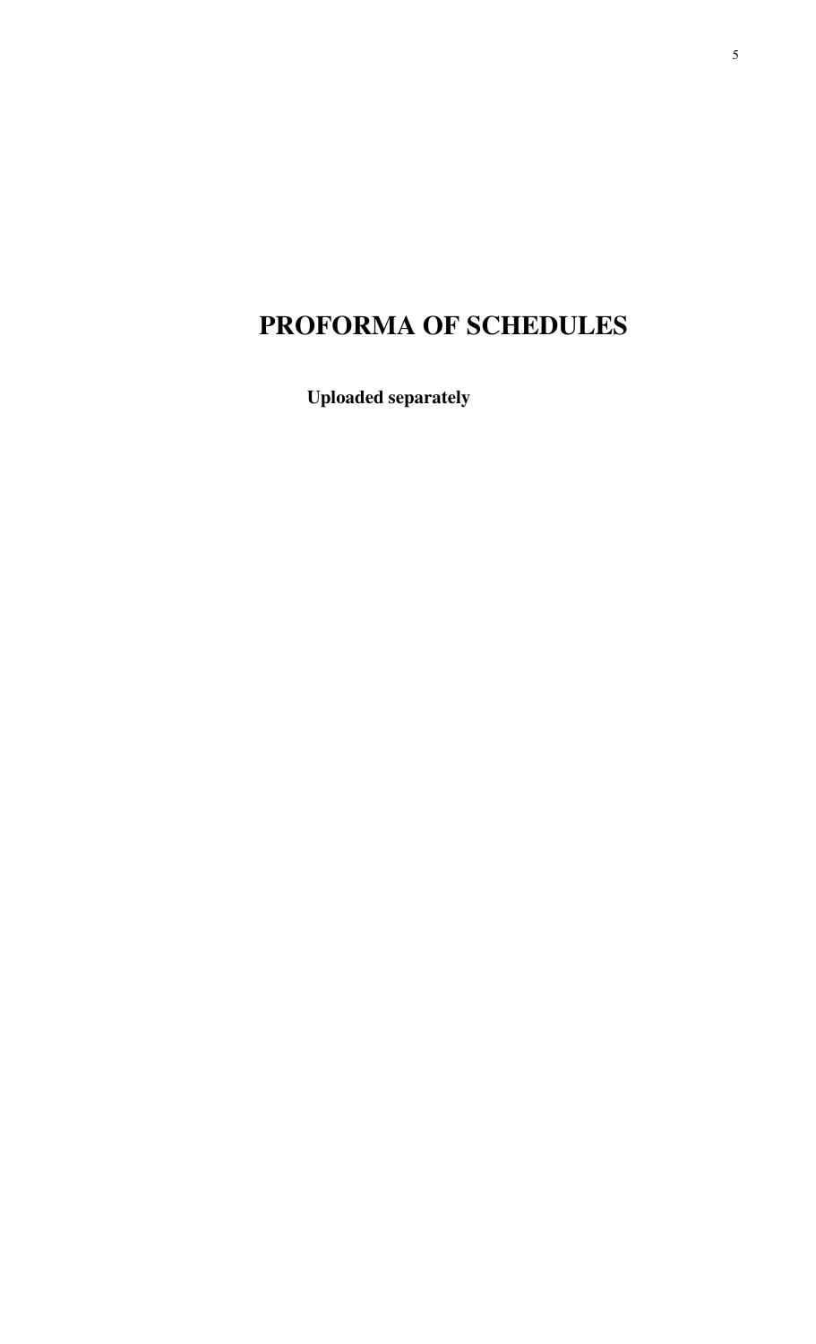# PROFORMA OF SCHEDULES

**Uploaded separately**